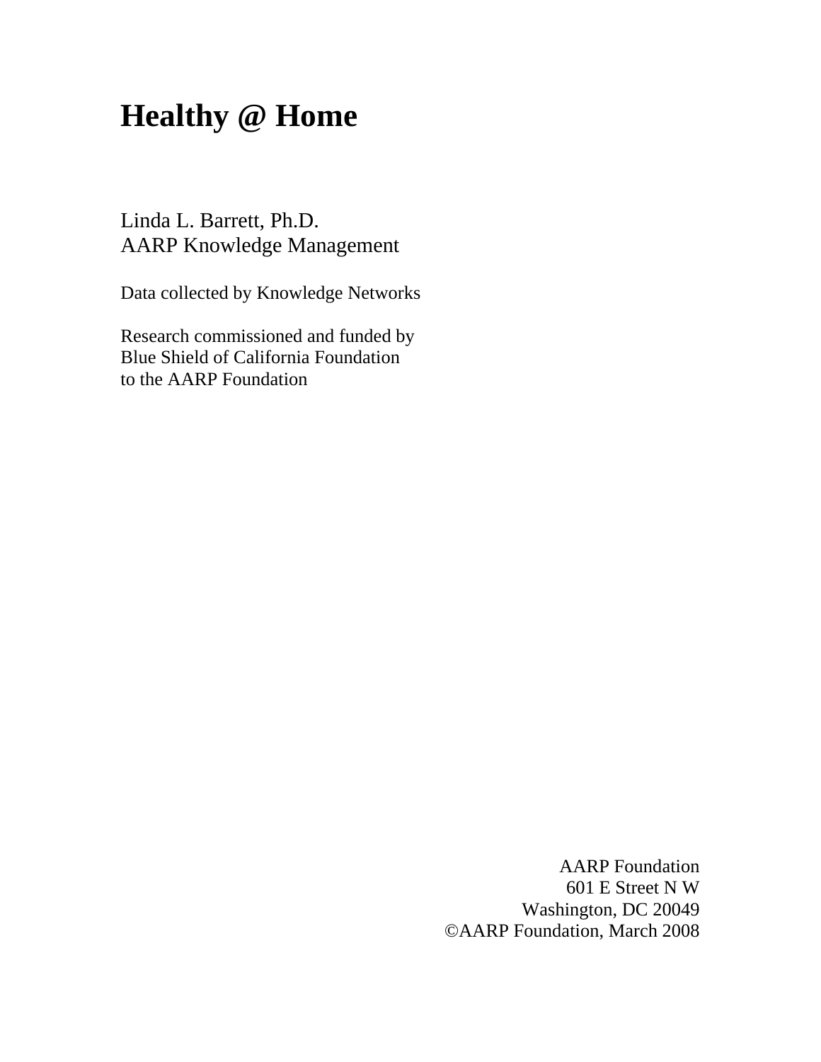# Healthy @ Home

Linda L. Barrett, Ph.D.
AARP Knowledge Management

Data collected by Knowledge Networks

Research commissioned and funded by
Blue Shield of California Foundation
to the AARP Foundation

AARP Foundation
601 E Street N W
Washington, DC 20049
©AARP Foundation, March 2008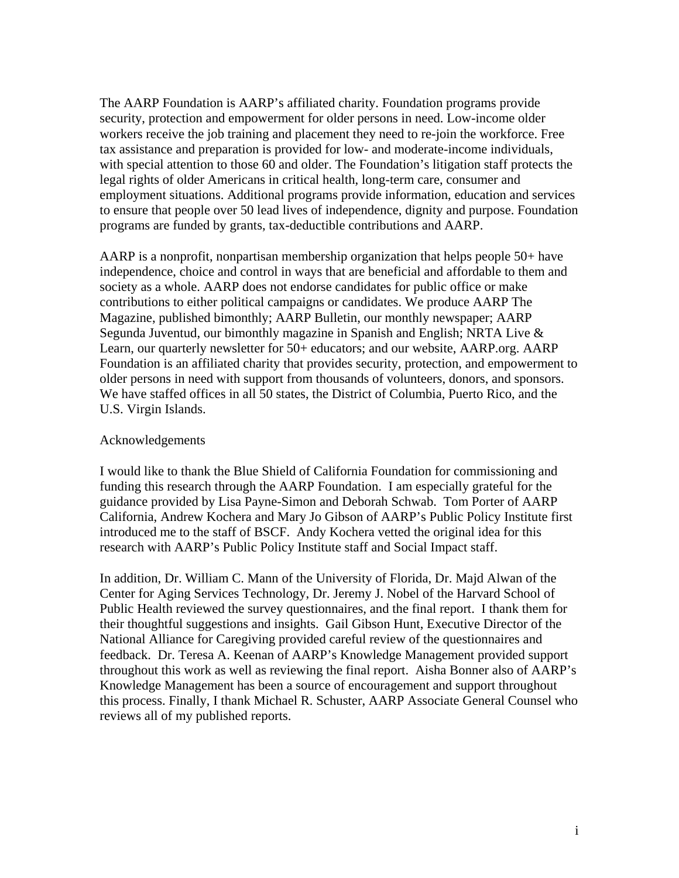The AARP Foundation is AARP's affiliated charity. Foundation programs provide security, protection and empowerment for older persons in need. Low-income older workers receive the job training and placement they need to re-join the workforce. Free tax assistance and preparation is provided for low- and moderate-income individuals, with special attention to those 60 and older. The Foundation's litigation staff protects the legal rights of older Americans in critical health, long-term care, consumer and employment situations. Additional programs provide information, education and services to ensure that people over 50 lead lives of independence, dignity and purpose. Foundation programs are funded by grants, tax-deductible contributions and AARP.

AARP is a nonprofit, nonpartisan membership organization that helps people 50+ have independence, choice and control in ways that are beneficial and affordable to them and society as a whole. AARP does not endorse candidates for public office or make contributions to either political campaigns or candidates. We produce AARP The Magazine, published bimonthly; AARP Bulletin, our monthly newspaper; AARP Segunda Juventud, our bimonthly magazine in Spanish and English; NRTA Live & Learn, our quarterly newsletter for 50+ educators; and our website, AARP.org. AARP Foundation is an affiliated charity that provides security, protection, and empowerment to older persons in need with support from thousands of volunteers, donors, and sponsors. We have staffed offices in all 50 states, the District of Columbia, Puerto Rico, and the U.S. Virgin Islands.

## Acknowledgements

I would like to thank the Blue Shield of California Foundation for commissioning and funding this research through the AARP Foundation. I am especially grateful for the guidance provided by Lisa Payne-Simon and Deborah Schwab. Tom Porter of AARP California, Andrew Kochera and Mary Jo Gibson of AARP's Public Policy Institute first introduced me to the staff of BSCF. Andy Kochera vetted the original idea for this research with AARP's Public Policy Institute staff and Social Impact staff.

In addition, Dr. William C. Mann of the University of Florida, Dr. Majd Alwan of the Center for Aging Services Technology, Dr. Jeremy J. Nobel of the Harvard School of Public Health reviewed the survey questionnaires, and the final report. I thank them for their thoughtful suggestions and insights. Gail Gibson Hunt, Executive Director of the National Alliance for Caregiving provided careful review of the questionnaires and feedback. Dr. Teresa A. Keenan of AARP's Knowledge Management provided support throughout this work as well as reviewing the final report. Aisha Bonner also of AARP's Knowledge Management has been a source of encouragement and support throughout this process. Finally, I thank Michael R. Schuster, AARP Associate General Counsel who reviews all of my published reports.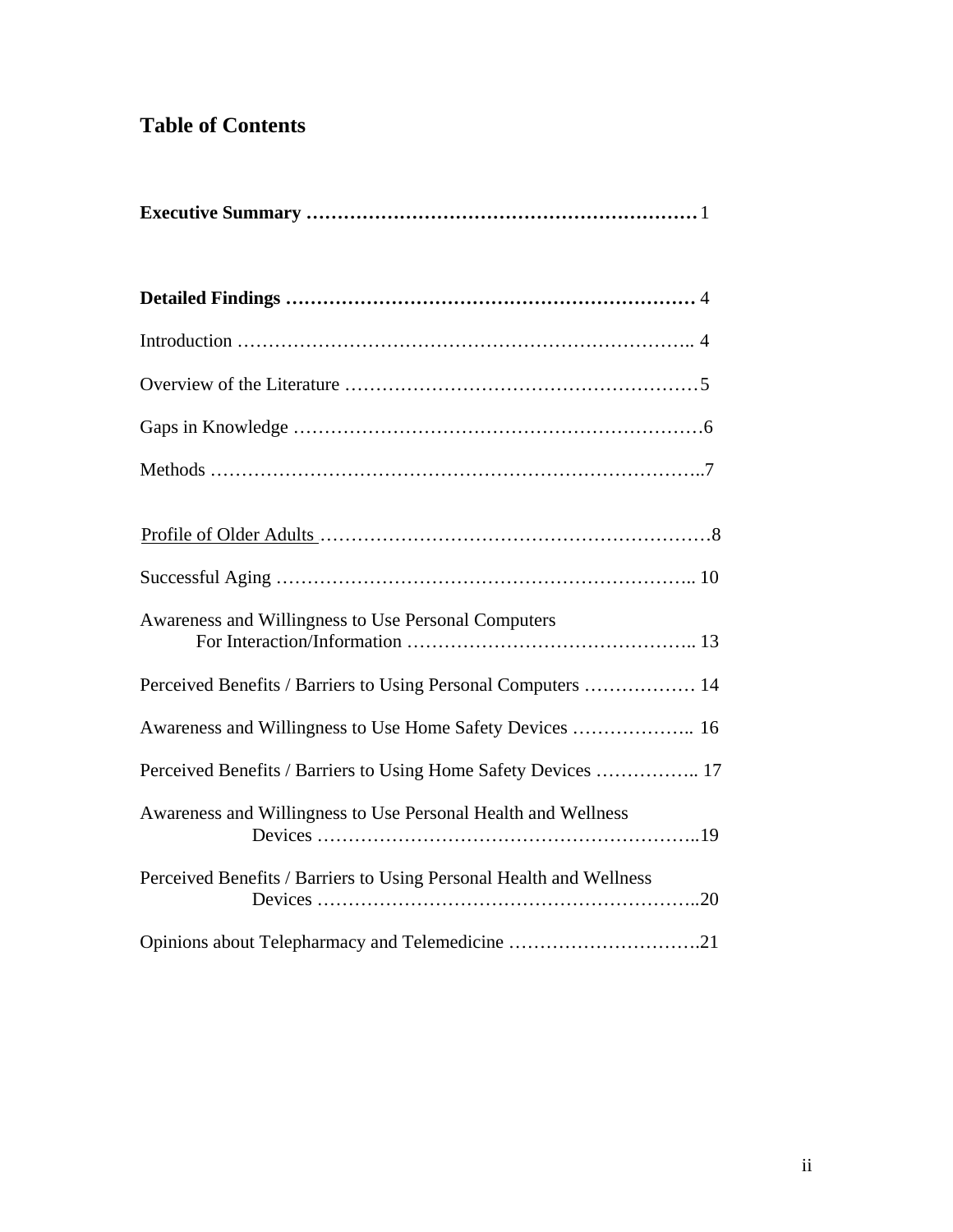## Table of Contents

**Executive Summary ……………………………………………………** 1

**Detailed Findings ……………………………………………………** 4

Introduction ……………………………………………………………….. 4

Overview of the Literature ………………………………………………5

Gaps in Knowledge ………………………………………………………6

Methods ……………………………………………………………………..7

Profile of Older Adults ……………………………………………………8

Successful Aging ………………………………………………………….. 10

Awareness and Willingness to Use Personal Computers For Interaction/Information ……………………………………….. 13

Perceived Benefits / Barriers to Using Personal Computers ……………… 14

Awareness and Willingness to Use Home Safety Devices ……………….. 16

Perceived Benefits / Barriers to Using Home Safety Devices …………….. 17

Awareness and Willingness to Use Personal Health and Wellness Devices ……………………………………………………..19

Perceived Benefits / Barriers to Using Personal Health and Wellness Devices ……………………………………………………..20

Opinions about Telepharmacy and Telemedicine ………………………….21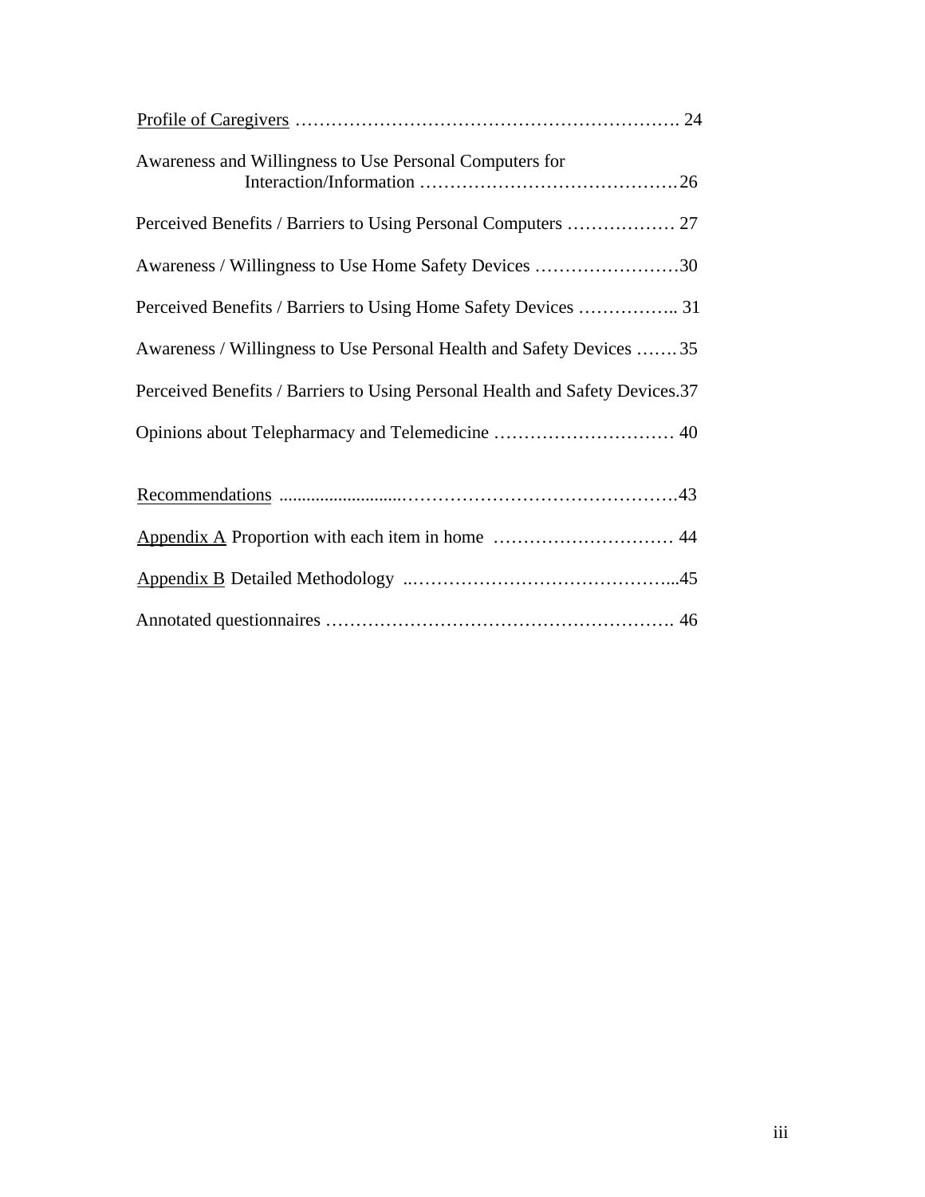Profile of Caregivers ………………………………………………………. 24

Awareness and Willingness to Use Personal Computers for Interaction/Information …………………………………….26

Perceived Benefits / Barriers to Using Personal Computers ……………… 27

Awareness / Willingness to Use Home Safety Devices ……………………30

Perceived Benefits / Barriers to Using Home Safety Devices …………….. 31

Awareness / Willingness to Use Personal Health and Safety Devices ……. 35

Perceived Benefits / Barriers to Using Personal Health and Safety Devices.37

Opinions about Telepharmacy and Telemedicine ………………………… 40

Recommendations ..........................………………………………………43

Appendix A Proportion with each item in home ………………………… 44

Appendix B Detailed Methodology ..……………………………………...45

Annotated questionnaires …………………………………………………. 46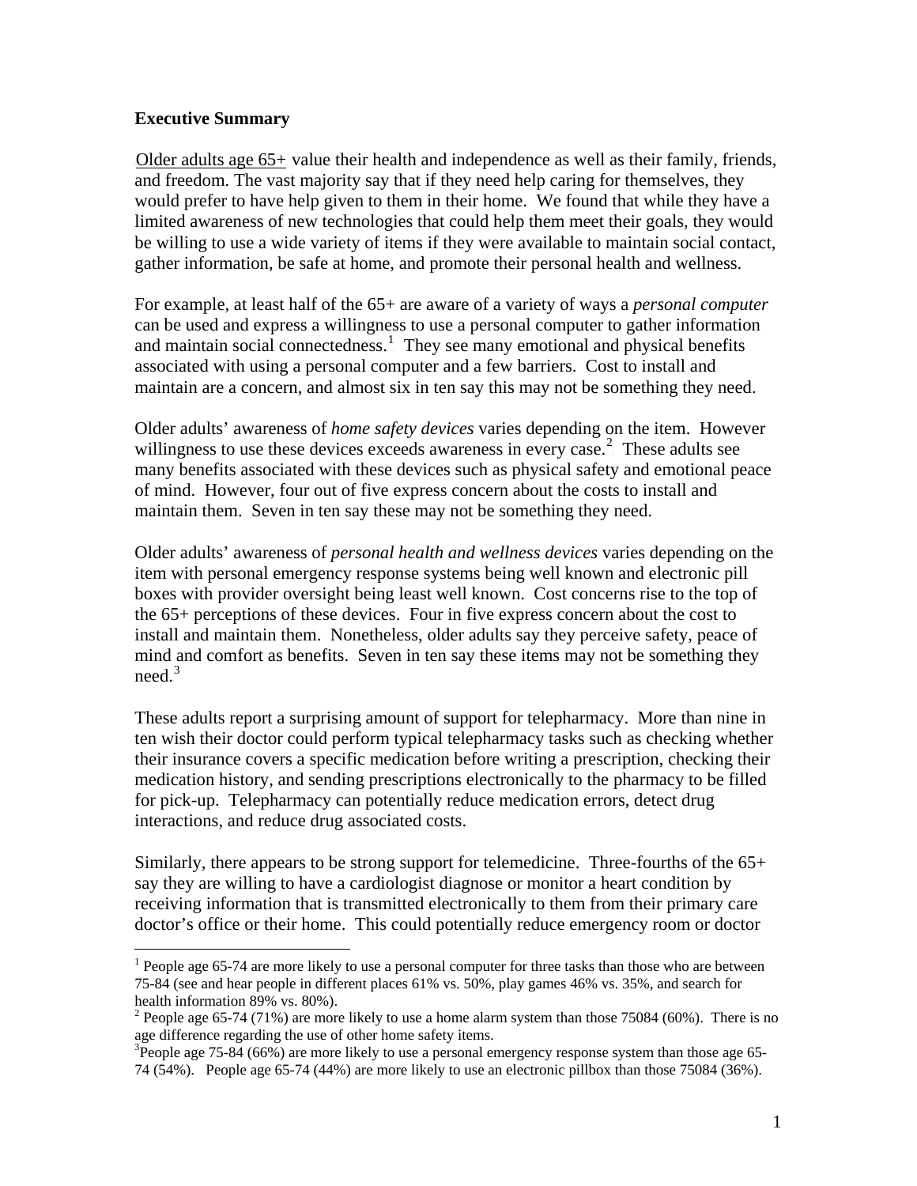**Executive Summary**

Older adults age 65+ value their health and independence as well as their family, friends, and freedom. The vast majority say that if they need help caring for themselves, they would prefer to have help given to them in their home. We found that while they have a limited awareness of new technologies that could help them meet their goals, they would be willing to use a wide variety of items if they were available to maintain social contact, gather information, be safe at home, and promote their personal health and wellness.

For example, at least half of the 65+ are aware of a variety of ways a *personal computer* can be used and express a willingness to use a personal computer to gather information and maintain social connectedness.[1] They see many emotional and physical benefits associated with using a personal computer and a few barriers. Cost to install and maintain are a concern, and almost six in ten say this may not be something they need.

Older adults' awareness of *home safety devices* varies depending on the item. However willingness to use these devices exceeds awareness in every case.[2] These adults see many benefits associated with these devices such as physical safety and emotional peace of mind. However, four out of five express concern about the costs to install and maintain them. Seven in ten say these may not be something they need.

Older adults' awareness of *personal health and wellness devices* varies depending on the item with personal emergency response systems being well known and electronic pill boxes with provider oversight being least well known. Cost concerns rise to the top of the 65+ perceptions of these devices. Four in five express concern about the cost to install and maintain them. Nonetheless, older adults say they perceive safety, peace of mind and comfort as benefits. Seven in ten say these items may not be something they need.[3]

These adults report a surprising amount of support for telepharmacy. More than nine in ten wish their doctor could perform typical telepharmacy tasks such as checking whether their insurance covers a specific medication before writing a prescription, checking their medication history, and sending prescriptions electronically to the pharmacy to be filled for pick-up. Telepharmacy can potentially reduce medication errors, detect drug interactions, and reduce drug associated costs.

Similarly, there appears to be strong support for telemedicine. Three-fourths of the 65+ say they are willing to have a cardiologist diagnose or monitor a heart condition by receiving information that is transmitted electronically to them from their primary care doctor's office or their home. This could potentially reduce emergency room or doctor

---

[1] People age 65-74 are more likely to use a personal computer for three tasks than those who are between 75-84 (see and hear people in different places 61% vs. 50%, play games 46% vs. 35%, and search for health information 89% vs. 80%).

[2] People age 65-74 (71%) are more likely to use a home alarm system than those 75084 (60%). There is no age difference regarding the use of other home safety items.

[3] People age 75-84 (66%) are more likely to use a personal emergency response system than those age 65-74 (54%). People age 65-74 (44%) are more likely to use an electronic pillbox than those 75084 (36%).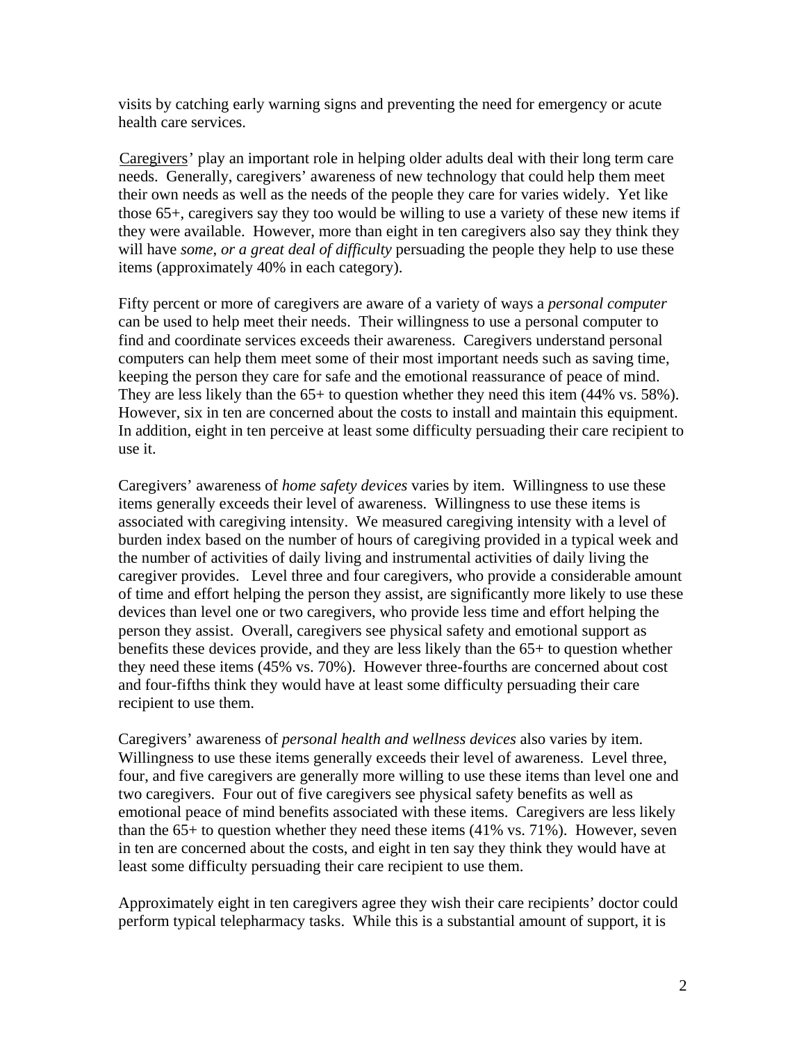visits by catching early warning signs and preventing the need for emergency or acute health care services.

Caregivers' play an important role in helping older adults deal with their long term care needs. Generally, caregivers' awareness of new technology that could help them meet their own needs as well as the needs of the people they care for varies widely. Yet like those 65+, caregivers say they too would be willing to use a variety of these new items if they were available. However, more than eight in ten caregivers also say they think they will have *some, or a great deal of difficulty* persuading the people they help to use these items (approximately 40% in each category).

Fifty percent or more of caregivers are aware of a variety of ways a *personal computer* can be used to help meet their needs. Their willingness to use a personal computer to find and coordinate services exceeds their awareness. Caregivers understand personal computers can help them meet some of their most important needs such as saving time, keeping the person they care for safe and the emotional reassurance of peace of mind. They are less likely than the 65+ to question whether they need this item (44% vs. 58%). However, six in ten are concerned about the costs to install and maintain this equipment. In addition, eight in ten perceive at least some difficulty persuading their care recipient to use it.

Caregivers' awareness of *home safety devices* varies by item. Willingness to use these items generally exceeds their level of awareness. Willingness to use these items is associated with caregiving intensity. We measured caregiving intensity with a level of burden index based on the number of hours of caregiving provided in a typical week and the number of activities of daily living and instrumental activities of daily living the caregiver provides. Level three and four caregivers, who provide a considerable amount of time and effort helping the person they assist, are significantly more likely to use these devices than level one or two caregivers, who provide less time and effort helping the person they assist. Overall, caregivers see physical safety and emotional support as benefits these devices provide, and they are less likely than the 65+ to question whether they need these items (45% vs. 70%). However three-fourths are concerned about cost and four-fifths think they would have at least some difficulty persuading their care recipient to use them.

Caregivers' awareness of *personal health and wellness devices* also varies by item. Willingness to use these items generally exceeds their level of awareness. Level three, four, and five caregivers are generally more willing to use these items than level one and two caregivers. Four out of five caregivers see physical safety benefits as well as emotional peace of mind benefits associated with these items. Caregivers are less likely than the 65+ to question whether they need these items (41% vs. 71%). However, seven in ten are concerned about the costs, and eight in ten say they think they would have at least some difficulty persuading their care recipient to use them.

Approximately eight in ten caregivers agree they wish their care recipients' doctor could perform typical telepharmacy tasks. While this is a substantial amount of support, it is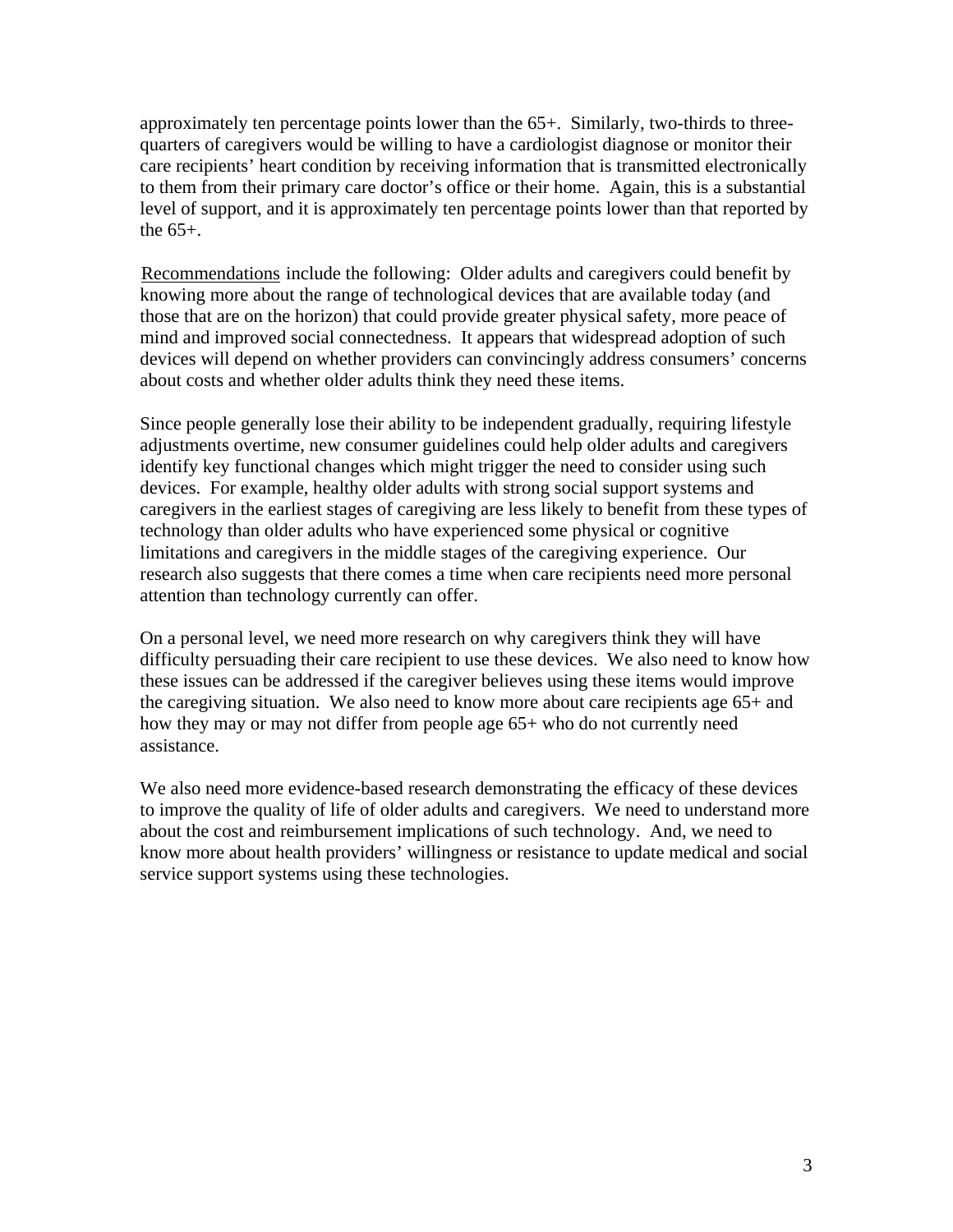approximately ten percentage points lower than the 65+. Similarly, two-thirds to three-quarters of caregivers would be willing to have a cardiologist diagnose or monitor their care recipients' heart condition by receiving information that is transmitted electronically to them from their primary care doctor's office or their home. Again, this is a substantial level of support, and it is approximately ten percentage points lower than that reported by the 65+.

<u>Recommendations</u> include the following: Older adults and caregivers could benefit by knowing more about the range of technological devices that are available today (and those that are on the horizon) that could provide greater physical safety, more peace of mind and improved social connectedness. It appears that widespread adoption of such devices will depend on whether providers can convincingly address consumers' concerns about costs and whether older adults think they need these items.

Since people generally lose their ability to be independent gradually, requiring lifestyle adjustments overtime, new consumer guidelines could help older adults and caregivers identify key functional changes which might trigger the need to consider using such devices. For example, healthy older adults with strong social support systems and caregivers in the earliest stages of caregiving are less likely to benefit from these types of technology than older adults who have experienced some physical or cognitive limitations and caregivers in the middle stages of the caregiving experience. Our research also suggests that there comes a time when care recipients need more personal attention than technology currently can offer.

On a personal level, we need more research on why caregivers think they will have difficulty persuading their care recipient to use these devices. We also need to know how these issues can be addressed if the caregiver believes using these items would improve the caregiving situation. We also need to know more about care recipients age 65+ and how they may or may not differ from people age 65+ who do not currently need assistance.

We also need more evidence-based research demonstrating the efficacy of these devices to improve the quality of life of older adults and caregivers. We need to understand more about the cost and reimbursement implications of such technology. And, we need to know more about health providers' willingness or resistance to update medical and social service support systems using these technologies.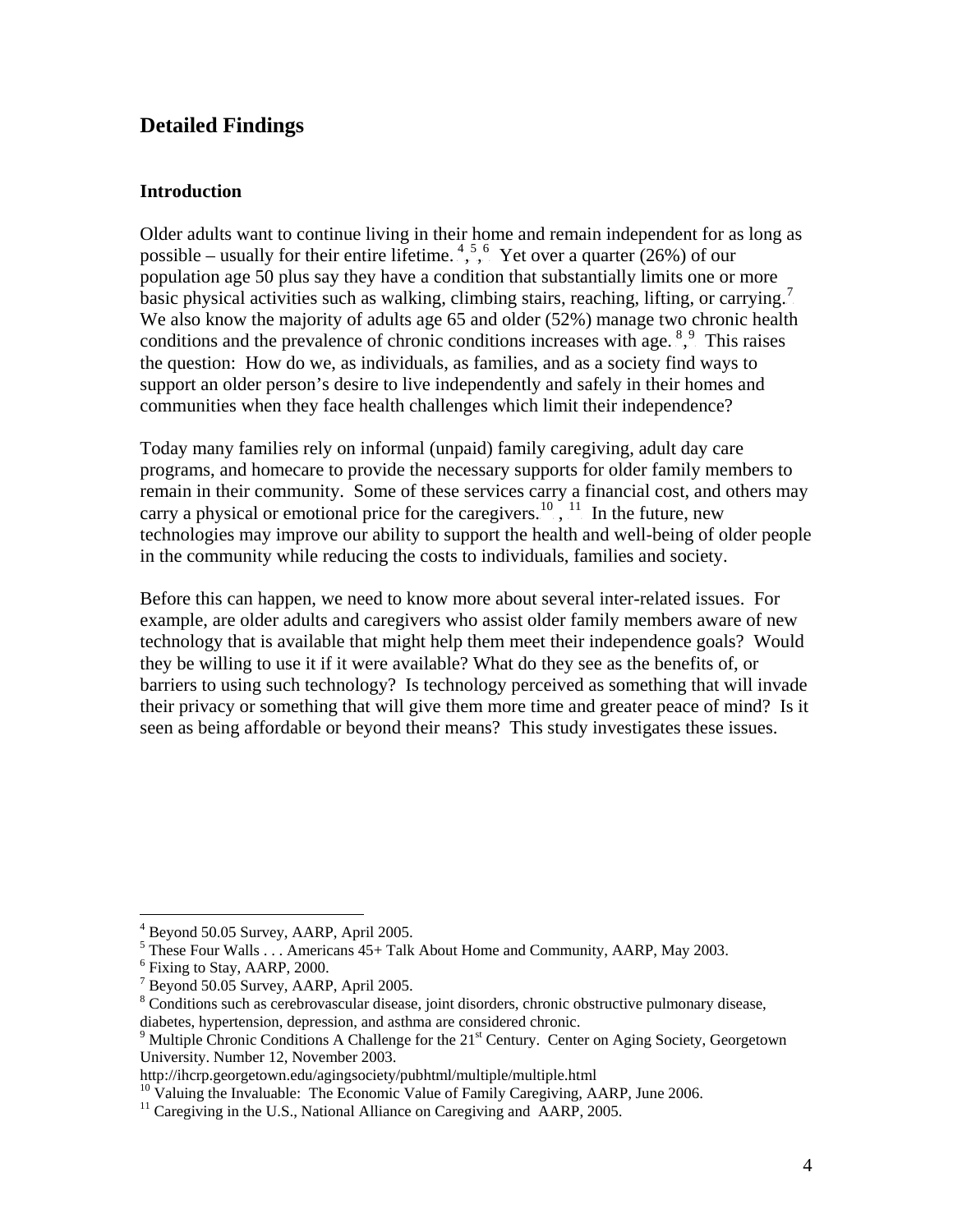## Detailed Findings

### Introduction

Older adults want to continue living in their home and remain independent for as long as possible – usually for their entire lifetime.[4,5,6] Yet over a quarter (26%) of our population age 50 plus say they have a condition that substantially limits one or more basic physical activities such as walking, climbing stairs, reaching, lifting, or carrying.[7] We also know the majority of adults age 65 and older (52%) manage two chronic health conditions and the prevalence of chronic conditions increases with age.[8,9] This raises the question: How do we, as individuals, as families, and as a society find ways to support an older person's desire to live independently and safely in their homes and communities when they face health challenges which limit their independence?

Today many families rely on informal (unpaid) family caregiving, adult day care programs, and homecare to provide the necessary supports for older family members to remain in their community. Some of these services carry a financial cost, and others may carry a physical or emotional price for the caregivers.[10,11] In the future, new technologies may improve our ability to support the health and well-being of older people in the community while reducing the costs to individuals, families and society.

Before this can happen, we need to know more about several inter-related issues. For example, are older adults and caregivers who assist older family members aware of new technology that is available that might help them meet their independence goals? Would they be willing to use it if it were available? What do they see as the benefits of, or barriers to using such technology? Is technology perceived as something that will invade their privacy or something that will give them more time and greater peace of mind? Is it seen as being affordable or beyond their means? This study investigates these issues.

---

[4] Beyond 50.05 Survey, AARP, April 2005.
[5] These Four Walls . . . Americans 45+ Talk About Home and Community, AARP, May 2003.
[6] Fixing to Stay, AARP, 2000.
[7] Beyond 50.05 Survey, AARP, April 2005.
[8] Conditions such as cerebrovascular disease, joint disorders, chronic obstructive pulmonary disease, diabetes, hypertension, depression, and asthma are considered chronic.
[9] Multiple Chronic Conditions A Challenge for the 21st Century. Center on Aging Society, Georgetown University. Number 12, November 2003.
http://ihcrp.georgetown.edu/agingsociety/pubhtml/multiple/multiple.html
[10] Valuing the Invaluable: The Economic Value of Family Caregiving, AARP, June 2006.
[11] Caregiving in the U.S., National Alliance on Caregiving and AARP, 2005.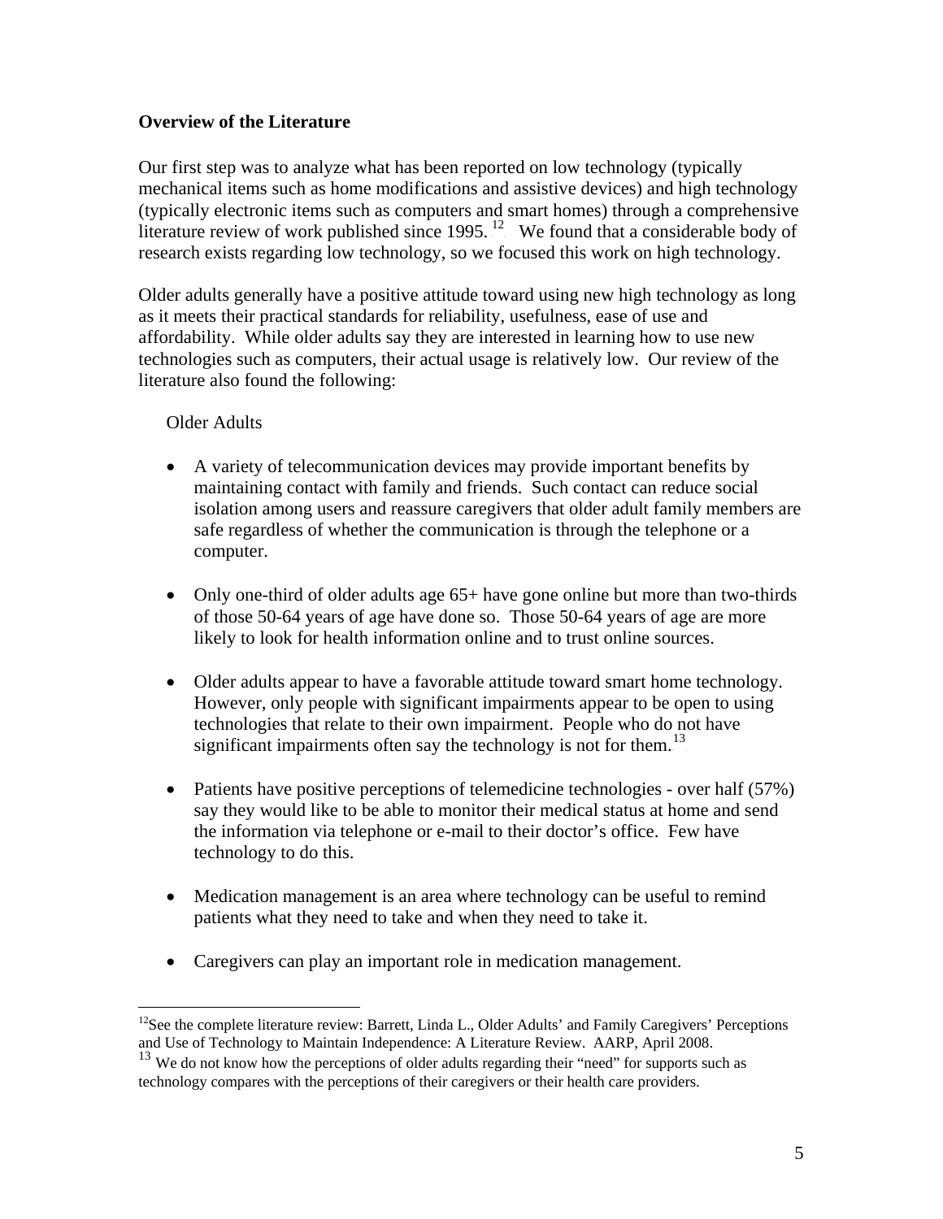**Overview of the Literature**

Our first step was to analyze what has been reported on low technology (typically mechanical items such as home modifications and assistive devices) and high technology (typically electronic items such as computers and smart homes) through a comprehensive literature review of work published since 1995.[12] We found that a considerable body of research exists regarding low technology, so we focused this work on high technology.

Older adults generally have a positive attitude toward using new high technology as long as it meets their practical standards for reliability, usefulness, ease of use and affordability. While older adults say they are interested in learning how to use new technologies such as computers, their actual usage is relatively low. Our review of the literature also found the following:

Older Adults

- A variety of telecommunication devices may provide important benefits by maintaining contact with family and friends. Such contact can reduce social isolation among users and reassure caregivers that older adult family members are safe regardless of whether the communication is through the telephone or a computer.
- Only one-third of older adults age 65+ have gone online but more than two-thirds of those 50-64 years of age have done so. Those 50-64 years of age are more likely to look for health information online and to trust online sources.
- Older adults appear to have a favorable attitude toward smart home technology. However, only people with significant impairments appear to be open to using technologies that relate to their own impairment. People who do not have significant impairments often say the technology is not for them.[13]
- Patients have positive perceptions of telemedicine technologies - over half (57%) say they would like to be able to monitor their medical status at home and send the information via telephone or e-mail to their doctor's office. Few have technology to do this.
- Medication management is an area where technology can be useful to remind patients what they need to take and when they need to take it.
- Caregivers can play an important role in medication management.

---

[12] See the complete literature review: Barrett, Linda L., Older Adults' and Family Caregivers' Perceptions and Use of Technology to Maintain Independence: A Literature Review. AARP, April 2008.

[13] We do not know how the perceptions of older adults regarding their "need" for supports such as technology compares with the perceptions of their caregivers or their health care providers.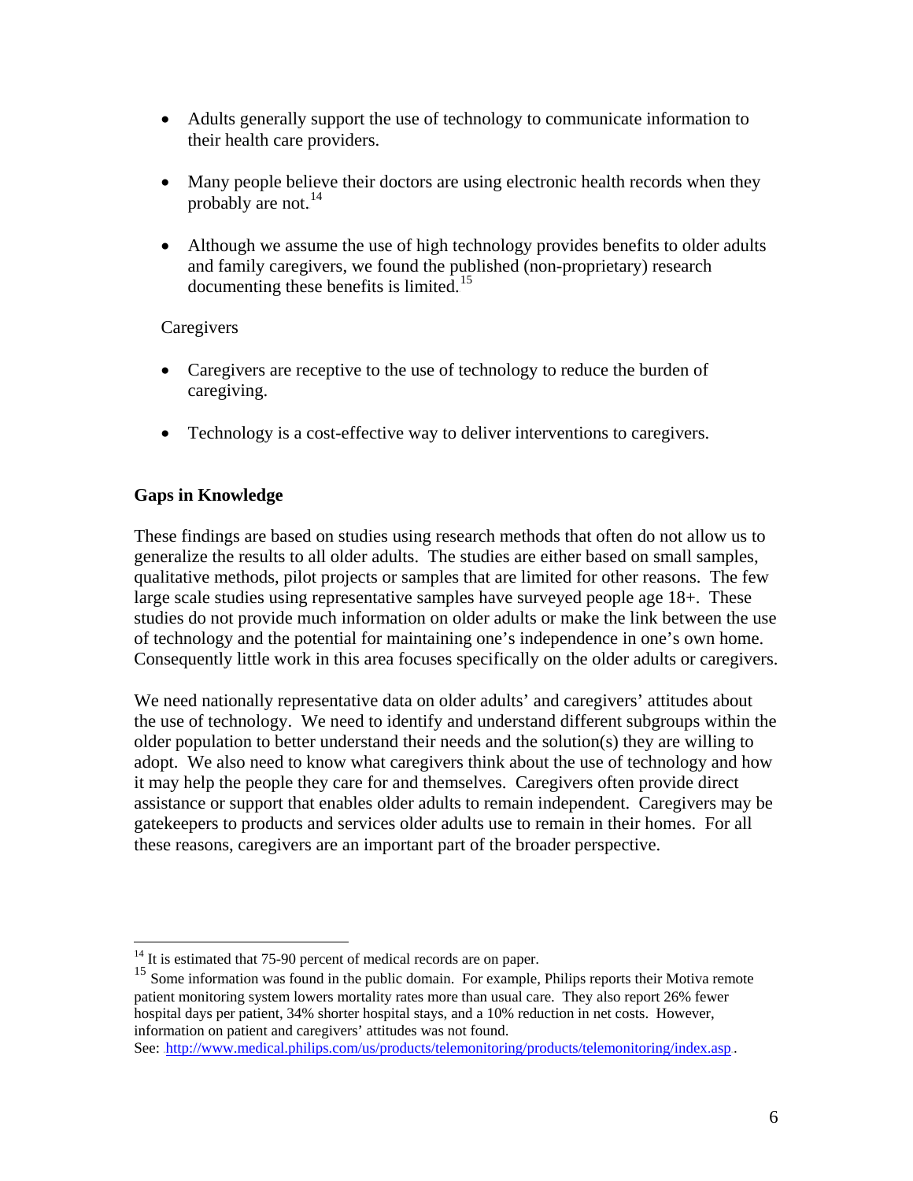- Adults generally support the use of technology to communicate information to their health care providers.

- Many people believe their doctors are using electronic health records when they probably are not.[14]

- Although we assume the use of high technology provides benefits to older adults and family caregivers, we found the published (non-proprietary) research documenting these benefits is limited.[15]

Caregivers

- Caregivers are receptive to the use of technology to reduce the burden of caregiving.

- Technology is a cost-effective way to deliver interventions to caregivers.

**Gaps in Knowledge**

These findings are based on studies using research methods that often do not allow us to generalize the results to all older adults. The studies are either based on small samples, qualitative methods, pilot projects or samples that are limited for other reasons. The few large scale studies using representative samples have surveyed people age 18+. These studies do not provide much information on older adults or make the link between the use of technology and the potential for maintaining one's independence in one's own home. Consequently little work in this area focuses specifically on the older adults or caregivers.

We need nationally representative data on older adults' and caregivers' attitudes about the use of technology. We need to identify and understand different subgroups within the older population to better understand their needs and the solution(s) they are willing to adopt. We also need to know what caregivers think about the use of technology and how it may help the people they care for and themselves. Caregivers often provide direct assistance or support that enables older adults to remain independent. Caregivers may be gatekeepers to products and services older adults use to remain in their homes. For all these reasons, caregivers are an important part of the broader perspective.

---

[14] It is estimated that 75-90 percent of medical records are on paper.

[15] Some information was found in the public domain. For example, Philips reports their Motiva remote patient monitoring system lowers mortality rates more than usual care. They also report 26% fewer hospital days per patient, 34% shorter hospital stays, and a 10% reduction in net costs. However, information on patient and caregivers' attitudes was not found.
See: http://www.medical.philips.com/us/products/telemonitoring/products/telemonitoring/index.asp.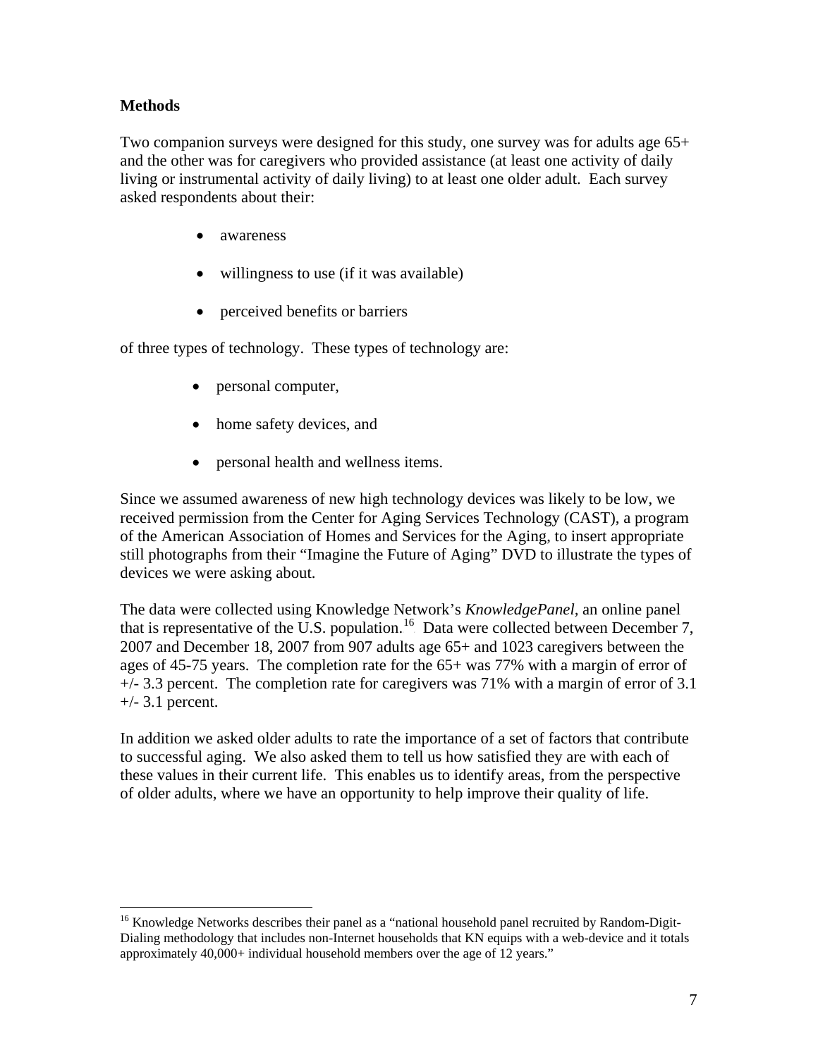**Methods**

Two companion surveys were designed for this study, one survey was for adults age 65+ and the other was for caregivers who provided assistance (at least one activity of daily living or instrumental activity of daily living) to at least one older adult. Each survey asked respondents about their:

- awareness
- willingness to use (if it was available)
- perceived benefits or barriers

of three types of technology. These types of technology are:

- personal computer,
- home safety devices, and
- personal health and wellness items.

Since we assumed awareness of new high technology devices was likely to be low, we received permission from the Center for Aging Services Technology (CAST), a program of the American Association of Homes and Services for the Aging, to insert appropriate still photographs from their "Imagine the Future of Aging" DVD to illustrate the types of devices we were asking about.

The data were collected using Knowledge Network's *KnowledgePanel*, an online panel that is representative of the U.S. population.[16] Data were collected between December 7, 2007 and December 18, 2007 from 907 adults age 65+ and 1023 caregivers between the ages of 45-75 years. The completion rate for the 65+ was 77% with a margin of error of +/- 3.3 percent. The completion rate for caregivers was 71% with a margin of error of 3.1 +/- 3.1 percent.

In addition we asked older adults to rate the importance of a set of factors that contribute to successful aging. We also asked them to tell us how satisfied they are with each of these values in their current life. This enables us to identify areas, from the perspective of older adults, where we have an opportunity to help improve their quality of life.

[16] Knowledge Networks describes their panel as a "national household panel recruited by Random-Digit-Dialing methodology that includes non-Internet households that KN equips with a web-device and it totals approximately 40,000+ individual household members over the age of 12 years."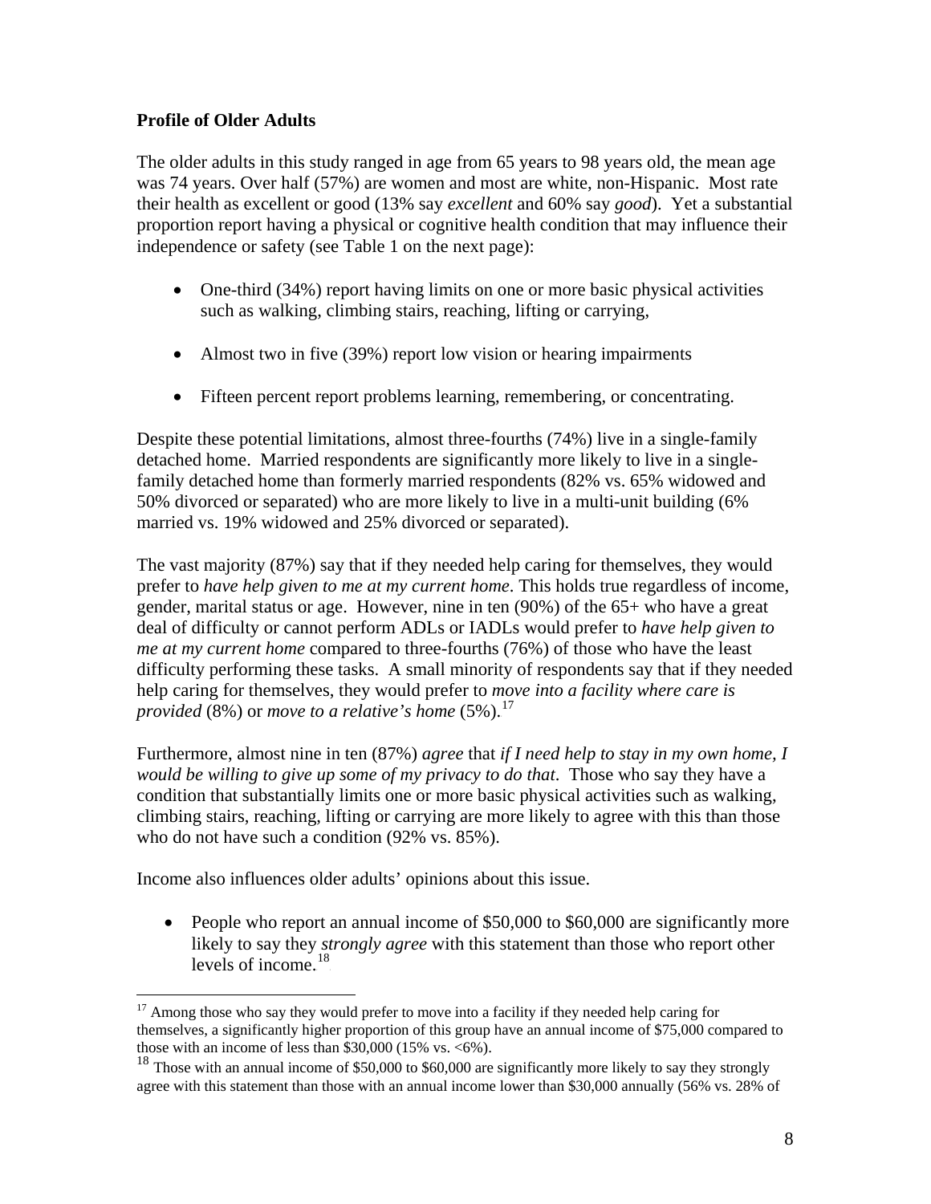**Profile of Older Adults**

The older adults in this study ranged in age from 65 years to 98 years old, the mean age was 74 years. Over half (57%) are women and most are white, non-Hispanic. Most rate their health as excellent or good (13% say *excellent* and 60% say *good*). Yet a substantial proportion report having a physical or cognitive health condition that may influence their independence or safety (see Table 1 on the next page):

- One-third (34%) report having limits on one or more basic physical activities such as walking, climbing stairs, reaching, lifting or carrying,
- Almost two in five (39%) report low vision or hearing impairments
- Fifteen percent report problems learning, remembering, or concentrating.

Despite these potential limitations, almost three-fourths (74%) live in a single-family detached home. Married respondents are significantly more likely to live in a single-family detached home than formerly married respondents (82% vs. 65% widowed and 50% divorced or separated) who are more likely to live in a multi-unit building (6% married vs. 19% widowed and 25% divorced or separated).

The vast majority (87%) say that if they needed help caring for themselves, they would prefer to *have help given to me at my current home*. This holds true regardless of income, gender, marital status or age. However, nine in ten (90%) of the 65+ who have a great deal of difficulty or cannot perform ADLs or IADLs would prefer to *have help given to me at my current home* compared to three-fourths (76%) of those who have the least difficulty performing these tasks. A small minority of respondents say that if they needed help caring for themselves, they would prefer to *move into a facility where care is provided* (8%) or *move to a relative's home* (5%).[17]

Furthermore, almost nine in ten (87%) *agree* that *if I need help to stay in my own home, I would be willing to give up some of my privacy to do that*. Those who say they have a condition that substantially limits one or more basic physical activities such as walking, climbing stairs, reaching, lifting or carrying are more likely to agree with this than those who do not have such a condition (92% vs. 85%).

Income also influences older adults' opinions about this issue.

- People who report an annual income of $50,000 to $60,000 are significantly more likely to say they *strongly agree* with this statement than those who report other levels of income.[18]

---

[17] Among those who say they would prefer to move into a facility if they needed help caring for themselves, a significantly higher proportion of this group have an annual income of $75,000 compared to those with an income of less than $30,000 (15% vs. <6%).

[18] Those with an annual income of $50,000 to $60,000 are significantly more likely to say they strongly agree with this statement than those with an annual income lower than $30,000 annually (56% vs. 28% of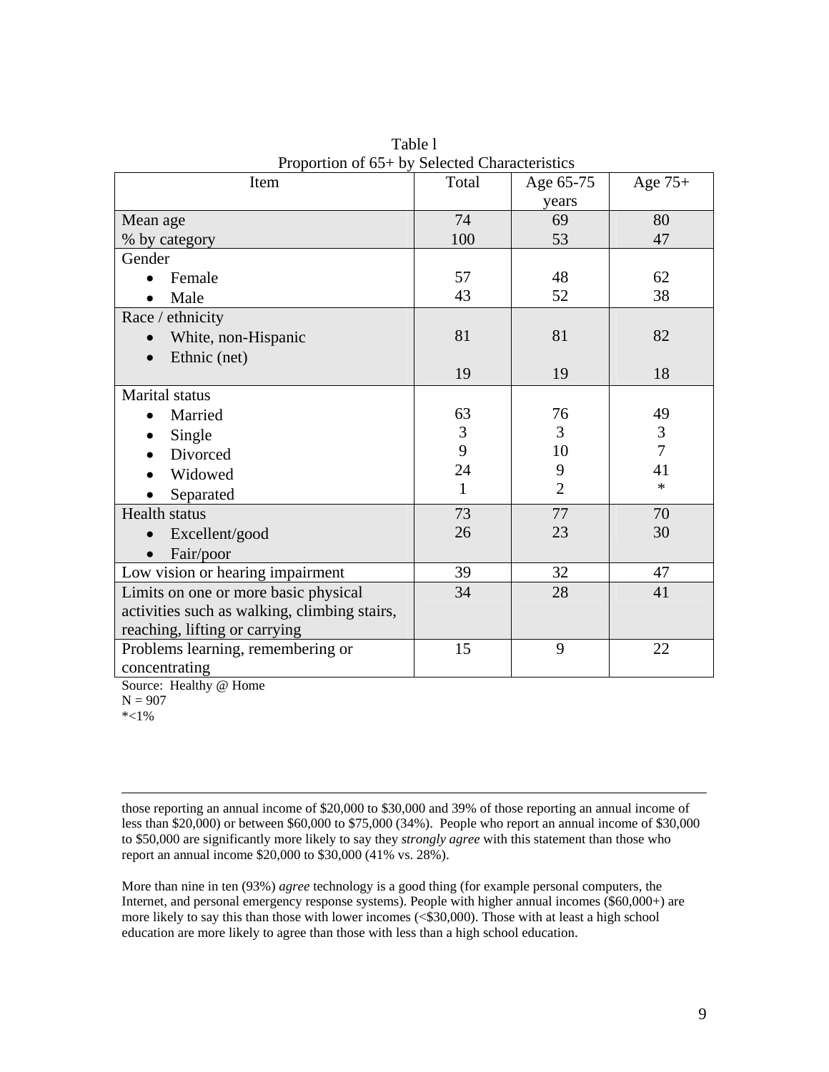Table l
Proportion of 65+ by Selected Characteristics

| Item | Total | Age 65-75 years | Age 75+ |
|---|---|---|---|
| Mean age | 74 | 69 | 80 |
| % by category | 100 | 53 | 47 |
| Gender | | | |
| • Female | 57 | 48 | 62 |
| • Male | 43 | 52 | 38 |
| Race / ethnicity | | | |
| • White, non-Hispanic | 81 | 81 | 82 |
| • Ethnic (net) | 19 | 19 | 18 |
| Marital status | | | |
| • Married | 63 | 76 | 49 |
| • Single | 3 | 3 | 3 |
| • Divorced | 9 | 10 | 7 |
| • Widowed | 24 | 9 | 41 |
| • Separated | 1 | 2 | * |
| Health status | | | |
| • Excellent/good | 73 | 77 | 70 |
| • Fair/poor | 26 | 23 | 30 |
| Low vision or hearing impairment | 39 | 32 | 47 |
| Limits on one or more basic physical activities such as walking, climbing stairs, reaching, lifting or carrying | 34 | 28 | 41 |
| Problems learning, remembering or concentrating | 15 | 9 | 22 |

Source: Healthy @ Home
N = 907
*<1%

---

those reporting an annual income of $20,000 to $30,000 and 39% of those reporting an annual income of less than $20,000) or between $60,000 to $75,000 (34%). People who report an annual income of $30,000 to $50,000 are significantly more likely to say they *strongly agree* with this statement than those who report an annual income $20,000 to $30,000 (41% vs. 28%).

More than nine in ten (93%) *agree* technology is a good thing (for example personal computers, the Internet, and personal emergency response systems). People with higher annual incomes ($60,000+) are more likely to say this than those with lower incomes (<$30,000). Those with at least a high school education are more likely to agree than those with less than a high school education.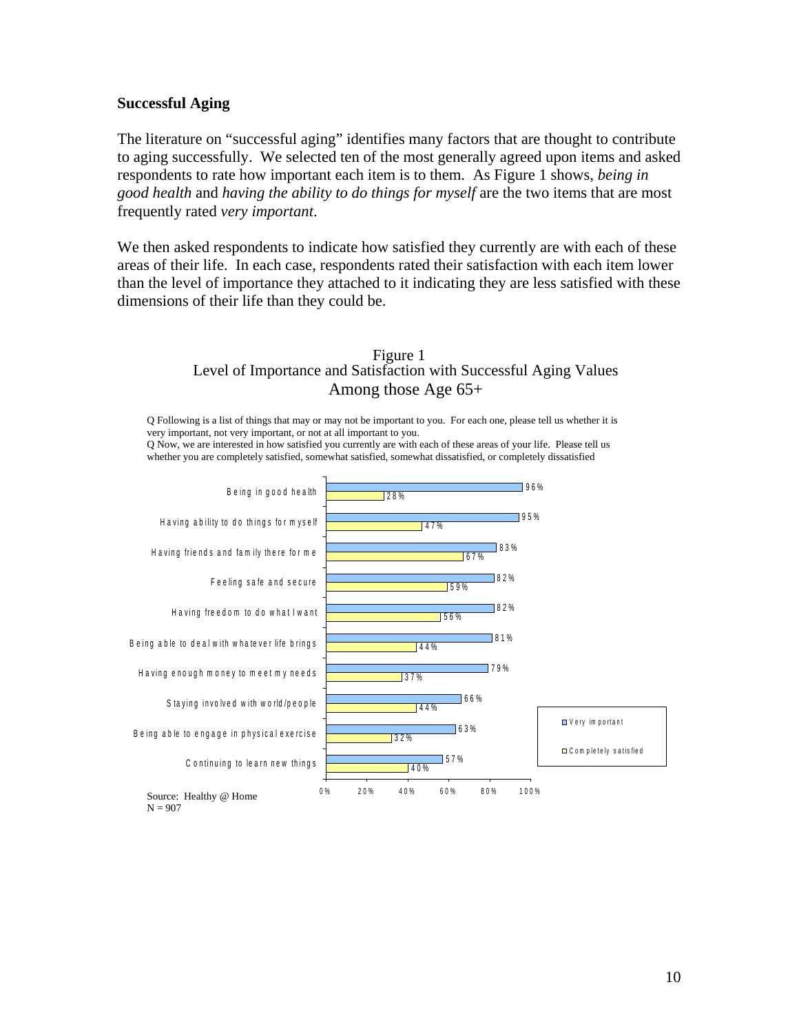## Successful Aging

The literature on "successful aging" identifies many factors that are thought to contribute to aging successfully. We selected ten of the most generally agreed upon items and asked respondents to rate how important each item is to them. As Figure 1 shows, *being in good health* and *having the ability to do things for myself* are the two items that are most frequently rated *very important*.

We then asked respondents to indicate how satisfied they currently are with each of these areas of their life. In each case, respondents rated their satisfaction with each item lower than the level of importance they attached to it indicating they are less satisfied with these dimensions of their life than they could be.

Figure 1
Level of Importance and Satisfaction with Successful Aging Values
Among those Age 65+

Q Following is a list of things that may or may not be important to you. For each one, please tell us whether it is very important, not very important, or not at all important to you.
Q Now, we are interested in how satisfied you currently are with each of these areas of your life. Please tell us whether you are completely satisfied, somewhat satisfied, somewhat dissatisfied, or completely dissatisfied

| | Very important | Completely satisfied |
|---|---|---|
| Being in good health | 96% | 28% |
| Having ability to do things for myself | 95% | 47% |
| Having friends and family there for me | 83% | 67% |
| Feeling safe and secure | 82% | 59% |
| Having freedom to do what I want | 82% | 56% |
| Being able to deal with whatever life brings | 81% | 44% |
| Having enough money to meet my needs | 79% | 37% |
| Staying involved with world/people | 66% | 44% |
| Being able to engage in physical exercise | 63% | 32% |
| Continuing to learn new things | 57% | 40% |

Source: Healthy @ Home
N = 907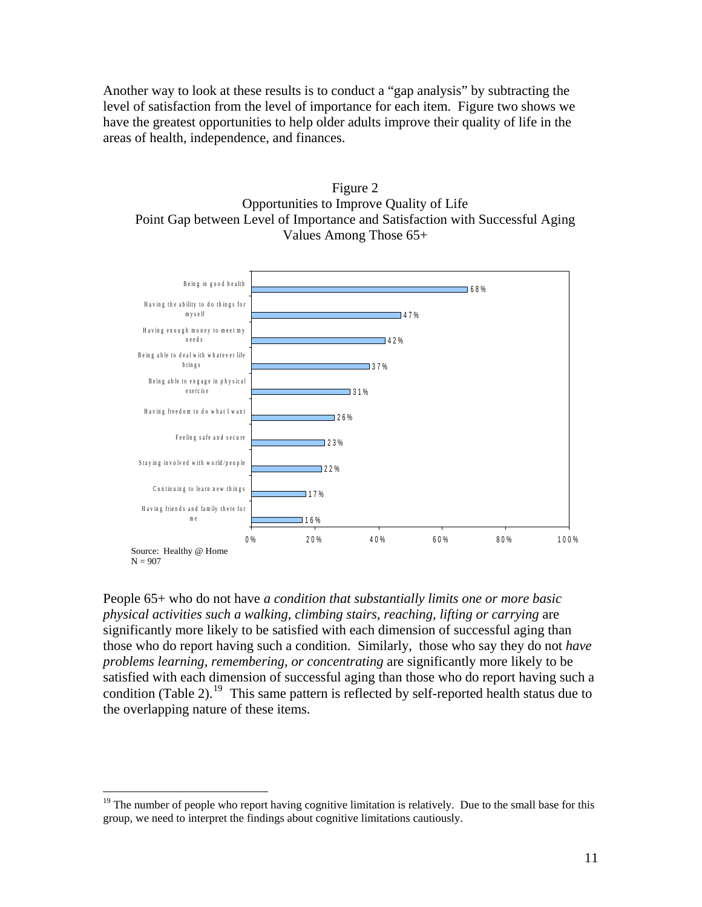Another way to look at these results is to conduct a "gap analysis" by subtracting the level of satisfaction from the level of importance for each item. Figure two shows we have the greatest opportunities to help older adults improve their quality of life in the areas of health, independence, and finances.

Figure 2
Opportunities to Improve Quality of Life
Point Gap between Level of Importance and Satisfaction with Successful Aging Values Among Those 65+

| Item | Gap |
|---|---|
| Being in good health | 68% |
| Having the ability to do things for myself | 47% |
| Having enough money to meet my needs | 42% |
| Being able to deal with whatever life brings | 37% |
| Being able to engage in physical exercise | 31% |
| Having freedom to do what I want | 26% |
| Feeling safe and secure | 23% |
| Staying involved with world/people | 22% |
| Continuing to learn new things | 17% |
| Having friends and family there for me | 16% |

Source: Healthy @ Home
N = 907

People 65+ who do not have *a condition that substantially limits one or more basic physical activities such a walking, climbing stairs, reaching, lifting or carrying* are significantly more likely to be satisfied with each dimension of successful aging than those who do report having such a condition. Similarly, those who say they do not *have problems learning, remembering, or concentrating* are significantly more likely to be satisfied with each dimension of successful aging than those who do report having such a condition (Table 2).[19] This same pattern is reflected by self-reported health status due to the overlapping nature of these items.

[19] The number of people who report having cognitive limitation is relatively. Due to the small base for this group, we need to interpret the findings about cognitive limitations cautiously.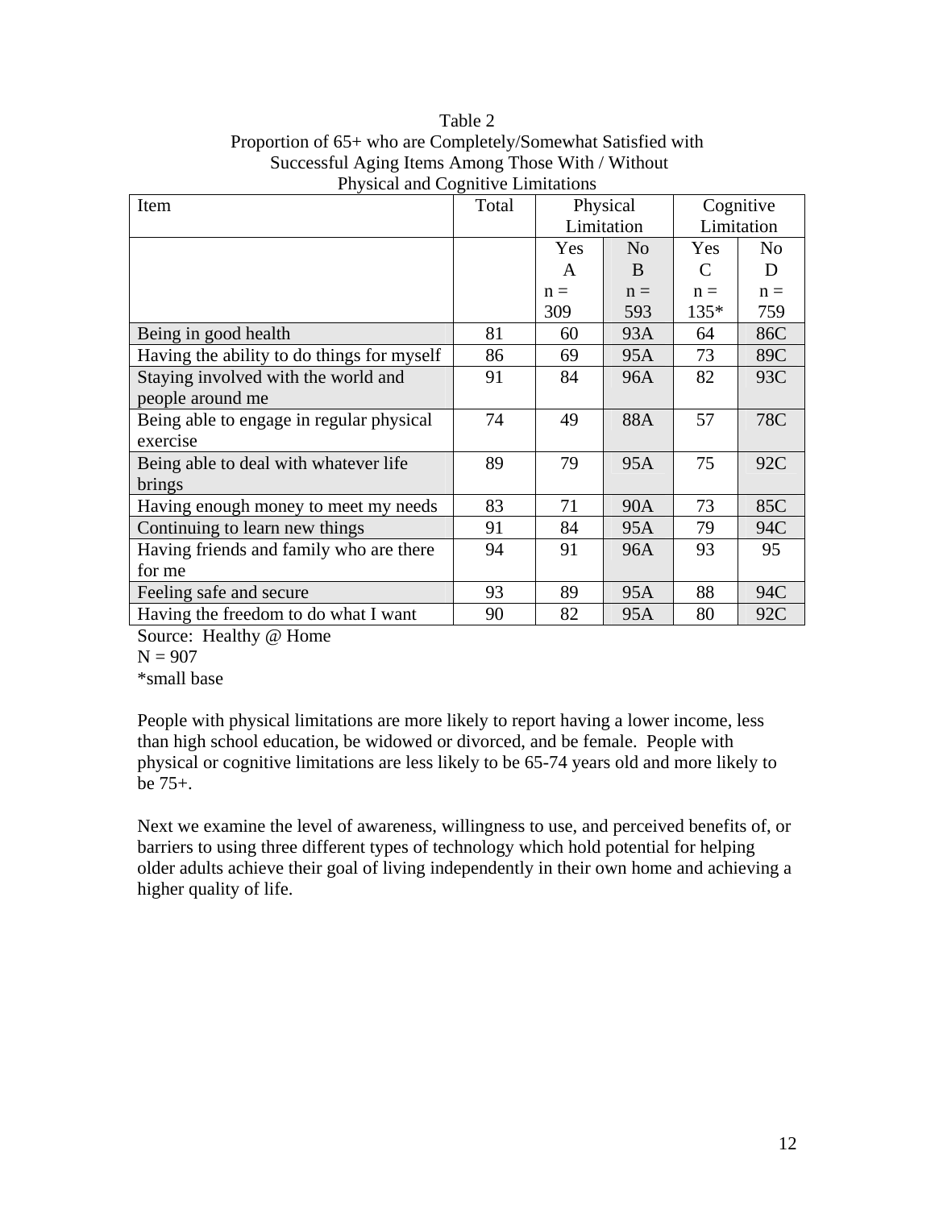Table 2
Proportion of 65+ who are Completely/Somewhat Satisfied with Successful Aging Items Among Those With / Without Physical and Cognitive Limitations

| Item | Total | Physical Limitation | | Cognitive Limitation | |
|---|---|---|---|---|---|
| | | Yes A n = 309 | No B n = 593 | Yes C n = 135* | No D n = 759 |
| Being in good health | 81 | 60 | 93A | 64 | 86C |
| Having the ability to do things for myself | 86 | 69 | 95A | 73 | 89C |
| Staying involved with the world and people around me | 91 | 84 | 96A | 82 | 93C |
| Being able to engage in regular physical exercise | 74 | 49 | 88A | 57 | 78C |
| Being able to deal with whatever life brings | 89 | 79 | 95A | 75 | 92C |
| Having enough money to meet my needs | 83 | 71 | 90A | 73 | 85C |
| Continuing to learn new things | 91 | 84 | 95A | 79 | 94C |
| Having friends and family who are there for me | 94 | 91 | 96A | 93 | 95 |
| Feeling safe and secure | 93 | 89 | 95A | 88 | 94C |
| Having the freedom to do what I want | 90 | 82 | 95A | 80 | 92C |

Source: Healthy @ Home
N = 907
*small base

People with physical limitations are more likely to report having a lower income, less than high school education, be widowed or divorced, and be female. People with physical or cognitive limitations are less likely to be 65-74 years old and more likely to be 75+.

Next we examine the level of awareness, willingness to use, and perceived benefits of, or barriers to using three different types of technology which hold potential for helping older adults achieve their goal of living independently in their own home and achieving a higher quality of life.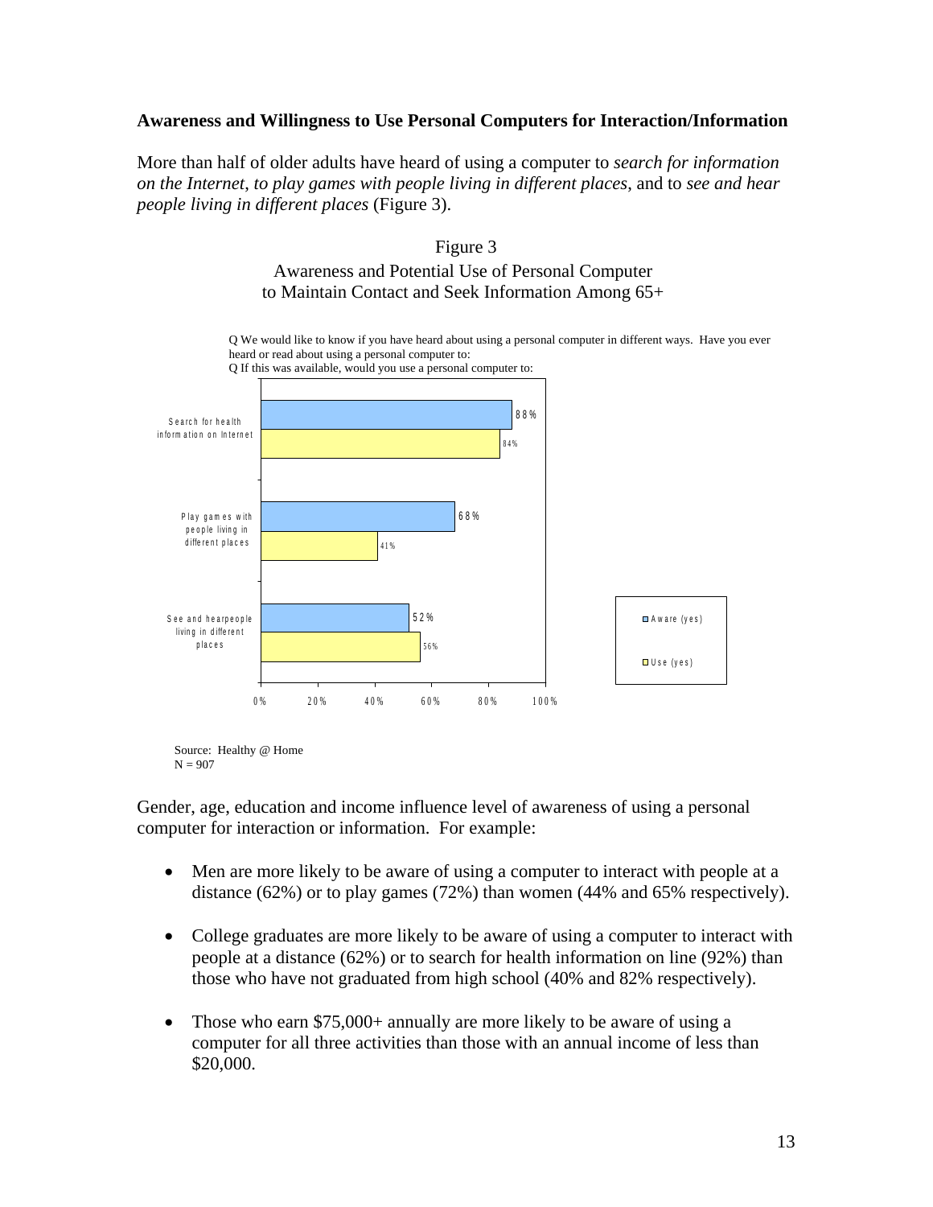**Awareness and Willingness to Use Personal Computers for Interaction/Information**

More than half of older adults have heard of using a computer to *search for information on the Internet*, *to play games with people living in different places*, and to *see and hear people living in different places* (Figure 3).

Figure 3
Awareness and Potential Use of Personal Computer to Maintain Contact and Seek Information Among 65+

Q We would like to know if you have heard about using a personal computer in different ways. Have you ever heard or read about using a personal computer to:
Q If this was available, would you use a personal computer to:

| | Aware (yes) | Use (yes) |
|---|---|---|
| Search for health information on Internet | 88% | 84% |
| Play games with people living in different places | 68% | 41% |
| See and hearpeople living in different places | 52% | 56% |

Source: Healthy @ Home
N = 907

Gender, age, education and income influence level of awareness of using a personal computer for interaction or information. For example:

- Men are more likely to be aware of using a computer to interact with people at a distance (62%) or to play games (72%) than women (44% and 65% respectively).
- College graduates are more likely to be aware of using a computer to interact with people at a distance (62%) or to search for health information on line (92%) than those who have not graduated from high school (40% and 82% respectively).
- Those who earn $75,000+ annually are more likely to be aware of using a computer for all three activities than those with an annual income of less than $20,000.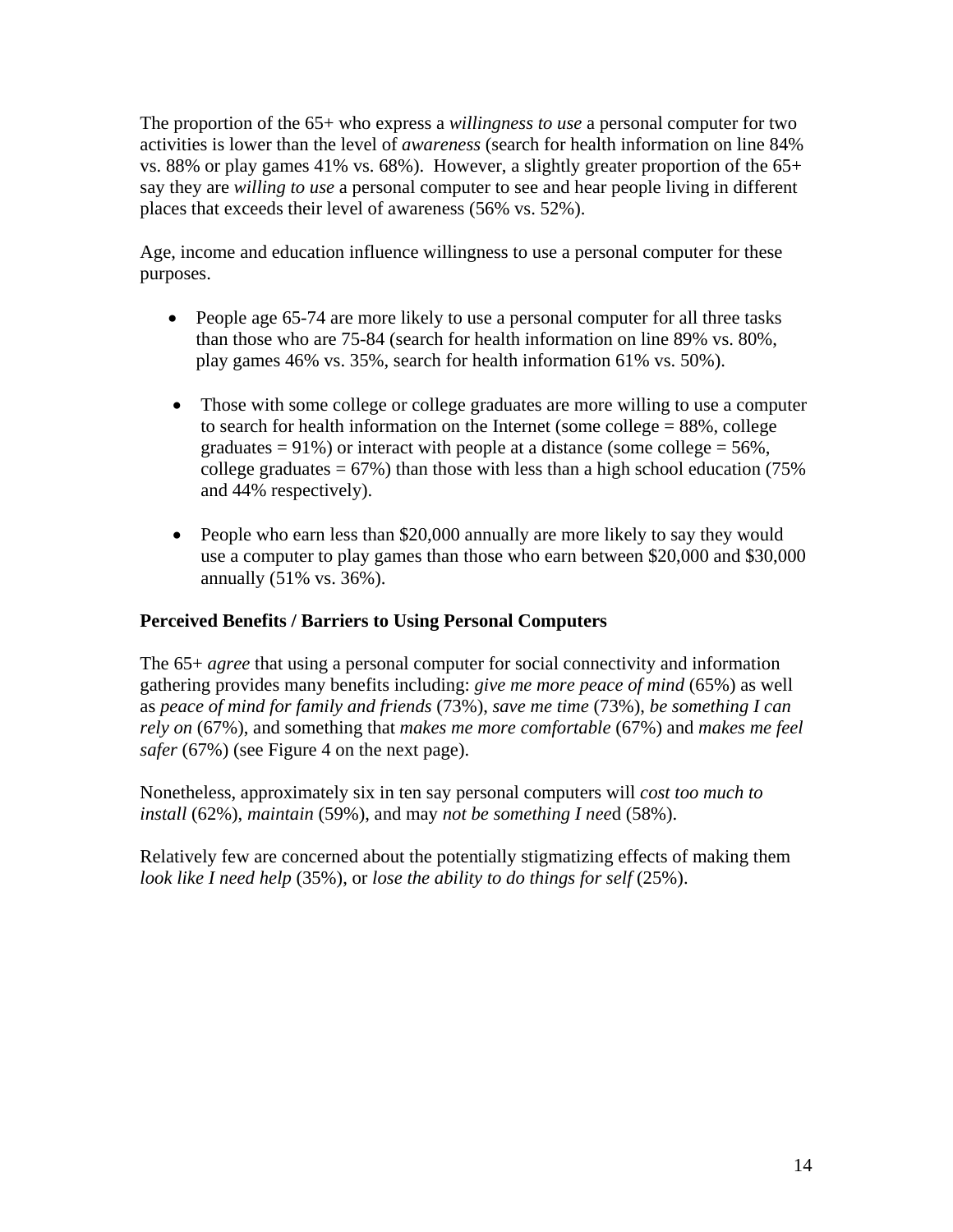The proportion of the 65+ who express a *willingness to use* a personal computer for two activities is lower than the level of *awareness* (search for health information on line 84% vs. 88% or play games 41% vs. 68%). However, a slightly greater proportion of the 65+ say they are *willing to use* a personal computer to see and hear people living in different places that exceeds their level of awareness (56% vs. 52%).

Age, income and education influence willingness to use a personal computer for these purposes.

- People age 65-74 are more likely to use a personal computer for all three tasks than those who are 75-84 (search for health information on line 89% vs. 80%, play games 46% vs. 35%, search for health information 61% vs. 50%).

- Those with some college or college graduates are more willing to use a computer to search for health information on the Internet (some college = 88%, college graduates = 91%) or interact with people at a distance (some college = 56%, college graduates = 67%) than those with less than a high school education (75% and 44% respectively).

- People who earn less than $20,000 annually are more likely to say they would use a computer to play games than those who earn between $20,000 and $30,000 annually (51% vs. 36%).

**Perceived Benefits / Barriers to Using Personal Computers**

The 65+ *agree* that using a personal computer for social connectivity and information gathering provides many benefits including: *give me more peace of mind* (65%) as well as *peace of mind for family and friends* (73%), *save me time* (73%), *be something I can rely on* (67%), and something that *makes me more comfortable* (67%) and *makes me feel safer* (67%) (see Figure 4 on the next page).

Nonetheless, approximately six in ten say personal computers will *cost too much to install* (62%), *maintain* (59%), and may *not be something I nee*d (58%).

Relatively few are concerned about the potentially stigmatizing effects of making them *look like I need help* (35%), or *lose the ability to do things for self* (25%).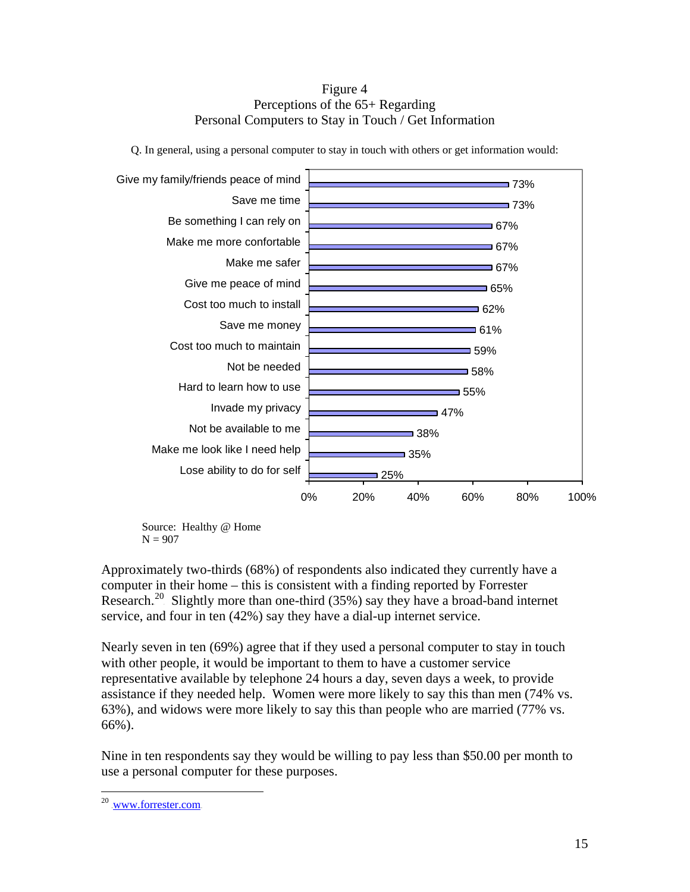Figure 4
Perceptions of the 65+ Regarding
Personal Computers to Stay in Touch / Get Information

Q. In general, using a personal computer to stay in touch with others or get information would:

| Response | Percent |
| --- | --- |
| Give my family/friends peace of mind | 73% |
| Save me time | 73% |
| Be something I can rely on | 67% |
| Make me more confortable | 67% |
| Make me safer | 67% |
| Give me peace of mind | 65% |
| Cost too much to install | 62% |
| Save me money | 61% |
| Cost too much to maintain | 59% |
| Not be needed | 58% |
| Hard to learn how to use | 55% |
| Invade my privacy | 47% |
| Not be available to me | 38% |
| Make me look like I need help | 35% |
| Lose ability to do for self | 25% |

Source: Healthy @ Home
N = 907

Approximately two-thirds (68%) of respondents also indicated they currently have a computer in their home – this is consistent with a finding reported by Forrester Research.[20] Slightly more than one-third (35%) say they have a broad-band internet service, and four in ten (42%) say they have a dial-up internet service.

Nearly seven in ten (69%) agree that if they used a personal computer to stay in touch with other people, it would be important to them to have a customer service representative available by telephone 24 hours a day, seven days a week, to provide assistance if they needed help. Women were more likely to say this than men (74% vs. 63%), and widows were more likely to say this than people who are married (77% vs. 66%).

Nine in ten respondents say they would be willing to pay less than $50.00 per month to use a personal computer for these purposes.

---

[20] www.forrester.com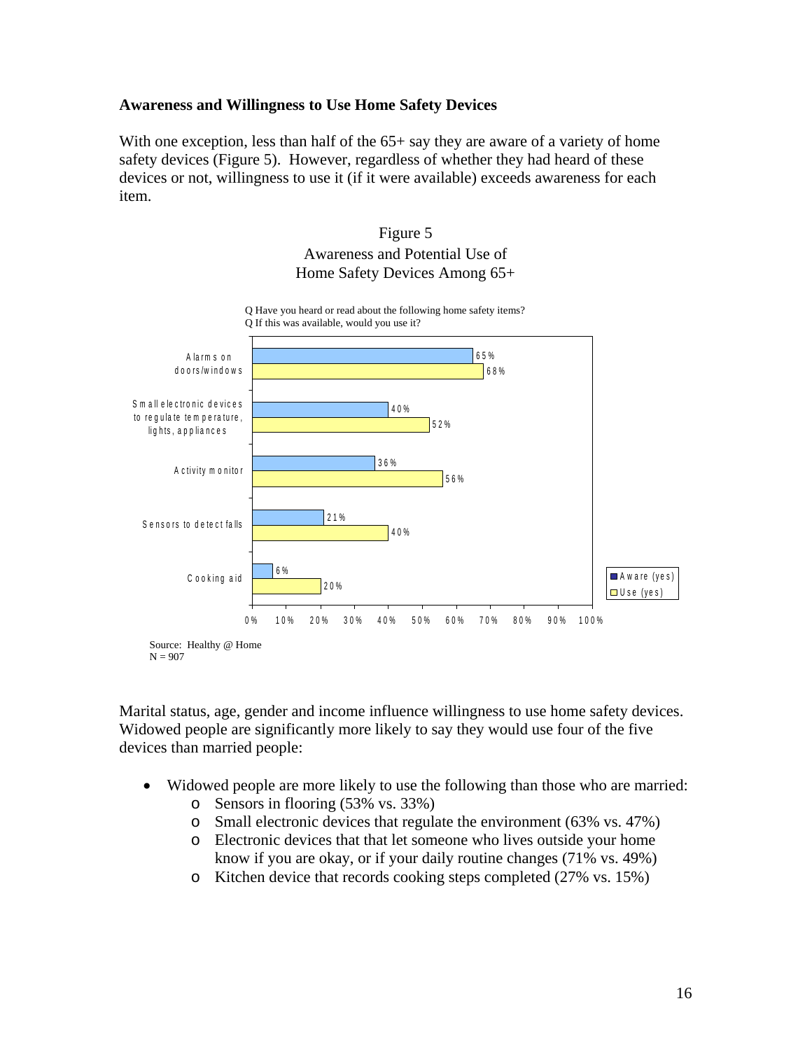**Awareness and Willingness to Use Home Safety Devices**

With one exception, less than half of the 65+ say they are aware of a variety of home safety devices (Figure 5). However, regardless of whether they had heard of these devices or not, willingness to use it (if it were available) exceeds awareness for each item.

Figure 5
Awareness and Potential Use of
Home Safety Devices Among 65+

Q Have you heard or read about the following home safety items?
Q If this was available, would you use it?

| Item | Aware (yes) | Use (yes) |
|---|---|---|
| Alarms on doors/windows | 65% | 68% |
| Small electronic devices to regulate temperature, lights, appliances | 40% | 52% |
| Activity monitor | 36% | 56% |
| Sensors to detect falls | 21% | 40% |
| Cooking aid | 6% | 20% |

Source: Healthy @ Home
N = 907

Marital status, age, gender and income influence willingness to use home safety devices. Widowed people are significantly more likely to say they would use four of the five devices than married people:

- Widowed people are more likely to use the following than those who are married:
  - Sensors in flooring (53% vs. 33%)
  - Small electronic devices that regulate the environment (63% vs. 47%)
  - Electronic devices that that let someone who lives outside your home know if you are okay, or if your daily routine changes (71% vs. 49%)
  - Kitchen device that records cooking steps completed (27% vs. 15%)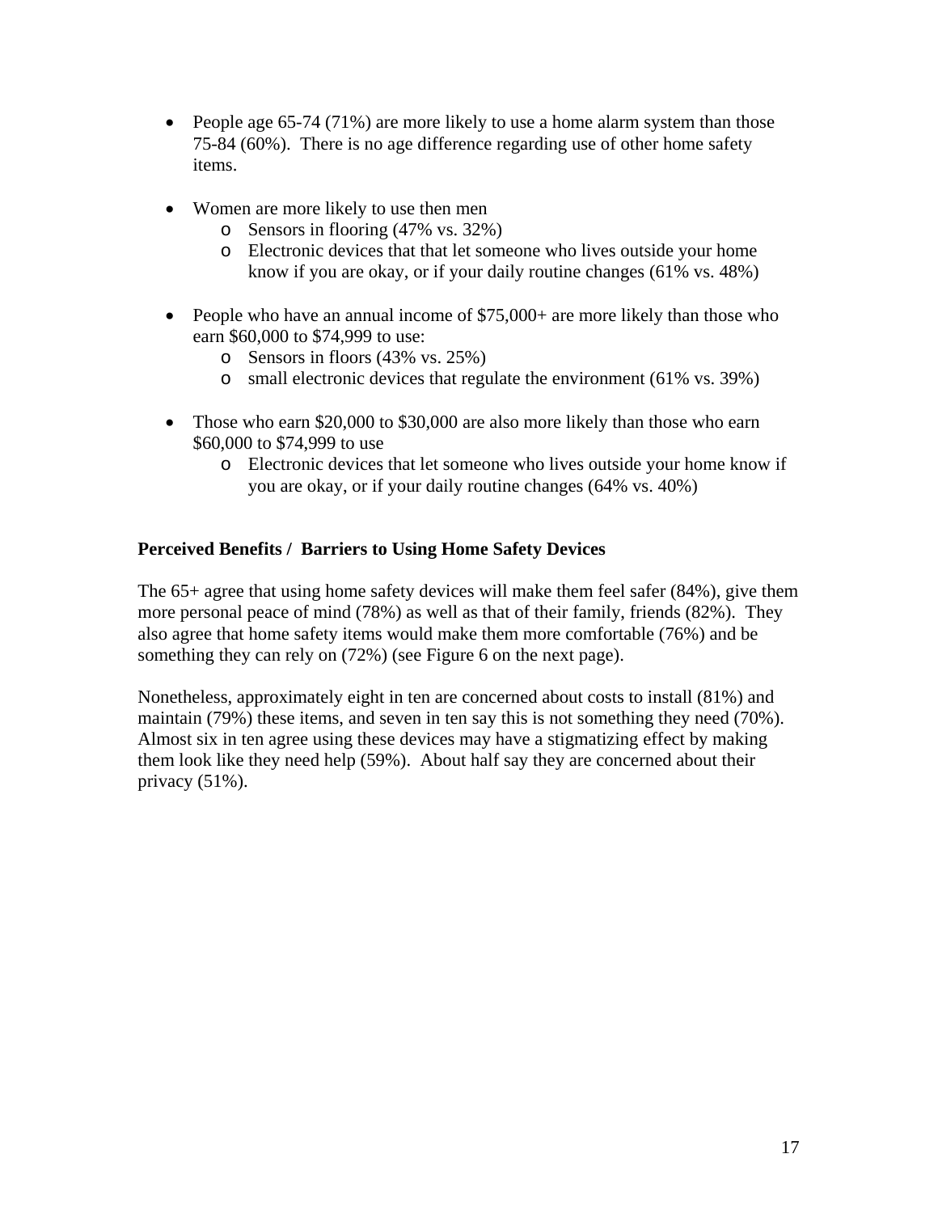- People age 65-74 (71%) are more likely to use a home alarm system than those 75-84 (60%). There is no age difference regarding use of other home safety items.

- Women are more likely to use then men
  - Sensors in flooring (47% vs. 32%)
  - Electronic devices that that let someone who lives outside your home know if you are okay, or if your daily routine changes (61% vs. 48%)

- People who have an annual income of $75,000+ are more likely than those who earn $60,000 to $74,999 to use:
  - Sensors in floors (43% vs. 25%)
  - small electronic devices that regulate the environment (61% vs. 39%)

- Those who earn $20,000 to $30,000 are also more likely than those who earn $60,000 to $74,999 to use
  - Electronic devices that let someone who lives outside your home know if you are okay, or if your daily routine changes (64% vs. 40%)

**Perceived Benefits / Barriers to Using Home Safety Devices**

The 65+ agree that using home safety devices will make them feel safer (84%), give them more personal peace of mind (78%) as well as that of their family, friends (82%). They also agree that home safety items would make them more comfortable (76%) and be something they can rely on (72%) (see Figure 6 on the next page).

Nonetheless, approximately eight in ten are concerned about costs to install (81%) and maintain (79%) these items, and seven in ten say this is not something they need (70%). Almost six in ten agree using these devices may have a stigmatizing effect by making them look like they need help (59%). About half say they are concerned about their privacy (51%).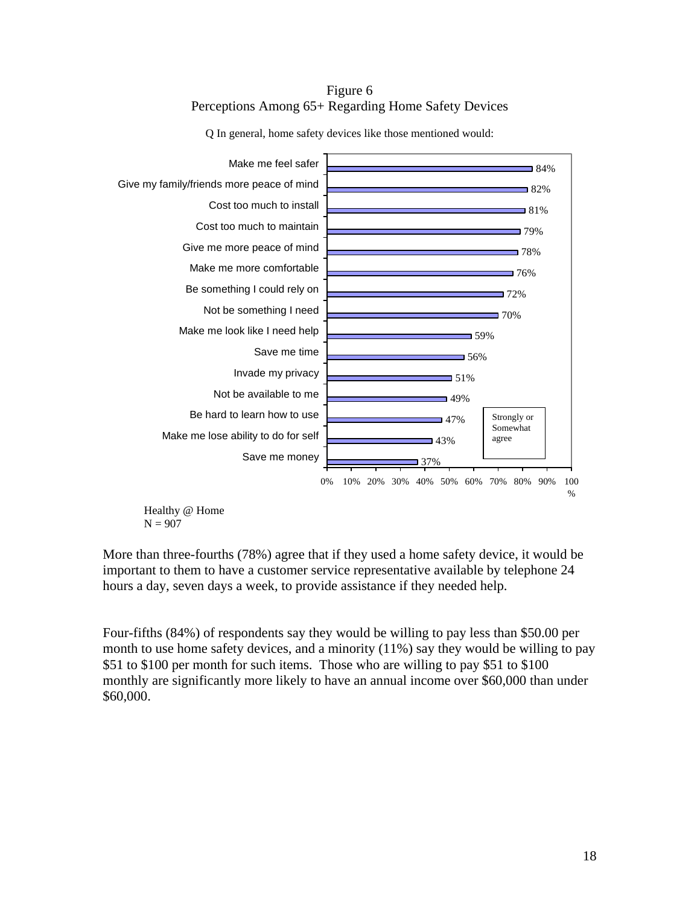Figure 6
Perceptions Among 65+ Regarding Home Safety Devices

Q In general, home safety devices like those mentioned would:

| Statement | Strongly or Somewhat agree |
|---|---|
| Make me feel safer | 84% |
| Give my family/friends more peace of mind | 82% |
| Cost too much to install | 81% |
| Cost too much to maintain | 79% |
| Give me more peace of mind | 78% |
| Make me more comfortable | 76% |
| Be something I could rely on | 72% |
| Not be something I need | 70% |
| Make me look like I need help | 59% |
| Save me time | 56% |
| Invade my privacy | 51% |
| Not be available to me | 49% |
| Be hard to learn how to use | 47% |
| Make me lose ability to do for self | 43% |
| Save me money | 37% |

Healthy @ Home
N = 907

More than three-fourths (78%) agree that if they used a home safety device, it would be important to them to have a customer service representative available by telephone 24 hours a day, seven days a week, to provide assistance if they needed help.

Four-fifths (84%) of respondents say they would be willing to pay less than $50.00 per month to use home safety devices, and a minority (11%) say they would be willing to pay $51 to $100 per month for such items. Those who are willing to pay $51 to $100 monthly are significantly more likely to have an annual income over $60,000 than under $60,000.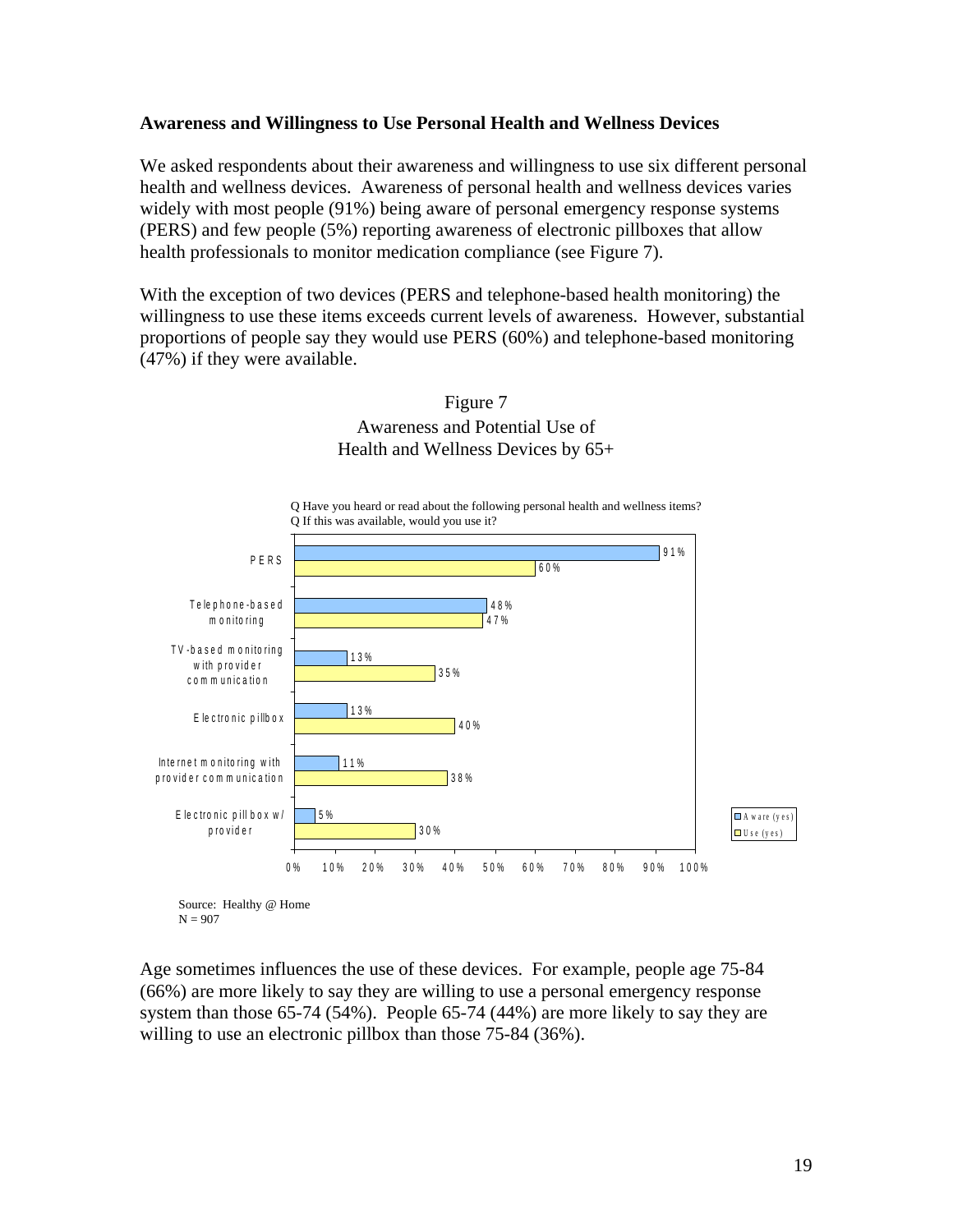**Awareness and Willingness to Use Personal Health and Wellness Devices**

We asked respondents about their awareness and willingness to use six different personal health and wellness devices. Awareness of personal health and wellness devices varies widely with most people (91%) being aware of personal emergency response systems (PERS) and few people (5%) reporting awareness of electronic pillboxes that allow health professionals to monitor medication compliance (see Figure 7).

With the exception of two devices (PERS and telephone-based health monitoring) the willingness to use these items exceeds current levels of awareness. However, substantial proportions of people say they would use PERS (60%) and telephone-based monitoring (47%) if they were available.

Figure 7
Awareness and Potential Use of
Health and Wellness Devices by 65+

Q Have you heard or read about the following personal health and wellness items?
Q If this was available, would you use it?

| Device | Aware (yes) | Use (yes) |
|---|---|---|
| PERS | 91% | 60% |
| Telephone-based monitoring | 48% | 47% |
| TV-based monitoring with provider communication | 13% | 35% |
| Electronic pillbox | 13% | 40% |
| Internet monitoring with provider communication | 11% | 38% |
| Electronic pillbox w/ provider | 5% | 30% |

Source: Healthy @ Home
N = 907

Age sometimes influences the use of these devices. For example, people age 75-84 (66%) are more likely to say they are willing to use a personal emergency response system than those 65-74 (54%). People 65-74 (44%) are more likely to say they are willing to use an electronic pillbox than those 75-84 (36%).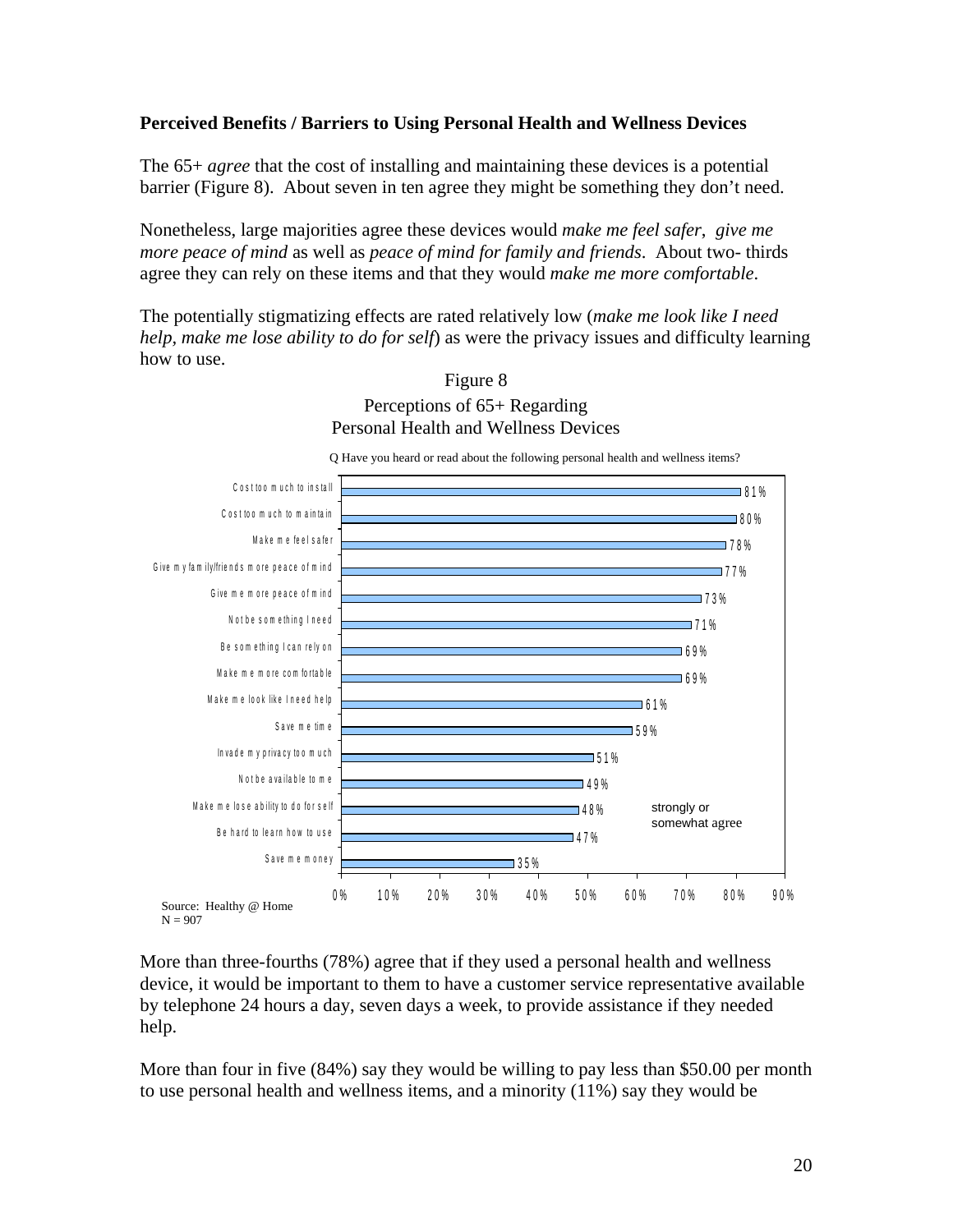**Perceived Benefits / Barriers to Using Personal Health and Wellness Devices**

The 65+ *agree* that the cost of installing and maintaining these devices is a potential barrier (Figure 8). About seven in ten agree they might be something they don't need.

Nonetheless, large majorities agree these devices would *make me feel safer*, *give me more peace of mind* as well as *peace of mind for family and friends*. About two- thirds agree they can rely on these items and that they would *make me more comfortable*.

The potentially stigmatizing effects are rated relatively low (*make me look like I need help, make me lose ability to do for self*) as were the privacy issues and difficulty learning how to use.

Figure 8
Perceptions of 65+ Regarding
Personal Health and Wellness Devices

Q Have you heard or read about the following personal health and wellness items?

| Item | strongly or somewhat agree |
|---|---|
| Cost too much to install | 81% |
| Cost too much to maintain | 80% |
| Make me feel safer | 78% |
| Give my family/friends more peace of mind | 77% |
| Give me more peace of mind | 73% |
| Not be something I need | 71% |
| Be something I can rely on | 69% |
| Make me more comfortable | 69% |
| Make me look like I need help | 61% |
| Save me time | 59% |
| Invade my privacy too much | 51% |
| Not be available to me | 49% |
| Make me lose ability to do for self | 48% |
| Be hard to learn how to use | 47% |
| Save me money | 35% |

Source: Healthy @ Home
N = 907

More than three-fourths (78%) agree that if they used a personal health and wellness device, it would be important to them to have a customer service representative available by telephone 24 hours a day, seven days a week, to provide assistance if they needed help.

More than four in five (84%) say they would be willing to pay less than $50.00 per month to use personal health and wellness items, and a minority (11%) say they would be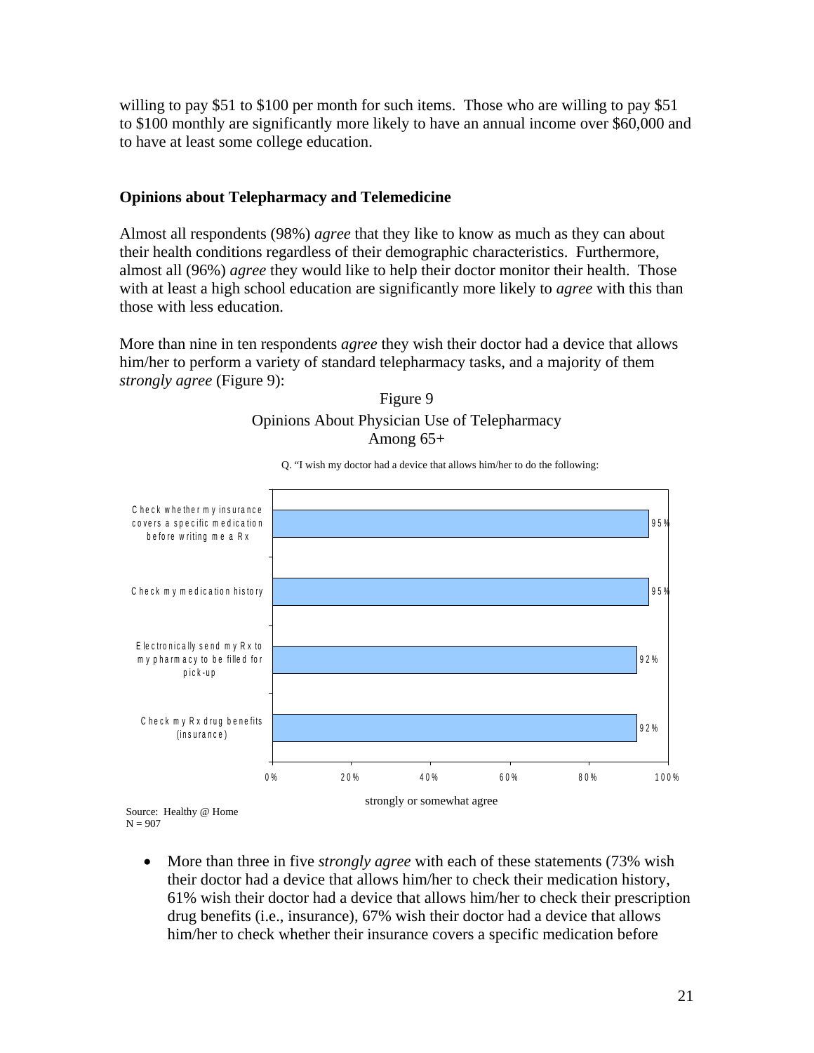willing to pay $51 to $100 per month for such items. Those who are willing to pay $51 to $100 monthly are significantly more likely to have an annual income over $60,000 and to have at least some college education.

**Opinions about Telepharmacy and Telemedicine**

Almost all respondents (98%) *agree* that they like to know as much as they can about their health conditions regardless of their demographic characteristics. Furthermore, almost all (96%) *agree* they would like to help their doctor monitor their health. Those with at least a high school education are significantly more likely to *agree* with this than those with less education.

More than nine in ten respondents *agree* they wish their doctor had a device that allows him/her to perform a variety of standard telepharmacy tasks, and a majority of them *strongly agree* (Figure 9):

Figure 9
Opinions About Physician Use of Telepharmacy
Among 65+

Q. "I wish my doctor had a device that allows him/her to do the following:

| | strongly or somewhat agree |
|---|---|
| Check whether my insurance covers a specific medication before writing me a Rx | 95% |
| Check my medication history | 95% |
| Electronically send my Rx to my pharmacy to be filled for pick-up | 92% |
| Check my Rx drug benefits (insurance) | 92% |

Source: Healthy @ Home
N = 907

- More than three in five *strongly agree* with each of these statements (73% wish their doctor had a device that allows him/her to check their medication history, 61% wish their doctor had a device that allows him/her to check their prescription drug benefits (i.e., insurance), 67% wish their doctor had a device that allows him/her to check whether their insurance covers a specific medication before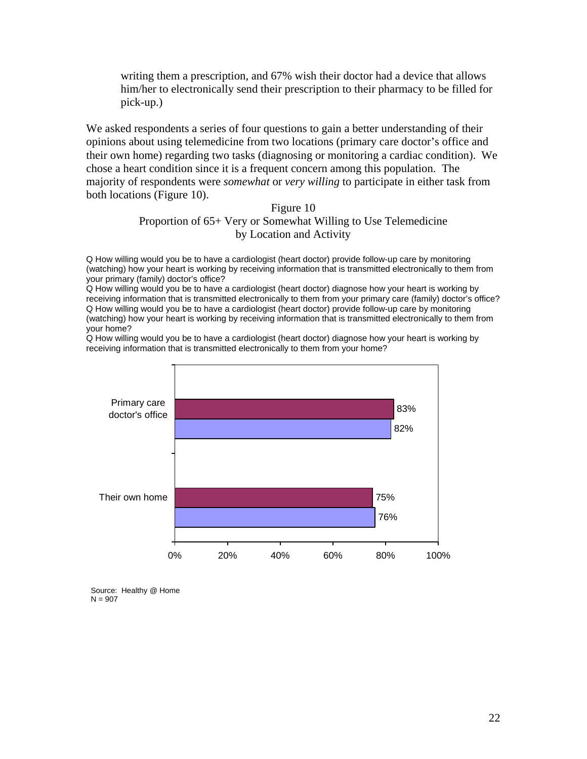writing them a prescription, and 67% wish their doctor had a device that allows him/her to electronically send their prescription to their pharmacy to be filled for pick-up.)

We asked respondents a series of four questions to gain a better understanding of their opinions about using telemedicine from two locations (primary care doctor's office and their own home) regarding two tasks (diagnosing or monitoring a cardiac condition). We chose a heart condition since it is a frequent concern among this population. The majority of respondents were *somewhat* or *very willing* to participate in either task from both locations (Figure 10).

Figure 10
Proportion of 65+ Very or Somewhat Willing to Use Telemedicine by Location and Activity

Q How willing would you be to have a cardiologist (heart doctor) provide follow-up care by monitoring (watching) how your heart is working by receiving information that is transmitted electronically to them from your primary (family) doctor's office?
Q How willing would you be to have a cardiologist (heart doctor) diagnose how your heart is working by receiving information that is transmitted electronically to them from your primary care (family) doctor's office?
Q How willing would you be to have a cardiologist (heart doctor) provide follow-up care by monitoring (watching) how your heart is working by receiving information that is transmitted electronically to them from your home?
Q How willing would you be to have a cardiologist (heart doctor) diagnose how your heart is working by receiving information that is transmitted electronically to them from your home?

| Location | Bar 1 | Bar 2 |
|---|---|---|
| Primary care doctor's office | 83% | 82% |
| Their own home | 75% | 76% |

Source: Healthy @ Home
N = 907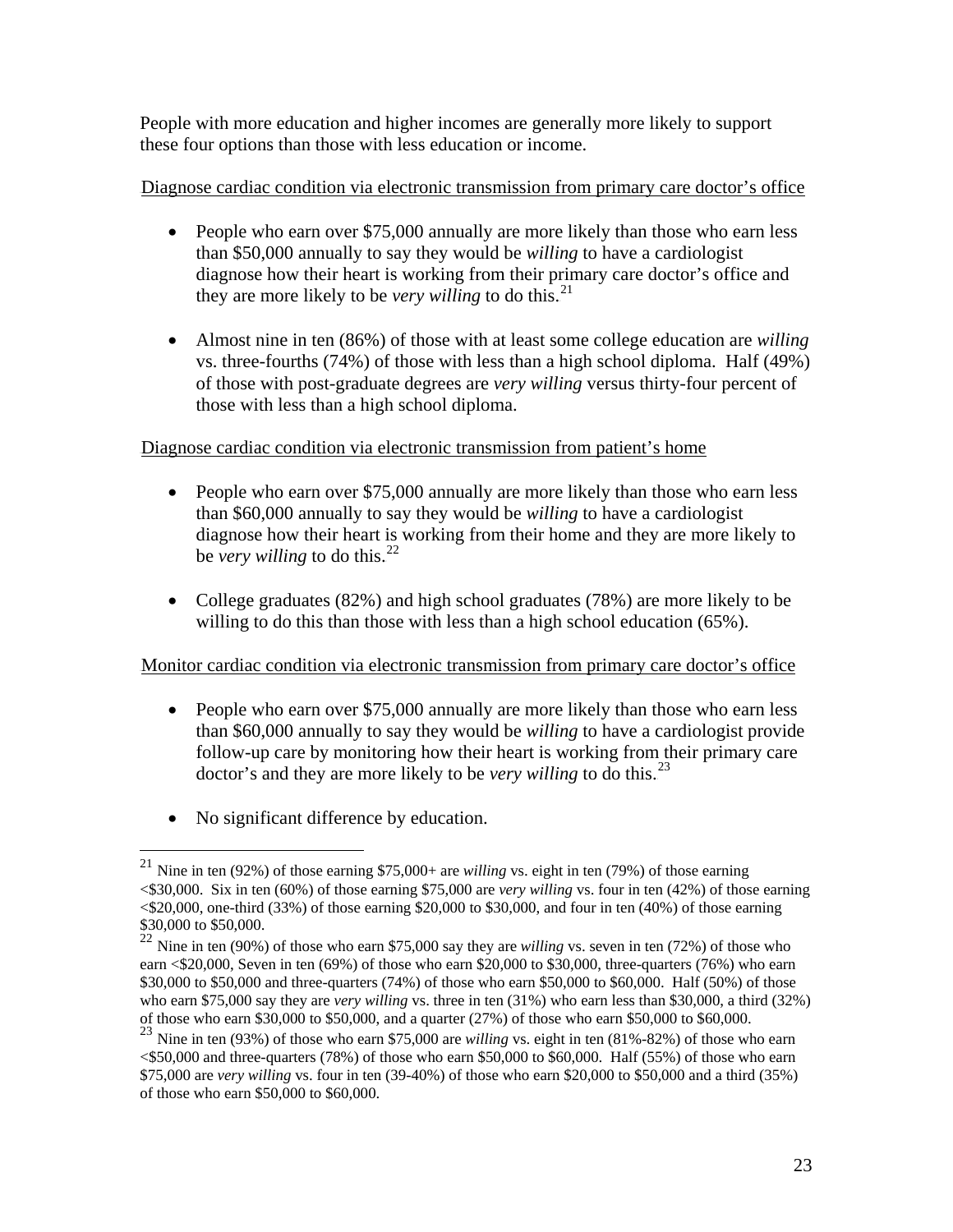People with more education and higher incomes are generally more likely to support these four options than those with less education or income.

Diagnose cardiac condition via electronic transmission from primary care doctor's office

- People who earn over $75,000 annually are more likely than those who earn less than $50,000 annually to say they would be *willing* to have a cardiologist diagnose how their heart is working from their primary care doctor's office and they are more likely to be *very willing* to do this.[21]

- Almost nine in ten (86%) of those with at least some college education are *willing* vs. three-fourths (74%) of those with less than a high school diploma. Half (49%) of those with post-graduate degrees are *very willing* versus thirty-four percent of those with less than a high school diploma.

Diagnose cardiac condition via electronic transmission from patient's home

- People who earn over $75,000 annually are more likely than those who earn less than $60,000 annually to say they would be *willing* to have a cardiologist diagnose how their heart is working from their home and they are more likely to be *very willing* to do this.[22]

- College graduates (82%) and high school graduates (78%) are more likely to be willing to do this than those with less than a high school education (65%).

Monitor cardiac condition via electronic transmission from primary care doctor's office

- People who earn over $75,000 annually are more likely than those who earn less than $60,000 annually to say they would be *willing* to have a cardiologist provide follow-up care by monitoring how their heart is working from their primary care doctor's and they are more likely to be *very willing* to do this.[23]

- No significant difference by education.

---

[21] Nine in ten (92%) of those earning $75,000+ are *willing* vs. eight in ten (79%) of those earning <$30,000. Six in ten (60%) of those earning $75,000 are *very willing* vs. four in ten (42%) of those earning <$20,000, one-third (33%) of those earning $20,000 to $30,000, and four in ten (40%) of those earning $30,000 to $50,000.

[22] Nine in ten (90%) of those who earn $75,000 say they are *willing* vs. seven in ten (72%) of those who earn <$20,000, Seven in ten (69%) of those who earn $20,000 to $30,000, three-quarters (76%) who earn $30,000 to $50,000 and three-quarters (74%) of those who earn $50,000 to $60,000. Half (50%) of those who earn $75,000 say they are *very willing* vs. three in ten (31%) who earn less than $30,000, a third (32%) of those who earn $30,000 to $50,000, and a quarter (27%) of those who earn $50,000 to $60,000.

[23] Nine in ten (93%) of those who earn $75,000 are *willing* vs. eight in ten (81%-82%) of those who earn <$50,000 and three-quarters (78%) of those who earn $50,000 to $60,000. Half (55%) of those who earn $75,000 are *very willing* vs. four in ten (39-40%) of those who earn $20,000 to $50,000 and a third (35%) of those who earn $50,000 to $60,000.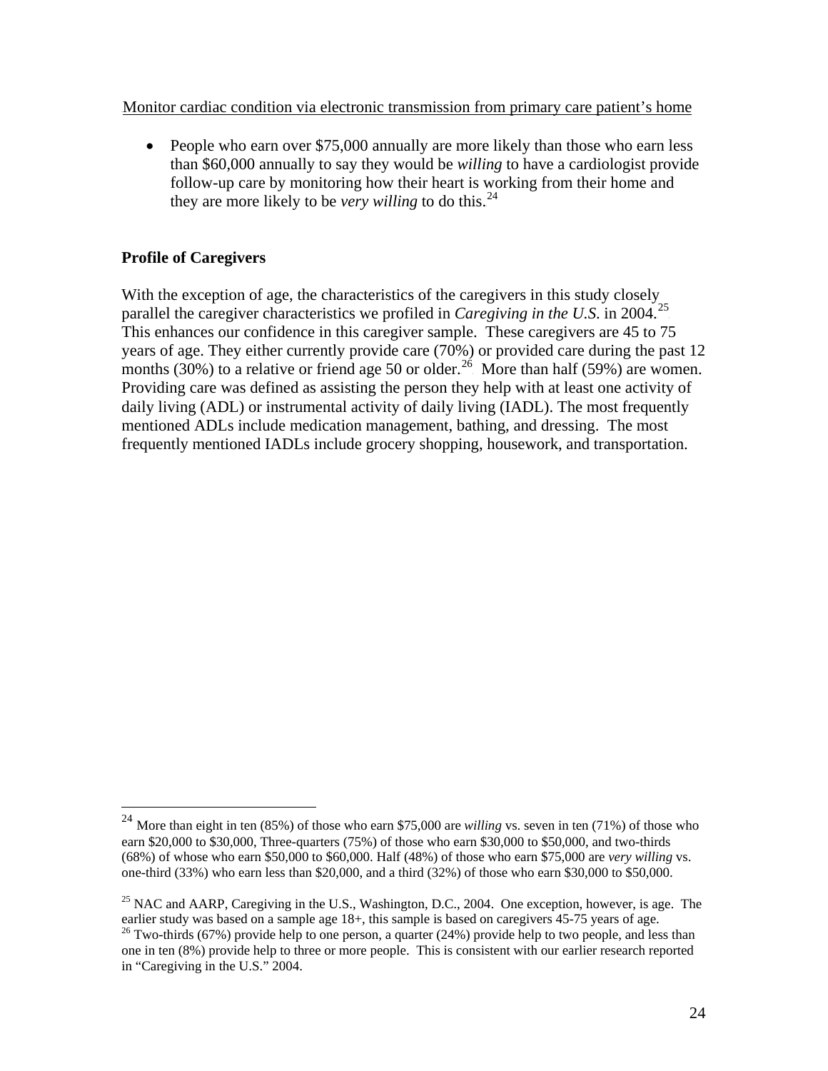Monitor cardiac condition via electronic transmission from primary care patient's home

- People who earn over $75,000 annually are more likely than those who earn less than $60,000 annually to say they would be *willing* to have a cardiologist provide follow-up care by monitoring how their heart is working from their home and they are more likely to be *very willing* to do this.[24]

**Profile of Caregivers**

With the exception of age, the characteristics of the caregivers in this study closely parallel the caregiver characteristics we profiled in *Caregiving in the U.S.* in 2004.[25] This enhances our confidence in this caregiver sample. These caregivers are 45 to 75 years of age. They either currently provide care (70%) or provided care during the past 12 months (30%) to a relative or friend age 50 or older.[26] More than half (59%) are women. Providing care was defined as assisting the person they help with at least one activity of daily living (ADL) or instrumental activity of daily living (IADL). The most frequently mentioned ADLs include medication management, bathing, and dressing. The most frequently mentioned IADLs include grocery shopping, housework, and transportation.

---

[24] More than eight in ten (85%) of those who earn $75,000 are *willing* vs. seven in ten (71%) of those who earn $20,000 to $30,000, Three-quarters (75%) of those who earn $30,000 to $50,000, and two-thirds (68%) of whose who earn $50,000 to $60,000. Half (48%) of those who earn $75,000 are *very willing* vs. one-third (33%) who earn less than $20,000, and a third (32%) of those who earn $30,000 to $50,000.

[25] NAC and AARP, Caregiving in the U.S., Washington, D.C., 2004. One exception, however, is age. The earlier study was based on a sample age 18+, this sample is based on caregivers 45-75 years of age.

[26] Two-thirds (67%) provide help to one person, a quarter (24%) provide help to two people, and less than one in ten (8%) provide help to three or more people. This is consistent with our earlier research reported in "Caregiving in the U.S." 2004.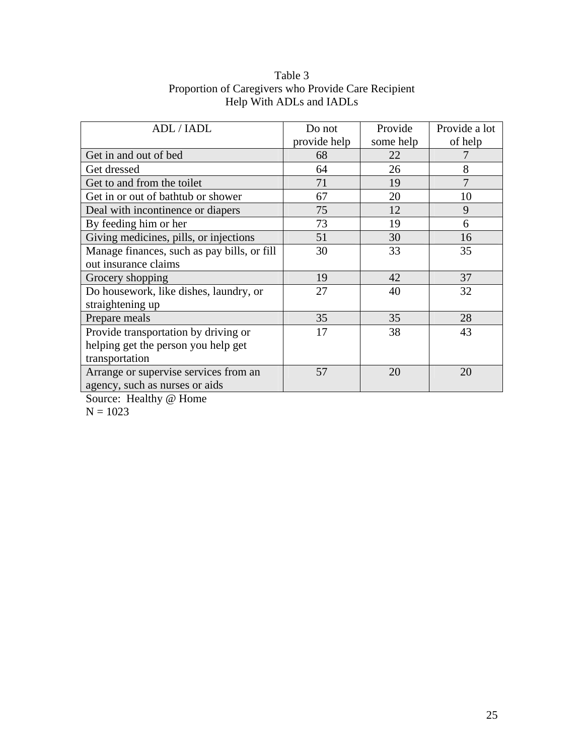Table 3
Proportion of Caregivers who Provide Care Recipient
Help With ADLs and IADLs

| ADL / IADL | Do not provide help | Provide some help | Provide a lot of help |
|---|---|---|---|
| Get in and out of bed | 68 | 22 | 7 |
| Get dressed | 64 | 26 | 8 |
| Get to and from the toilet | 71 | 19 | 7 |
| Get in or out of bathtub or shower | 67 | 20 | 10 |
| Deal with incontinence or diapers | 75 | 12 | 9 |
| By feeding him or her | 73 | 19 | 6 |
| Giving medicines, pills, or injections | 51 | 30 | 16 |
| Manage finances, such as pay bills, or fill out insurance claims | 30 | 33 | 35 |
| Grocery shopping | 19 | 42 | 37 |
| Do housework, like dishes, laundry, or straightening up | 27 | 40 | 32 |
| Prepare meals | 35 | 35 | 28 |
| Provide transportation by driving or helping get the person you help get transportation | 17 | 38 | 43 |
| Arrange or supervise services from an agency, such as nurses or aids | 57 | 20 | 20 |

Source: Healthy @ Home
N = 1023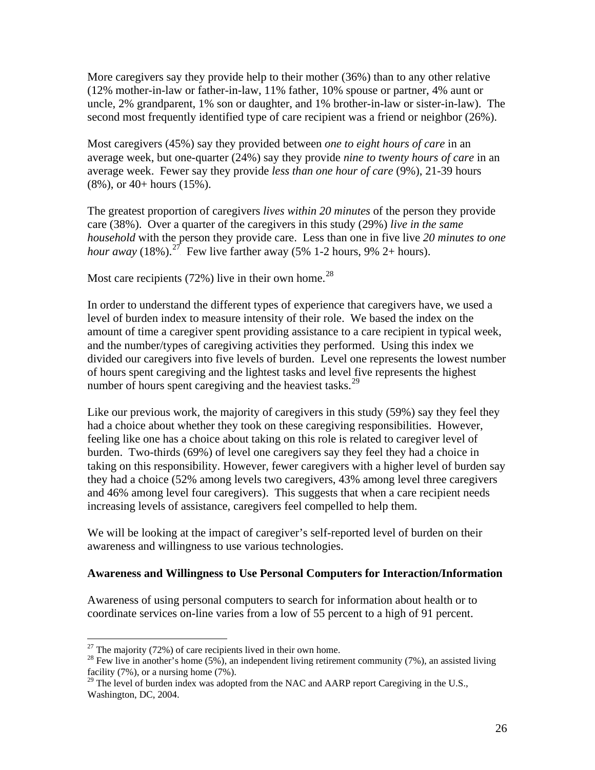More caregivers say they provide help to their mother (36%) than to any other relative (12% mother-in-law or father-in-law, 11% father, 10% spouse or partner, 4% aunt or uncle, 2% grandparent, 1% son or daughter, and 1% brother-in-law or sister-in-law). The second most frequently identified type of care recipient was a friend or neighbor (26%).

Most caregivers (45%) say they provided between *one to eight hours of care* in an average week, but one-quarter (24%) say they provide *nine to twenty hours of care* in an average week. Fewer say they provide *less than one hour of care* (9%), 21-39 hours (8%), or 40+ hours (15%).

The greatest proportion of caregivers *lives within 20 minutes* of the person they provide care (38%). Over a quarter of the caregivers in this study (29%) *live in the same household* with the person they provide care. Less than one in five live *20 minutes to one hour away* (18%).[27] Few live farther away (5% 1-2 hours, 9% 2+ hours).

Most care recipients (72%) live in their own home.[28]

In order to understand the different types of experience that caregivers have, we used a level of burden index to measure intensity of their role. We based the index on the amount of time a caregiver spent providing assistance to a care recipient in typical week, and the number/types of caregiving activities they performed. Using this index we divided our caregivers into five levels of burden. Level one represents the lowest number of hours spent caregiving and the lightest tasks and level five represents the highest number of hours spent caregiving and the heaviest tasks.[29]

Like our previous work, the majority of caregivers in this study (59%) say they feel they had a choice about whether they took on these caregiving responsibilities. However, feeling like one has a choice about taking on this role is related to caregiver level of burden. Two-thirds (69%) of level one caregivers say they feel they had a choice in taking on this responsibility. However, fewer caregivers with a higher level of burden say they had a choice (52% among levels two caregivers, 43% among level three caregivers and 46% among level four caregivers). This suggests that when a care recipient needs increasing levels of assistance, caregivers feel compelled to help them.

We will be looking at the impact of caregiver's self-reported level of burden on their awareness and willingness to use various technologies.

**Awareness and Willingness to Use Personal Computers for Interaction/Information**

Awareness of using personal computers to search for information about health or to coordinate services on-line varies from a low of 55 percent to a high of 91 percent.

---

[27] The majority (72%) of care recipients lived in their own home.

[28] Few live in another's home (5%), an independent living retirement community (7%), an assisted living facility (7%), or a nursing home (7%).

[29] The level of burden index was adopted from the NAC and AARP report Caregiving in the U.S., Washington, DC, 2004.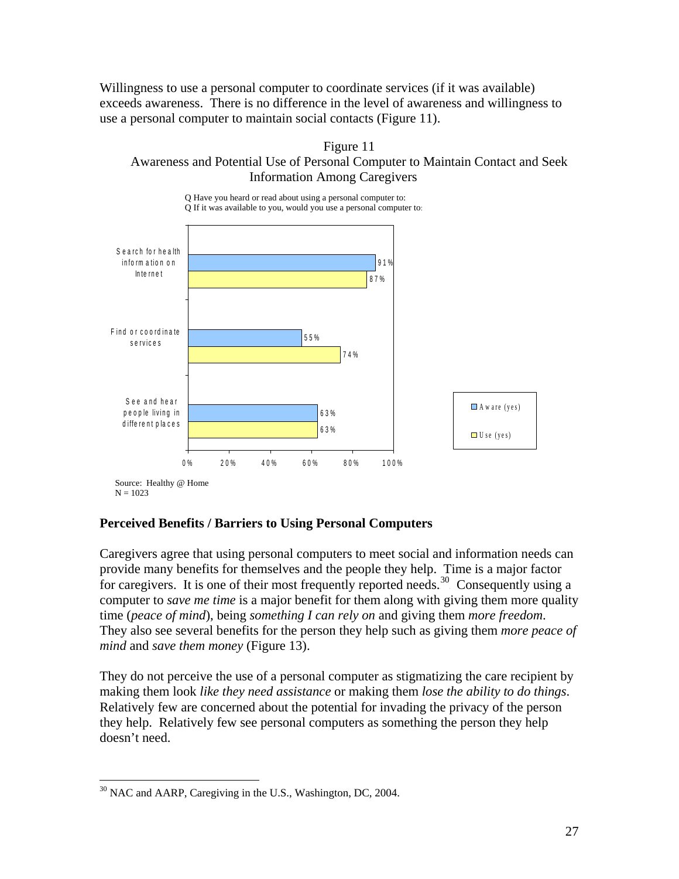Willingness to use a personal computer to coordinate services (if it was available) exceeds awareness. There is no difference in the level of awareness and willingness to use a personal computer to maintain social contacts (Figure 11).

Figure 11
Awareness and Potential Use of Personal Computer to Maintain Contact and Seek Information Among Caregivers

Q Have you heard or read about using a personal computer to:
Q If it was available to you, would you use a personal computer to:

| | Aware (yes) | Use (yes) |
|---|---|---|
| Search for health information on Internet | 91% | 87% |
| Find or coordinate services | 55% | 74% |
| See and hear people living in different places | 63% | 63% |

Source: Healthy @ Home
N = 1023

**Perceived Benefits / Barriers to Using Personal Computers**

Caregivers agree that using personal computers to meet social and information needs can provide many benefits for themselves and the people they help. Time is a major factor for caregivers. It is one of their most frequently reported needs.[30] Consequently using a computer to *save me time* is a major benefit for them along with giving them more quality time (*peace of mind*), being *something I can rely on* and giving them *more freedom*. They also see several benefits for the person they help such as giving them *more peace of mind* and *save them money* (Figure 13).

They do not perceive the use of a personal computer as stigmatizing the care recipient by making them look *like they need assistance* or making them *lose the ability to do things*. Relatively few are concerned about the potential for invading the privacy of the person they help. Relatively few see personal computers as something the person they help doesn't need.

[30] NAC and AARP, Caregiving in the U.S., Washington, DC, 2004.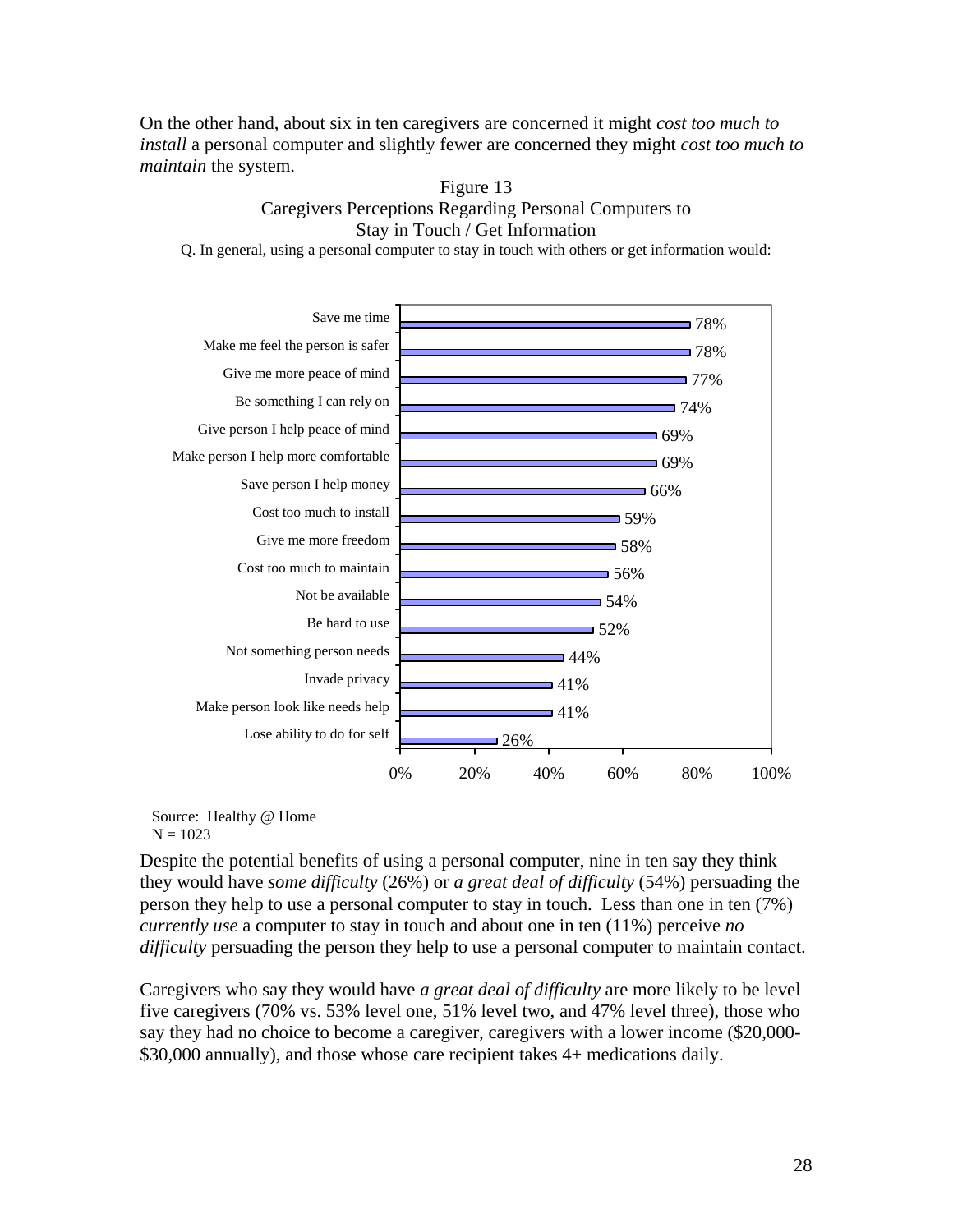On the other hand, about six in ten caregivers are concerned it might *cost too much to install* a personal computer and slightly fewer are concerned they might *cost too much to maintain* the system.

Figure 13
Caregivers Perceptions Regarding Personal Computers to Stay in Touch / Get Information

Q. In general, using a personal computer to stay in touch with others or get information would:

| Item | Percent |
| --- | --- |
| Save me time | 78% |
| Make me feel the person is safer | 78% |
| Give me more peace of mind | 77% |
| Be something I can rely on | 74% |
| Give person I help peace of mind | 69% |
| Make person I help more comfortable | 69% |
| Save person I help money | 66% |
| Cost too much to install | 59% |
| Give me more freedom | 58% |
| Cost too much to maintain | 56% |
| Not be available | 54% |
| Be hard to use | 52% |
| Not something person needs | 44% |
| Invade privacy | 41% |
| Make person look like needs help | 41% |
| Lose ability to do for self | 26% |

Source: Healthy @ Home
N = 1023

Despite the potential benefits of using a personal computer, nine in ten say they think they would have *some difficulty* (26%) or *a great deal of difficulty* (54%) persuading the person they help to use a personal computer to stay in touch. Less than one in ten (7%) *currently use* a computer to stay in touch and about one in ten (11%) perceive *no difficulty* persuading the person they help to use a personal computer to maintain contact.

Caregivers who say they would have *a great deal of difficulty* are more likely to be level five caregivers (70% vs. 53% level one, 51% level two, and 47% level three), those who say they had no choice to become a caregiver, caregivers with a lower income ($20,000-$30,000 annually), and those whose care recipient takes 4+ medications daily.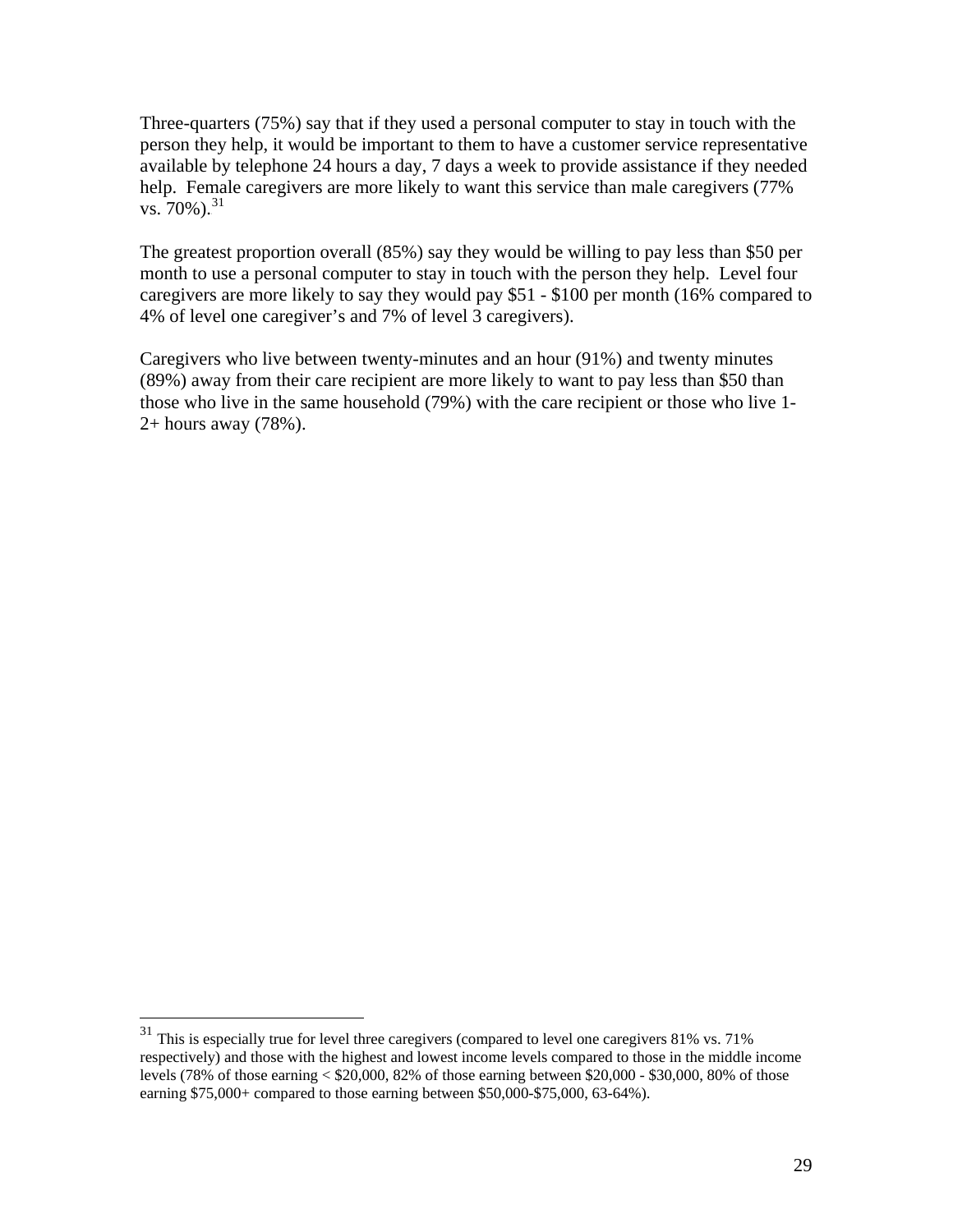Three-quarters (75%) say that if they used a personal computer to stay in touch with the person they help, it would be important to them to have a customer service representative available by telephone 24 hours a day, 7 days a week to provide assistance if they needed help. Female caregivers are more likely to want this service than male caregivers (77% vs. 70%).[31]

The greatest proportion overall (85%) say they would be willing to pay less than $50 per month to use a personal computer to stay in touch with the person they help. Level four caregivers are more likely to say they would pay $51 - $100 per month (16% compared to 4% of level one caregiver's and 7% of level 3 caregivers).

Caregivers who live between twenty-minutes and an hour (91%) and twenty minutes (89%) away from their care recipient are more likely to want to pay less than $50 than those who live in the same household (79%) with the care recipient or those who live 1-2+ hours away (78%).

[31] This is especially true for level three caregivers (compared to level one caregivers 81% vs. 71% respectively) and those with the highest and lowest income levels compared to those in the middle income levels (78% of those earning < $20,000, 82% of those earning between $20,000 - $30,000, 80% of those earning $75,000+ compared to those earning between $50,000-$75,000, 63-64%).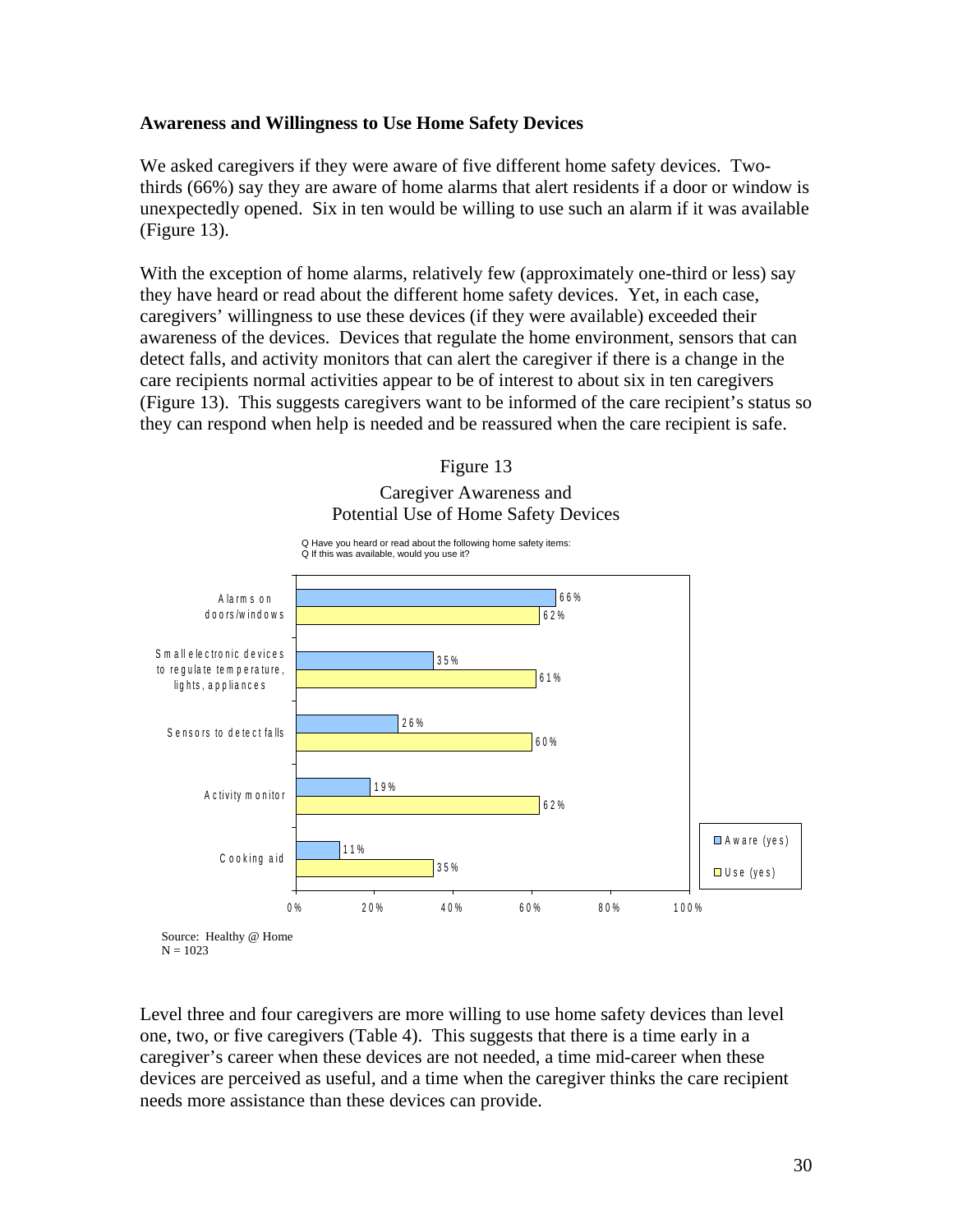**Awareness and Willingness to Use Home Safety Devices**

We asked caregivers if they were aware of five different home safety devices. Two-thirds (66%) say they are aware of home alarms that alert residents if a door or window is unexpectedly opened. Six in ten would be willing to use such an alarm if it was available (Figure 13).

With the exception of home alarms, relatively few (approximately one-third or less) say they have heard or read about the different home safety devices. Yet, in each case, caregivers' willingness to use these devices (if they were available) exceeded their awareness of the devices. Devices that regulate the home environment, sensors that can detect falls, and activity monitors that can alert the caregiver if there is a change in the care recipients normal activities appear to be of interest to about six in ten caregivers (Figure 13). This suggests caregivers want to be informed of the care recipient's status so they can respond when help is needed and be reassured when the care recipient is safe.

Figure 13

Caregiver Awareness and Potential Use of Home Safety Devices

Q Have you heard or read about the following home safety items:
Q If this was available, would you use it?

| | Aware (yes) | Use (yes) |
|---|---|---|
| Alarms on doors/windows | 66% | 62% |
| Small electronic devices to regulate temperature, lights, appliances | 35% | 61% |
| Sensors to detect falls | 26% | 60% |
| Activity monitor | 19% | 62% |
| Cooking aid | 11% | 35% |

Source: Healthy @ Home
N = 1023

Level three and four caregivers are more willing to use home safety devices than level one, two, or five caregivers (Table 4). This suggests that there is a time early in a caregiver's career when these devices are not needed, a time mid-career when these devices are perceived as useful, and a time when the caregiver thinks the care recipient needs more assistance than these devices can provide.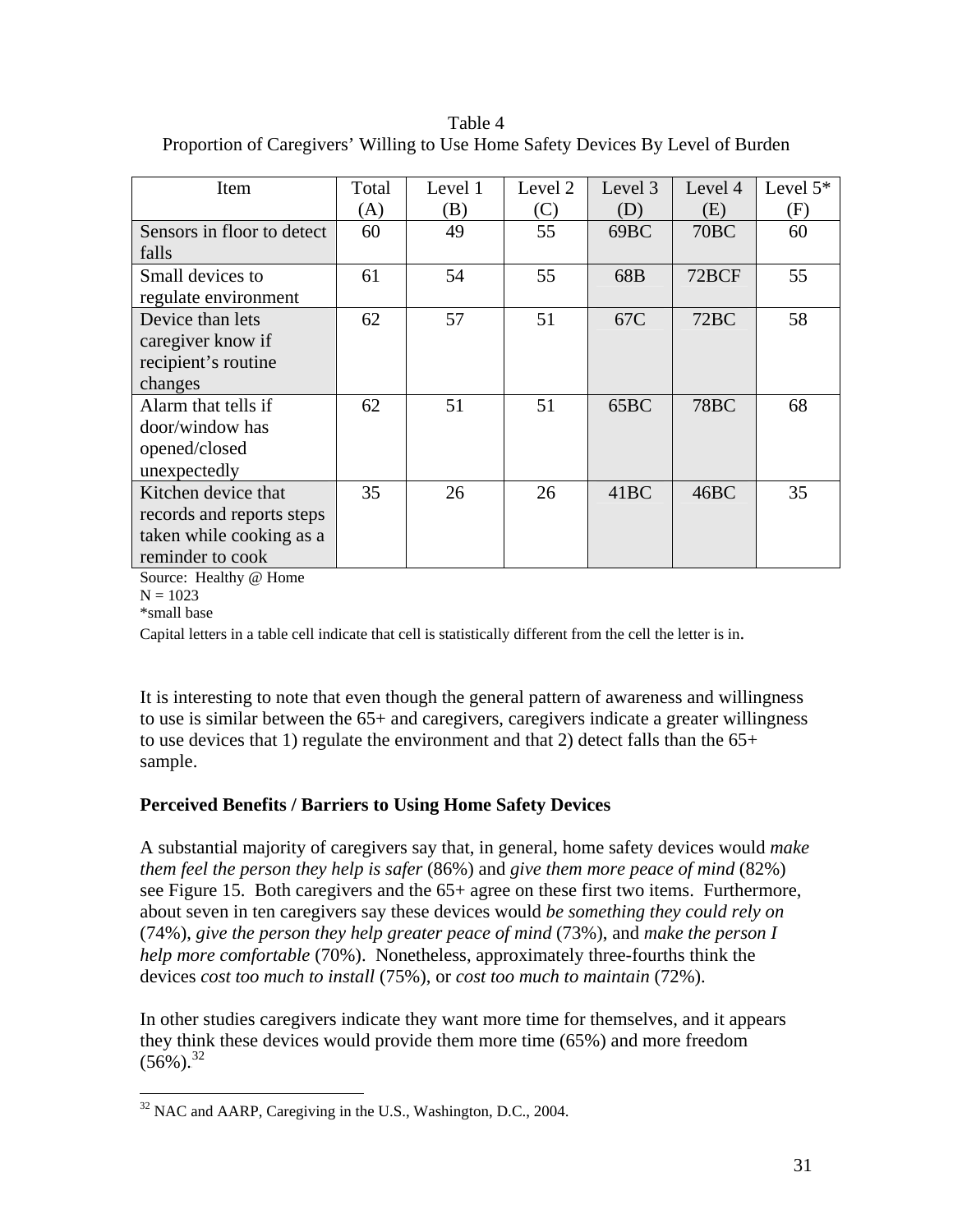Table 4
Proportion of Caregivers' Willing to Use Home Safety Devices By Level of Burden

| Item | Total (A) | Level 1 (B) | Level 2 (C) | Level 3 (D) | Level 4 (E) | Level 5* (F) |
|---|---|---|---|---|---|---|
| Sensors in floor to detect falls | 60 | 49 | 55 | 69BC | 70BC | 60 |
| Small devices to regulate environment | 61 | 54 | 55 | 68B | 72BCF | 55 |
| Device than lets caregiver know if recipient's routine changes | 62 | 57 | 51 | 67C | 72BC | 58 |
| Alarm that tells if door/window has opened/closed unexpectedly | 62 | 51 | 51 | 65BC | 78BC | 68 |
| Kitchen device that records and reports steps taken while cooking as a reminder to cook | 35 | 26 | 26 | 41BC | 46BC | 35 |

Source: Healthy @ Home
N = 1023
*small base
Capital letters in a table cell indicate that cell is statistically different from the cell the letter is in.

It is interesting to note that even though the general pattern of awareness and willingness to use is similar between the 65+ and caregivers, caregivers indicate a greater willingness to use devices that 1) regulate the environment and that 2) detect falls than the 65+ sample.

**Perceived Benefits / Barriers to Using Home Safety Devices**

A substantial majority of caregivers say that, in general, home safety devices would *make them feel the person they help is safer* (86%) and *give them more peace of mind* (82%) see Figure 15. Both caregivers and the 65+ agree on these first two items. Furthermore, about seven in ten caregivers say these devices would *be something they could rely on* (74%), *give the person they help greater peace of mind* (73%), and *make the person I help more comfortable* (70%). Nonetheless, approximately three-fourths think the devices *cost too much to install* (75%), or *cost too much to maintain* (72%).

In other studies caregivers indicate they want more time for themselves, and it appears they think these devices would provide them more time (65%) and more freedom (56%).[32]

[32] NAC and AARP, Caregiving in the U.S., Washington, D.C., 2004.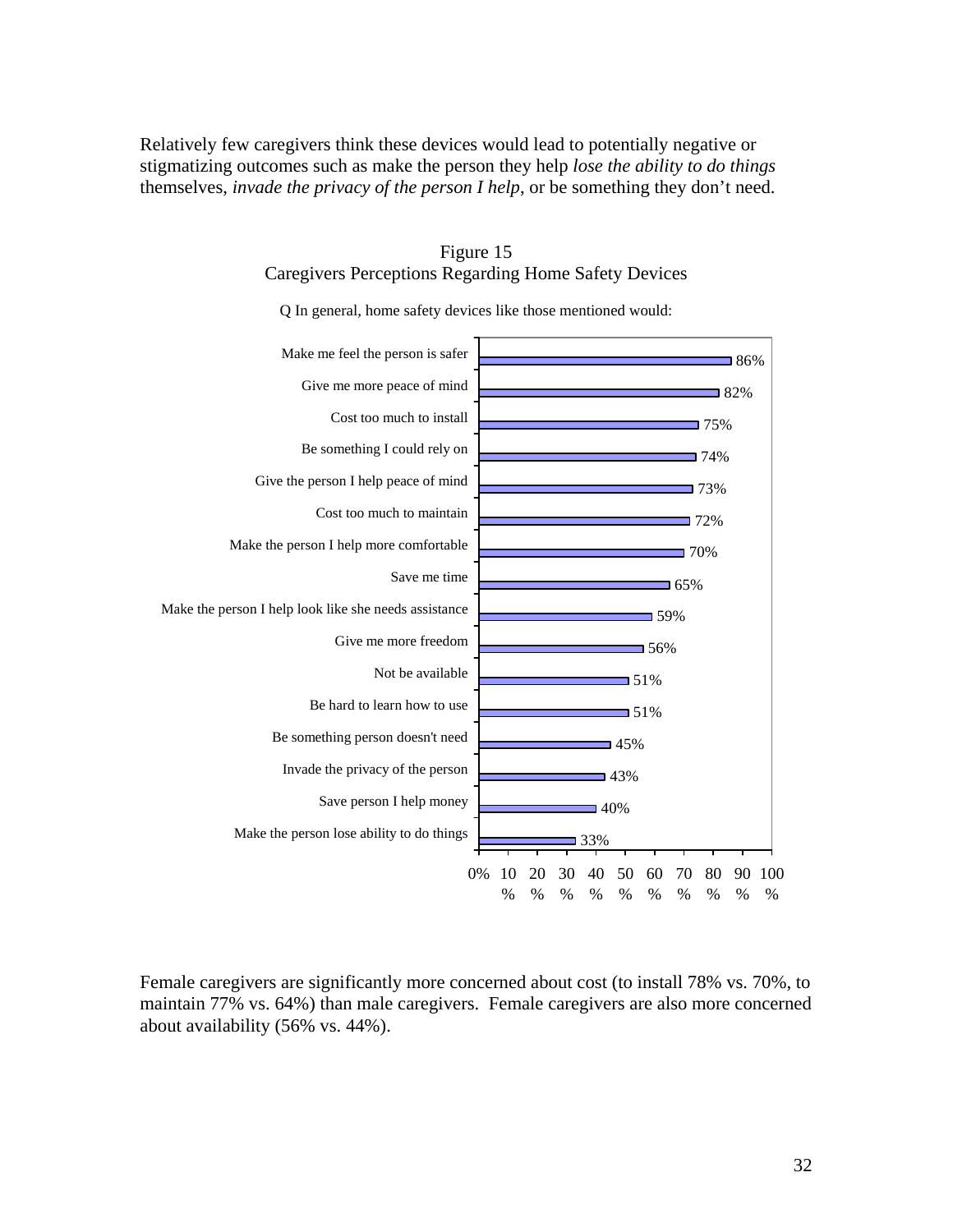Relatively few caregivers think these devices would lead to potentially negative or stigmatizing outcomes such as make the person they help *lose the ability to do things* themselves, *invade the privacy of the person I help*, or be something they don't need.

Figure 15
Caregivers Perceptions Regarding Home Safety Devices

Q In general, home safety devices like those mentioned would:

| Response | Percent |
|---|---|
| Make me feel the person is safer | 86% |
| Give me more peace of mind | 82% |
| Cost too much to install | 75% |
| Be something I could rely on | 74% |
| Give the person I help peace of mind | 73% |
| Cost too much to maintain | 72% |
| Make the person I help more comfortable | 70% |
| Save me time | 65% |
| Make the person I help look like she needs assistance | 59% |
| Give me more freedom | 56% |
| Not be available | 51% |
| Be hard to learn how to use | 51% |
| Be something person doesn't need | 45% |
| Invade the privacy of the person | 43% |
| Save person I help money | 40% |
| Make the person lose ability to do things | 33% |

Female caregivers are significantly more concerned about cost (to install 78% vs. 70%, to maintain 77% vs. 64%) than male caregivers. Female caregivers are also more concerned about availability (56% vs. 44%).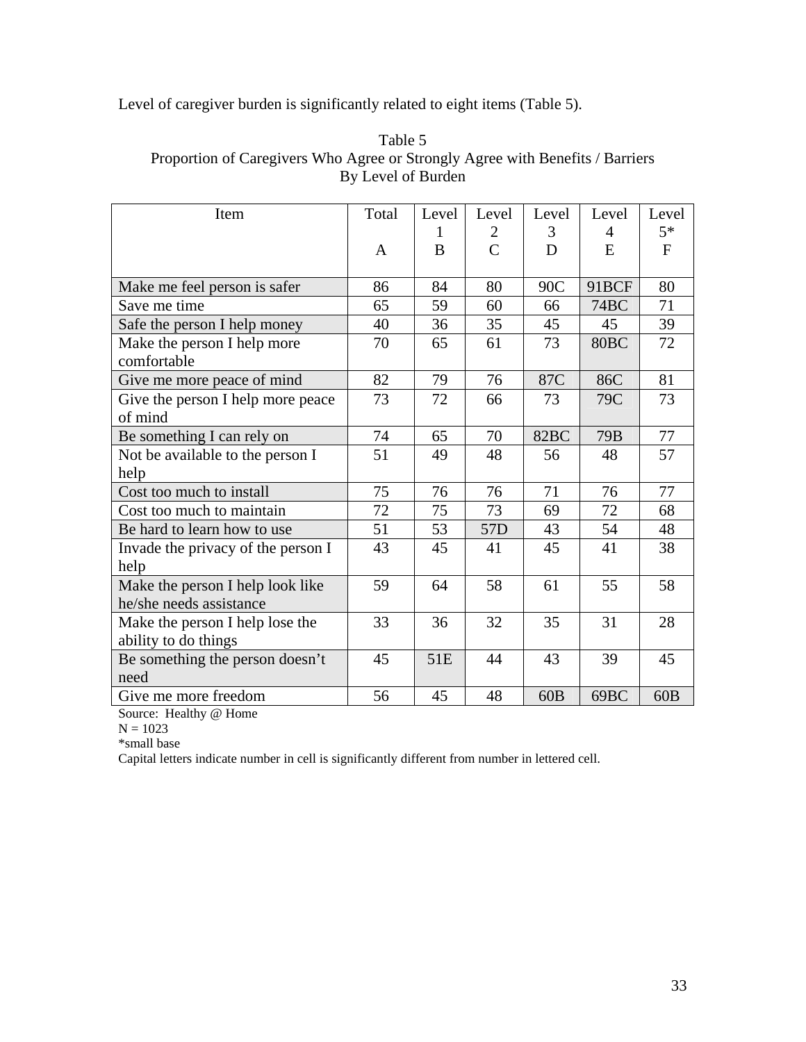Level of caregiver burden is significantly related to eight items (Table 5).

Table 5
Proportion of Caregivers Who Agree or Strongly Agree with Benefits / Barriers
By Level of Burden

| Item | Total<br><br>A | Level 1<br>B | Level 2<br>C | Level 3<br>D | Level 4<br>E | Level 5*<br>F |
|---|---|---|---|---|---|---|
| Make me feel person is safer | 86 | 84 | 80 | 90C | 91BCF | 80 |
| Save me time | 65 | 59 | 60 | 66 | 74BC | 71 |
| Safe the person I help money | 40 | 36 | 35 | 45 | 45 | 39 |
| Make the person I help more comfortable | 70 | 65 | 61 | 73 | 80BC | 72 |
| Give me more peace of mind | 82 | 79 | 76 | 87C | 86C | 81 |
| Give the person I help more peace of mind | 73 | 72 | 66 | 73 | 79C | 73 |
| Be something I can rely on | 74 | 65 | 70 | 82BC | 79B | 77 |
| Not be available to the person I help | 51 | 49 | 48 | 56 | 48 | 57 |
| Cost too much to install | 75 | 76 | 76 | 71 | 76 | 77 |
| Cost too much to maintain | 72 | 75 | 73 | 69 | 72 | 68 |
| Be hard to learn how to use | 51 | 53 | 57D | 43 | 54 | 48 |
| Invade the privacy of the person I help | 43 | 45 | 41 | 45 | 41 | 38 |
| Make the person I help look like he/she needs assistance | 59 | 64 | 58 | 61 | 55 | 58 |
| Make the person I help lose the ability to do things | 33 | 36 | 32 | 35 | 31 | 28 |
| Be something the person doesn't need | 45 | 51E | 44 | 43 | 39 | 45 |
| Give me more freedom | 56 | 45 | 48 | 60B | 69BC | 60B |

Source: Healthy @ Home
N = 1023
*small base
Capital letters indicate number in cell is significantly different from number in lettered cell.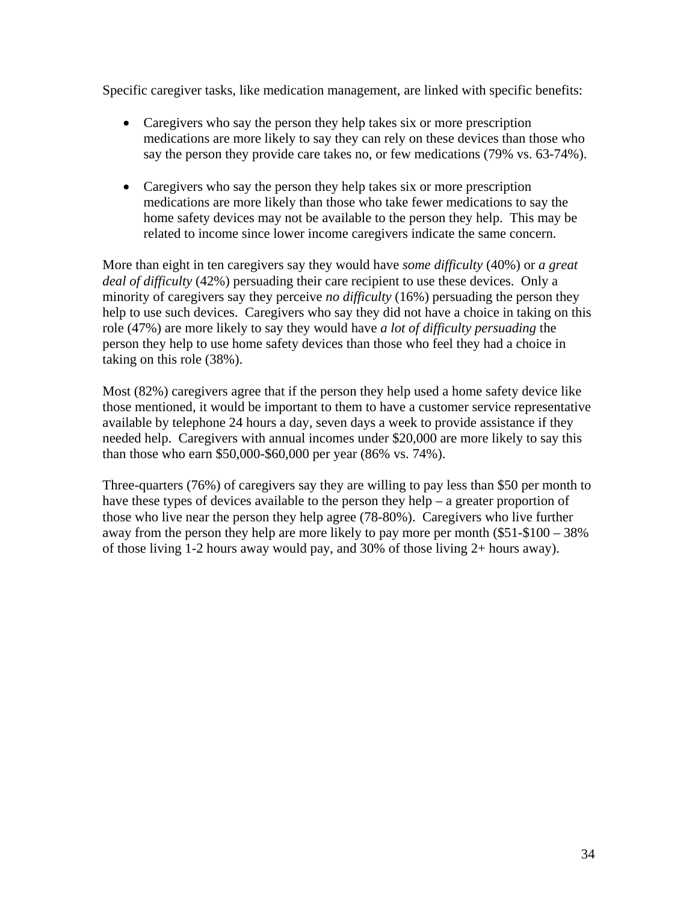Specific caregiver tasks, like medication management, are linked with specific benefits:

- Caregivers who say the person they help takes six or more prescription medications are more likely to say they can rely on these devices than those who say the person they provide care takes no, or few medications (79% vs. 63-74%).

- Caregivers who say the person they help takes six or more prescription medications are more likely than those who take fewer medications to say the home safety devices may not be available to the person they help. This may be related to income since lower income caregivers indicate the same concern.

More than eight in ten caregivers say they would have *some difficulty* (40%) or *a great deal of difficulty* (42%) persuading their care recipient to use these devices. Only a minority of caregivers say they perceive *no difficulty* (16%) persuading the person they help to use such devices. Caregivers who say they did not have a choice in taking on this role (47%) are more likely to say they would have *a lot of difficulty persuading* the person they help to use home safety devices than those who feel they had a choice in taking on this role (38%).

Most (82%) caregivers agree that if the person they help used a home safety device like those mentioned, it would be important to them to have a customer service representative available by telephone 24 hours a day, seven days a week to provide assistance if they needed help. Caregivers with annual incomes under $20,000 are more likely to say this than those who earn $50,000-$60,000 per year (86% vs. 74%).

Three-quarters (76%) of caregivers say they are willing to pay less than $50 per month to have these types of devices available to the person they help – a greater proportion of those who live near the person they help agree (78-80%). Caregivers who live further away from the person they help are more likely to pay more per month ($51-$100 – 38% of those living 1-2 hours away would pay, and 30% of those living 2+ hours away).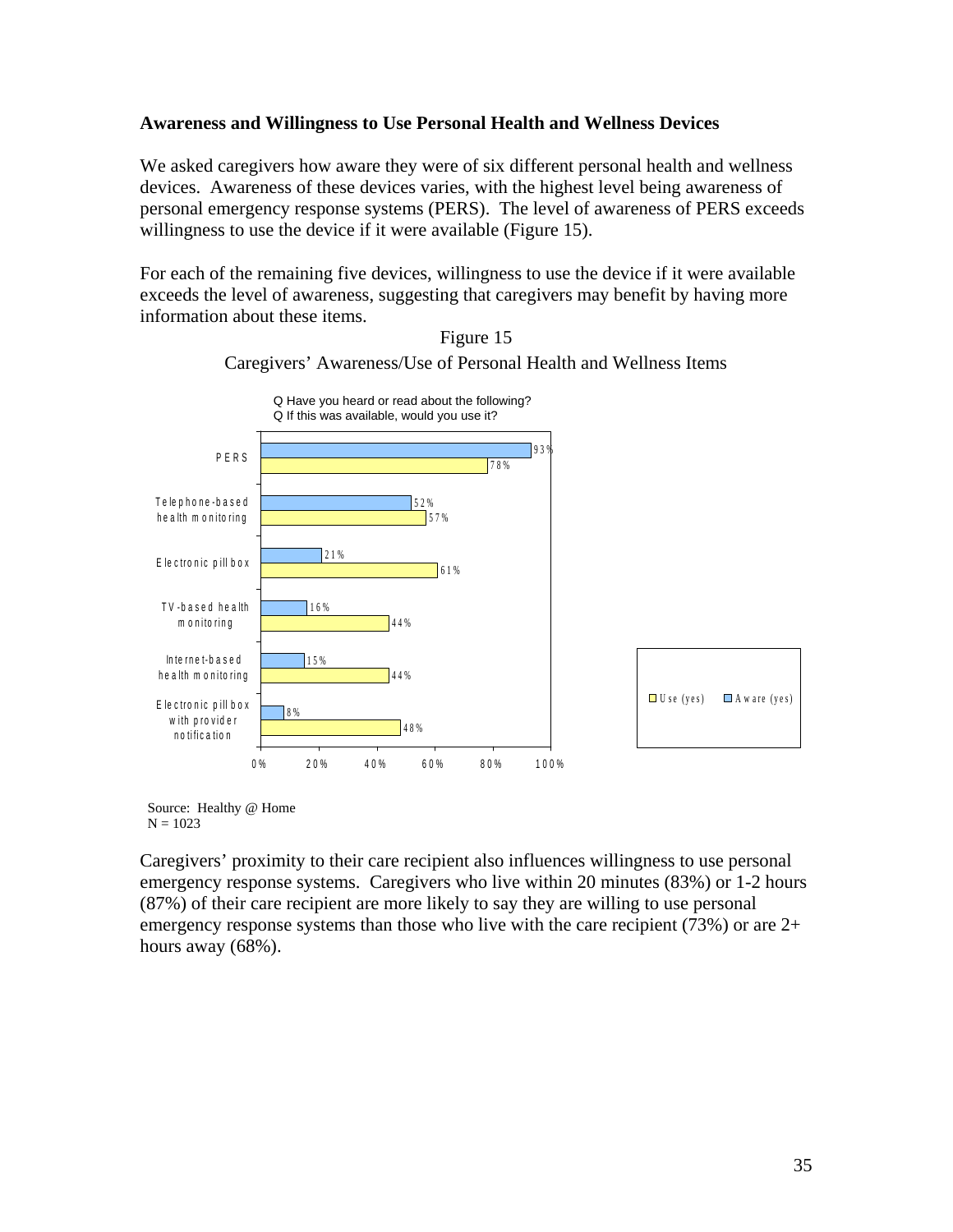**Awareness and Willingness to Use Personal Health and Wellness Devices**

We asked caregivers how aware they were of six different personal health and wellness devices. Awareness of these devices varies, with the highest level being awareness of personal emergency response systems (PERS). The level of awareness of PERS exceeds willingness to use the device if it were available (Figure 15).

For each of the remaining five devices, willingness to use the device if it were available exceeds the level of awareness, suggesting that caregivers may benefit by having more information about these items.

Figure 15

Caregivers' Awareness/Use of Personal Health and Wellness Items

Q Have you heard or read about the following?
Q If this was available, would you use it?

| Item | Aware (yes) | Use (yes) |
|---|---|---|
| PERS | 93% | 78% |
| Telephone-based health monitoring | 52% | 57% |
| Electronic pill box | 21% | 61% |
| TV-based health monitoring | 16% | 44% |
| Internet-based health monitoring | 15% | 44% |
| Electronic pill box with provider notification | 8% | 48% |

Source: Healthy @ Home
N = 1023

Caregivers' proximity to their care recipient also influences willingness to use personal emergency response systems. Caregivers who live within 20 minutes (83%) or 1-2 hours (87%) of their care recipient are more likely to say they are willing to use personal emergency response systems than those who live with the care recipient (73%) or are 2+ hours away (68%).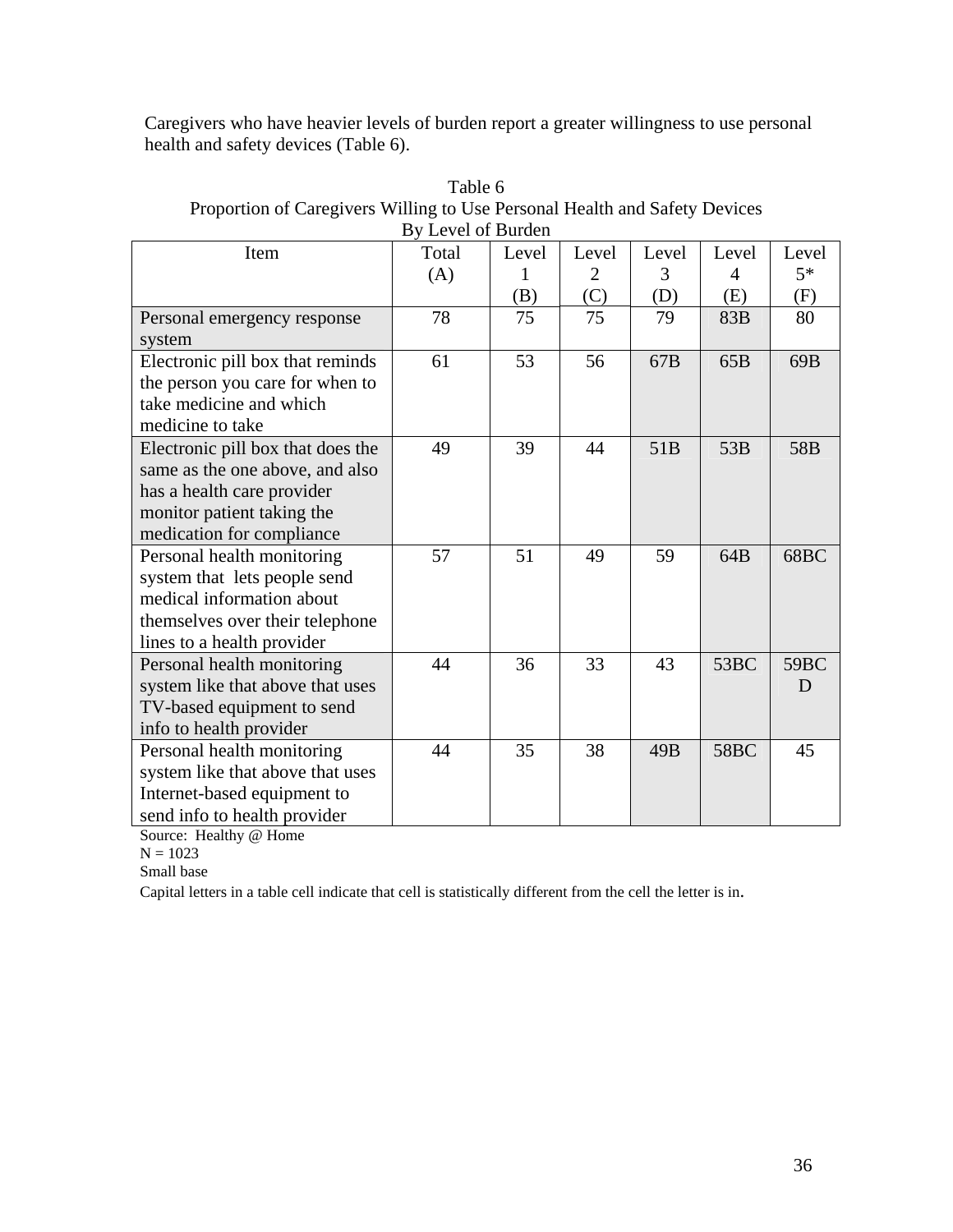Caregivers who have heavier levels of burden report a greater willingness to use personal health and safety devices (Table 6).

Table 6
Proportion of Caregivers Willing to Use Personal Health and Safety Devices
By Level of Burden

| Item | Total (A) | Level 1 (B) | Level 2 (C) | Level 3 (D) | Level 4 (E) | Level 5* (F) |
|---|---|---|---|---|---|---|
| Personal emergency response system | 78 | 75 | 75 | 79 | 83B | 80 |
| Electronic pill box that reminds the person you care for when to take medicine and which medicine to take | 61 | 53 | 56 | 67B | 65B | 69B |
| Electronic pill box that does the same as the one above, and also has a health care provider monitor patient taking the medication for compliance | 49 | 39 | 44 | 51B | 53B | 58B |
| Personal health monitoring system that lets people send medical information about themselves over their telephone lines to a health provider | 57 | 51 | 49 | 59 | 64B | 68BC |
| Personal health monitoring system like that above that uses TV-based equipment to send info to health provider | 44 | 36 | 33 | 43 | 53BC | 59BCD |
| Personal health monitoring system like that above that uses Internet-based equipment to send info to health provider | 44 | 35 | 38 | 49B | 58BC | 45 |

Source: Healthy @ Home
N = 1023
Small base
Capital letters in a table cell indicate that cell is statistically different from the cell the letter is in.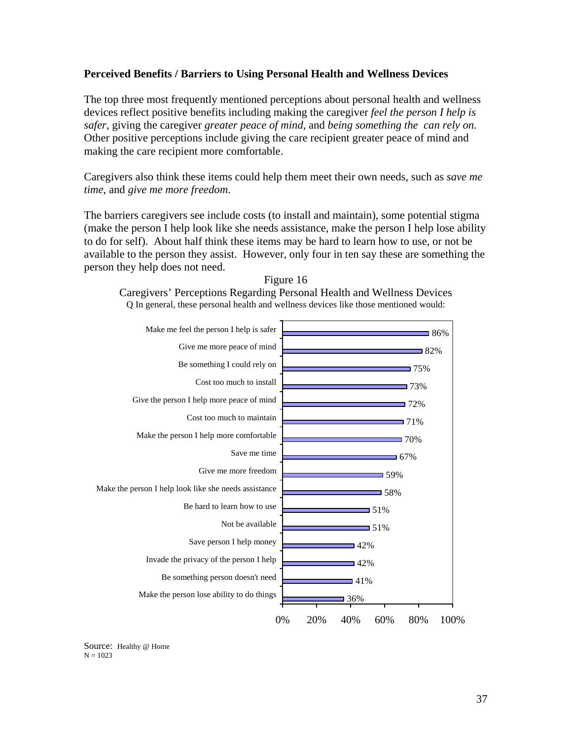**Perceived Benefits / Barriers to Using Personal Health and Wellness Devices**

The top three most frequently mentioned perceptions about personal health and wellness devices reflect positive benefits including making the caregiver *feel the person I help is safer*, giving the caregiver *greater peace of mind*, and *being something the can rely on.* Other positive perceptions include giving the care recipient greater peace of mind and making the care recipient more comfortable.

Caregivers also think these items could help them meet their own needs, such as *save me time*, and *give me more freedom*.

The barriers caregivers see include costs (to install and maintain), some potential stigma (make the person I help look like she needs assistance, make the person I help lose ability to do for self). About half think these items may be hard to learn how to use, or not be available to the person they assist. However, only four in ten say these are something the person they help does not need.

Figure 16

Caregivers' Perceptions Regarding Personal Health and Wellness Devices

Q In general, these personal health and wellness devices like those mentioned would:

| Perception | Percent |
|---|---|
| Make me feel the person I help is safer | 86% |
| Give me more peace of mind | 82% |
| Be something I could rely on | 75% |
| Cost too much to install | 73% |
| Give the person I help more peace of mind | 72% |
| Cost too much to maintain | 71% |
| Make the person I help more comfortable | 70% |
| Save me time | 67% |
| Give me more freedom | 59% |
| Make the person I help look like she needs assistance | 58% |
| Be hard to learn how to use | 51% |
| Not be available | 51% |
| Save person I help money | 42% |
| Invade the privacy of the person I help | 42% |
| Be something person doesn't need | 41% |
| Make the person lose ability to do things | 36% |

Source: Healthy @ Home
N = 1023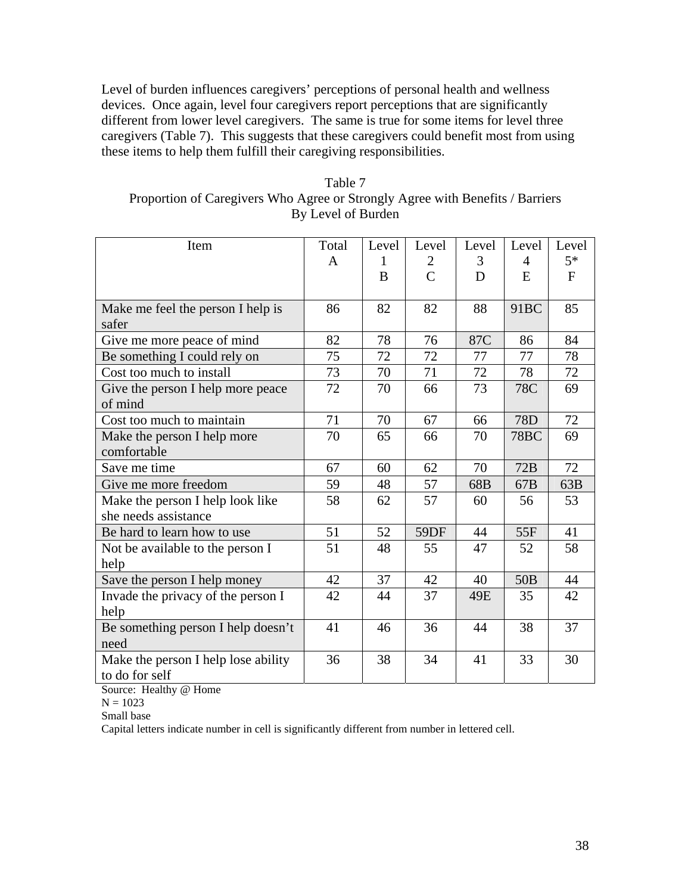Level of burden influences caregivers' perceptions of personal health and wellness devices. Once again, level four caregivers report perceptions that are significantly different from lower level caregivers. The same is true for some items for level three caregivers (Table 7). This suggests that these caregivers could benefit most from using these items to help them fulfill their caregiving responsibilities.

Table 7
Proportion of Caregivers Who Agree or Strongly Agree with Benefits / Barriers
By Level of Burden

| Item | Total A | Level 1 B | Level 2 C | Level 3 D | Level 4 E | Level 5* F |
|---|---|---|---|---|---|---|
| Make me feel the person I help is safer | 86 | 82 | 82 | 88 | 91BC | 85 |
| Give me more peace of mind | 82 | 78 | 76 | 87C | 86 | 84 |
| Be something I could rely on | 75 | 72 | 72 | 77 | 77 | 78 |
| Cost too much to install | 73 | 70 | 71 | 72 | 78 | 72 |
| Give the person I help more peace of mind | 72 | 70 | 66 | 73 | 78C | 69 |
| Cost too much to maintain | 71 | 70 | 67 | 66 | 78D | 72 |
| Make the person I help more comfortable | 70 | 65 | 66 | 70 | 78BC | 69 |
| Save me time | 67 | 60 | 62 | 70 | 72B | 72 |
| Give me more freedom | 59 | 48 | 57 | 68B | 67B | 63B |
| Make the person I help look like she needs assistance | 58 | 62 | 57 | 60 | 56 | 53 |
| Be hard to learn how to use | 51 | 52 | 59DF | 44 | 55F | 41 |
| Not be available to the person I help | 51 | 48 | 55 | 47 | 52 | 58 |
| Save the person I help money | 42 | 37 | 42 | 40 | 50B | 44 |
| Invade the privacy of the person I help | 42 | 44 | 37 | 49E | 35 | 42 |
| Be something person I help doesn't need | 41 | 46 | 36 | 44 | 38 | 37 |
| Make the person I help lose ability to do for self | 36 | 38 | 34 | 41 | 33 | 30 |

Source: Healthy @ Home
N = 1023
Small base
Capital letters indicate number in cell is significantly different from number in lettered cell.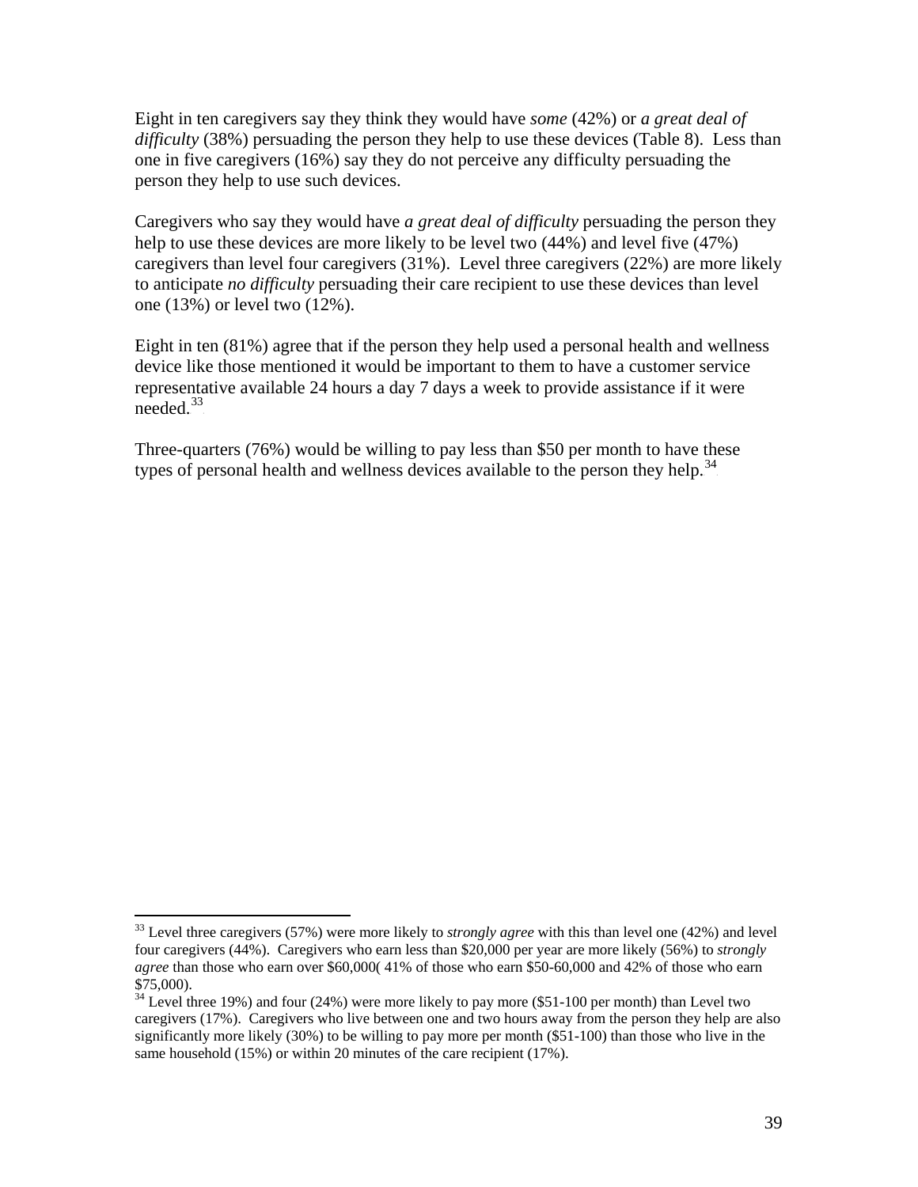Eight in ten caregivers say they think they would have *some* (42%) or *a great deal of difficulty* (38%) persuading the person they help to use these devices (Table 8). Less than one in five caregivers (16%) say they do not perceive any difficulty persuading the person they help to use such devices.

Caregivers who say they would have *a great deal of difficulty* persuading the person they help to use these devices are more likely to be level two (44%) and level five (47%) caregivers than level four caregivers (31%). Level three caregivers (22%) are more likely to anticipate *no difficulty* persuading their care recipient to use these devices than level one (13%) or level two (12%).

Eight in ten (81%) agree that if the person they help used a personal health and wellness device like those mentioned it would be important to them to have a customer service representative available 24 hours a day 7 days a week to provide assistance if it were needed.[33]

Three-quarters (76%) would be willing to pay less than $50 per month to have these types of personal health and wellness devices available to the person they help.[34]

---

[33] Level three caregivers (57%) were more likely to *strongly agree* with this than level one (42%) and level four caregivers (44%). Caregivers who earn less than $20,000 per year are more likely (56%) to *strongly agree* than those who earn over $60,000( 41% of those who earn $50-60,000 and 42% of those who earn $75,000).

[34] Level three 19%) and four (24%) were more likely to pay more ($51-100 per month) than Level two caregivers (17%). Caregivers who live between one and two hours away from the person they help are also significantly more likely (30%) to be willing to pay more per month ($51-100) than those who live in the same household (15%) or within 20 minutes of the care recipient (17%).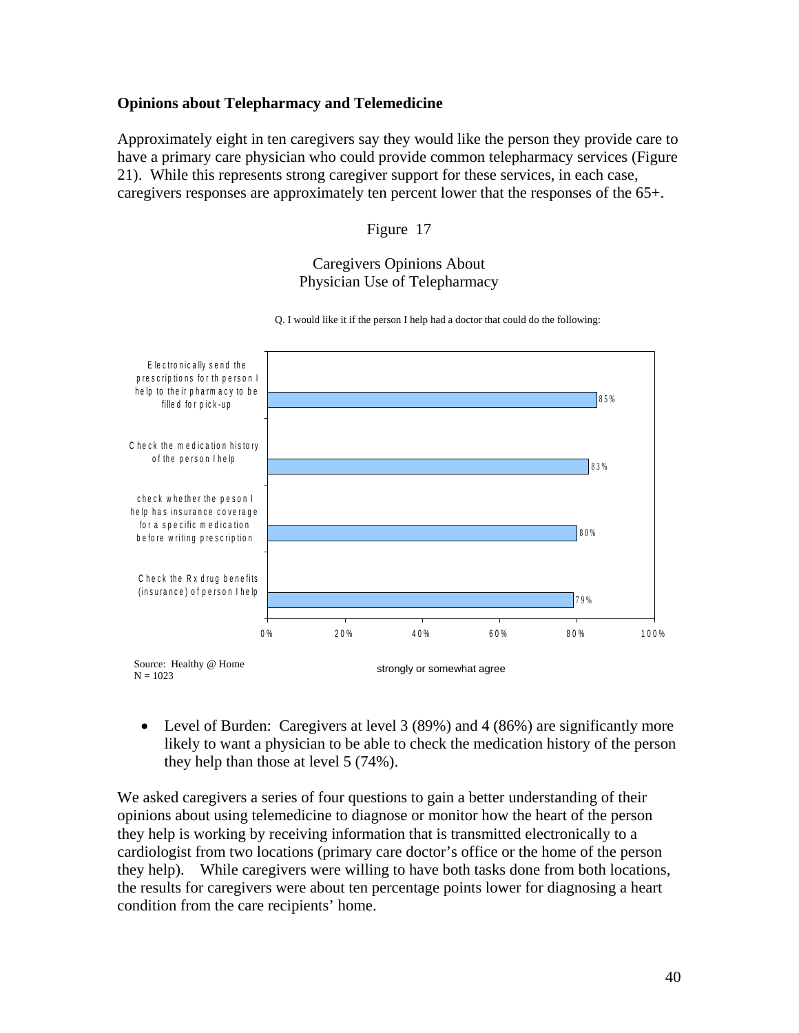**Opinions about Telepharmacy and Telemedicine**

Approximately eight in ten caregivers say they would like the person they provide care to have a primary care physician who could provide common telepharmacy services (Figure 21). While this represents strong caregiver support for these services, in each case, caregivers responses are approximately ten percent lower that the responses of the 65+.

Figure 17

Caregivers Opinions About
Physician Use of Telepharmacy

Q. I would like it if the person I help had a doctor that could do the following:

| | strongly or somewhat agree |
|---|---|
| Electronically send the prescriptions for th person I help to their pharmacy to be filled for pick-up | 85% |
| Check the medication history of the person I help | 83% |
| check whether the peson I help has insurance coverage for a specific medication before writing prescription | 80% |
| Check the Rx drug benefits (insurance) of person I help | 79% |

Source: Healthy @ Home
N = 1023

- Level of Burden: Caregivers at level 3 (89%) and 4 (86%) are significantly more likely to want a physician to be able to check the medication history of the person they help than those at level 5 (74%).

We asked caregivers a series of four questions to gain a better understanding of their opinions about using telemedicine to diagnose or monitor how the heart of the person they help is working by receiving information that is transmitted electronically to a cardiologist from two locations (primary care doctor's office or the home of the person they help). While caregivers were willing to have both tasks done from both locations, the results for caregivers were about ten percentage points lower for diagnosing a heart condition from the care recipients' home.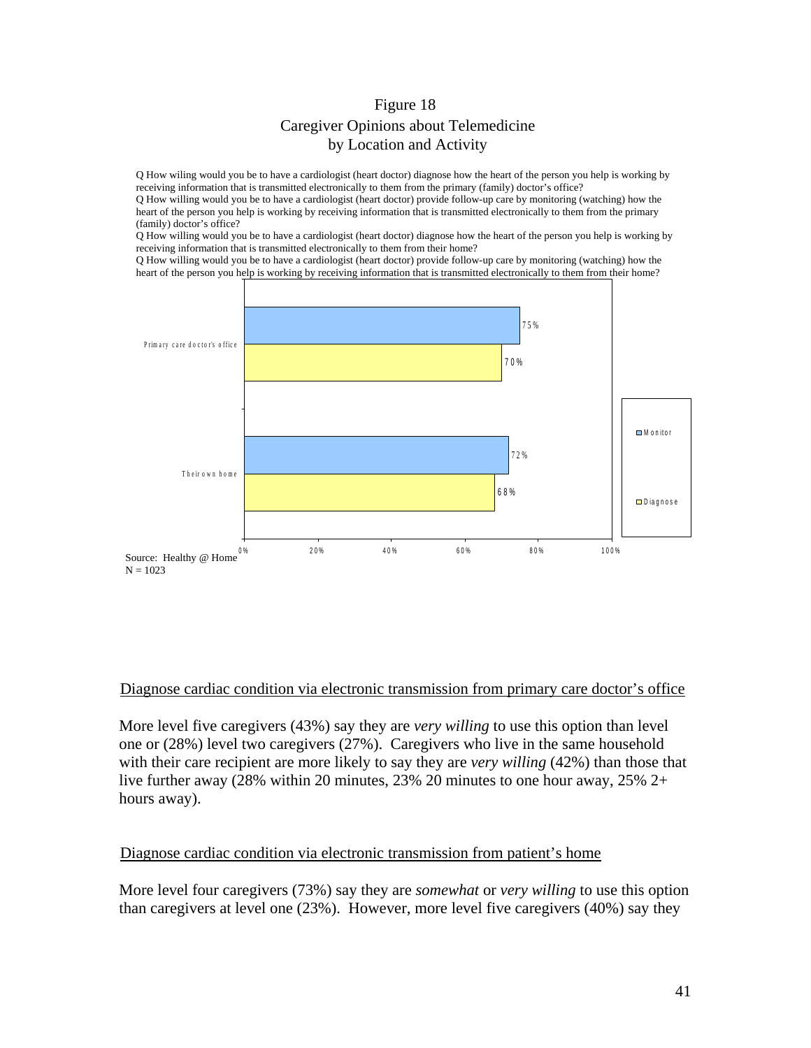Figure 18
Caregiver Opinions about Telemedicine
by Location and Activity

Q How wiling would you be to have a cardiologist (heart doctor) diagnose how the heart of the person you help is working by receiving information that is transmitted electronically to them from the primary (family) doctor's office?
Q How willing would you be to have a cardiologist (heart doctor) provide follow-up care by monitoring (watching) how the heart of the person you help is working by receiving information that is transmitted electronically to them from the primary (family) doctor's office?
Q How willing would you be to have a cardiologist (heart doctor) diagnose how the heart of the person you help is working by receiving information that is transmitted electronically to them from their home?
Q How willing would you be to have a cardiologist (heart doctor) provide follow-up care by monitoring (watching) how the heart of the person you help is working by receiving information that is transmitted electronically to them from their home?

| | Monitor | Diagnose |
|---|---|---|
| Primary care doctor's office | 75% | 70% |
| Their own home | 72% | 68% |

Source: Healthy @ Home
N = 1023

Diagnose cardiac condition via electronic transmission from primary care doctor's office

More level five caregivers (43%) say they are *very willing* to use this option than level one or (28%) level two caregivers (27%). Caregivers who live in the same household with their care recipient are more likely to say they are *very willing* (42%) than those that live further away (28% within 20 minutes, 23% 20 minutes to one hour away, 25% 2+ hours away).

Diagnose cardiac condition via electronic transmission from patient's home

More level four caregivers (73%) say they are *somewhat* or *very willing* to use this option than caregivers at level one (23%). However, more level five caregivers (40%) say they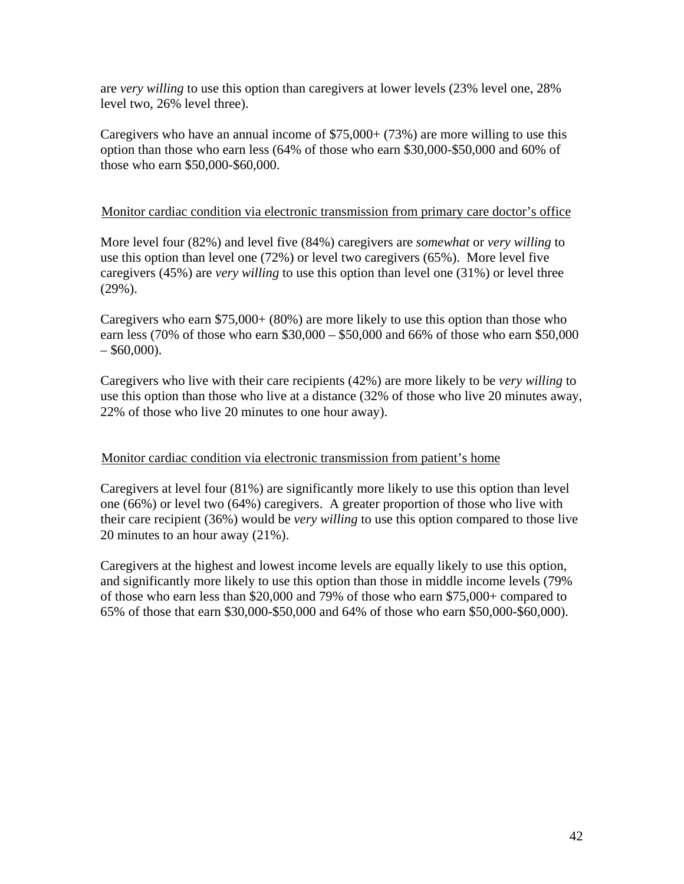are *very willing* to use this option than caregivers at lower levels (23% level one, 28% level two, 26% level three).

Caregivers who have an annual income of $75,000+ (73%) are more willing to use this option than those who earn less (64% of those who earn $30,000-$50,000 and 60% of those who earn $50,000-$60,000.

Monitor cardiac condition via electronic transmission from primary care doctor's office

More level four (82%) and level five (84%) caregivers are *somewhat* or *very willing* to use this option than level one (72%) or level two caregivers (65%). More level five caregivers (45%) are *very willing* to use this option than level one (31%) or level three (29%).

Caregivers who earn $75,000+ (80%) are more likely to use this option than those who earn less (70% of those who earn $30,000 – $50,000 and 66% of those who earn $50,000 – $60,000).

Caregivers who live with their care recipients (42%) are more likely to be *very willing* to use this option than those who live at a distance (32% of those who live 20 minutes away, 22% of those who live 20 minutes to one hour away).

Monitor cardiac condition via electronic transmission from patient's home

Caregivers at level four (81%) are significantly more likely to use this option than level one (66%) or level two (64%) caregivers. A greater proportion of those who live with their care recipient (36%) would be *very willing* to use this option compared to those live 20 minutes to an hour away (21%).

Caregivers at the highest and lowest income levels are equally likely to use this option, and significantly more likely to use this option than those in middle income levels (79% of those who earn less than $20,000 and 79% of those who earn $75,000+ compared to 65% of those that earn $30,000-$50,000 and 64% of those who earn $50,000-$60,000).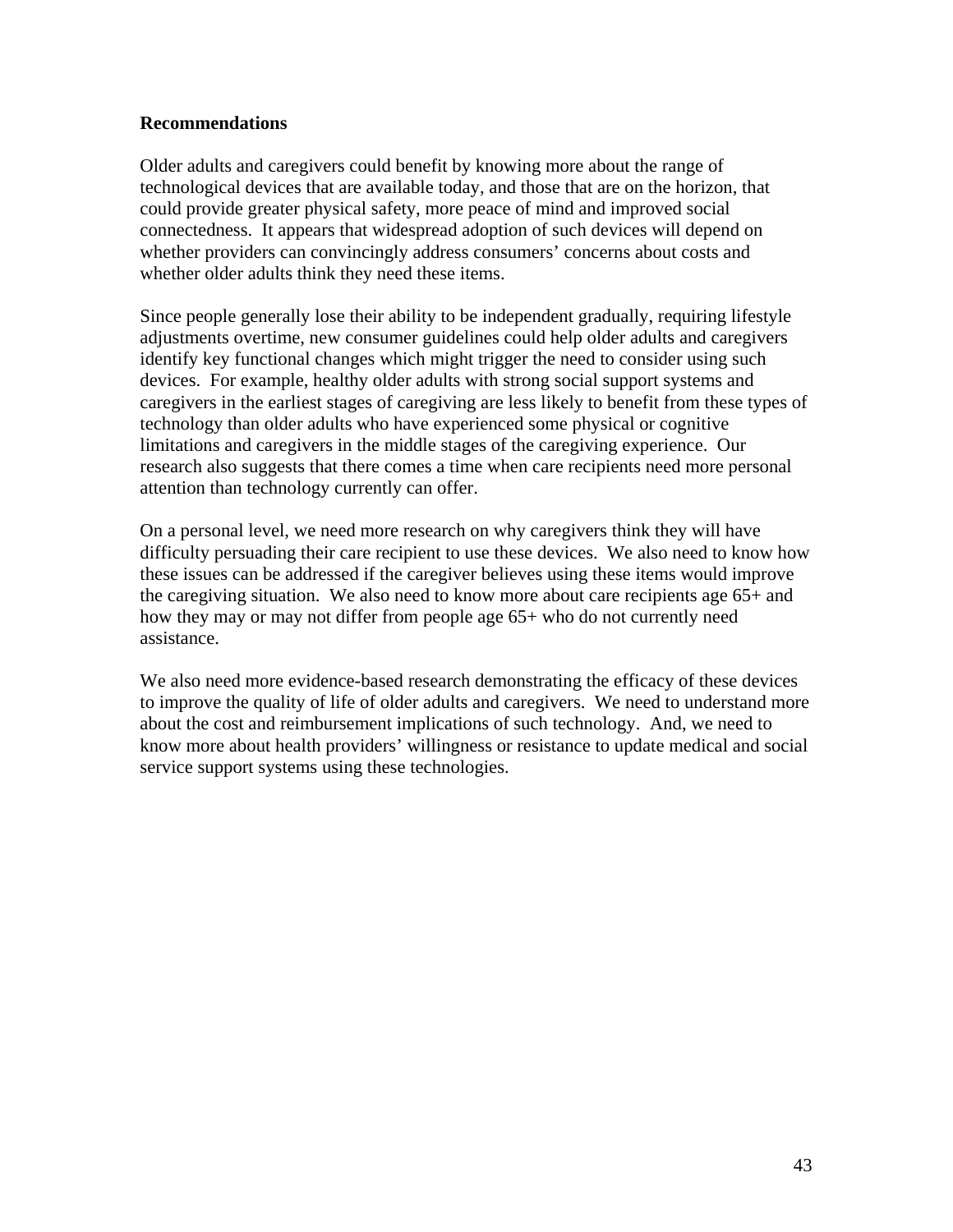**Recommendations**

Older adults and caregivers could benefit by knowing more about the range of technological devices that are available today, and those that are on the horizon, that could provide greater physical safety, more peace of mind and improved social connectedness. It appears that widespread adoption of such devices will depend on whether providers can convincingly address consumers' concerns about costs and whether older adults think they need these items.

Since people generally lose their ability to be independent gradually, requiring lifestyle adjustments overtime, new consumer guidelines could help older adults and caregivers identify key functional changes which might trigger the need to consider using such devices. For example, healthy older adults with strong social support systems and caregivers in the earliest stages of caregiving are less likely to benefit from these types of technology than older adults who have experienced some physical or cognitive limitations and caregivers in the middle stages of the caregiving experience. Our research also suggests that there comes a time when care recipients need more personal attention than technology currently can offer.

On a personal level, we need more research on why caregivers think they will have difficulty persuading their care recipient to use these devices. We also need to know how these issues can be addressed if the caregiver believes using these items would improve the caregiving situation. We also need to know more about care recipients age 65+ and how they may or may not differ from people age 65+ who do not currently need assistance.

We also need more evidence-based research demonstrating the efficacy of these devices to improve the quality of life of older adults and caregivers. We need to understand more about the cost and reimbursement implications of such technology. And, we need to know more about health providers' willingness or resistance to update medical and social service support systems using these technologies.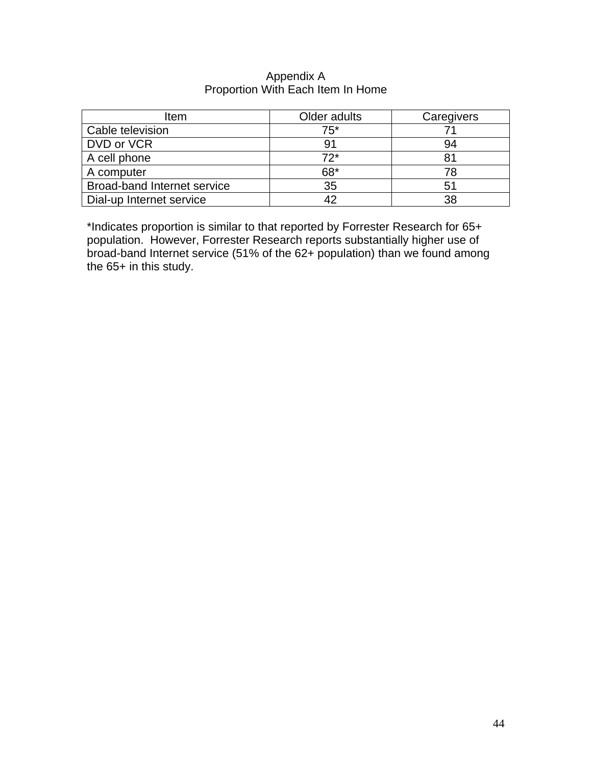# Appendix A
## Proportion With Each Item In Home

| Item | Older adults | Caregivers |
|---|---|---|
| Cable television | 75* | 71 |
| DVD or VCR | 91 | 94 |
| A cell phone | 72* | 81 |
| A computer | 68* | 78 |
| Broad-band Internet service | 35 | 51 |
| Dial-up Internet service | 42 | 38 |

*Indicates proportion is similar to that reported by Forrester Research for 65+ population. However, Forrester Research reports substantially higher use of broad-band Internet service (51% of the 62+ population) than we found among the 65+ in this study.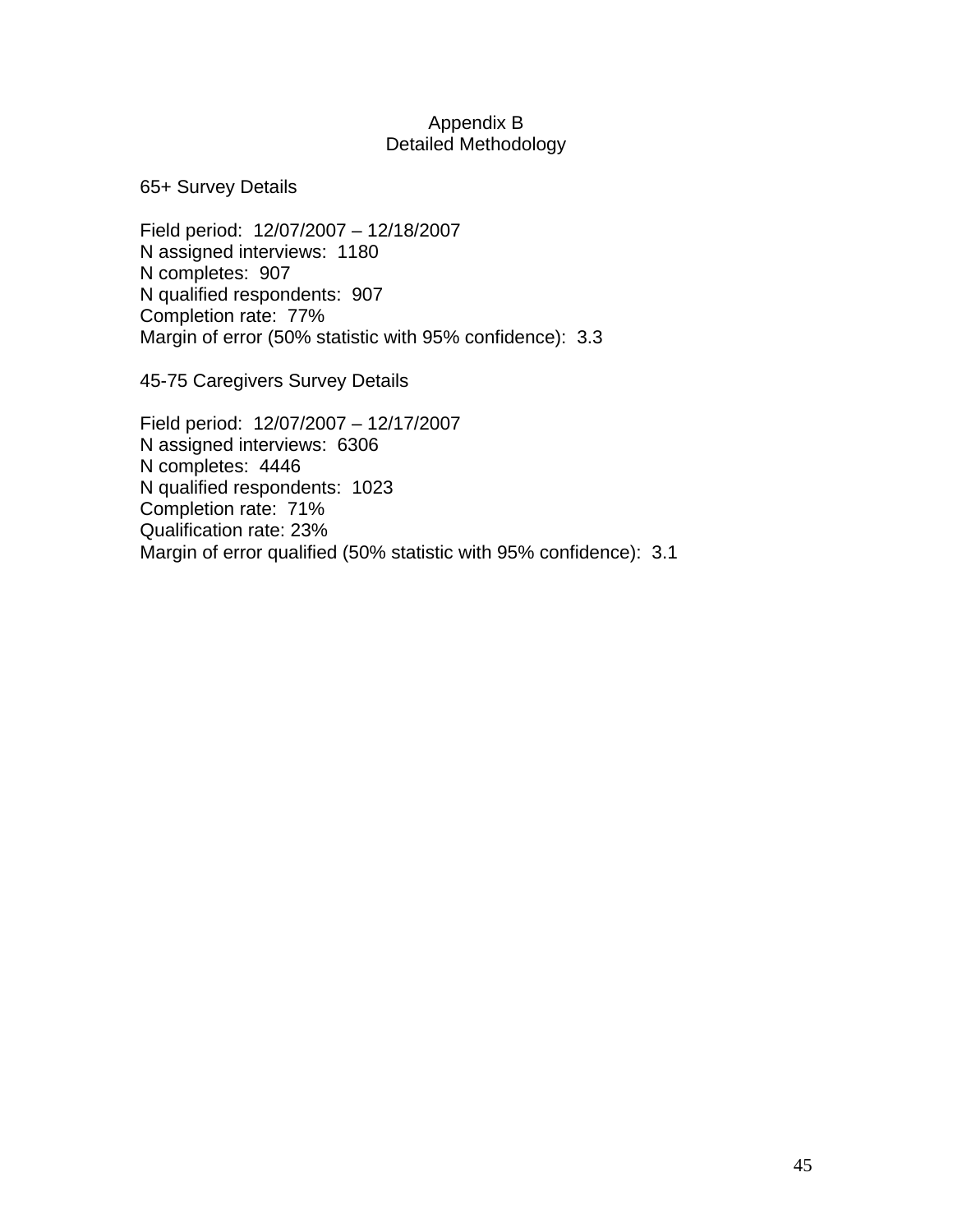# Appendix B
## Detailed Methodology

### 65+ Survey Details

Field period: 12/07/2007 – 12/18/2007
N assigned interviews: 1180
N completes: 907
N qualified respondents: 907
Completion rate: 77%
Margin of error (50% statistic with 95% confidence): 3.3

### 45-75 Caregivers Survey Details

Field period: 12/07/2007 – 12/17/2007
N assigned interviews: 6306
N completes: 4446
N qualified respondents: 1023
Completion rate: 71%
Qualification rate: 23%
Margin of error qualified (50% statistic with 95% confidence): 3.1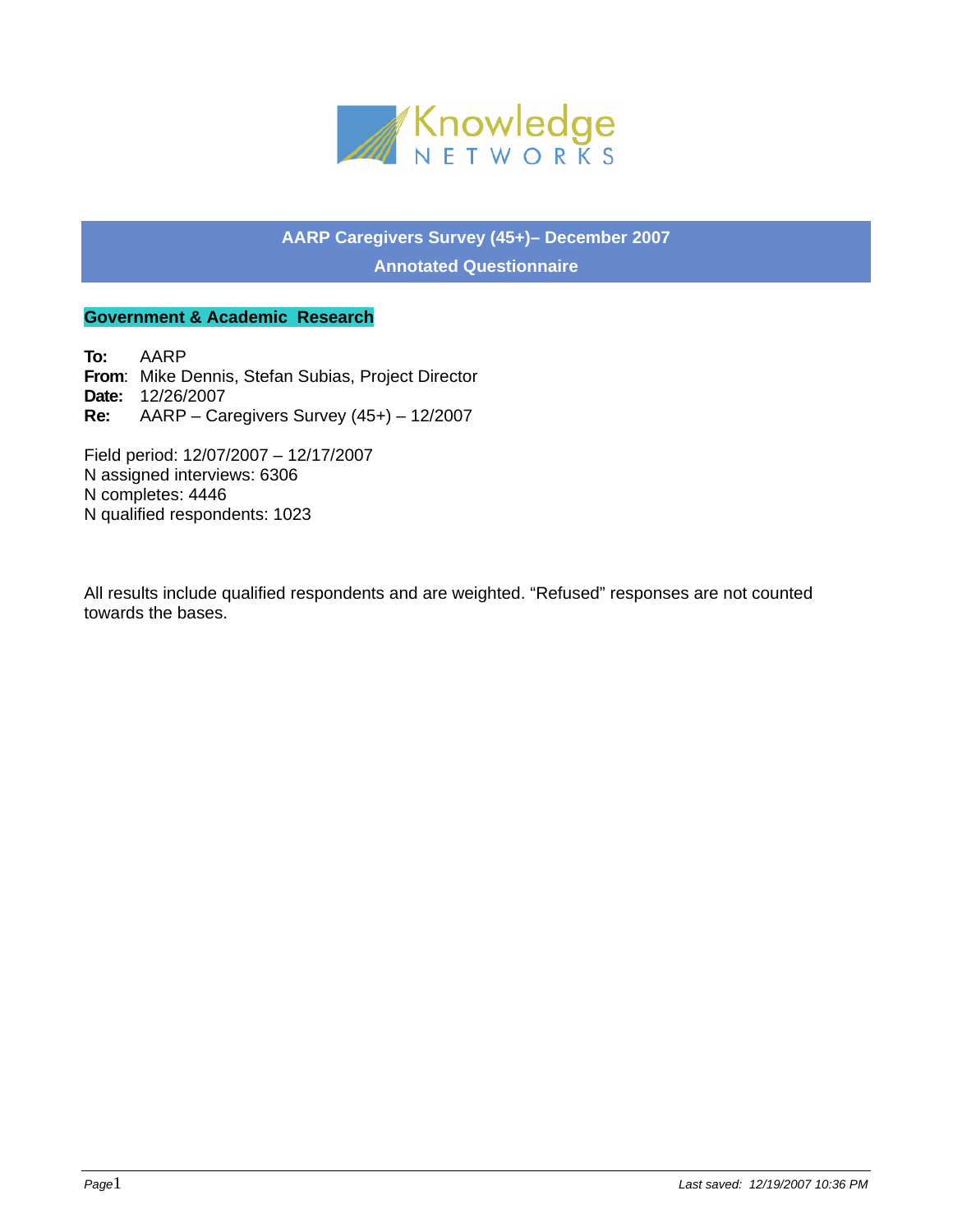Knowledge NETWORKS

## AARP Caregivers Survey (45+)– December 2007

## Annotated Questionnaire

**Government & Academic Research**

**To:** AARP
**From**: Mike Dennis, Stefan Subias, Project Director
**Date:** 12/26/2007
**Re:** AARP – Caregivers Survey (45+) – 12/2007

Field period: 12/07/2007 – 12/17/2007
N assigned interviews: 6306
N completes: 4446
N qualified respondents: 1023

All results include qualified respondents and are weighted. “Refused” responses are not counted towards the bases.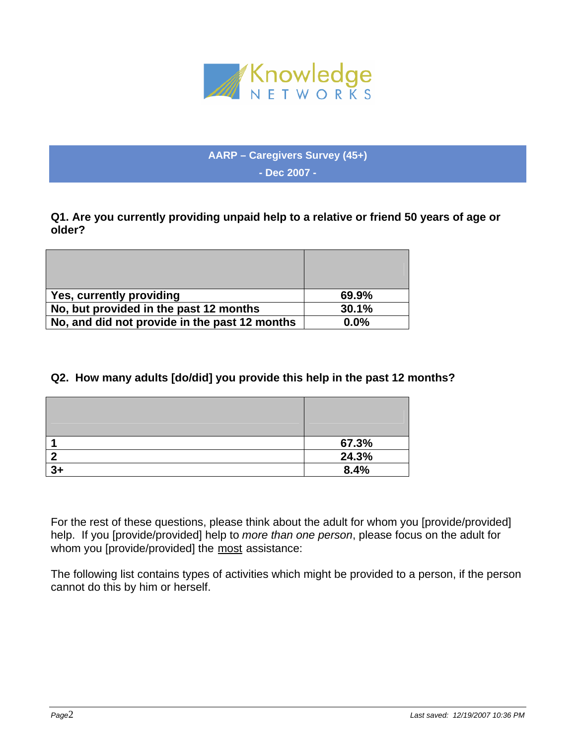**AARP – Caregivers Survey (45+)**

**- Dec 2007 -**

**Q1. Are you currently providing unpaid help to a relative or friend 50 years of age or older?**

| | |
|---|---|
| **Yes, currently providing** | **69.9%** |
| **No, but provided in the past 12 months** | **30.1%** |
| **No, and did not provide in the past 12 months** | **0.0%** |

**Q2. How many adults [do/did] you provide this help in the past 12 months?**

| | |
|---|---|
| **1** | **67.3%** |
| **2** | **24.3%** |
| **3+** | **8.4%** |

For the rest of these questions, please think about the adult for whom you [provide/provided] help. If you [provide/provided] help to *more than one person*, please focus on the adult for whom you [provide/provided] the <u>most</u> assistance:

The following list contains types of activities which might be provided to a person, if the person cannot do this by him or herself.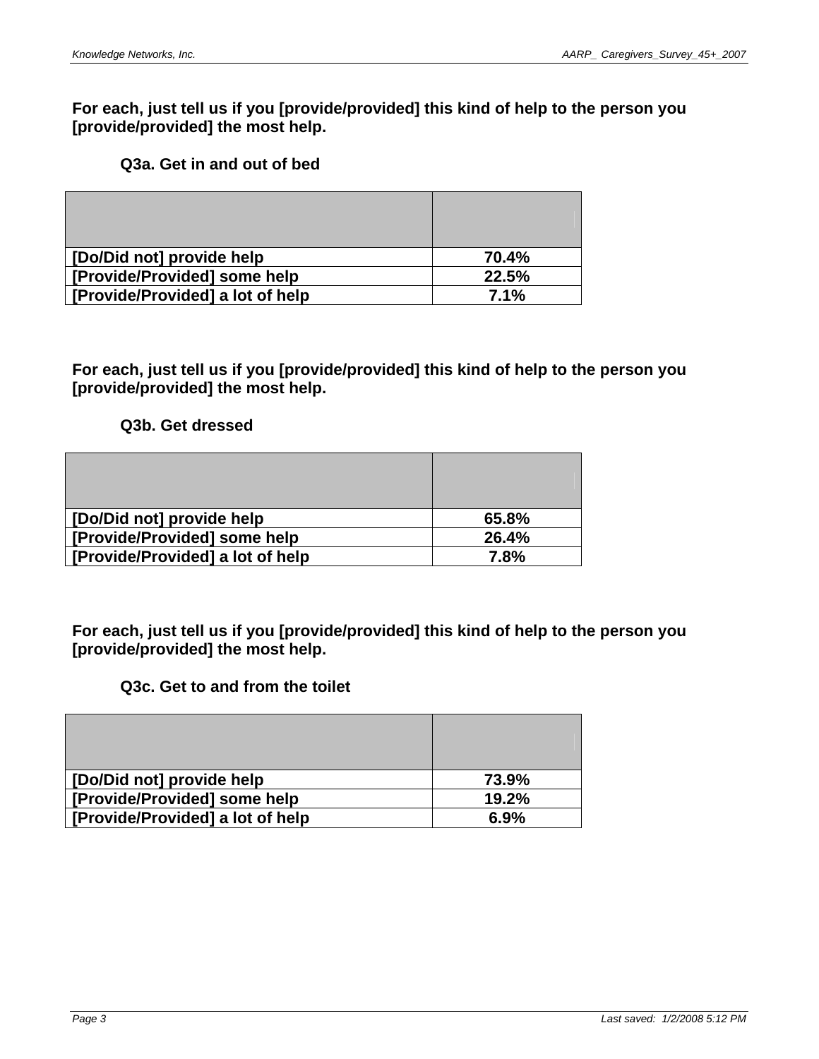**For each, just tell us if you [provide/provided] this kind of help to the person you [provide/provided] the most help.**

**Q3a. Get in and out of bed**

| | |
|---|---|
| [Do/Did not] provide help | 70.4% |
| [Provide/Provided] some help | 22.5% |
| [Provide/Provided] a lot of help | 7.1% |

**For each, just tell us if you [provide/provided] this kind of help to the person you [provide/provided] the most help.**

**Q3b. Get dressed**

| | |
|---|---|
| [Do/Did not] provide help | 65.8% |
| [Provide/Provided] some help | 26.4% |
| [Provide/Provided] a lot of help | 7.8% |

**For each, just tell us if you [provide/provided] this kind of help to the person you [provide/provided] the most help.**

**Q3c. Get to and from the toilet**

| | |
|---|---|
| [Do/Did not] provide help | 73.9% |
| [Provide/Provided] some help | 19.2% |
| [Provide/Provided] a lot of help | 6.9% |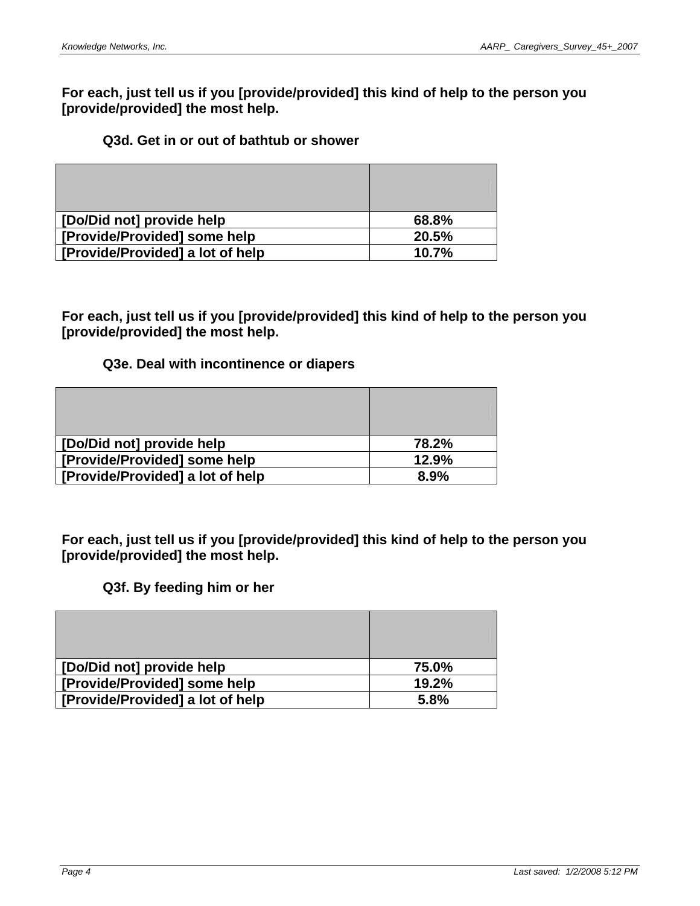**For each, just tell us if you [provide/provided] this kind of help to the person you [provide/provided] the most help.**

**Q3d. Get in or out of bathtub or shower**

| | |
|---|---|
| **[Do/Did not] provide help** | **68.8%** |
| **[Provide/Provided] some help** | **20.5%** |
| **[Provide/Provided] a lot of help** | **10.7%** |

**For each, just tell us if you [provide/provided] this kind of help to the person you [provide/provided] the most help.**

**Q3e. Deal with incontinence or diapers**

| | |
|---|---|
| **[Do/Did not] provide help** | **78.2%** |
| **[Provide/Provided] some help** | **12.9%** |
| **[Provide/Provided] a lot of help** | **8.9%** |

**For each, just tell us if you [provide/provided] this kind of help to the person you [provide/provided] the most help.**

**Q3f. By feeding him or her**

| | |
|---|---|
| **[Do/Did not] provide help** | **75.0%** |
| **[Provide/Provided] some help** | **19.2%** |
| **[Provide/Provided] a lot of help** | **5.8%** |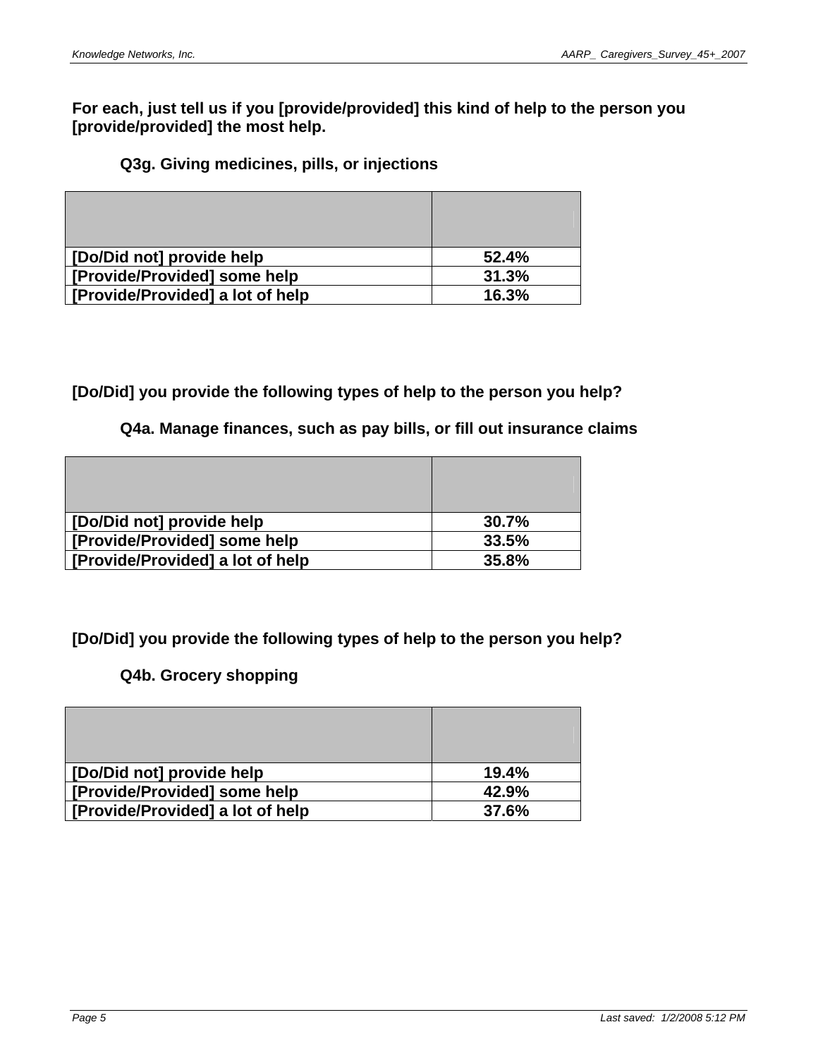**For each, just tell us if you [provide/provided] this kind of help to the person you [provide/provided] the most help.**

**Q3g. Giving medicines, pills, or injections**

| | |
|---|---|
| **[Do/Did not] provide help** | **52.4%** |
| **[Provide/Provided] some help** | **31.3%** |
| **[Provide/Provided] a lot of help** | **16.3%** |

**[Do/Did] you provide the following types of help to the person you help?**

**Q4a. Manage finances, such as pay bills, or fill out insurance claims**

| | |
|---|---|
| **[Do/Did not] provide help** | **30.7%** |
| **[Provide/Provided] some help** | **33.5%** |
| **[Provide/Provided] a lot of help** | **35.8%** |

**[Do/Did] you provide the following types of help to the person you help?**

**Q4b. Grocery shopping**

| | |
|---|---|
| **[Do/Did not] provide help** | **19.4%** |
| **[Provide/Provided] some help** | **42.9%** |
| **[Provide/Provided] a lot of help** | **37.6%** |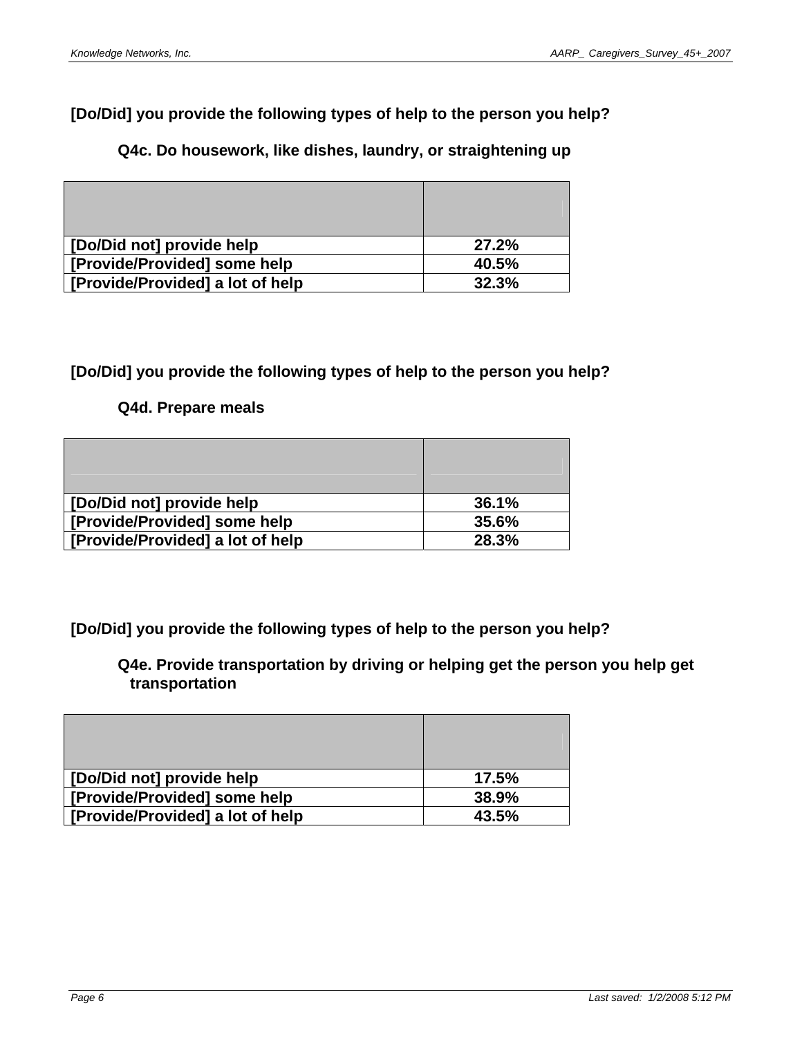**[Do/Did] you provide the following types of help to the person you help?**

**Q4c. Do housework, like dishes, laundry, or straightening up**

| | |
|---|---|
| **[Do/Did not] provide help** | **27.2%** |
| **[Provide/Provided] some help** | **40.5%** |
| **[Provide/Provided] a lot of help** | **32.3%** |

**[Do/Did] you provide the following types of help to the person you help?**

**Q4d. Prepare meals**

| | |
|---|---|
| **[Do/Did not] provide help** | **36.1%** |
| **[Provide/Provided] some help** | **35.6%** |
| **[Provide/Provided] a lot of help** | **28.3%** |

**[Do/Did] you provide the following types of help to the person you help?**

**Q4e. Provide transportation by driving or helping get the person you help get transportation**

| | |
|---|---|
| **[Do/Did not] provide help** | **17.5%** |
| **[Provide/Provided] some help** | **38.9%** |
| **[Provide/Provided] a lot of help** | **43.5%** |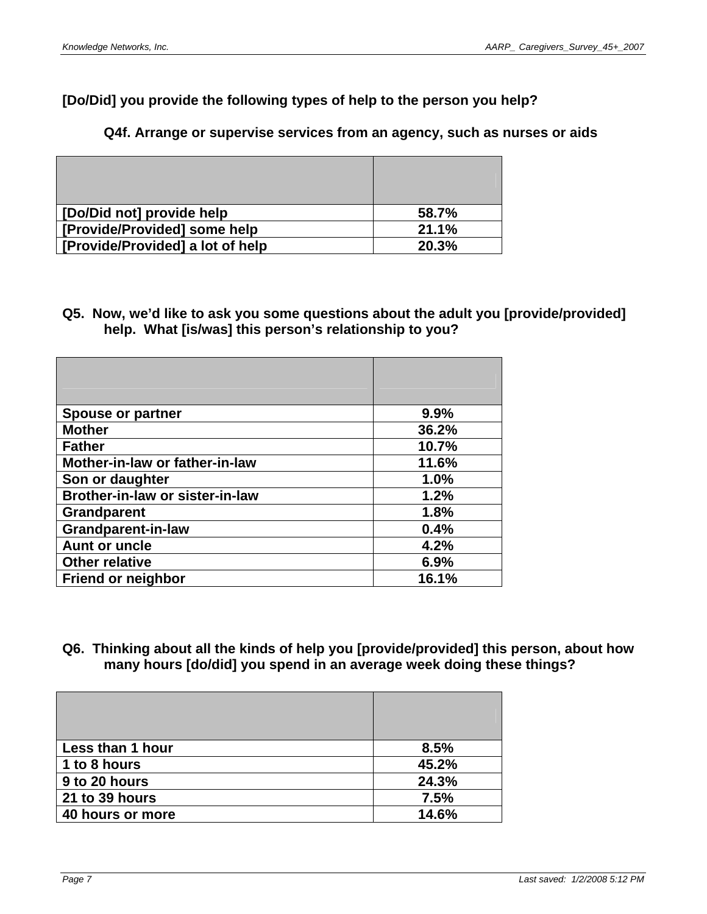**[Do/Did] you provide the following types of help to the person you help?**

**Q4f. Arrange or supervise services from an agency, such as nurses or aids**

| | |
|---|---|
| [Do/Did not] provide help | 58.7% |
| [Provide/Provided] some help | 21.1% |
| [Provide/Provided] a lot of help | 20.3% |

**Q5. Now, we'd like to ask you some questions about the adult you [provide/provided] help. What [is/was] this person's relationship to you?**

| | |
|---|---|
| Spouse or partner | 9.9% |
| Mother | 36.2% |
| Father | 10.7% |
| Mother-in-law or father-in-law | 11.6% |
| Son or daughter | 1.0% |
| Brother-in-law or sister-in-law | 1.2% |
| Grandparent | 1.8% |
| Grandparent-in-law | 0.4% |
| Aunt or uncle | 4.2% |
| Other relative | 6.9% |
| Friend or neighbor | 16.1% |

**Q6. Thinking about all the kinds of help you [provide/provided] this person, about how many hours [do/did] you spend in an average week doing these things?**

| | |
|---|---|
| Less than 1 hour | 8.5% |
| 1 to 8 hours | 45.2% |
| 9 to 20 hours | 24.3% |
| 21 to 39 hours | 7.5% |
| 40 hours or more | 14.6% |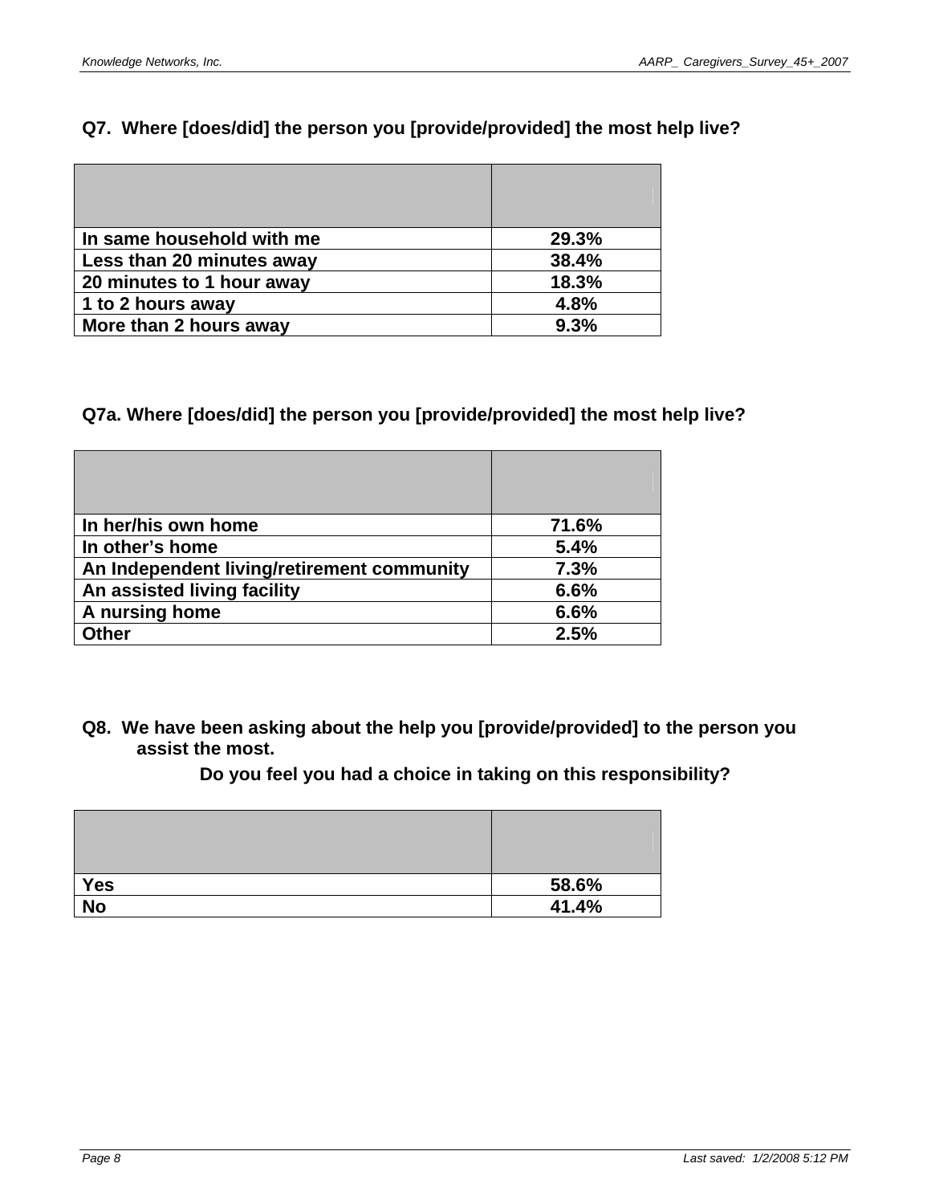**Q7. Where [does/did] the person you [provide/provided] the most help live?**

| | |
|---|---|
| In same household with me | 29.3% |
| Less than 20 minutes away | 38.4% |
| 20 minutes to 1 hour away | 18.3% |
| 1 to 2 hours away | 4.8% |
| More than 2 hours away | 9.3% |

**Q7a. Where [does/did] the person you [provide/provided] the most help live?**

| | |
|---|---|
| In her/his own home | 71.6% |
| In other's home | 5.4% |
| An Independent living/retirement community | 7.3% |
| An assisted living facility | 6.6% |
| A nursing home | 6.6% |
| Other | 2.5% |

**Q8. We have been asking about the help you [provide/provided] to the person you assist the most.**

**Do you feel you had a choice in taking on this responsibility?**

| | |
|---|---|
| Yes | 58.6% |
| No | 41.4% |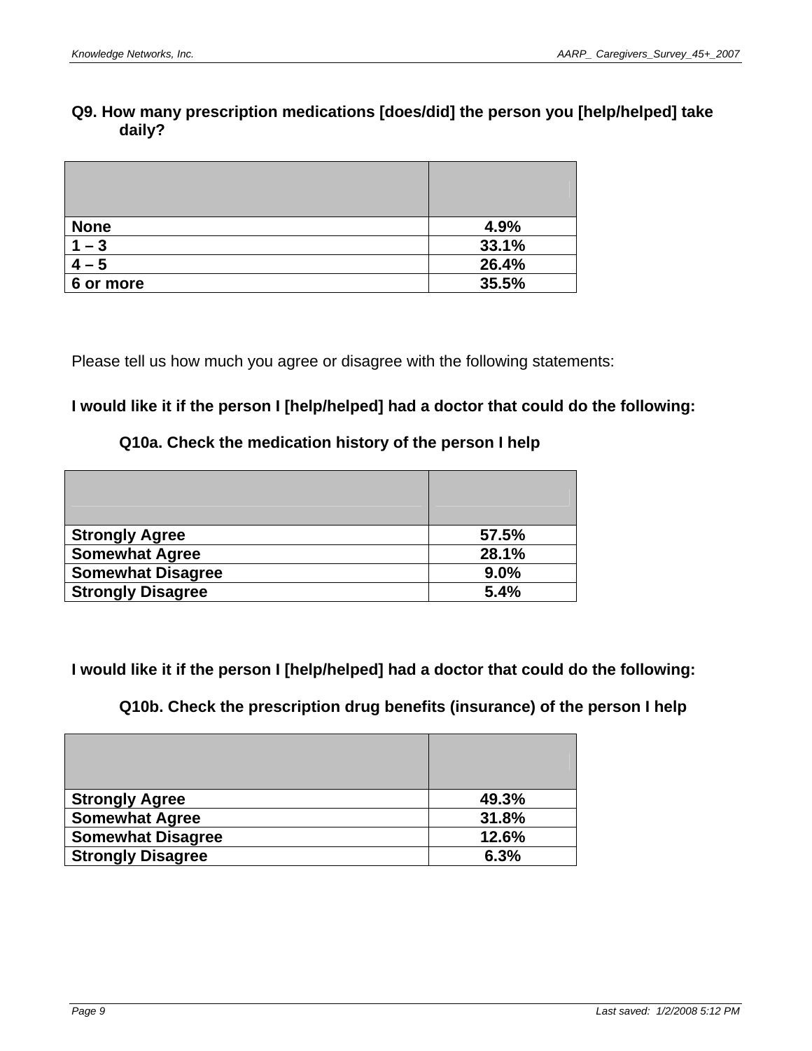**Q9. How many prescription medications [does/did] the person you [help/helped] take daily?**

| | |
|---|---|
| **None** | **4.9%** |
| **1 – 3** | **33.1%** |
| **4 – 5** | **26.4%** |
| **6 or more** | **35.5%** |

Please tell us how much you agree or disagree with the following statements:

**I would like it if the person I [help/helped] had a doctor that could do the following:**

**Q10a. Check the medication history of the person I help**

| | |
|---|---|
| **Strongly Agree** | **57.5%** |
| **Somewhat Agree** | **28.1%** |
| **Somewhat Disagree** | **9.0%** |
| **Strongly Disagree** | **5.4%** |

**I would like it if the person I [help/helped] had a doctor that could do the following:**

**Q10b. Check the prescription drug benefits (insurance) of the person I help**

| | |
|---|---|
| **Strongly Agree** | **49.3%** |
| **Somewhat Agree** | **31.8%** |
| **Somewhat Disagree** | **12.6%** |
| **Strongly Disagree** | **6.3%** |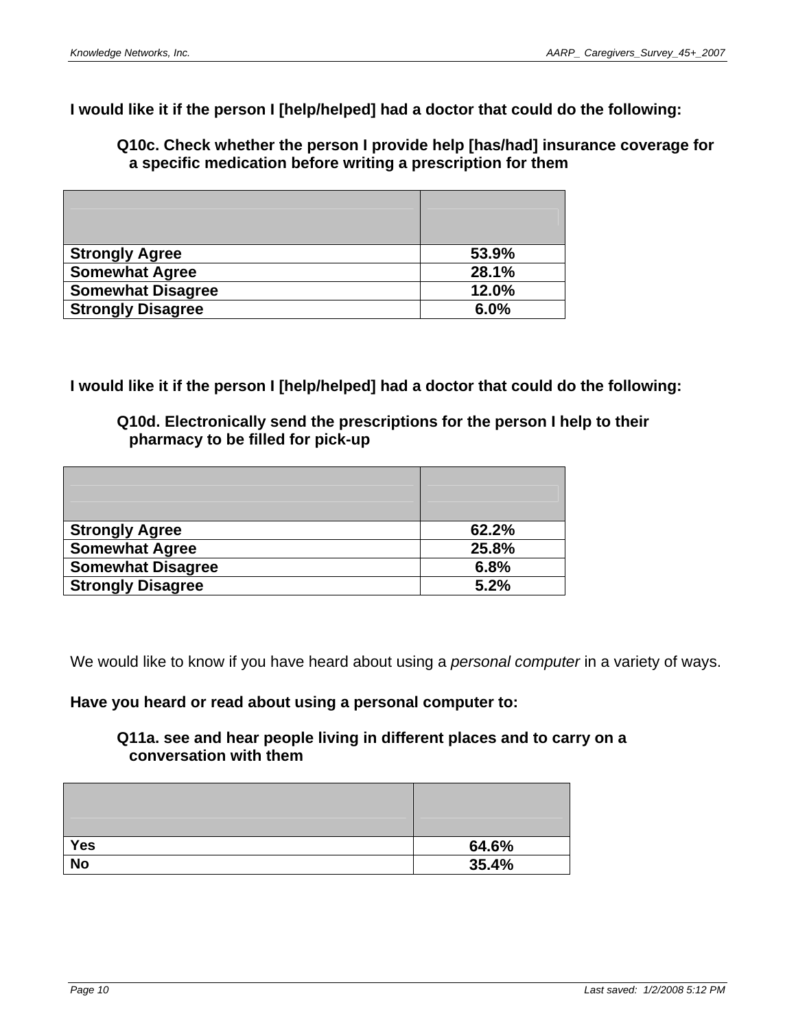**I would like it if the person I [help/helped] had a doctor that could do the following:**

**Q10c. Check whether the person I provide help [has/had] insurance coverage for a specific medication before writing a prescription for them**

| | |
|---|---|
| **Strongly Agree** | **53.9%** |
| **Somewhat Agree** | **28.1%** |
| **Somewhat Disagree** | **12.0%** |
| **Strongly Disagree** | **6.0%** |

**I would like it if the person I [help/helped] had a doctor that could do the following:**

**Q10d. Electronically send the prescriptions for the person I help to their pharmacy to be filled for pick-up**

| | |
|---|---|
| **Strongly Agree** | **62.2%** |
| **Somewhat Agree** | **25.8%** |
| **Somewhat Disagree** | **6.8%** |
| **Strongly Disagree** | **5.2%** |

We would like to know if you have heard about using a *personal computer* in a variety of ways.

**Have you heard or read about using a personal computer to:**

**Q11a. see and hear people living in different places and to carry on a conversation with them**

| | |
|---|---|
| **Yes** | **64.6%** |
| **No** | **35.4%** |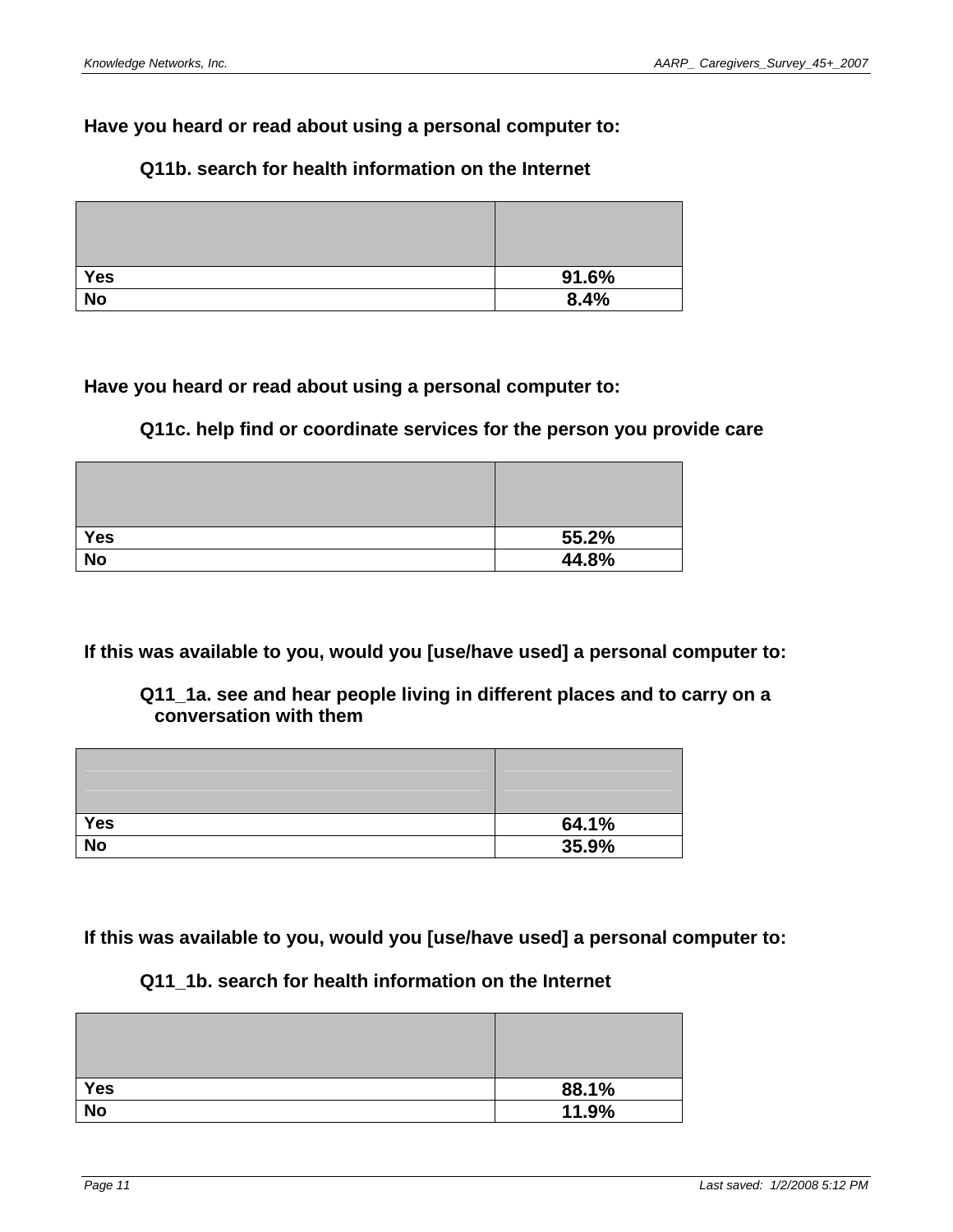**Have you heard or read about using a personal computer to:**

**Q11b. search for health information on the Internet**

| | |
|---|---|
| **Yes** | **91.6%** |
| **No** | **8.4%** |

**Have you heard or read about using a personal computer to:**

**Q11c. help find or coordinate services for the person you provide care**

| | |
|---|---|
| **Yes** | **55.2%** |
| **No** | **44.8%** |

**If this was available to you, would you [use/have used] a personal computer to:**

**Q11_1a. see and hear people living in different places and to carry on a conversation with them**

| | |
|---|---|
| **Yes** | **64.1%** |
| **No** | **35.9%** |

**If this was available to you, would you [use/have used] a personal computer to:**

**Q11_1b. search for health information on the Internet**

| | |
|---|---|
| **Yes** | **88.1%** |
| **No** | **11.9%** |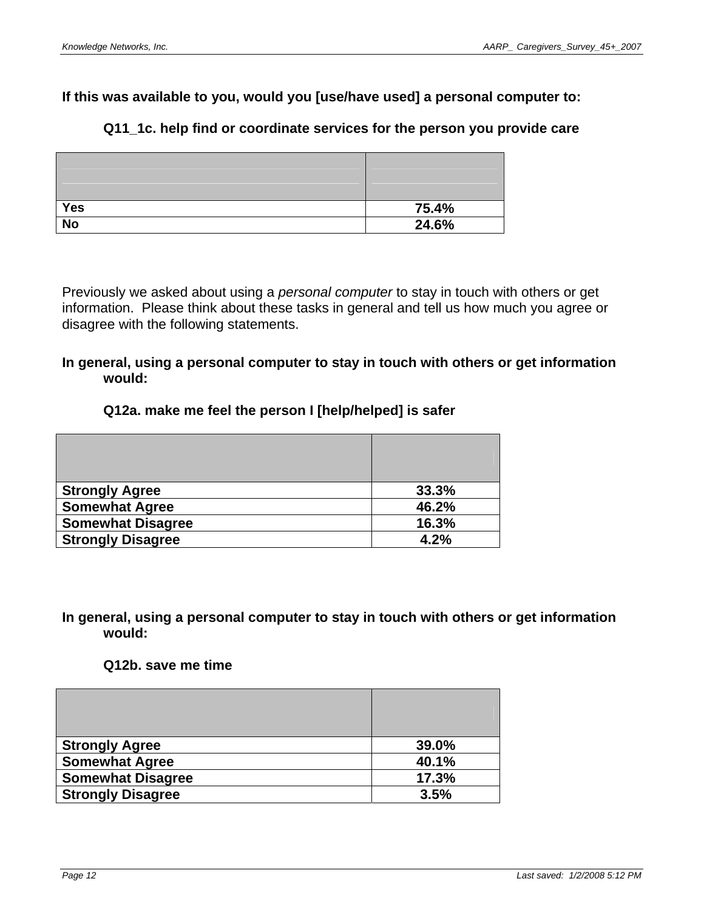**If this was available to you, would you [use/have used] a personal computer to:**

**Q11_1c. help find or coordinate services for the person you provide care**

| | |
|---|---|
| **Yes** | **75.4%** |
| **No** | **24.6%** |

Previously we asked about using a *personal computer* to stay in touch with others or get information. Please think about these tasks in general and tell us how much you agree or disagree with the following statements.

**In general, using a personal computer to stay in touch with others or get information would:**

**Q12a. make me feel the person I [help/helped] is safer**

| | |
|---|---|
| **Strongly Agree** | **33.3%** |
| **Somewhat Agree** | **46.2%** |
| **Somewhat Disagree** | **16.3%** |
| **Strongly Disagree** | **4.2%** |

**In general, using a personal computer to stay in touch with others or get information would:**

**Q12b. save me time**

| | |
|---|---|
| **Strongly Agree** | **39.0%** |
| **Somewhat Agree** | **40.1%** |
| **Somewhat Disagree** | **17.3%** |
| **Strongly Disagree** | **3.5%** |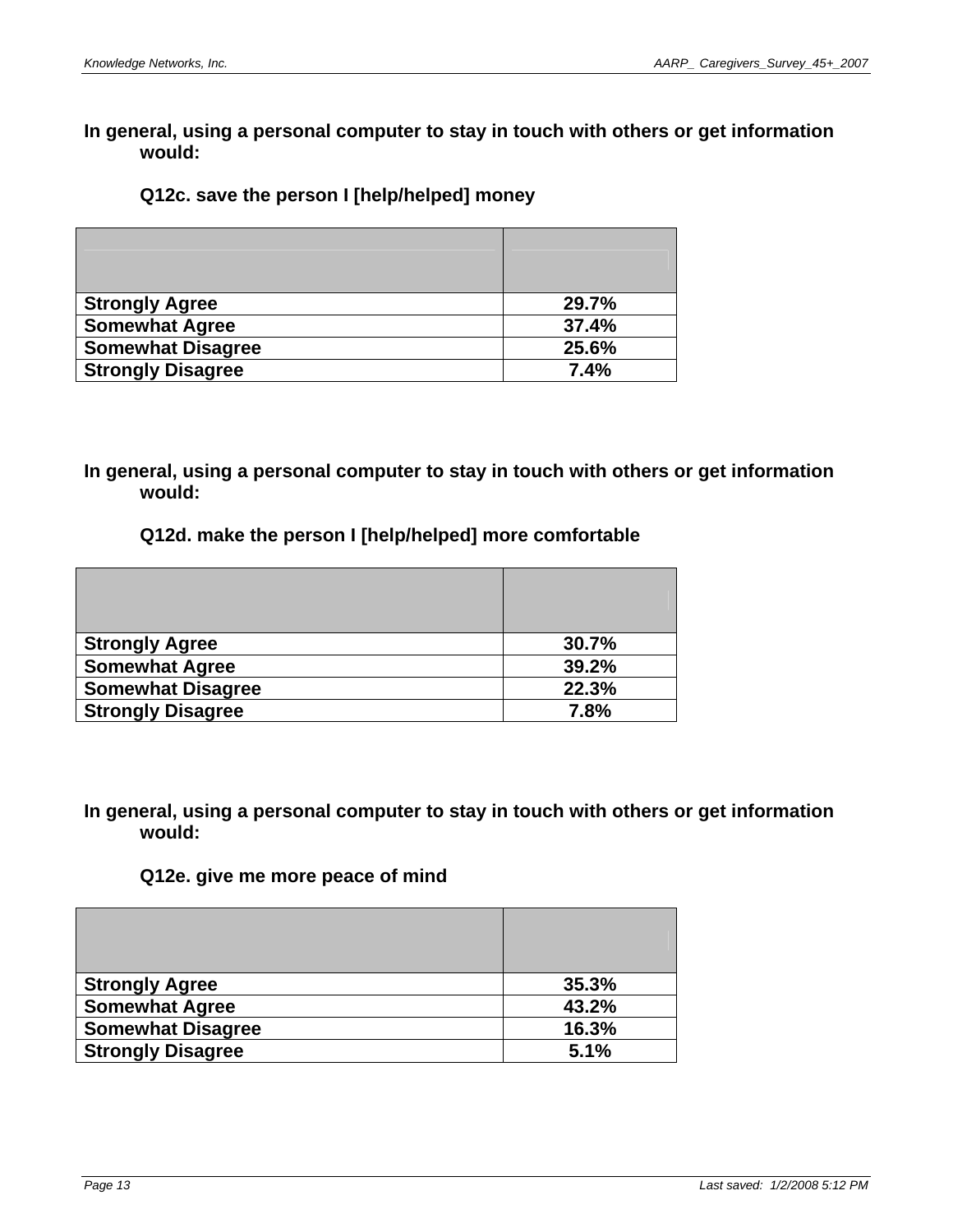**In general, using a personal computer to stay in touch with others or get information would:**

**Q12c. save the person I [help/helped] money**

| | |
|---|---|
| **Strongly Agree** | **29.7%** |
| **Somewhat Agree** | **37.4%** |
| **Somewhat Disagree** | **25.6%** |
| **Strongly Disagree** | **7.4%** |

**In general, using a personal computer to stay in touch with others or get information would:**

**Q12d. make the person I [help/helped] more comfortable**

| | |
|---|---|
| **Strongly Agree** | **30.7%** |
| **Somewhat Agree** | **39.2%** |
| **Somewhat Disagree** | **22.3%** |
| **Strongly Disagree** | **7.8%** |

**In general, using a personal computer to stay in touch with others or get information would:**

**Q12e. give me more peace of mind**

| | |
|---|---|
| **Strongly Agree** | **35.3%** |
| **Somewhat Agree** | **43.2%** |
| **Somewhat Disagree** | **16.3%** |
| **Strongly Disagree** | **5.1%** |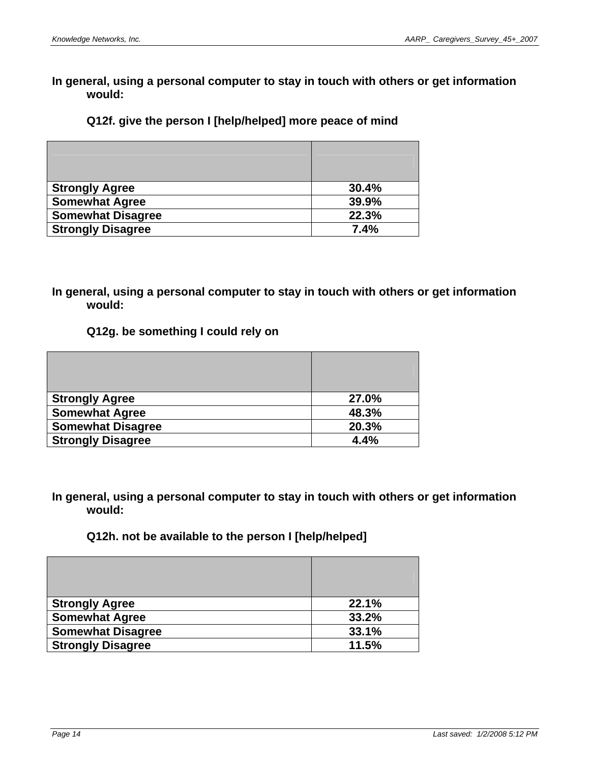**In general, using a personal computer to stay in touch with others or get information would:**

**Q12f. give the person I [help/helped] more peace of mind**

| | |
|---|---|
| **Strongly Agree** | **30.4%** |
| **Somewhat Agree** | **39.9%** |
| **Somewhat Disagree** | **22.3%** |
| **Strongly Disagree** | **7.4%** |

**In general, using a personal computer to stay in touch with others or get information would:**

**Q12g. be something I could rely on**

| | |
|---|---|
| **Strongly Agree** | **27.0%** |
| **Somewhat Agree** | **48.3%** |
| **Somewhat Disagree** | **20.3%** |
| **Strongly Disagree** | **4.4%** |

**In general, using a personal computer to stay in touch with others or get information would:**

**Q12h. not be available to the person I [help/helped]**

| | |
|---|---|
| **Strongly Agree** | **22.1%** |
| **Somewhat Agree** | **33.2%** |
| **Somewhat Disagree** | **33.1%** |
| **Strongly Disagree** | **11.5%** |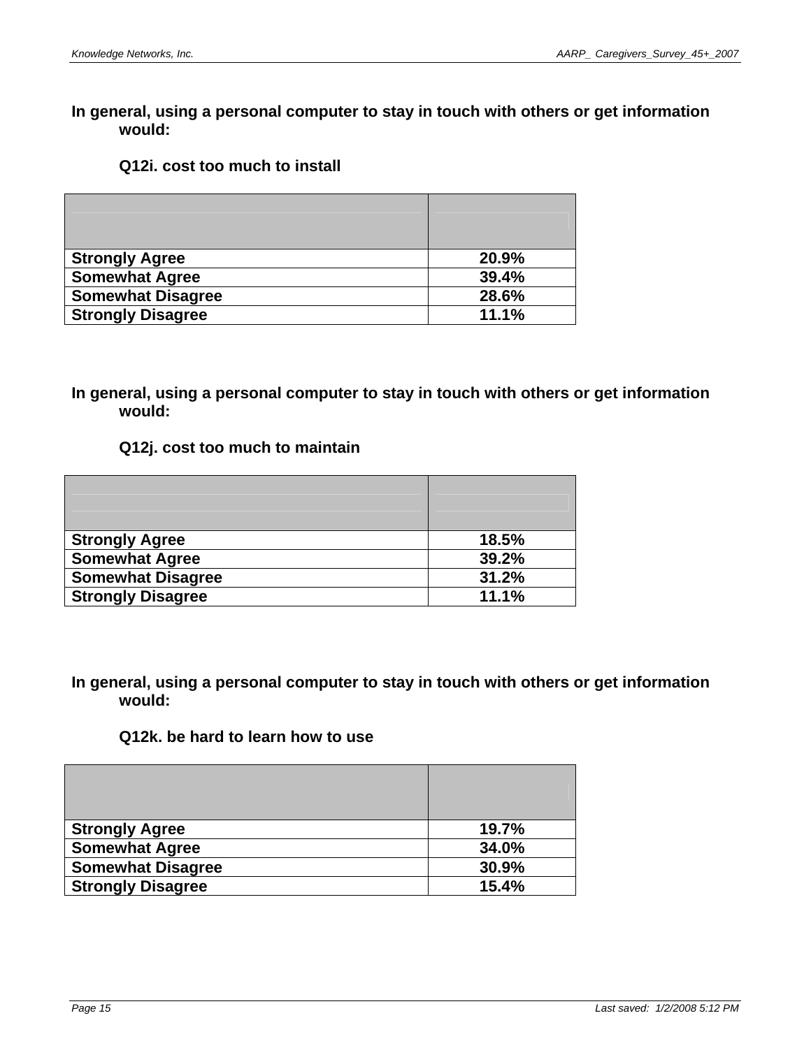**In general, using a personal computer to stay in touch with others or get information would:**

**Q12i. cost too much to install**

| | |
|---|---|
| **Strongly Agree** | **20.9%** |
| **Somewhat Agree** | **39.4%** |
| **Somewhat Disagree** | **28.6%** |
| **Strongly Disagree** | **11.1%** |

**In general, using a personal computer to stay in touch with others or get information would:**

**Q12j. cost too much to maintain**

| | |
|---|---|
| **Strongly Agree** | **18.5%** |
| **Somewhat Agree** | **39.2%** |
| **Somewhat Disagree** | **31.2%** |
| **Strongly Disagree** | **11.1%** |

**In general, using a personal computer to stay in touch with others or get information would:**

**Q12k. be hard to learn how to use**

| | |
|---|---|
| **Strongly Agree** | **19.7%** |
| **Somewhat Agree** | **34.0%** |
| **Somewhat Disagree** | **30.9%** |
| **Strongly Disagree** | **15.4%** |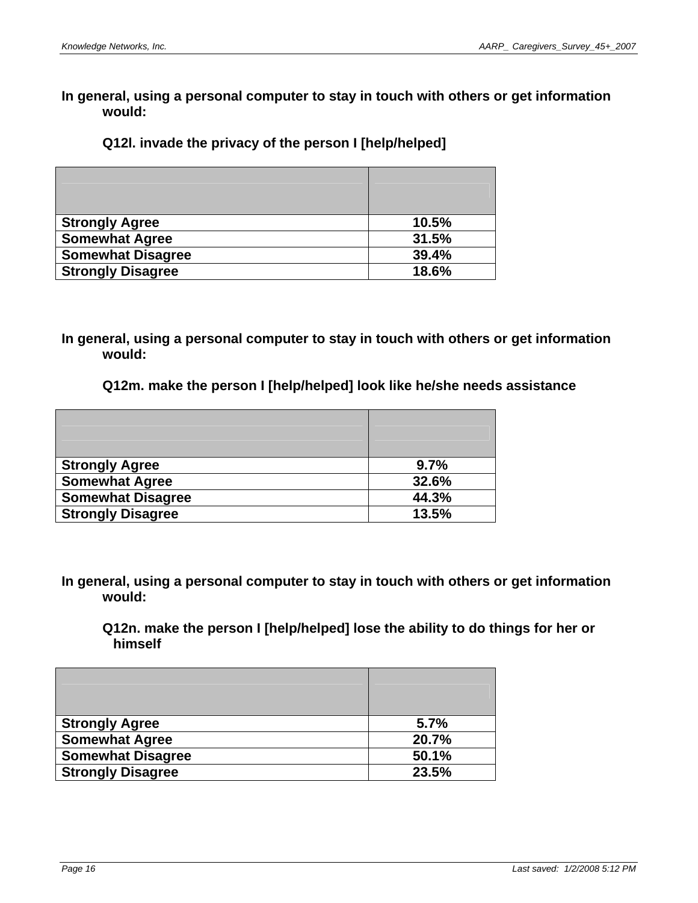**In general, using a personal computer to stay in touch with others or get information would:**

**Q12l. invade the privacy of the person I [help/helped]**

| | |
|---|---|
| **Strongly Agree** | **10.5%** |
| **Somewhat Agree** | **31.5%** |
| **Somewhat Disagree** | **39.4%** |
| **Strongly Disagree** | **18.6%** |

**In general, using a personal computer to stay in touch with others or get information would:**

**Q12m. make the person I [help/helped] look like he/she needs assistance**

| | |
|---|---|
| **Strongly Agree** | **9.7%** |
| **Somewhat Agree** | **32.6%** |
| **Somewhat Disagree** | **44.3%** |
| **Strongly Disagree** | **13.5%** |

**In general, using a personal computer to stay in touch with others or get information would:**

**Q12n. make the person I [help/helped] lose the ability to do things for her or himself**

| | |
|---|---|
| **Strongly Agree** | **5.7%** |
| **Somewhat Agree** | **20.7%** |
| **Somewhat Disagree** | **50.1%** |
| **Strongly Disagree** | **23.5%** |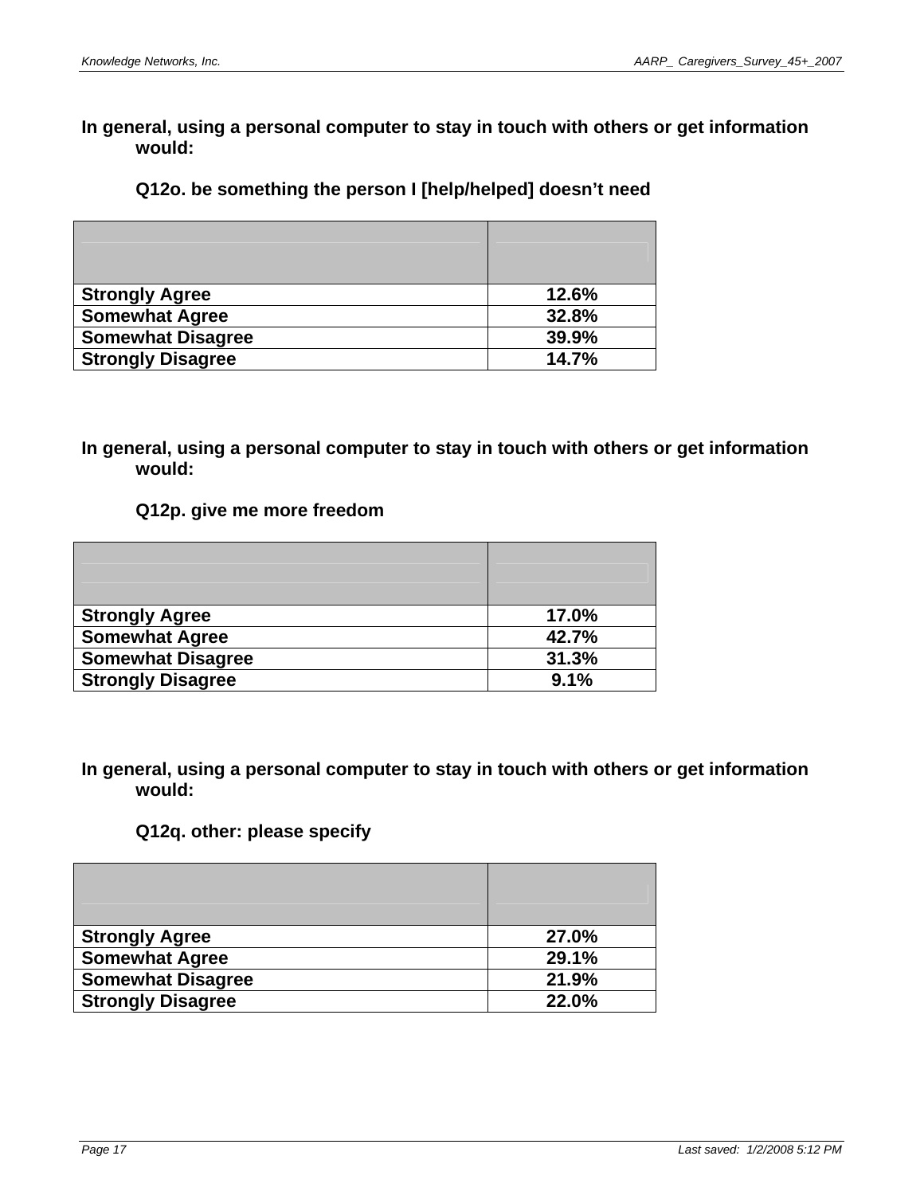**In general, using a personal computer to stay in touch with others or get information would:**

**Q12o. be something the person I [help/helped] doesn't need**

| | |
|---|---|
| **Strongly Agree** | **12.6%** |
| **Somewhat Agree** | **32.8%** |
| **Somewhat Disagree** | **39.9%** |
| **Strongly Disagree** | **14.7%** |

**In general, using a personal computer to stay in touch with others or get information would:**

**Q12p. give me more freedom**

| | |
|---|---|
| **Strongly Agree** | **17.0%** |
| **Somewhat Agree** | **42.7%** |
| **Somewhat Disagree** | **31.3%** |
| **Strongly Disagree** | **9.1%** |

**In general, using a personal computer to stay in touch with others or get information would:**

**Q12q. other: please specify**

| | |
|---|---|
| **Strongly Agree** | **27.0%** |
| **Somewhat Agree** | **29.1%** |
| **Somewhat Disagree** | **21.9%** |
| **Strongly Disagree** | **22.0%** |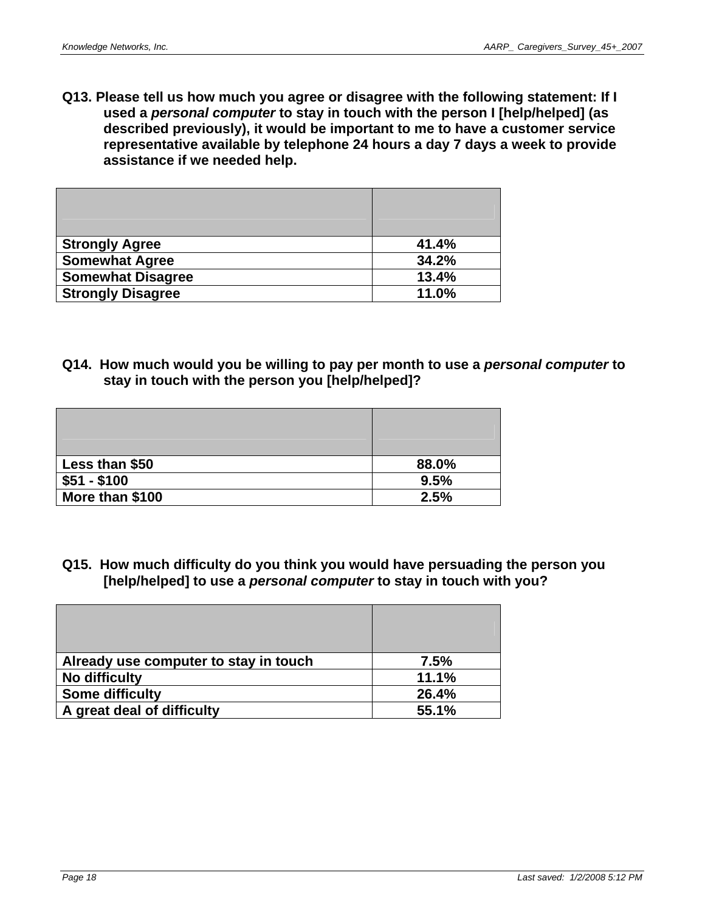**Q13. Please tell us how much you agree or disagree with the following statement: If I used a *personal computer* to stay in touch with the person I [help/helped] (as described previously), it would be important to me to have a customer service representative available by telephone 24 hours a day 7 days a week to provide assistance if we needed help.**

| | |
|---|---|
| **Strongly Agree** | **41.4%** |
| **Somewhat Agree** | **34.2%** |
| **Somewhat Disagree** | **13.4%** |
| **Strongly Disagree** | **11.0%** |

**Q14. How much would you be willing to pay per month to use a *personal computer* to stay in touch with the person you [help/helped]?**

| | |
|---|---|
| **Less than $50** | **88.0%** |
| **$51 - $100** | **9.5%** |
| **More than $100** | **2.5%** |

**Q15. How much difficulty do you think you would have persuading the person you [help/helped] to use a *personal computer* to stay in touch with you?**

| | |
|---|---|
| **Already use computer to stay in touch** | **7.5%** |
| **No difficulty** | **11.1%** |
| **Some difficulty** | **26.4%** |
| **A great deal of difficulty** | **55.1%** |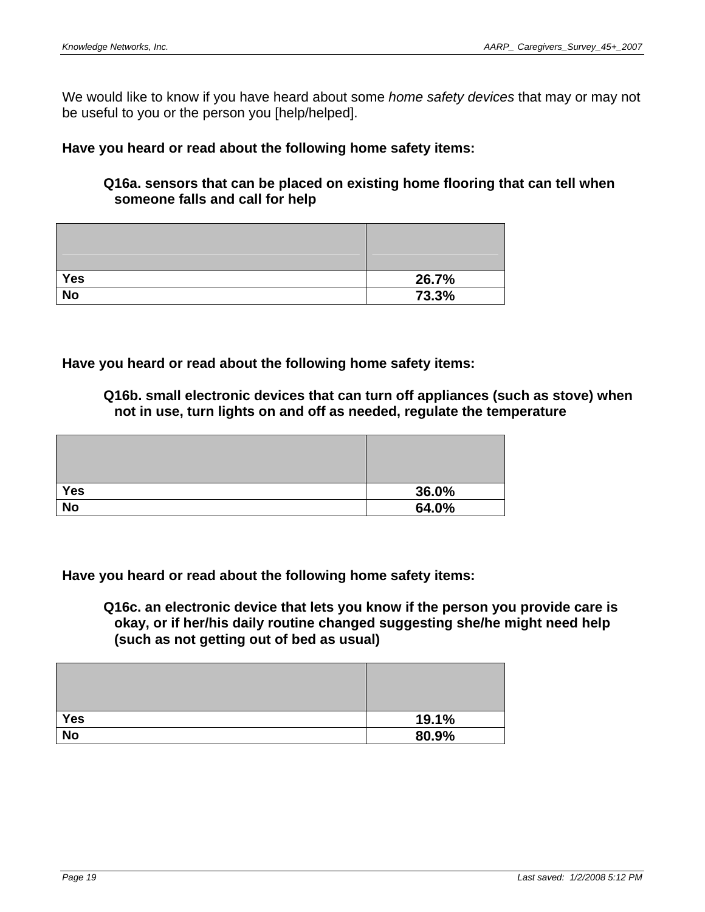We would like to know if you have heard about some *home safety devices* that may or may not be useful to you or the person you [help/helped].

**Have you heard or read about the following home safety items:**

**Q16a. sensors that can be placed on existing home flooring that can tell when someone falls and call for help**

| | |
|---|---|
| **Yes** | **26.7%** |
| **No** | **73.3%** |

**Have you heard or read about the following home safety items:**

**Q16b. small electronic devices that can turn off appliances (such as stove) when not in use, turn lights on and off as needed, regulate the temperature**

| | |
|---|---|
| **Yes** | **36.0%** |
| **No** | **64.0%** |

**Have you heard or read about the following home safety items:**

**Q16c. an electronic device that lets you know if the person you provide care is okay, or if her/his daily routine changed suggesting she/he might need help (such as not getting out of bed as usual)**

| | |
|---|---|
| **Yes** | **19.1%** |
| **No** | **80.9%** |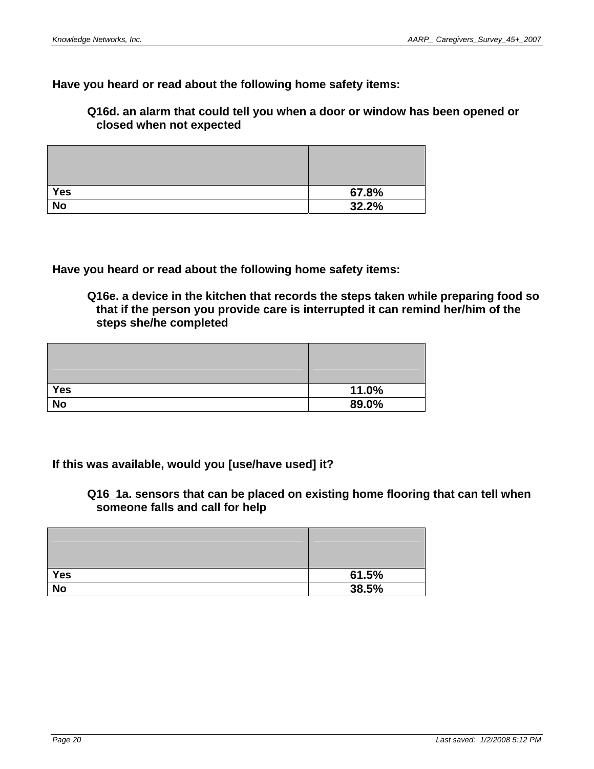**Have you heard or read about the following home safety items:**

**Q16d. an alarm that could tell you when a door or window has been opened or closed when not expected**

| | |
|---|---|
| **Yes** | **67.8%** |
| **No** | **32.2%** |

**Have you heard or read about the following home safety items:**

**Q16e. a device in the kitchen that records the steps taken while preparing food so that if the person you provide care is interrupted it can remind her/him of the steps she/he completed**

| | |
|---|---|
| **Yes** | **11.0%** |
| **No** | **89.0%** |

**If this was available, would you [use/have used] it?**

**Q16_1a. sensors that can be placed on existing home flooring that can tell when someone falls and call for help**

| | |
|---|---|
| **Yes** | **61.5%** |
| **No** | **38.5%** |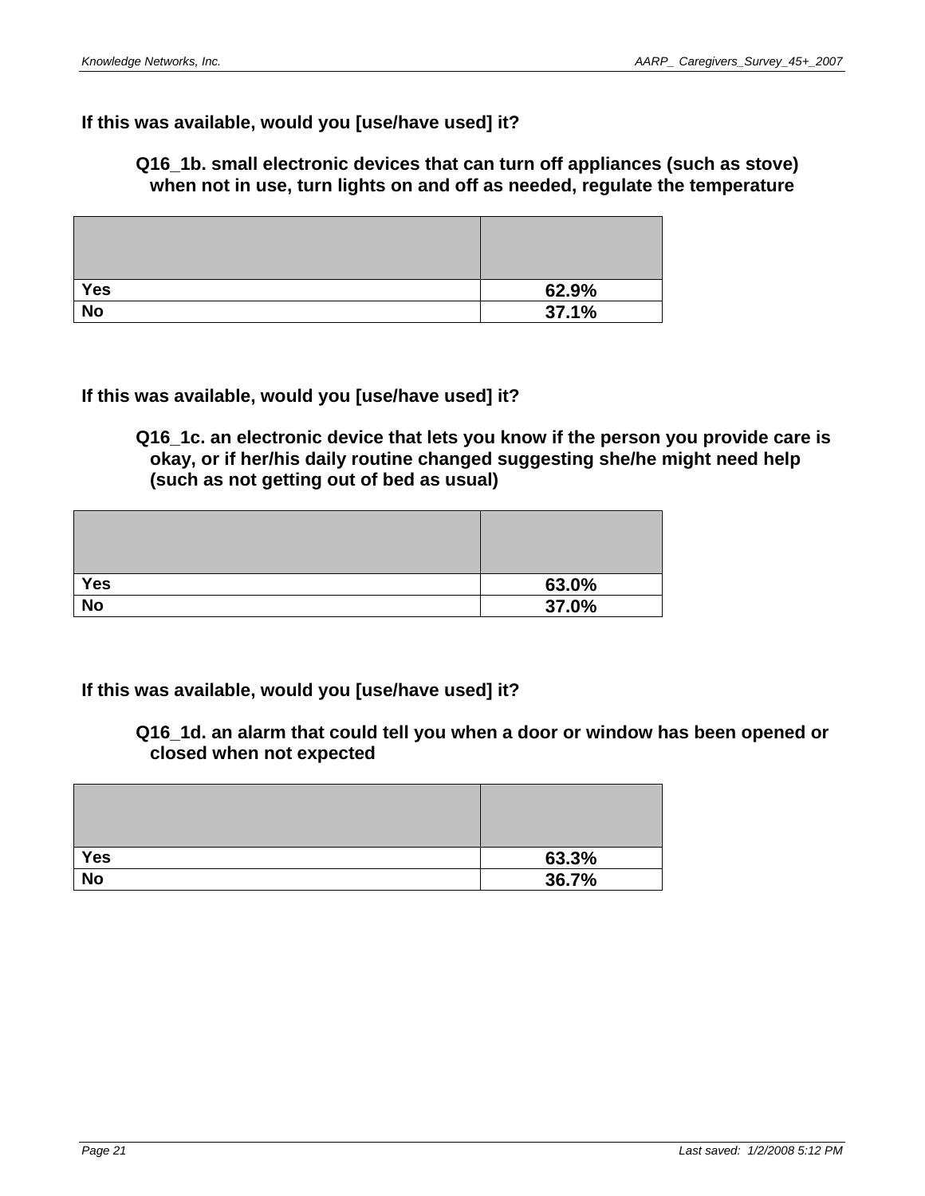**If this was available, would you [use/have used] it?**

**Q16_1b. small electronic devices that can turn off appliances (such as stove) when not in use, turn lights on and off as needed, regulate the temperature**

| | |
|---|---|
| **Yes** | **62.9%** |
| **No** | **37.1%** |

**If this was available, would you [use/have used] it?**

**Q16_1c. an electronic device that lets you know if the person you provide care is okay, or if her/his daily routine changed suggesting she/he might need help (such as not getting out of bed as usual)**

| | |
|---|---|
| **Yes** | **63.0%** |
| **No** | **37.0%** |

**If this was available, would you [use/have used] it?**

**Q16_1d. an alarm that could tell you when a door or window has been opened or closed when not expected**

| | |
|---|---|
| **Yes** | **63.3%** |
| **No** | **36.7%** |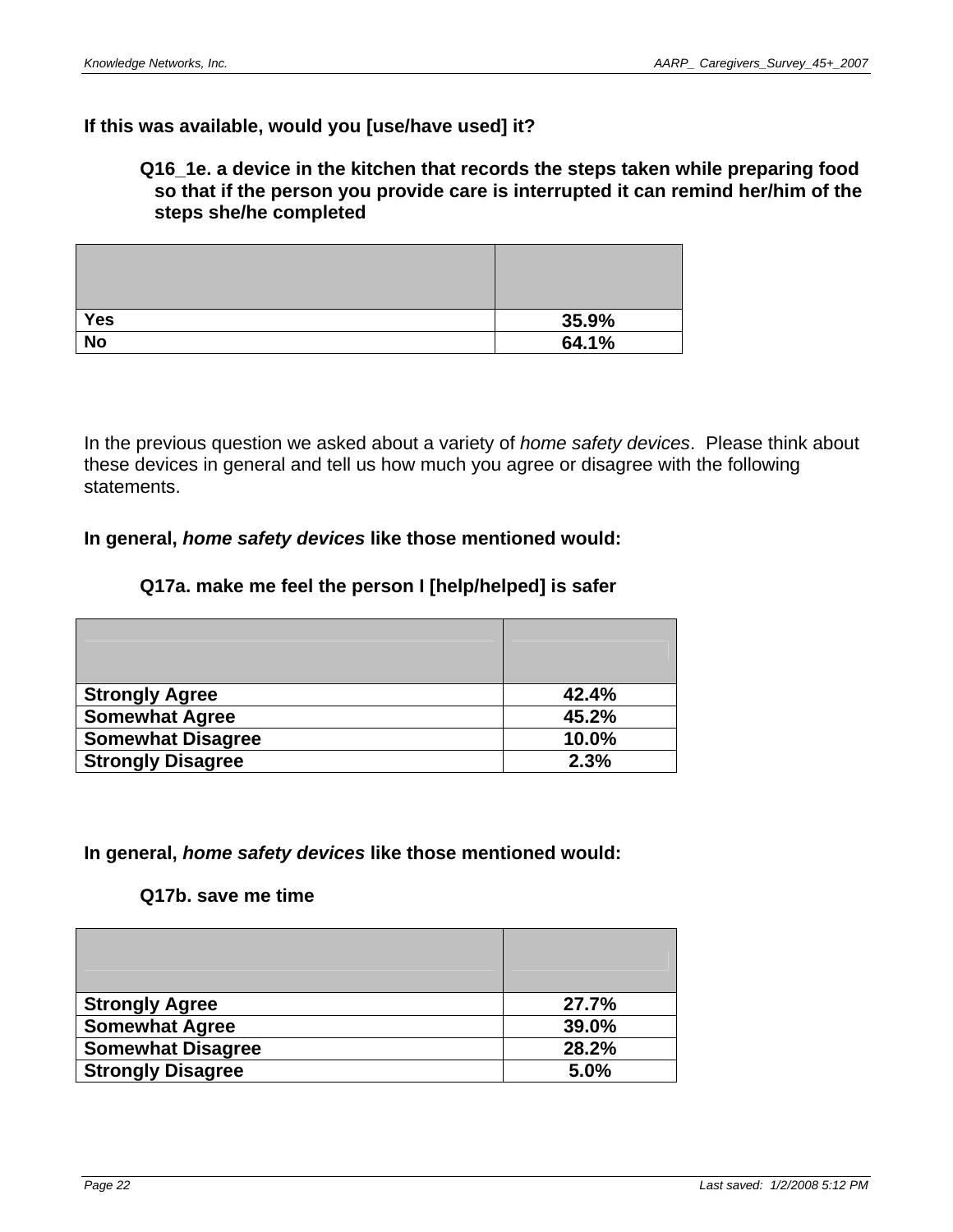**If this was available, would you [use/have used] it?**

**Q16_1e. a device in the kitchen that records the steps taken while preparing food so that if the person you provide care is interrupted it can remind her/him of the steps she/he completed**

| | |
|---|---|
| **Yes** | **35.9%** |
| **No** | **64.1%** |

In the previous question we asked about a variety of *home safety devices*. Please think about these devices in general and tell us how much you agree or disagree with the following statements.

**In general, *home safety devices* like those mentioned would:**

**Q17a. make me feel the person I [help/helped] is safer**

| | |
|---|---|
| **Strongly Agree** | **42.4%** |
| **Somewhat Agree** | **45.2%** |
| **Somewhat Disagree** | **10.0%** |
| **Strongly Disagree** | **2.3%** |

**In general, *home safety devices* like those mentioned would:**

**Q17b. save me time**

| | |
|---|---|
| **Strongly Agree** | **27.7%** |
| **Somewhat Agree** | **39.0%** |
| **Somewhat Disagree** | **28.2%** |
| **Strongly Disagree** | **5.0%** |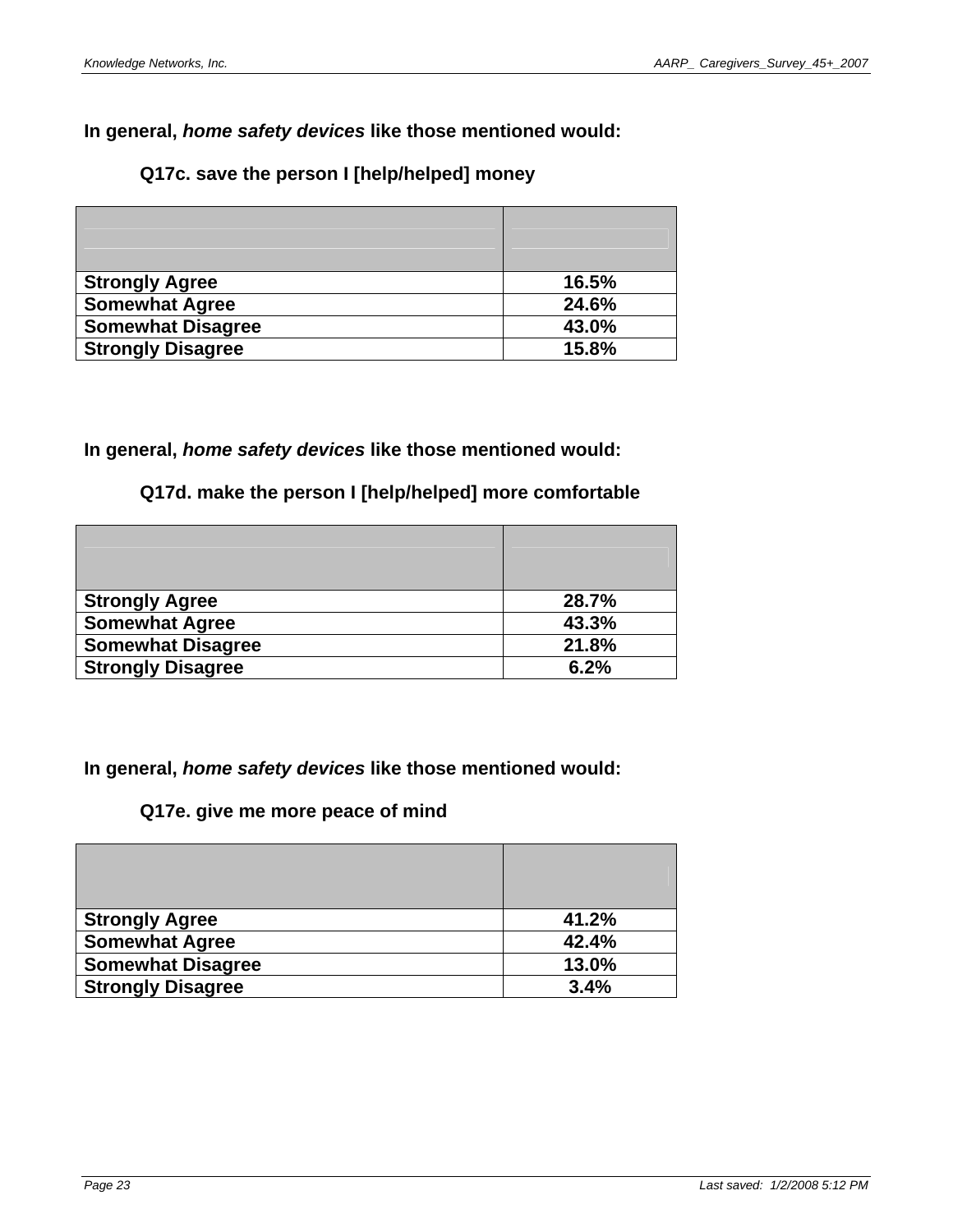**In general, *home safety devices* like those mentioned would:**

**Q17c. save the person I [help/helped] money**

| | |
|---|---|
| **Strongly Agree** | **16.5%** |
| **Somewhat Agree** | **24.6%** |
| **Somewhat Disagree** | **43.0%** |
| **Strongly Disagree** | **15.8%** |

**In general, *home safety devices* like those mentioned would:**

**Q17d. make the person I [help/helped] more comfortable**

| | |
|---|---|
| **Strongly Agree** | **28.7%** |
| **Somewhat Agree** | **43.3%** |
| **Somewhat Disagree** | **21.8%** |
| **Strongly Disagree** | **6.2%** |

**In general, *home safety devices* like those mentioned would:**

**Q17e. give me more peace of mind**

| | |
|---|---|
| **Strongly Agree** | **41.2%** |
| **Somewhat Agree** | **42.4%** |
| **Somewhat Disagree** | **13.0%** |
| **Strongly Disagree** | **3.4%** |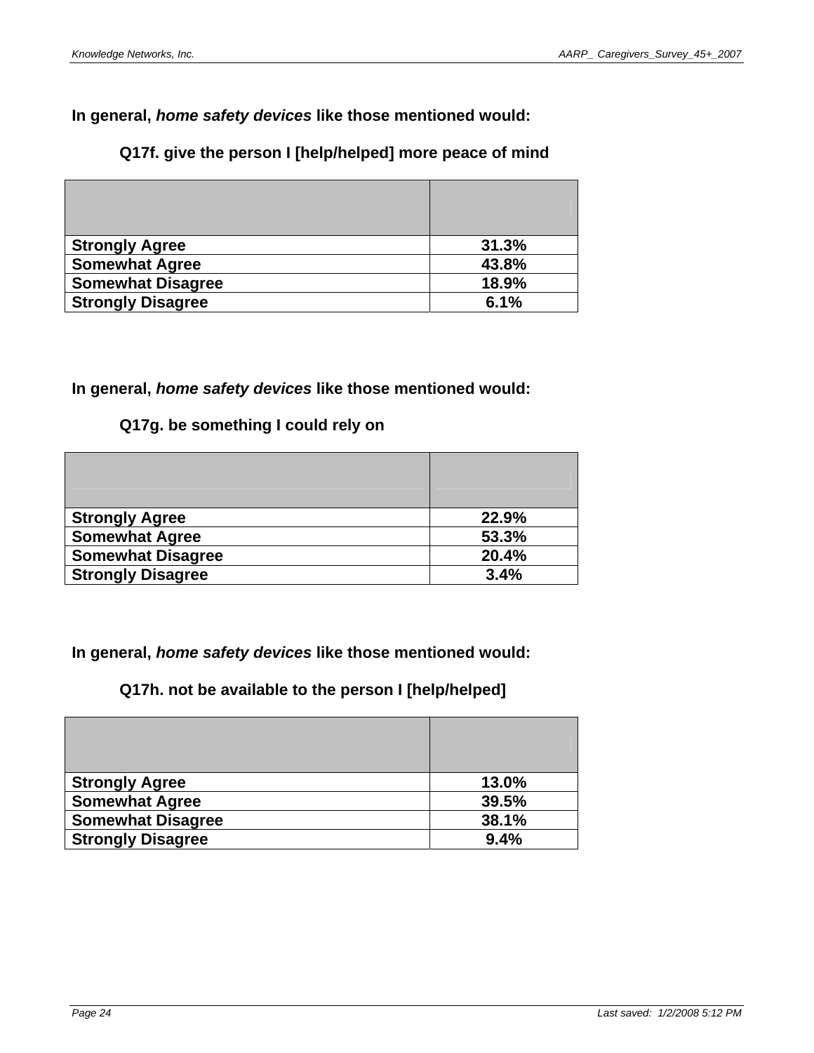**In general, *home safety devices* like those mentioned would:**

**Q17f. give the person I [help/helped] more peace of mind**

| | |
|---|---|
| **Strongly Agree** | **31.3%** |
| **Somewhat Agree** | **43.8%** |
| **Somewhat Disagree** | **18.9%** |
| **Strongly Disagree** | **6.1%** |

**In general, *home safety devices* like those mentioned would:**

**Q17g. be something I could rely on**

| | |
|---|---|
| **Strongly Agree** | **22.9%** |
| **Somewhat Agree** | **53.3%** |
| **Somewhat Disagree** | **20.4%** |
| **Strongly Disagree** | **3.4%** |

**In general, *home safety devices* like those mentioned would:**

**Q17h. not be available to the person I [help/helped]**

| | |
|---|---|
| **Strongly Agree** | **13.0%** |
| **Somewhat Agree** | **39.5%** |
| **Somewhat Disagree** | **38.1%** |
| **Strongly Disagree** | **9.4%** |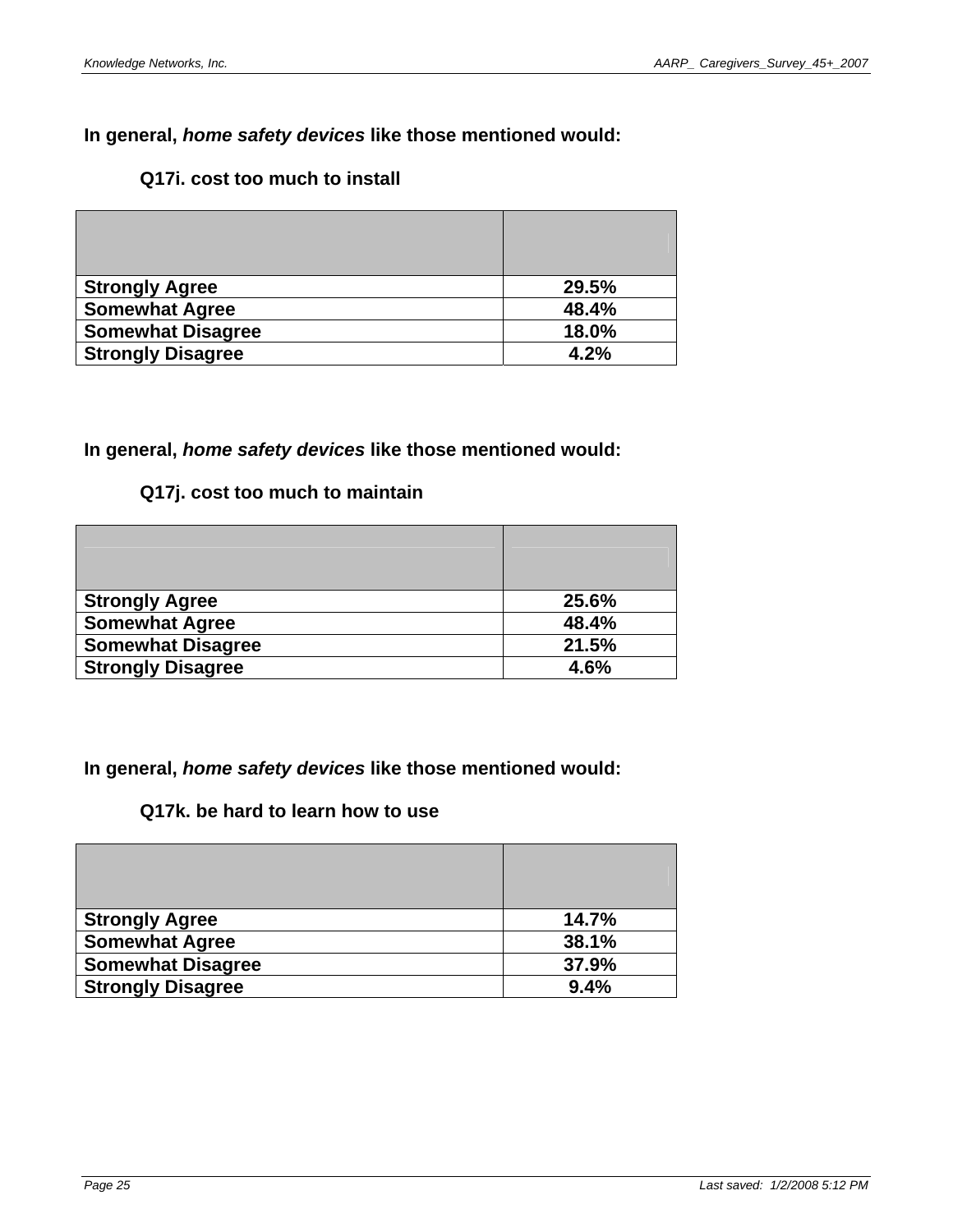**In general, *home safety devices* like those mentioned would:**

**Q17i. cost too much to install**

| | |
|---|---|
| **Strongly Agree** | **29.5%** |
| **Somewhat Agree** | **48.4%** |
| **Somewhat Disagree** | **18.0%** |
| **Strongly Disagree** | **4.2%** |

**In general, *home safety devices* like those mentioned would:**

**Q17j. cost too much to maintain**

| | |
|---|---|
| **Strongly Agree** | **25.6%** |
| **Somewhat Agree** | **48.4%** |
| **Somewhat Disagree** | **21.5%** |
| **Strongly Disagree** | **4.6%** |

**In general, *home safety devices* like those mentioned would:**

**Q17k. be hard to learn how to use**

| | |
|---|---|
| **Strongly Agree** | **14.7%** |
| **Somewhat Agree** | **38.1%** |
| **Somewhat Disagree** | **37.9%** |
| **Strongly Disagree** | **9.4%** |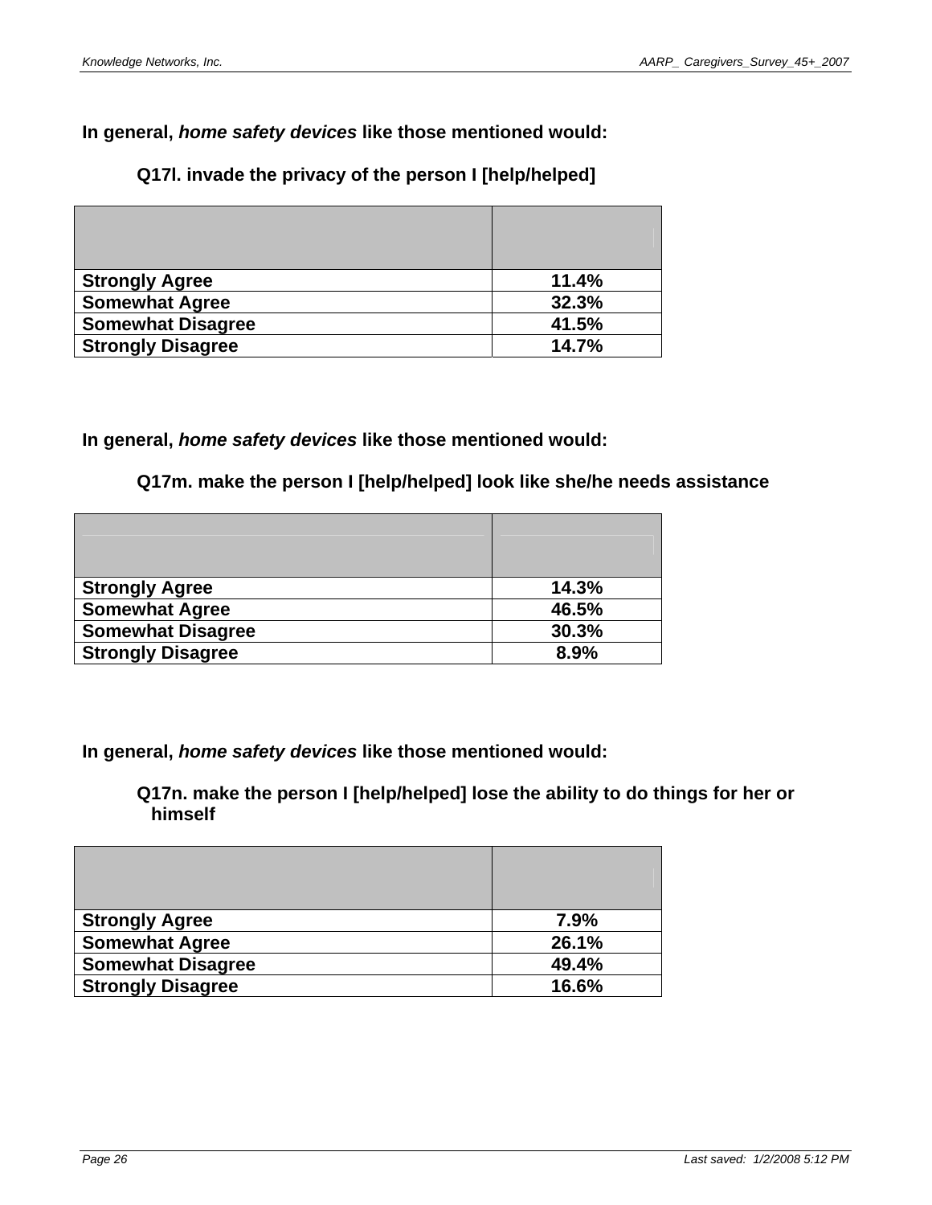In general, ***home safety devices*** like those mentioned would:

**Q17l. invade the privacy of the person I [help/helped]**

| | |
|---|---|
| **Strongly Agree** | **11.4%** |
| **Somewhat Agree** | **32.3%** |
| **Somewhat Disagree** | **41.5%** |
| **Strongly Disagree** | **14.7%** |

In general, ***home safety devices*** like those mentioned would:

**Q17m. make the person I [help/helped] look like she/he needs assistance**

| | |
|---|---|
| **Strongly Agree** | **14.3%** |
| **Somewhat Agree** | **46.5%** |
| **Somewhat Disagree** | **30.3%** |
| **Strongly Disagree** | **8.9%** |

In general, ***home safety devices*** like those mentioned would:

**Q17n. make the person I [help/helped] lose the ability to do things for her or himself**

| | |
|---|---|
| **Strongly Agree** | **7.9%** |
| **Somewhat Agree** | **26.1%** |
| **Somewhat Disagree** | **49.4%** |
| **Strongly Disagree** | **16.6%** |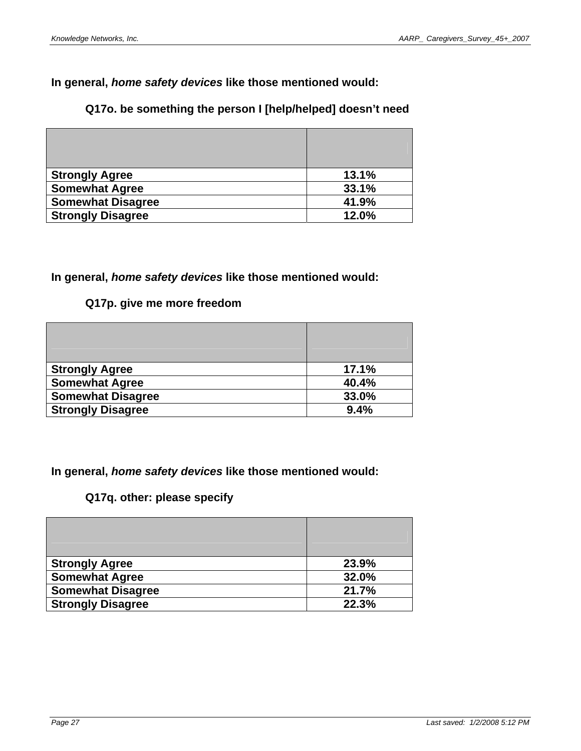**In general, *home safety devices* like those mentioned would:**

**Q17o. be something the person I [help/helped] doesn't need**

| | |
|---|---|
| **Strongly Agree** | **13.1%** |
| **Somewhat Agree** | **33.1%** |
| **Somewhat Disagree** | **41.9%** |
| **Strongly Disagree** | **12.0%** |

**In general, *home safety devices* like those mentioned would:**

**Q17p. give me more freedom**

| | |
|---|---|
| **Strongly Agree** | **17.1%** |
| **Somewhat Agree** | **40.4%** |
| **Somewhat Disagree** | **33.0%** |
| **Strongly Disagree** | **9.4%** |

**In general, *home safety devices* like those mentioned would:**

**Q17q. other: please specify**

| | |
|---|---|
| **Strongly Agree** | **23.9%** |
| **Somewhat Agree** | **32.0%** |
| **Somewhat Disagree** | **21.7%** |
| **Strongly Disagree** | **22.3%** |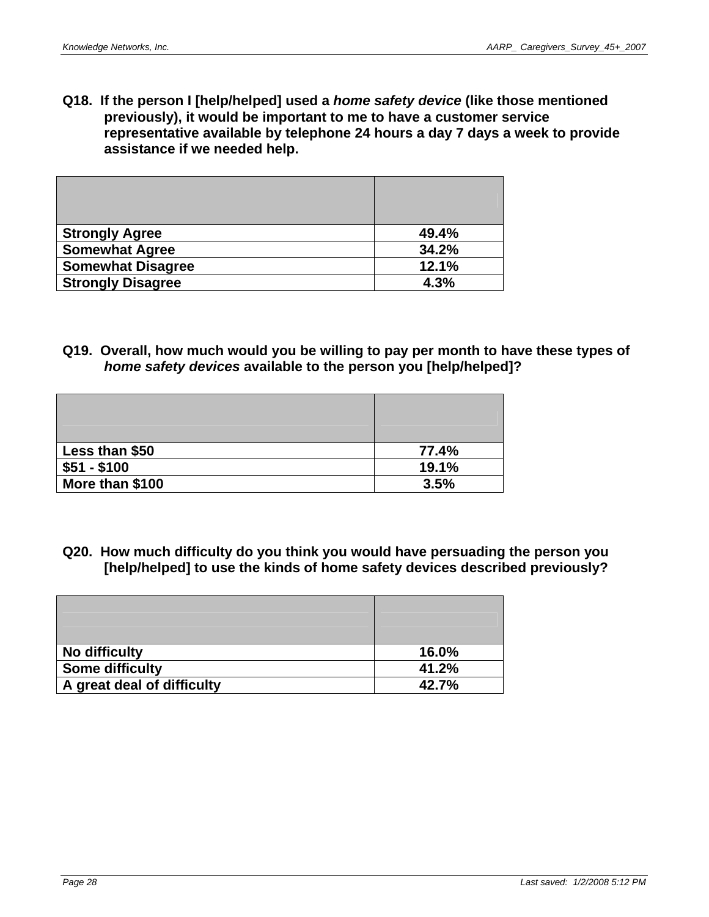**Q18. If the person I [help/helped] used a *home safety device* (like those mentioned previously), it would be important to me to have a customer service representative available by telephone 24 hours a day 7 days a week to provide assistance if we needed help.**

| | |
|---|---|
| **Strongly Agree** | **49.4%** |
| **Somewhat Agree** | **34.2%** |
| **Somewhat Disagree** | **12.1%** |
| **Strongly Disagree** | **4.3%** |

**Q19. Overall, how much would you be willing to pay per month to have these types of *home safety devices* available to the person you [help/helped]?**

| | |
|---|---|
| **Less than $50** | **77.4%** |
| **$51 - $100** | **19.1%** |
| **More than $100** | **3.5%** |

**Q20. How much difficulty do you think you would have persuading the person you [help/helped] to use the kinds of home safety devices described previously?**

| | |
|---|---|
| **No difficulty** | **16.0%** |
| **Some difficulty** | **41.2%** |
| **A great deal of difficulty** | **42.7%** |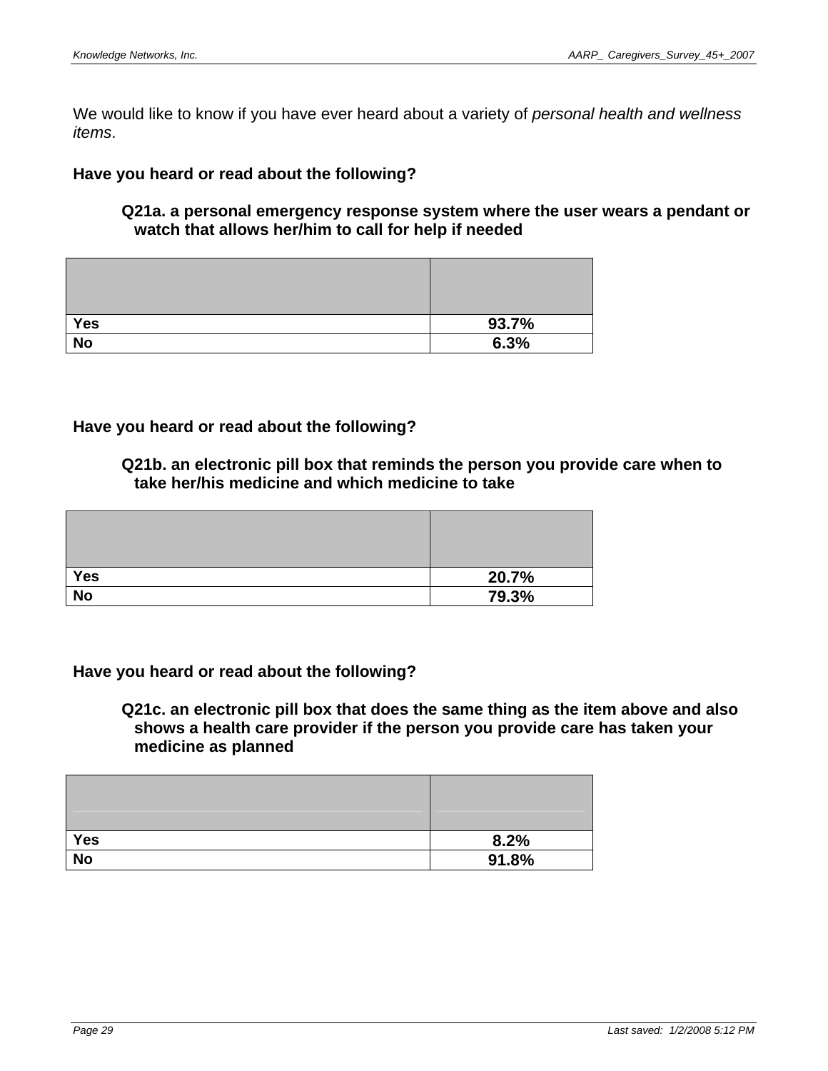We would like to know if you have ever heard about a variety of *personal health and wellness items*.

**Have you heard or read about the following?**

**Q21a. a personal emergency response system where the user wears a pendant or watch that allows her/him to call for help if needed**

| | |
|---|---|
| **Yes** | **93.7%** |
| **No** | **6.3%** |

**Have you heard or read about the following?**

**Q21b. an electronic pill box that reminds the person you provide care when to take her/his medicine and which medicine to take**

| | |
|---|---|
| **Yes** | **20.7%** |
| **No** | **79.3%** |

**Have you heard or read about the following?**

**Q21c. an electronic pill box that does the same thing as the item above and also shows a health care provider if the person you provide care has taken your medicine as planned**

| | |
|---|---|
| **Yes** | **8.2%** |
| **No** | **91.8%** |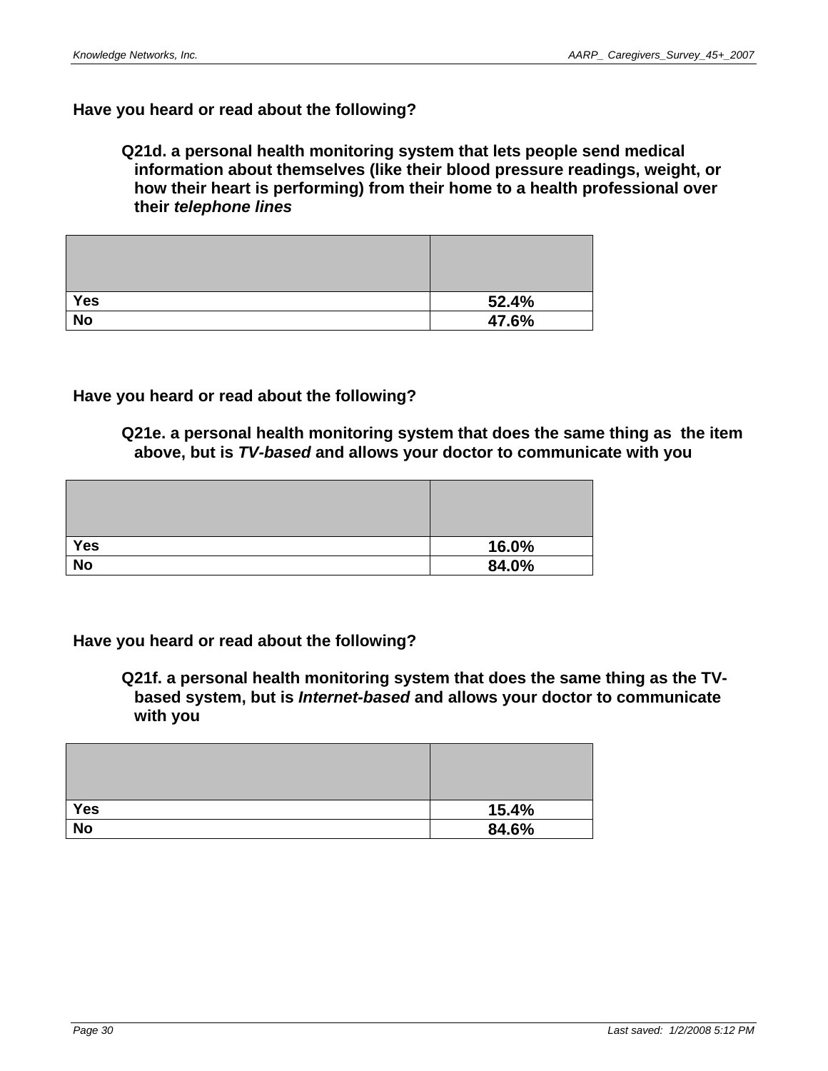**Have you heard or read about the following?**

**Q21d. a personal health monitoring system that lets people send medical information about themselves (like their blood pressure readings, weight, or how their heart is performing) from their home to a health professional over their *telephone lines***

| | |
|---|---|
| **Yes** | **52.4%** |
| **No** | **47.6%** |

**Have you heard or read about the following?**

**Q21e. a personal health monitoring system that does the same thing as the item above, but is *TV-based* and allows your doctor to communicate with you**

| | |
|---|---|
| **Yes** | **16.0%** |
| **No** | **84.0%** |

**Have you heard or read about the following?**

**Q21f. a personal health monitoring system that does the same thing as the TV-based system, but is *Internet-based* and allows your doctor to communicate with you**

| | |
|---|---|
| **Yes** | **15.4%** |
| **No** | **84.6%** |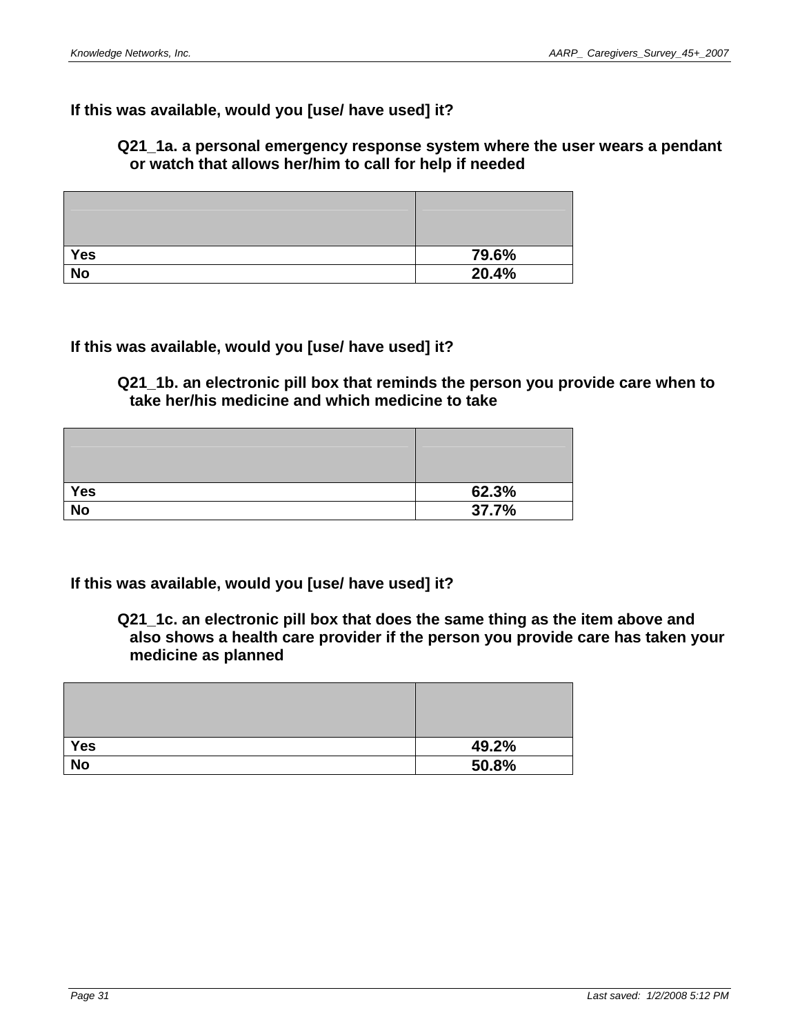**If this was available, would you [use/ have used] it?**

**Q21_1a. a personal emergency response system where the user wears a pendant or watch that allows her/him to call for help if needed**

| | |
|---|---|
| **Yes** | **79.6%** |
| **No** | **20.4%** |

**If this was available, would you [use/ have used] it?**

**Q21_1b. an electronic pill box that reminds the person you provide care when to take her/his medicine and which medicine to take**

| | |
|---|---|
| **Yes** | **62.3%** |
| **No** | **37.7%** |

**If this was available, would you [use/ have used] it?**

**Q21_1c. an electronic pill box that does the same thing as the item above and also shows a health care provider if the person you provide care has taken your medicine as planned**

| | |
|---|---|
| **Yes** | **49.2%** |
| **No** | **50.8%** |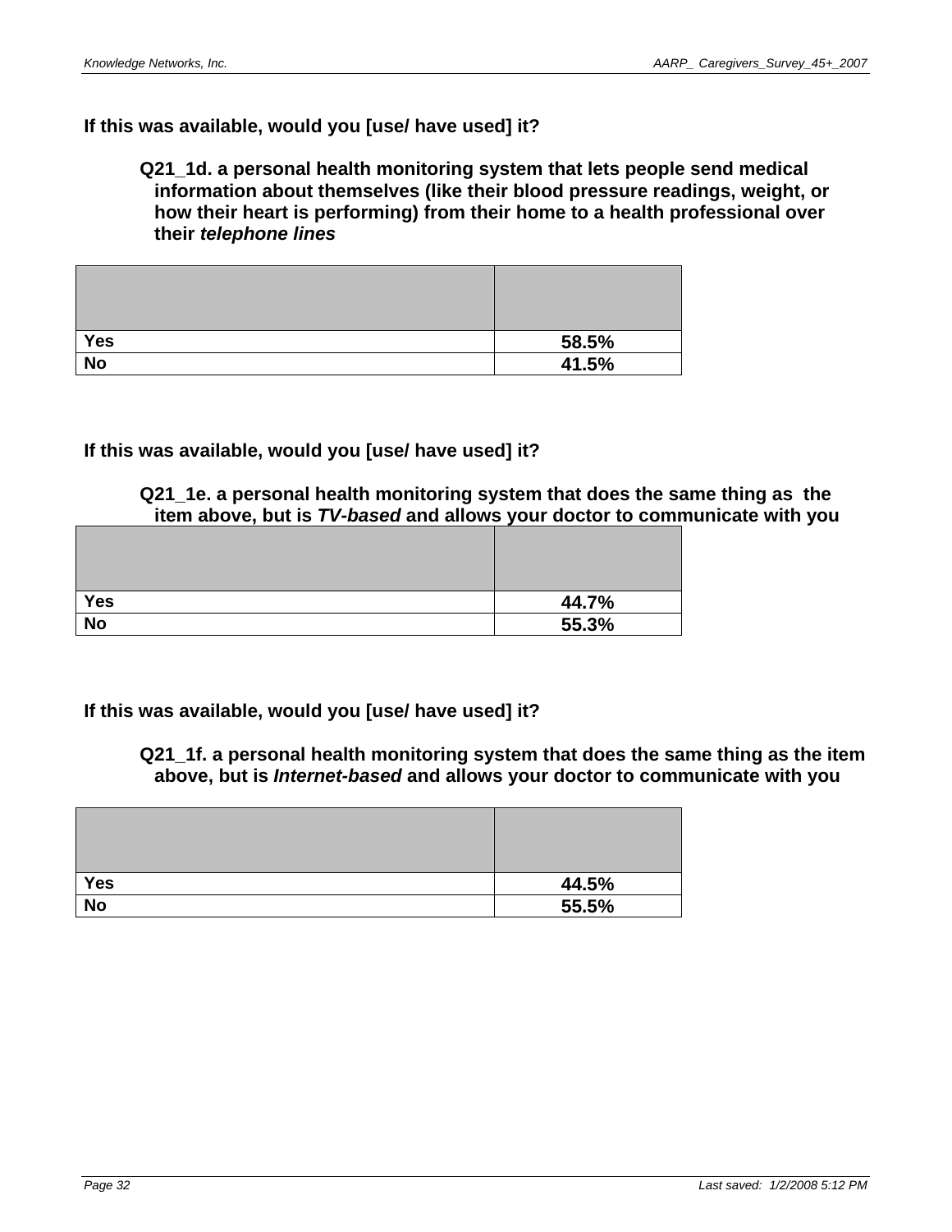**If this was available, would you [use/ have used] it?**

**Q21_1d. a personal health monitoring system that lets people send medical information about themselves (like their blood pressure readings, weight, or how their heart is performing) from their home to a health professional over their *telephone lines***

| | |
|---|---|
| **Yes** | **58.5%** |
| **No** | **41.5%** |

**If this was available, would you [use/ have used] it?**

**Q21_1e. a personal health monitoring system that does the same thing as the item above, but is *TV-based* and allows your doctor to communicate with you**

| | |
|---|---|
| **Yes** | **44.7%** |
| **No** | **55.3%** |

**If this was available, would you [use/ have used] it?**

**Q21_1f. a personal health monitoring system that does the same thing as the item above, but is *Internet-based* and allows your doctor to communicate with you**

| | |
|---|---|
| **Yes** | **44.5%** |
| **No** | **55.5%** |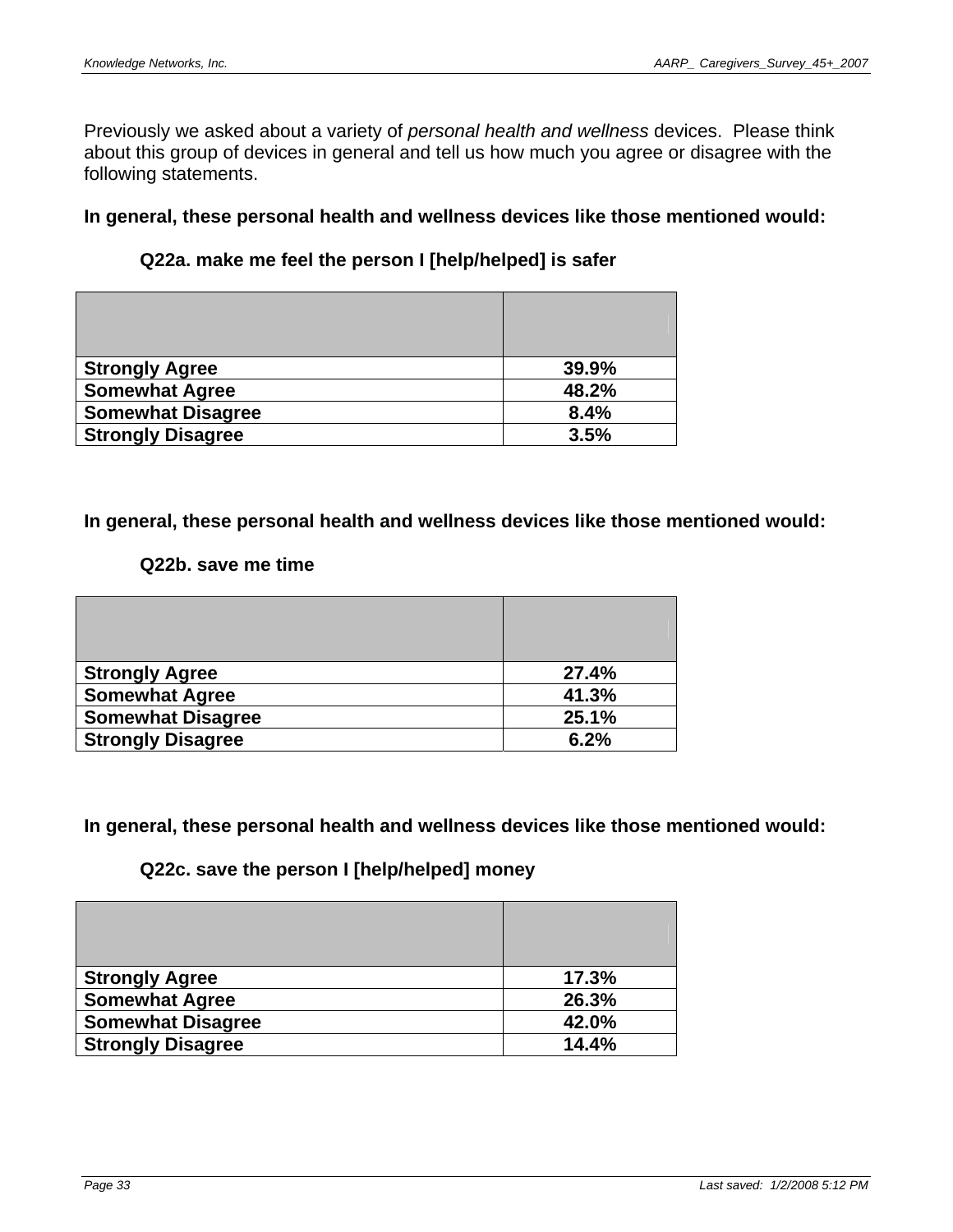Previously we asked about a variety of *personal health and wellness* devices. Please think about this group of devices in general and tell us how much you agree or disagree with the following statements.

**In general, these personal health and wellness devices like those mentioned would:**

**Q22a. make me feel the person I [help/helped] is safer**

| | |
|---|---|
| **Strongly Agree** | **39.9%** |
| **Somewhat Agree** | **48.2%** |
| **Somewhat Disagree** | **8.4%** |
| **Strongly Disagree** | **3.5%** |

**In general, these personal health and wellness devices like those mentioned would:**

**Q22b. save me time**

| | |
|---|---|
| **Strongly Agree** | **27.4%** |
| **Somewhat Agree** | **41.3%** |
| **Somewhat Disagree** | **25.1%** |
| **Strongly Disagree** | **6.2%** |

**In general, these personal health and wellness devices like those mentioned would:**

**Q22c. save the person I [help/helped] money**

| | |
|---|---|
| **Strongly Agree** | **17.3%** |
| **Somewhat Agree** | **26.3%** |
| **Somewhat Disagree** | **42.0%** |
| **Strongly Disagree** | **14.4%** |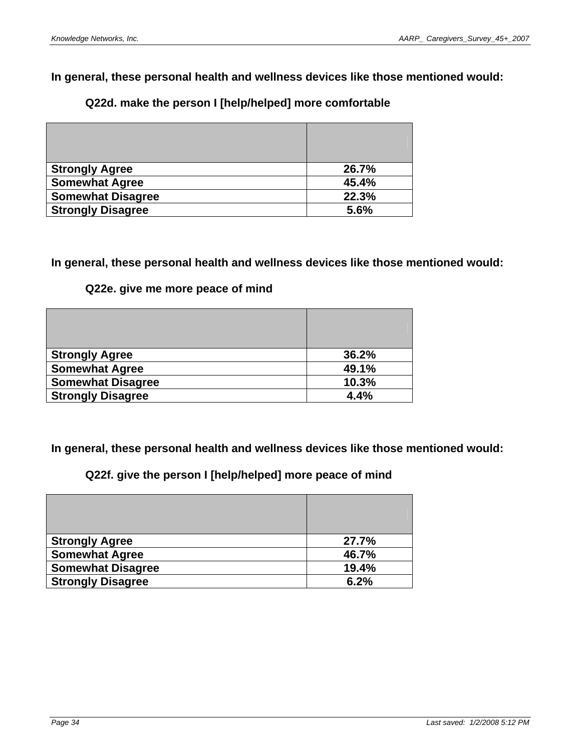**In general, these personal health and wellness devices like those mentioned would:**

**Q22d. make the person I [help/helped] more comfortable**

| | |
|---|---|
| **Strongly Agree** | **26.7%** |
| **Somewhat Agree** | **45.4%** |
| **Somewhat Disagree** | **22.3%** |
| **Strongly Disagree** | **5.6%** |

**In general, these personal health and wellness devices like those mentioned would:**

**Q22e. give me more peace of mind**

| | |
|---|---|
| **Strongly Agree** | **36.2%** |
| **Somewhat Agree** | **49.1%** |
| **Somewhat Disagree** | **10.3%** |
| **Strongly Disagree** | **4.4%** |

**In general, these personal health and wellness devices like those mentioned would:**

**Q22f. give the person I [help/helped] more peace of mind**

| | |
|---|---|
| **Strongly Agree** | **27.7%** |
| **Somewhat Agree** | **46.7%** |
| **Somewhat Disagree** | **19.4%** |
| **Strongly Disagree** | **6.2%** |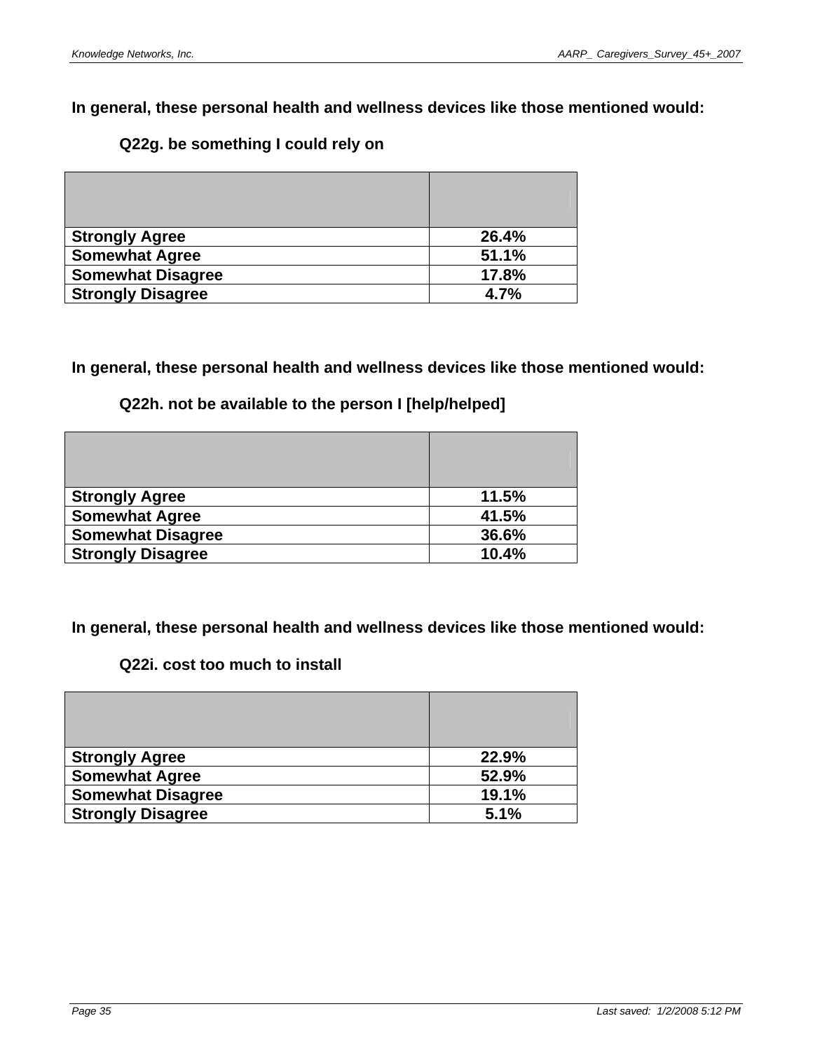**In general, these personal health and wellness devices like those mentioned would:**

**Q22g. be something I could rely on**

| | |
|---|---|
| **Strongly Agree** | **26.4%** |
| **Somewhat Agree** | **51.1%** |
| **Somewhat Disagree** | **17.8%** |
| **Strongly Disagree** | **4.7%** |

**In general, these personal health and wellness devices like those mentioned would:**

**Q22h. not be available to the person I [help/helped]**

| | |
|---|---|
| **Strongly Agree** | **11.5%** |
| **Somewhat Agree** | **41.5%** |
| **Somewhat Disagree** | **36.6%** |
| **Strongly Disagree** | **10.4%** |

**In general, these personal health and wellness devices like those mentioned would:**

**Q22i. cost too much to install**

| | |
|---|---|
| **Strongly Agree** | **22.9%** |
| **Somewhat Agree** | **52.9%** |
| **Somewhat Disagree** | **19.1%** |
| **Strongly Disagree** | **5.1%** |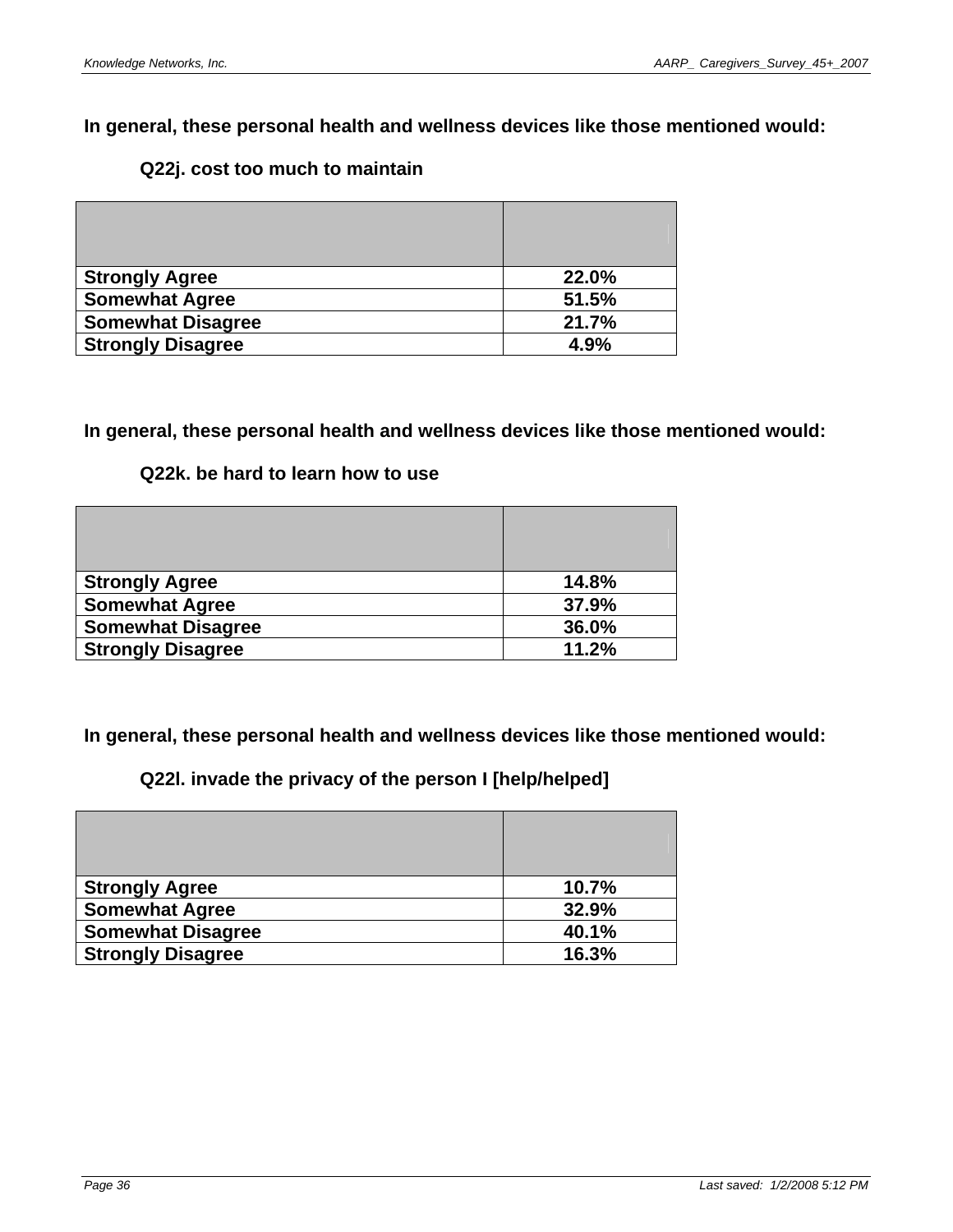**In general, these personal health and wellness devices like those mentioned would:**

**Q22j. cost too much to maintain**

| | |
|---|---|
| **Strongly Agree** | **22.0%** |
| **Somewhat Agree** | **51.5%** |
| **Somewhat Disagree** | **21.7%** |
| **Strongly Disagree** | **4.9%** |

**In general, these personal health and wellness devices like those mentioned would:**

**Q22k. be hard to learn how to use**

| | |
|---|---|
| **Strongly Agree** | **14.8%** |
| **Somewhat Agree** | **37.9%** |
| **Somewhat Disagree** | **36.0%** |
| **Strongly Disagree** | **11.2%** |

**In general, these personal health and wellness devices like those mentioned would:**

**Q22l. invade the privacy of the person I [help/helped]**

| | |
|---|---|
| **Strongly Agree** | **10.7%** |
| **Somewhat Agree** | **32.9%** |
| **Somewhat Disagree** | **40.1%** |
| **Strongly Disagree** | **16.3%** |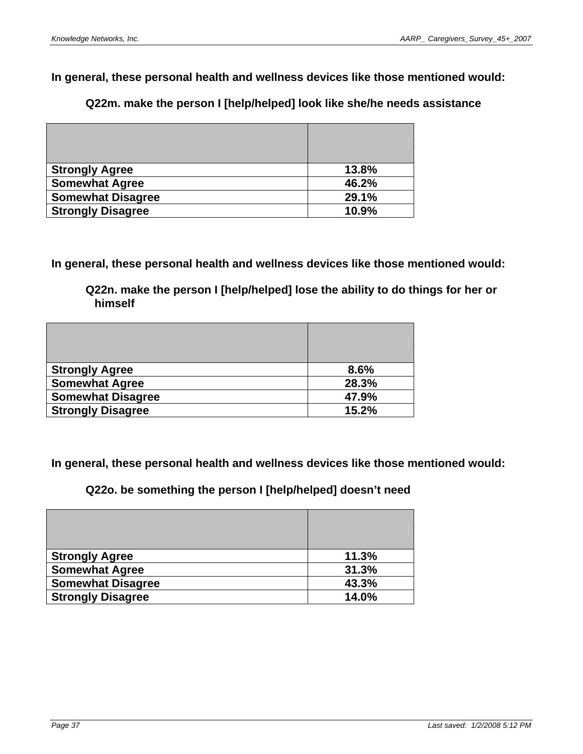**In general, these personal health and wellness devices like those mentioned would:**

**Q22m. make the person I [help/helped] look like she/he needs assistance**

| | |
|---|---|
| **Strongly Agree** | **13.8%** |
| **Somewhat Agree** | **46.2%** |
| **Somewhat Disagree** | **29.1%** |
| **Strongly Disagree** | **10.9%** |

**In general, these personal health and wellness devices like those mentioned would:**

**Q22n. make the person I [help/helped] lose the ability to do things for her or himself**

| | |
|---|---|
| **Strongly Agree** | **8.6%** |
| **Somewhat Agree** | **28.3%** |
| **Somewhat Disagree** | **47.9%** |
| **Strongly Disagree** | **15.2%** |

**In general, these personal health and wellness devices like those mentioned would:**

**Q22o. be something the person I [help/helped] doesn't need**

| | |
|---|---|
| **Strongly Agree** | **11.3%** |
| **Somewhat Agree** | **31.3%** |
| **Somewhat Disagree** | **43.3%** |
| **Strongly Disagree** | **14.0%** |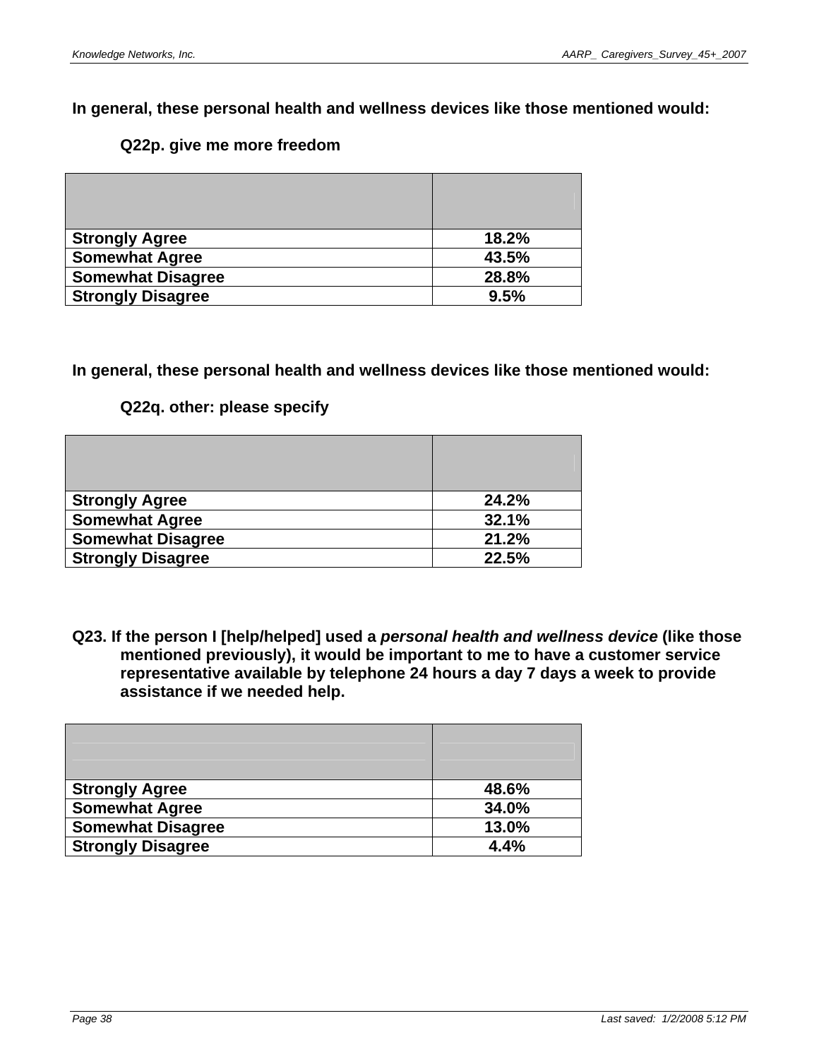**In general, these personal health and wellness devices like those mentioned would:**

**Q22p. give me more freedom**

| | |
|---|---|
| **Strongly Agree** | **18.2%** |
| **Somewhat Agree** | **43.5%** |
| **Somewhat Disagree** | **28.8%** |
| **Strongly Disagree** | **9.5%** |

**In general, these personal health and wellness devices like those mentioned would:**

**Q22q. other: please specify**

| | |
|---|---|
| **Strongly Agree** | **24.2%** |
| **Somewhat Agree** | **32.1%** |
| **Somewhat Disagree** | **21.2%** |
| **Strongly Disagree** | **22.5%** |

**Q23. If the person I [help/helped] used a *personal health and wellness device* (like those mentioned previously), it would be important to me to have a customer service representative available by telephone 24 hours a day 7 days a week to provide assistance if we needed help.**

| | |
|---|---|
| **Strongly Agree** | **48.6%** |
| **Somewhat Agree** | **34.0%** |
| **Somewhat Disagree** | **13.0%** |
| **Strongly Disagree** | **4.4%** |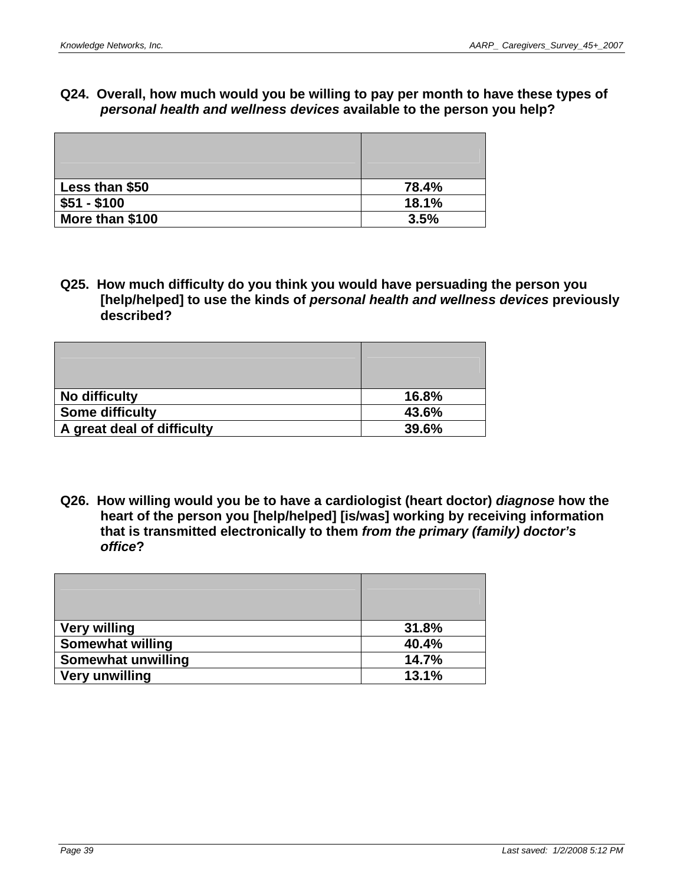**Q24. Overall, how much would you be willing to pay per month to have these types of *personal health and wellness devices* available to the person you help?**

| | |
|---|---|
| **Less than $50** | **78.4%** |
| **$51 - $100** | **18.1%** |
| **More than $100** | **3.5%** |

**Q25. How much difficulty do you think you would have persuading the person you [help/helped] to use the kinds of *personal health and wellness devices* previously described?**

| | |
|---|---|
| **No difficulty** | **16.8%** |
| **Some difficulty** | **43.6%** |
| **A great deal of difficulty** | **39.6%** |

**Q26. How willing would you be to have a cardiologist (heart doctor) *diagnose* how the heart of the person you [help/helped] [is/was] working by receiving information that is transmitted electronically to them *from the primary (family) doctor's office*?**

| | |
|---|---|
| **Very willing** | **31.8%** |
| **Somewhat willing** | **40.4%** |
| **Somewhat unwilling** | **14.7%** |
| **Very unwilling** | **13.1%** |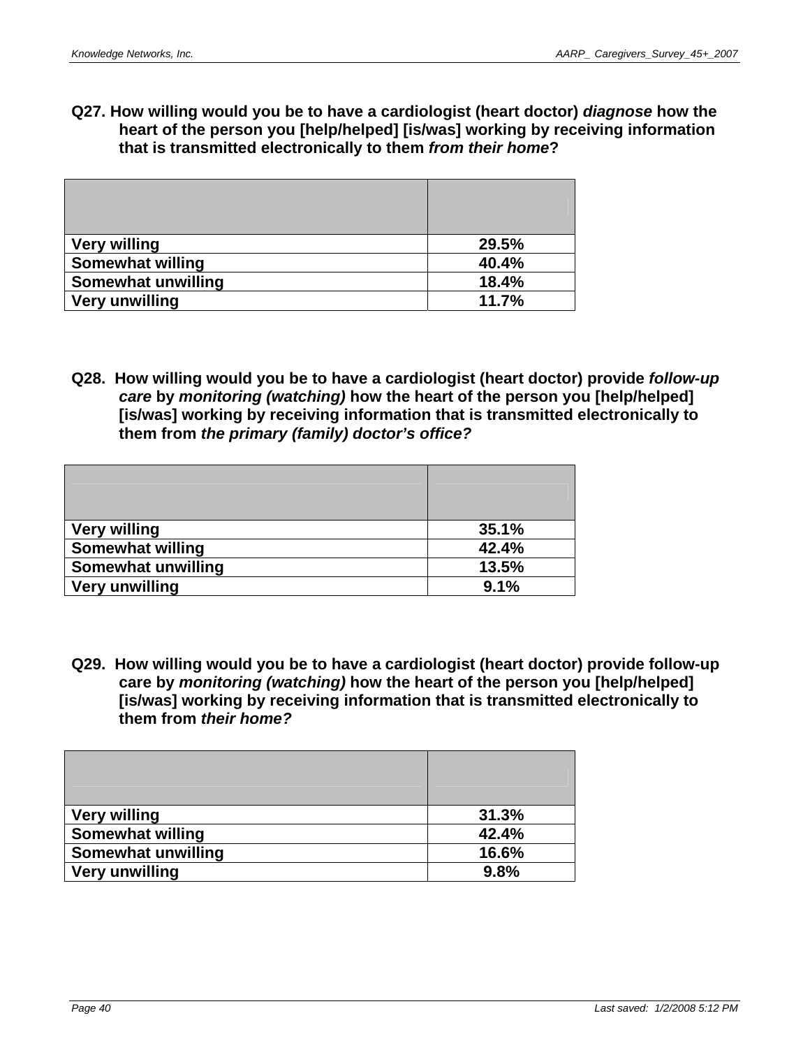**Q27. How willing would you be to have a cardiologist (heart doctor) *diagnose* how the heart of the person you [help/helped] [is/was] working by receiving information that is transmitted electronically to them *from their home*?**

| | |
|---|---|
| **Very willing** | **29.5%** |
| **Somewhat willing** | **40.4%** |
| **Somewhat unwilling** | **18.4%** |
| **Very unwilling** | **11.7%** |

**Q28. How willing would you be to have a cardiologist (heart doctor) provide *follow-up care* by *monitoring (watching)* how the heart of the person you [help/helped] [is/was] working by receiving information that is transmitted electronically to them from *the primary (family) doctor's office?***

| | |
|---|---|
| **Very willing** | **35.1%** |
| **Somewhat willing** | **42.4%** |
| **Somewhat unwilling** | **13.5%** |
| **Very unwilling** | **9.1%** |

**Q29. How willing would you be to have a cardiologist (heart doctor) provide follow-up care by *monitoring (watching)* how the heart of the person you [help/helped] [is/was] working by receiving information that is transmitted electronically to them from *their home?***

| | |
|---|---|
| **Very willing** | **31.3%** |
| **Somewhat willing** | **42.4%** |
| **Somewhat unwilling** | **16.6%** |
| **Very unwilling** | **9.8%** |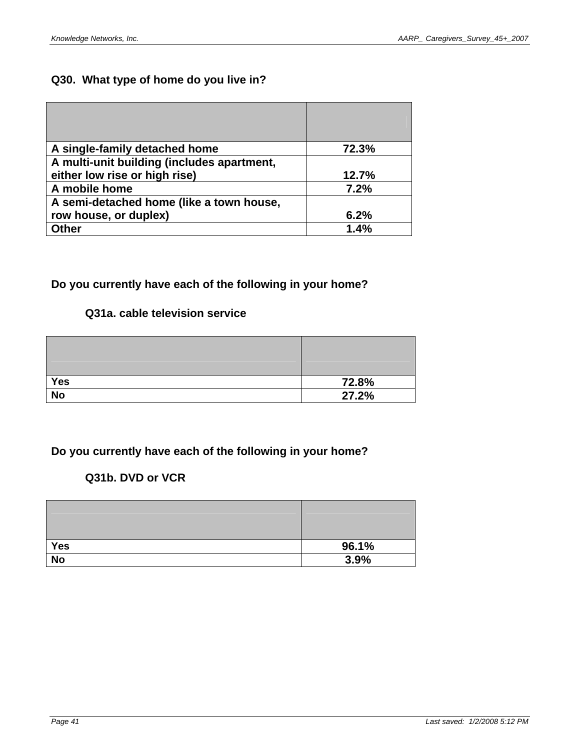**Q30. What type of home do you live in?**

| | |
|---|---|
| A single-family detached home | 72.3% |
| A multi-unit building (includes apartment, either low rise or high rise) | 12.7% |
| A mobile home | 7.2% |
| A semi-detached home (like a town house, row house, or duplex) | 6.2% |
| Other | 1.4% |

**Do you currently have each of the following in your home?**

**Q31a. cable television service**

| | |
|---|---|
| Yes | 72.8% |
| No | 27.2% |

**Do you currently have each of the following in your home?**

**Q31b. DVD or VCR**

| | |
|---|---|
| Yes | 96.1% |
| No | 3.9% |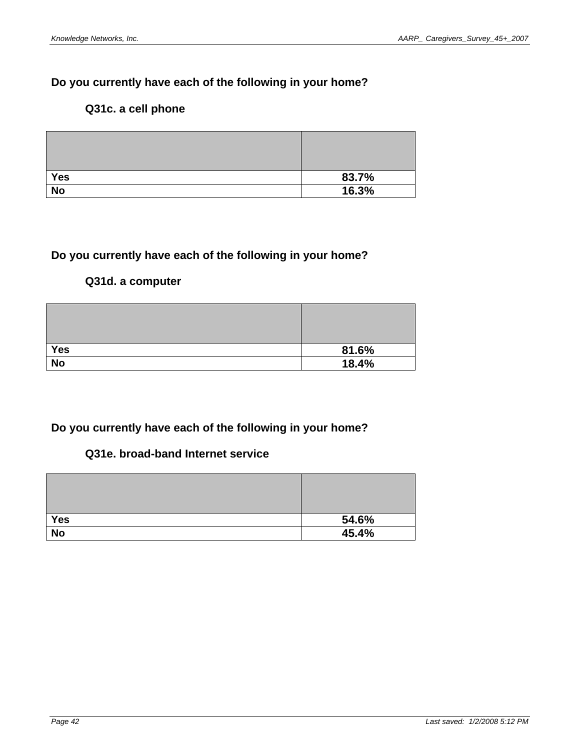**Do you currently have each of the following in your home?**

**Q31c. a cell phone**

| | |
|---|---|
| **Yes** | **83.7%** |
| **No** | **16.3%** |

**Do you currently have each of the following in your home?**

**Q31d. a computer**

| | |
|---|---|
| **Yes** | **81.6%** |
| **No** | **18.4%** |

**Do you currently have each of the following in your home?**

**Q31e. broad-band Internet service**

| | |
|---|---|
| **Yes** | **54.6%** |
| **No** | **45.4%** |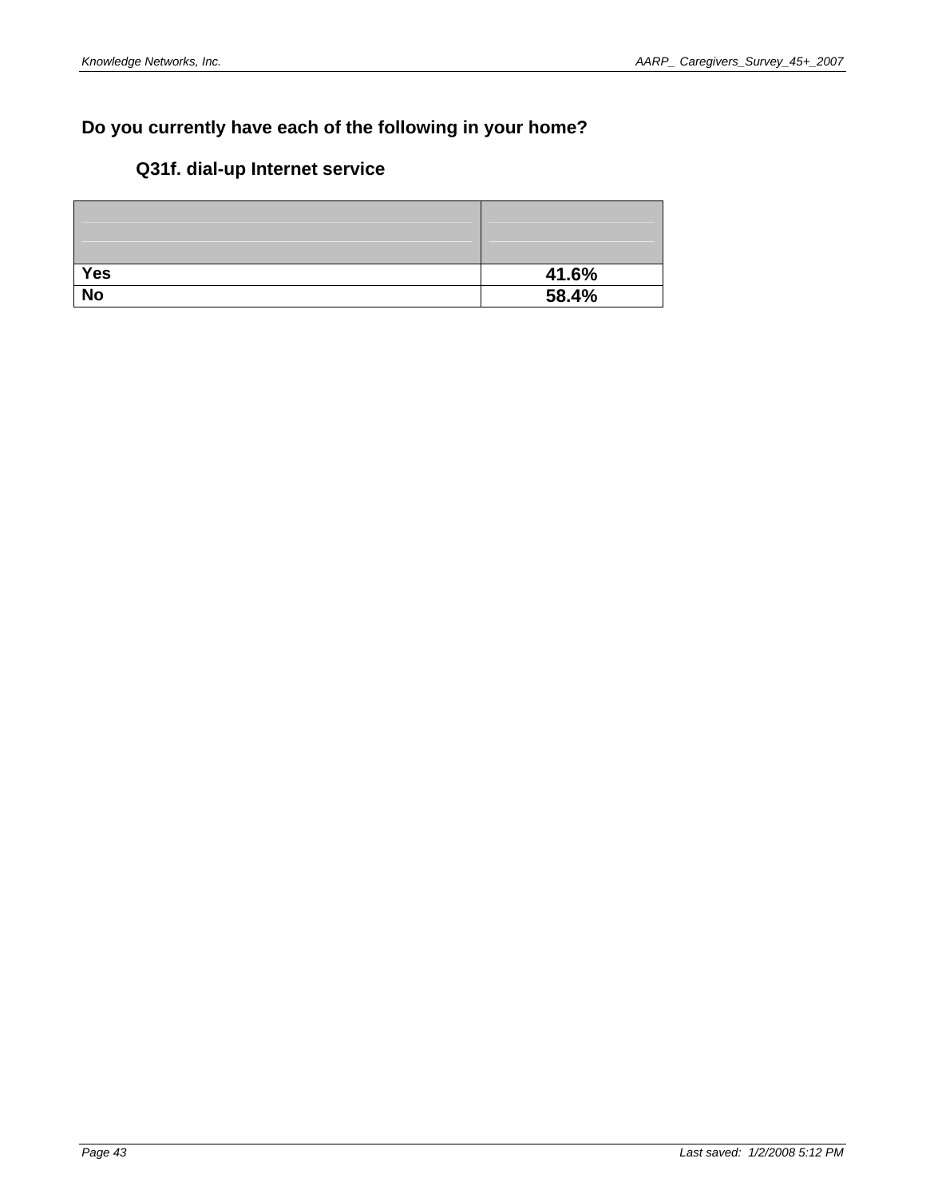## Do you currently have each of the following in your home?

### Q31f. dial-up Internet service

| | |
|---|---|
| **Yes** | **41.6%** |
| **No** | **58.4%** |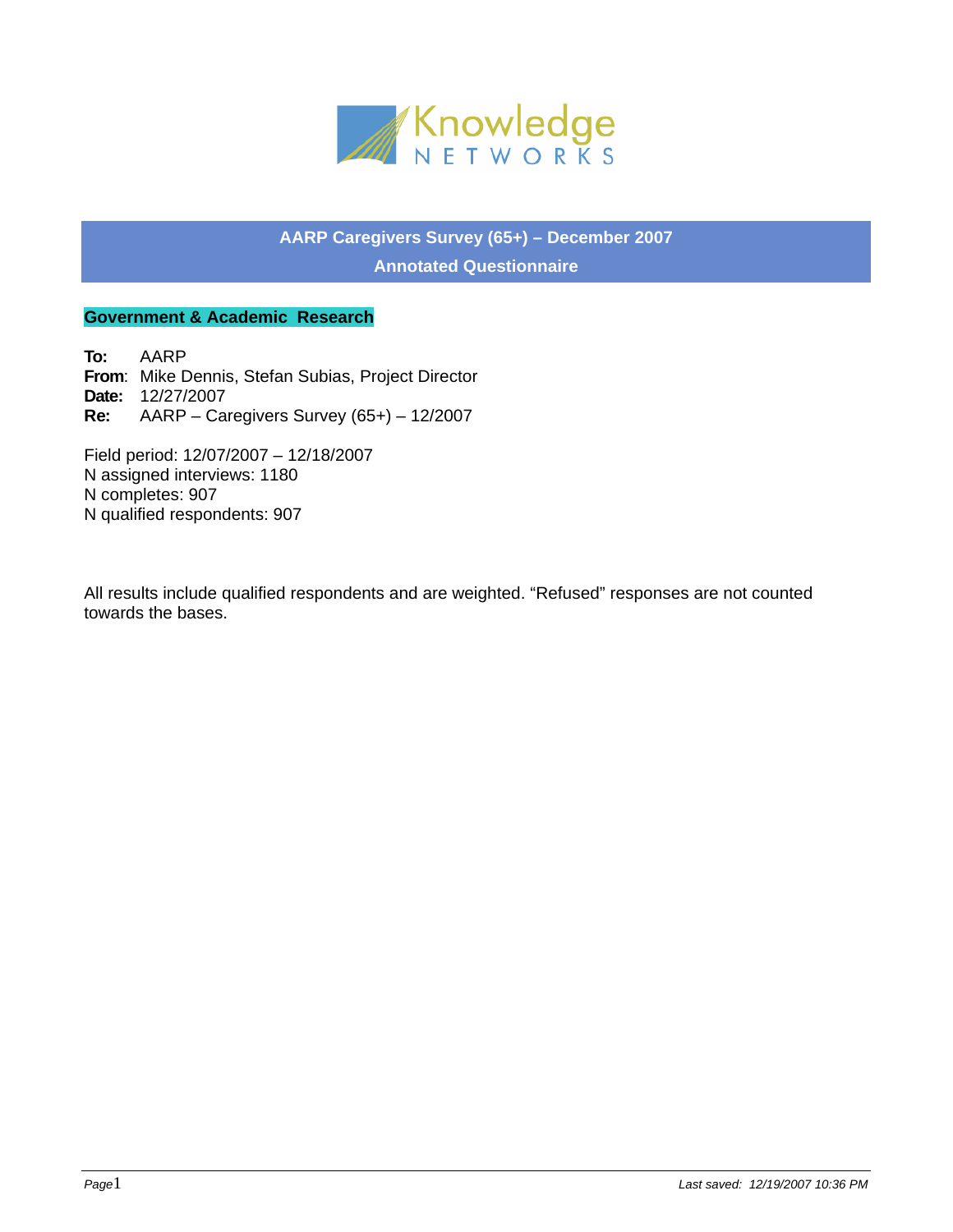Knowledge NETWORKS

# AARP Caregivers Survey (65+) – December 2007

## Annotated Questionnaire

**Government & Academic Research**

**To:** AARP
**From**: Mike Dennis, Stefan Subias, Project Director
**Date:** 12/27/2007
**Re:** AARP – Caregivers Survey (65+) – 12/2007

Field period: 12/07/2007 – 12/18/2007
N assigned interviews: 1180
N completes: 907
N qualified respondents: 907

All results include qualified respondents and are weighted. "Refused" responses are not counted towards the bases.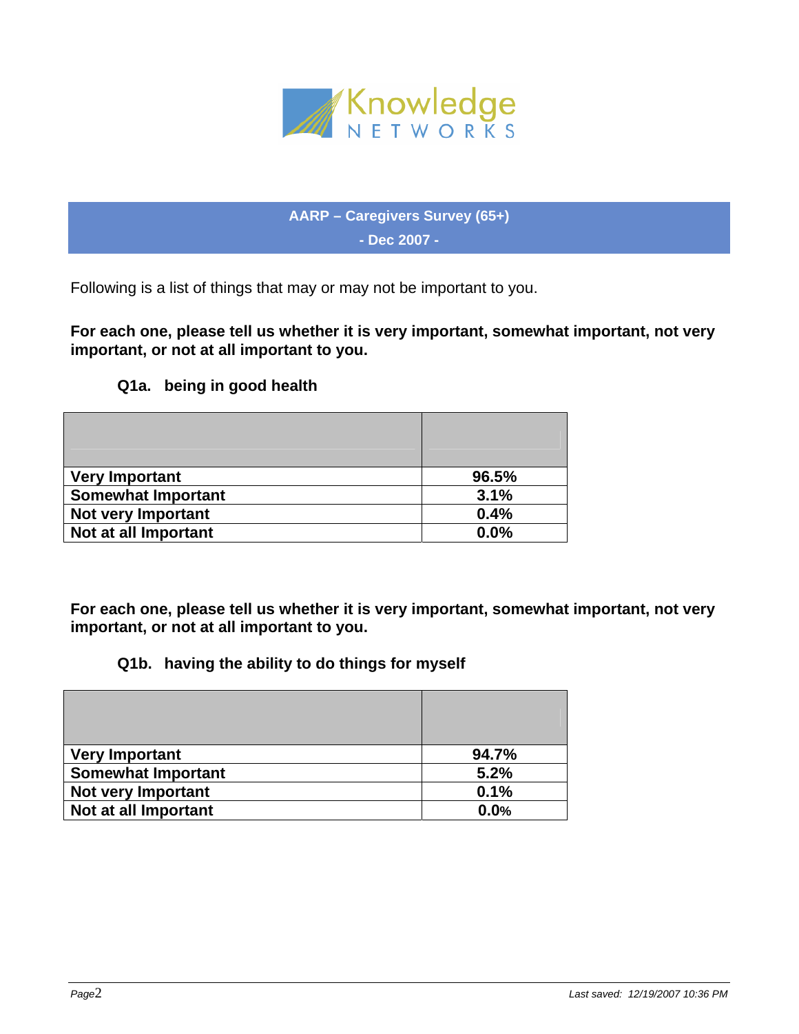## AARP – Caregivers Survey (65+)

**- Dec 2007 -**

Following is a list of things that may or may not be important to you.

**For each one, please tell us whether it is very important, somewhat important, not very important, or not at all important to you.**

**Q1a. being in good health**

| | |
|---|---|
| **Very Important** | **96.5%** |
| **Somewhat Important** | **3.1%** |
| **Not very Important** | **0.4%** |
| **Not at all Important** | **0.0%** |

**For each one, please tell us whether it is very important, somewhat important, not very important, or not at all important to you.**

**Q1b. having the ability to do things for myself**

| | |
|---|---|
| **Very Important** | **94.7%** |
| **Somewhat Important** | **5.2%** |
| **Not very Important** | **0.1%** |
| **Not at all Important** | **0.0%** |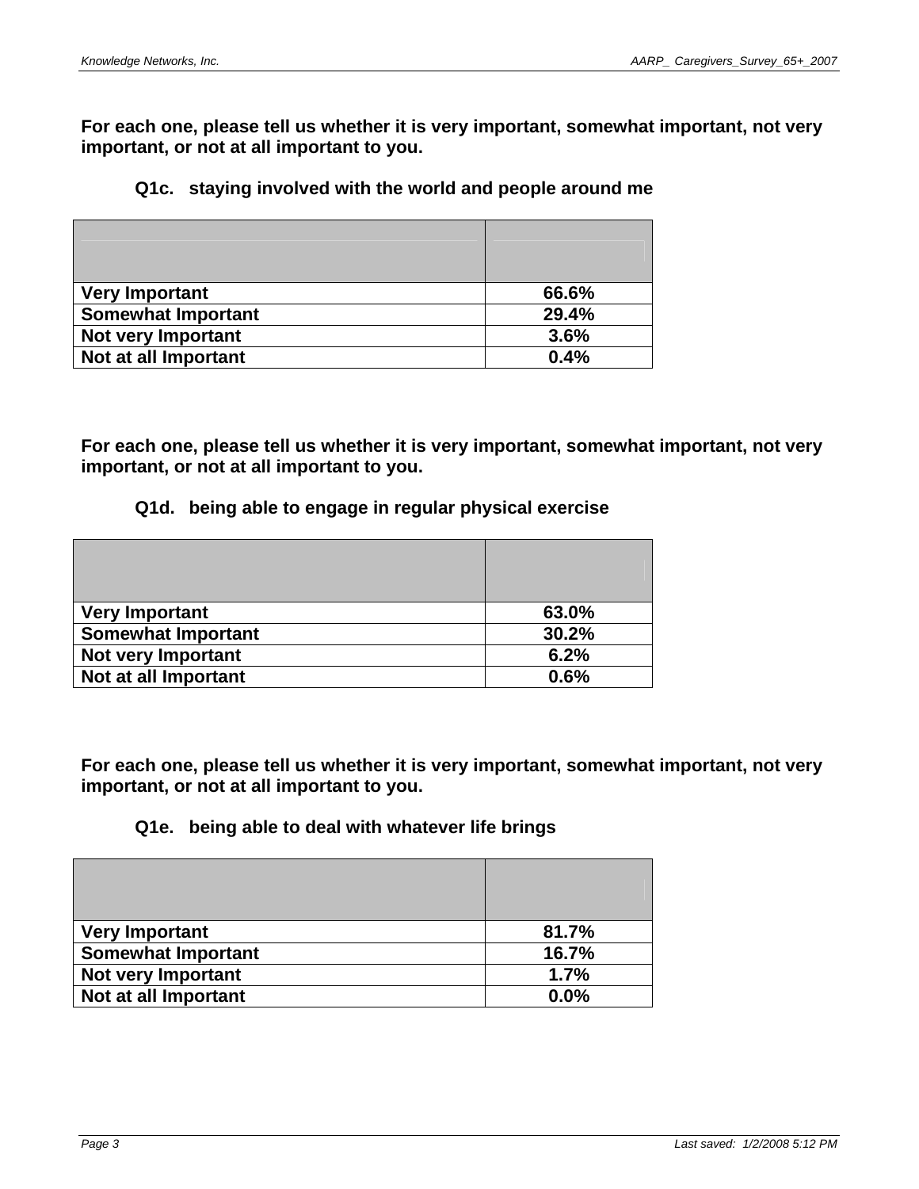**For each one, please tell us whether it is very important, somewhat important, not very important, or not at all important to you.**

**Q1c. staying involved with the world and people around me**

| | |
|---|---|
| **Very Important** | **66.6%** |
| **Somewhat Important** | **29.4%** |
| **Not very Important** | **3.6%** |
| **Not at all Important** | **0.4%** |

**For each one, please tell us whether it is very important, somewhat important, not very important, or not at all important to you.**

**Q1d. being able to engage in regular physical exercise**

| | |
|---|---|
| **Very Important** | **63.0%** |
| **Somewhat Important** | **30.2%** |
| **Not very Important** | **6.2%** |
| **Not at all Important** | **0.6%** |

**For each one, please tell us whether it is very important, somewhat important, not very important, or not at all important to you.**

**Q1e. being able to deal with whatever life brings**

| | |
|---|---|
| **Very Important** | **81.7%** |
| **Somewhat Important** | **16.7%** |
| **Not very Important** | **1.7%** |
| **Not at all Important** | **0.0%** |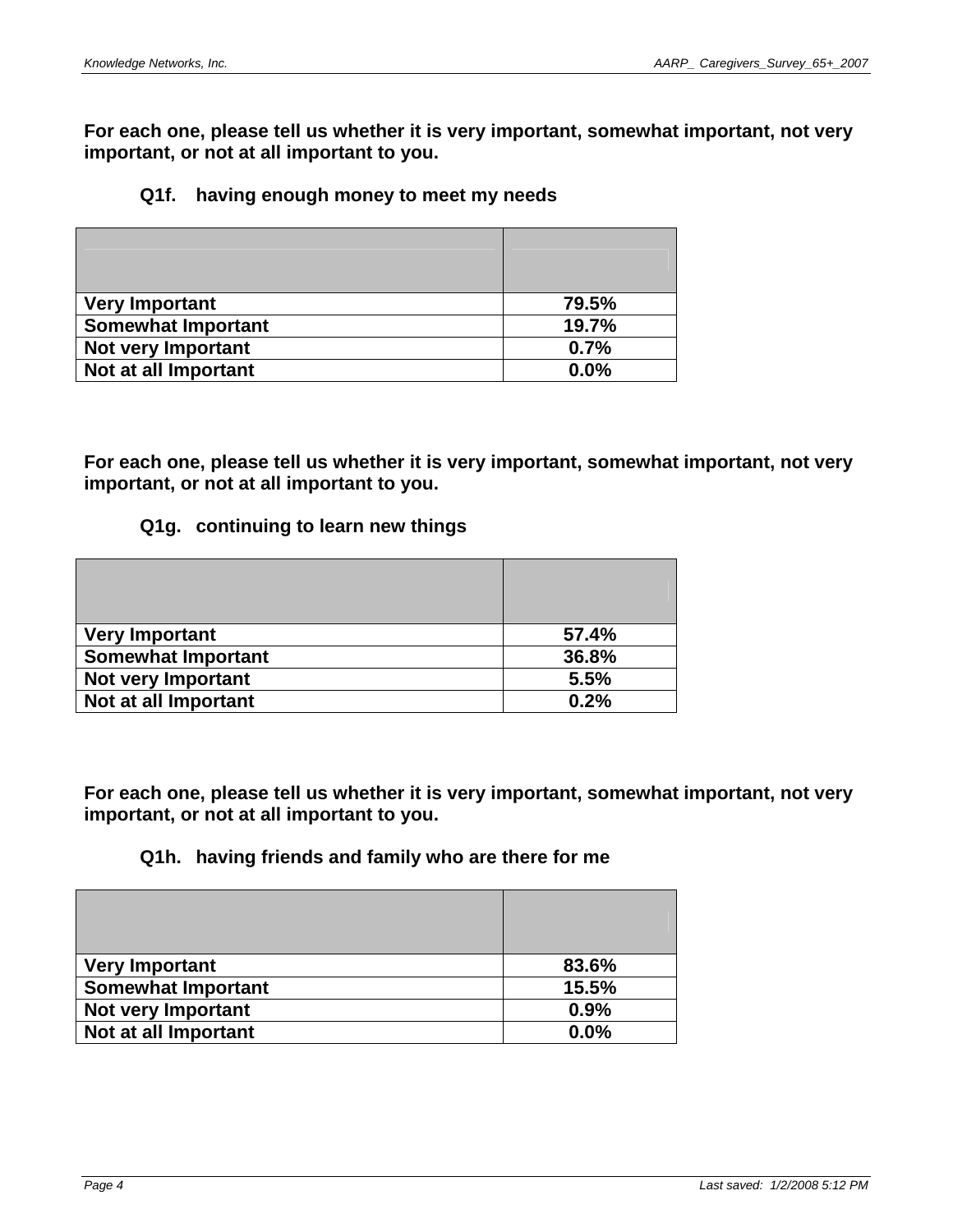**For each one, please tell us whether it is very important, somewhat important, not very important, or not at all important to you.**

**Q1f. having enough money to meet my needs**

| | |
|---|---|
| **Very Important** | **79.5%** |
| **Somewhat Important** | **19.7%** |
| **Not very Important** | **0.7%** |
| **Not at all Important** | **0.0%** |

**For each one, please tell us whether it is very important, somewhat important, not very important, or not at all important to you.**

**Q1g. continuing to learn new things**

| | |
|---|---|
| **Very Important** | **57.4%** |
| **Somewhat Important** | **36.8%** |
| **Not very Important** | **5.5%** |
| **Not at all Important** | **0.2%** |

**For each one, please tell us whether it is very important, somewhat important, not very important, or not at all important to you.**

**Q1h. having friends and family who are there for me**

| | |
|---|---|
| **Very Important** | **83.6%** |
| **Somewhat Important** | **15.5%** |
| **Not very Important** | **0.9%** |
| **Not at all Important** | **0.0%** |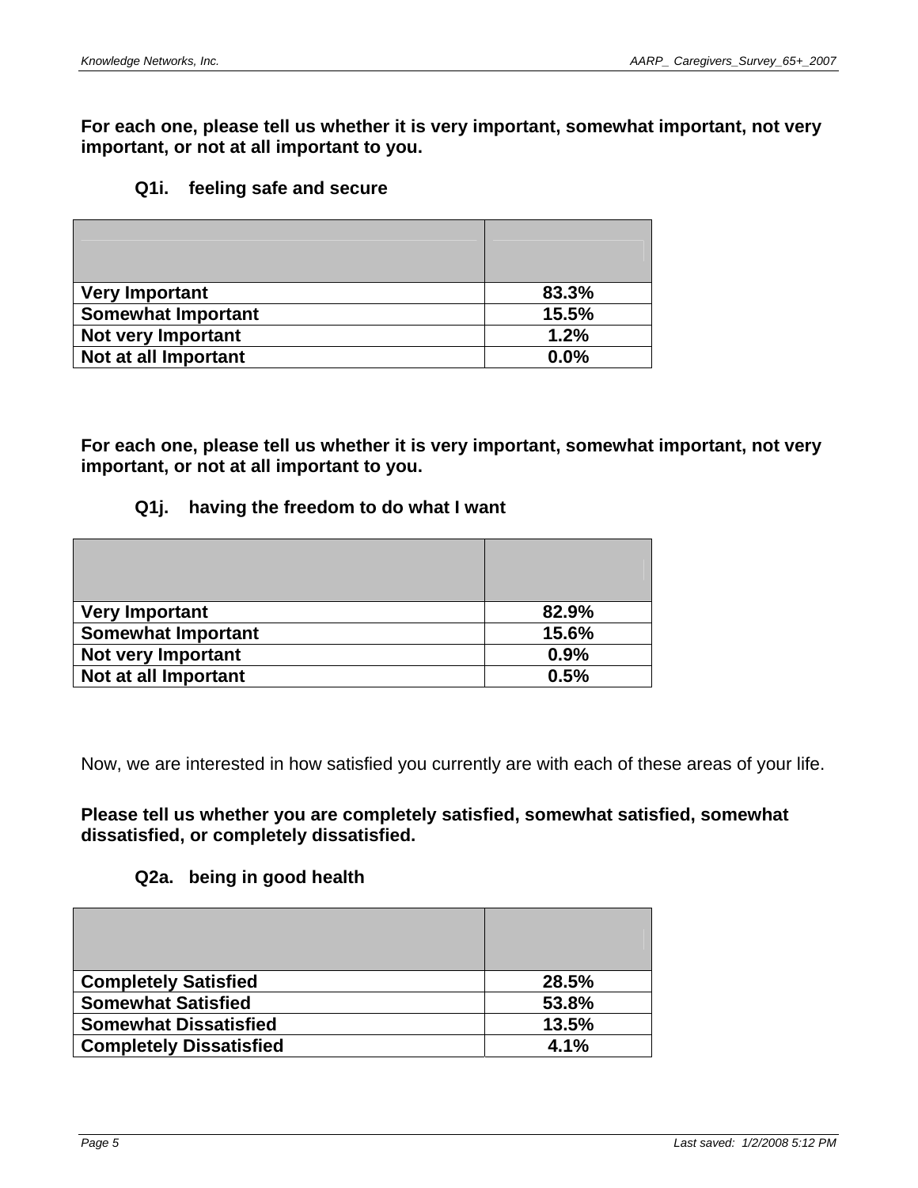**For each one, please tell us whether it is very important, somewhat important, not very important, or not at all important to you.**

**Q1i. feeling safe and secure**

| | |
|---|---|
| **Very Important** | **83.3%** |
| **Somewhat Important** | **15.5%** |
| **Not very Important** | **1.2%** |
| **Not at all Important** | **0.0%** |

**For each one, please tell us whether it is very important, somewhat important, not very important, or not at all important to you.**

**Q1j. having the freedom to do what I want**

| | |
|---|---|
| **Very Important** | **82.9%** |
| **Somewhat Important** | **15.6%** |
| **Not very Important** | **0.9%** |
| **Not at all Important** | **0.5%** |

Now, we are interested in how satisfied you currently are with each of these areas of your life.

**Please tell us whether you are completely satisfied, somewhat satisfied, somewhat dissatisfied, or completely dissatisfied.**

**Q2a. being in good health**

| | |
|---|---|
| **Completely Satisfied** | **28.5%** |
| **Somewhat Satisfied** | **53.8%** |
| **Somewhat Dissatisfied** | **13.5%** |
| **Completely Dissatisfied** | **4.1%** |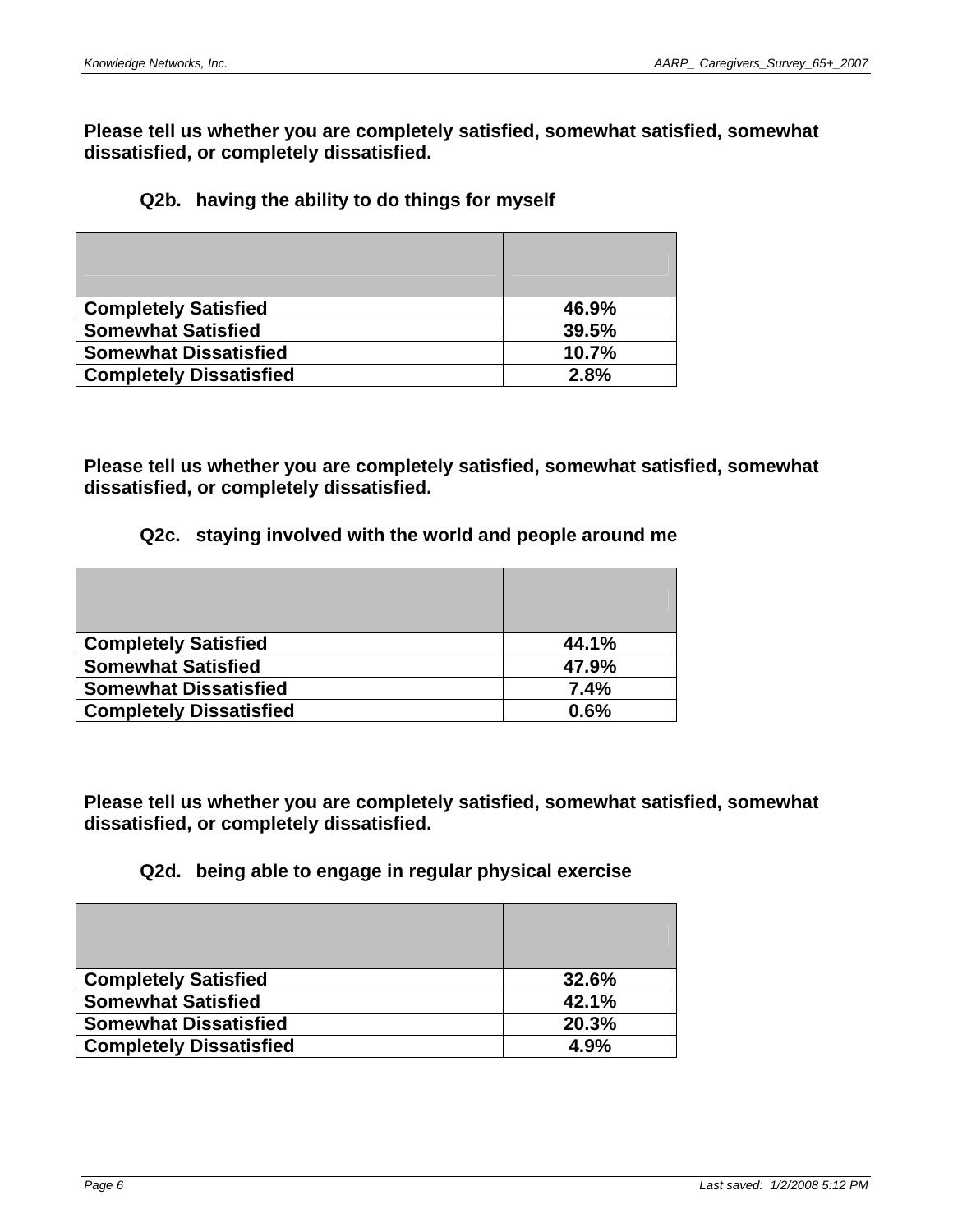**Please tell us whether you are completely satisfied, somewhat satisfied, somewhat dissatisfied, or completely dissatisfied.**

**Q2b. having the ability to do things for myself**

| | |
|---|---|
| **Completely Satisfied** | **46.9%** |
| **Somewhat Satisfied** | **39.5%** |
| **Somewhat Dissatisfied** | **10.7%** |
| **Completely Dissatisfied** | **2.8%** |

**Please tell us whether you are completely satisfied, somewhat satisfied, somewhat dissatisfied, or completely dissatisfied.**

**Q2c. staying involved with the world and people around me**

| | |
|---|---|
| **Completely Satisfied** | **44.1%** |
| **Somewhat Satisfied** | **47.9%** |
| **Somewhat Dissatisfied** | **7.4%** |
| **Completely Dissatisfied** | **0.6%** |

**Please tell us whether you are completely satisfied, somewhat satisfied, somewhat dissatisfied, or completely dissatisfied.**

**Q2d. being able to engage in regular physical exercise**

| | |
|---|---|
| **Completely Satisfied** | **32.6%** |
| **Somewhat Satisfied** | **42.1%** |
| **Somewhat Dissatisfied** | **20.3%** |
| **Completely Dissatisfied** | **4.9%** |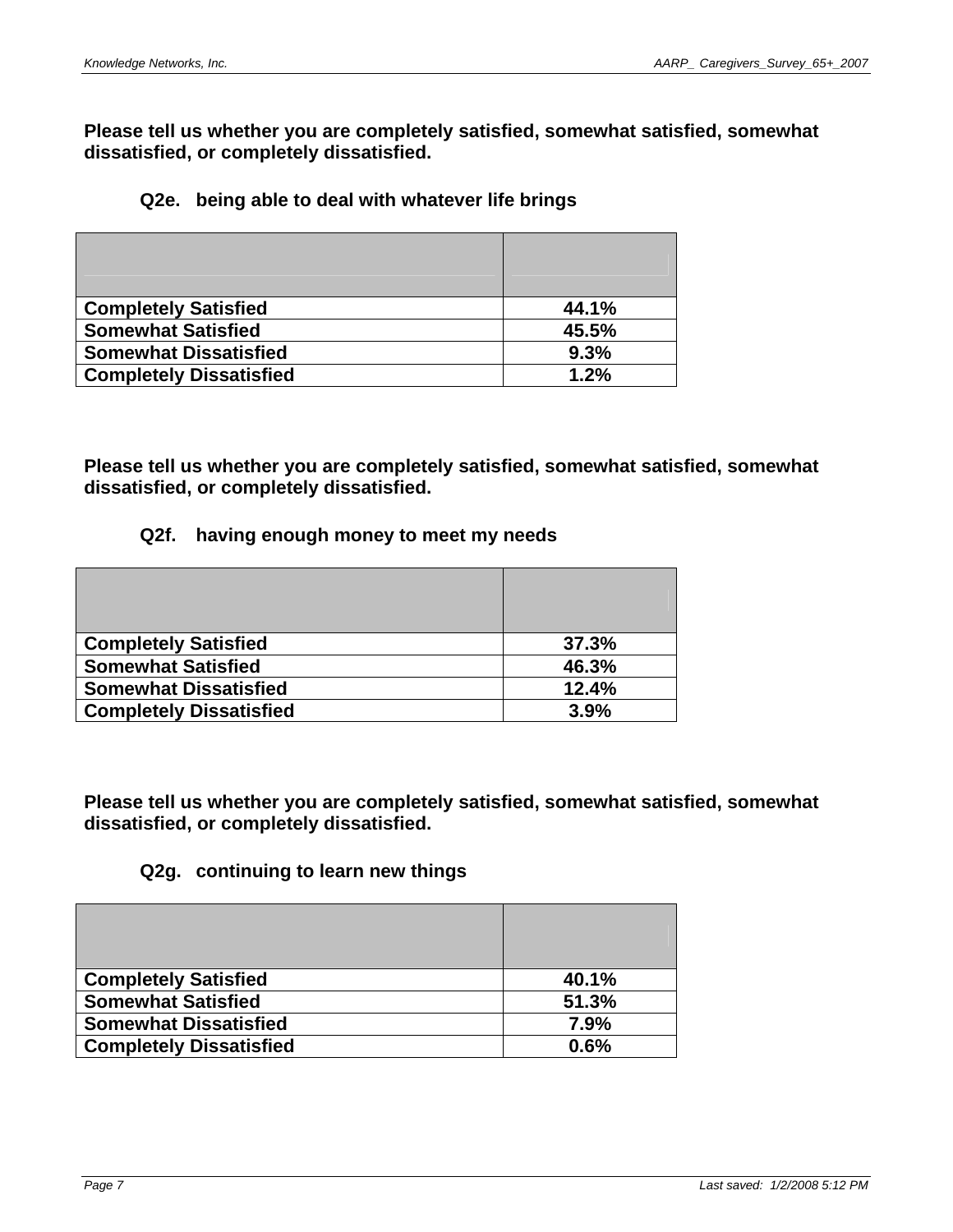**Please tell us whether you are completely satisfied, somewhat satisfied, somewhat dissatisfied, or completely dissatisfied.**

**Q2e. being able to deal with whatever life brings**

| | |
|---|---|
| **Completely Satisfied** | **44.1%** |
| **Somewhat Satisfied** | **45.5%** |
| **Somewhat Dissatisfied** | **9.3%** |
| **Completely Dissatisfied** | **1.2%** |

**Please tell us whether you are completely satisfied, somewhat satisfied, somewhat dissatisfied, or completely dissatisfied.**

**Q2f. having enough money to meet my needs**

| | |
|---|---|
| **Completely Satisfied** | **37.3%** |
| **Somewhat Satisfied** | **46.3%** |
| **Somewhat Dissatisfied** | **12.4%** |
| **Completely Dissatisfied** | **3.9%** |

**Please tell us whether you are completely satisfied, somewhat satisfied, somewhat dissatisfied, or completely dissatisfied.**

**Q2g. continuing to learn new things**

| | |
|---|---|
| **Completely Satisfied** | **40.1%** |
| **Somewhat Satisfied** | **51.3%** |
| **Somewhat Dissatisfied** | **7.9%** |
| **Completely Dissatisfied** | **0.6%** |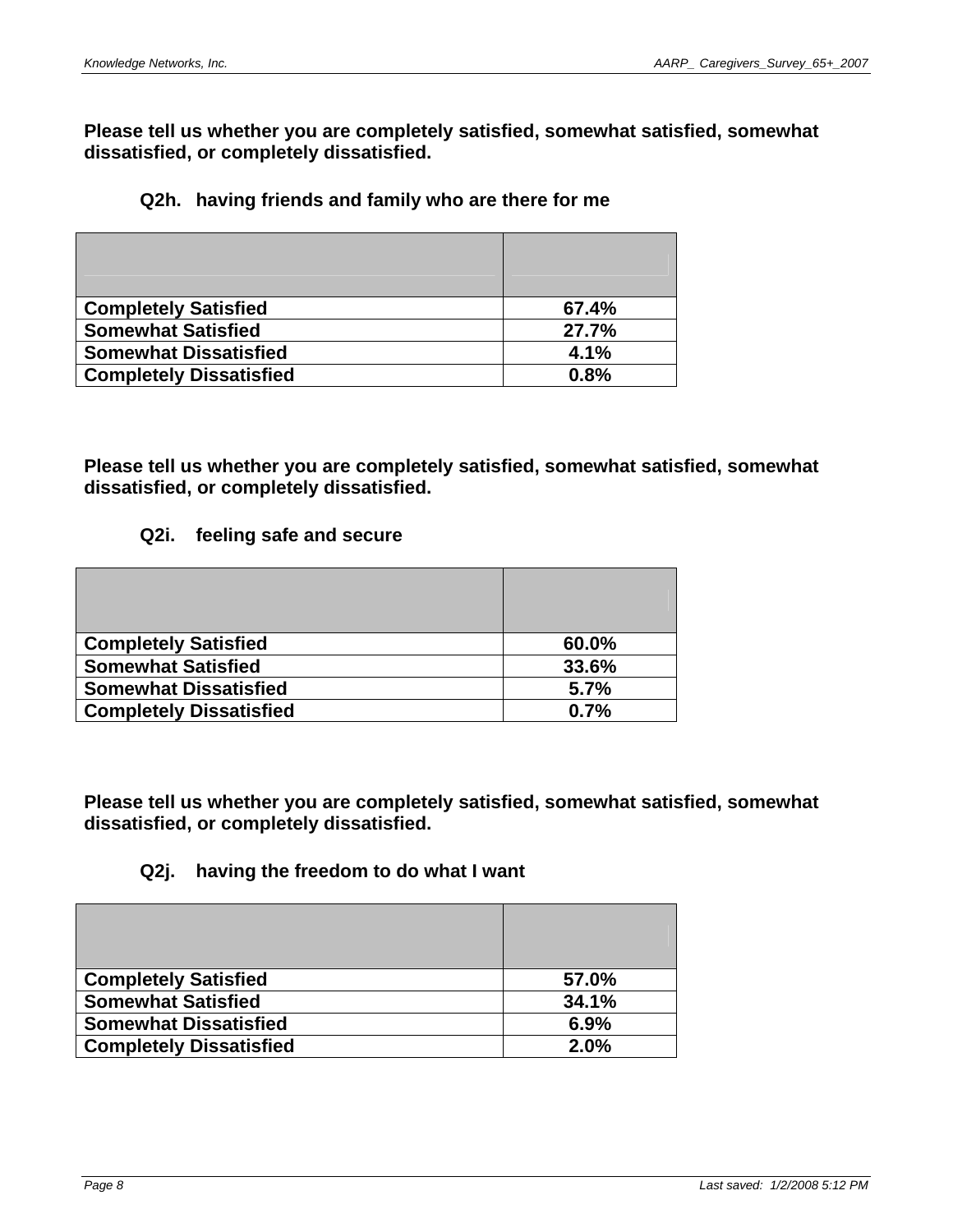**Please tell us whether you are completely satisfied, somewhat satisfied, somewhat dissatisfied, or completely dissatisfied.**

**Q2h. having friends and family who are there for me**

| | |
|---|---|
| **Completely Satisfied** | **67.4%** |
| **Somewhat Satisfied** | **27.7%** |
| **Somewhat Dissatisfied** | **4.1%** |
| **Completely Dissatisfied** | **0.8%** |

**Please tell us whether you are completely satisfied, somewhat satisfied, somewhat dissatisfied, or completely dissatisfied.**

**Q2i. feeling safe and secure**

| | |
|---|---|
| **Completely Satisfied** | **60.0%** |
| **Somewhat Satisfied** | **33.6%** |
| **Somewhat Dissatisfied** | **5.7%** |
| **Completely Dissatisfied** | **0.7%** |

**Please tell us whether you are completely satisfied, somewhat satisfied, somewhat dissatisfied, or completely dissatisfied.**

**Q2j. having the freedom to do what I want**

| | |
|---|---|
| **Completely Satisfied** | **57.0%** |
| **Somewhat Satisfied** | **34.1%** |
| **Somewhat Dissatisfied** | **6.9%** |
| **Completely Dissatisfied** | **2.0%** |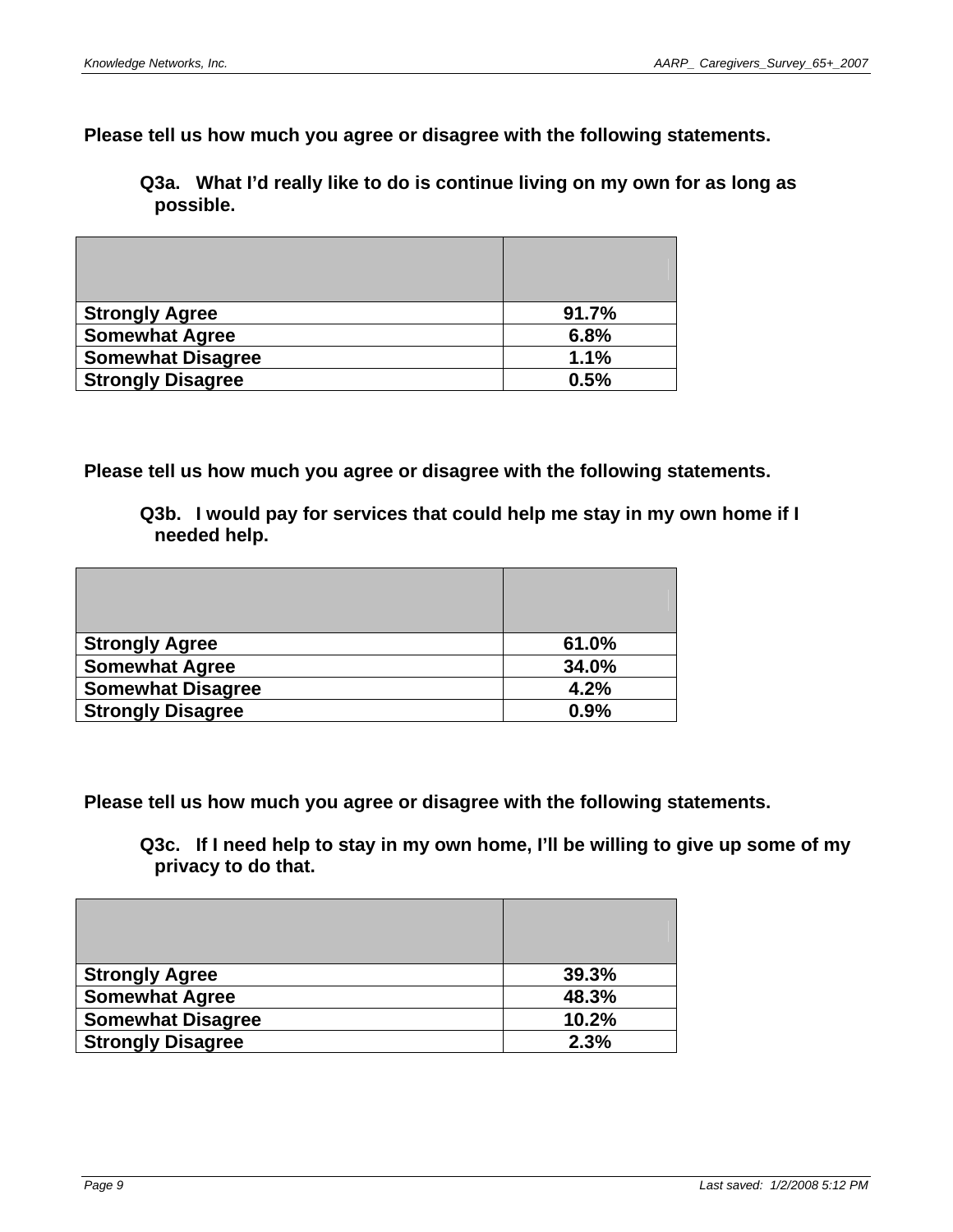**Please tell us how much you agree or disagree with the following statements.**

**Q3a. What I'd really like to do is continue living on my own for as long as possible.**

| | |
|---|---|
| **Strongly Agree** | **91.7%** |
| **Somewhat Agree** | **6.8%** |
| **Somewhat Disagree** | **1.1%** |
| **Strongly Disagree** | **0.5%** |

**Please tell us how much you agree or disagree with the following statements.**

**Q3b. I would pay for services that could help me stay in my own home if I needed help.**

| | |
|---|---|
| **Strongly Agree** | **61.0%** |
| **Somewhat Agree** | **34.0%** |
| **Somewhat Disagree** | **4.2%** |
| **Strongly Disagree** | **0.9%** |

**Please tell us how much you agree or disagree with the following statements.**

**Q3c. If I need help to stay in my own home, I'll be willing to give up some of my privacy to do that.**

| | |
|---|---|
| **Strongly Agree** | **39.3%** |
| **Somewhat Agree** | **48.3%** |
| **Somewhat Disagree** | **10.2%** |
| **Strongly Disagree** | **2.3%** |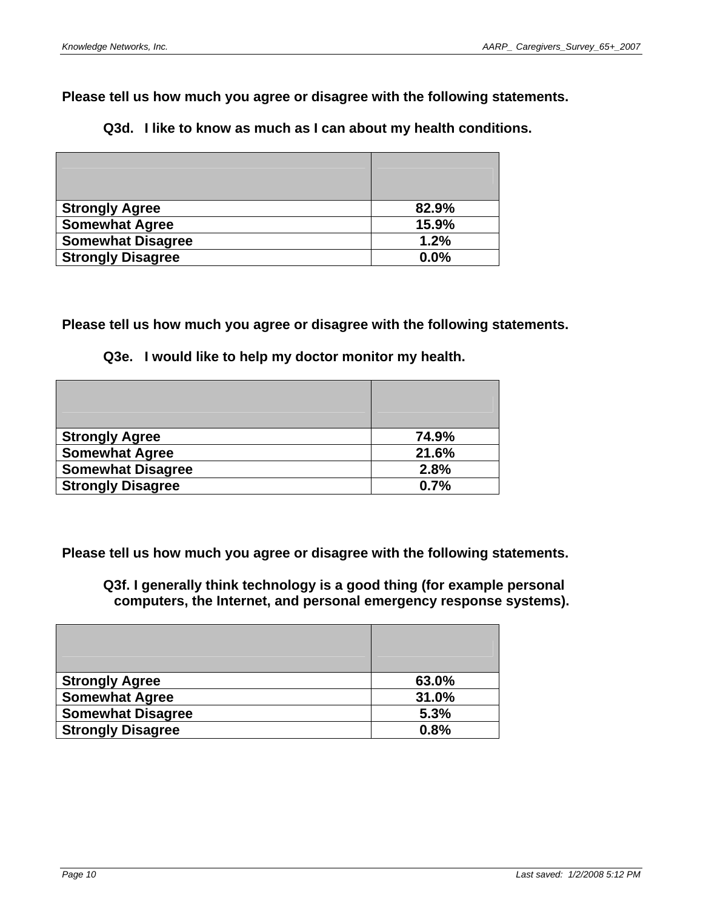**Please tell us how much you agree or disagree with the following statements.**

**Q3d. I like to know as much as I can about my health conditions.**

| | |
|---|---|
| **Strongly Agree** | **82.9%** |
| **Somewhat Agree** | **15.9%** |
| **Somewhat Disagree** | **1.2%** |
| **Strongly Disagree** | **0.0%** |

**Please tell us how much you agree or disagree with the following statements.**

**Q3e. I would like to help my doctor monitor my health.**

| | |
|---|---|
| **Strongly Agree** | **74.9%** |
| **Somewhat Agree** | **21.6%** |
| **Somewhat Disagree** | **2.8%** |
| **Strongly Disagree** | **0.7%** |

**Please tell us how much you agree or disagree with the following statements.**

**Q3f. I generally think technology is a good thing (for example personal computers, the Internet, and personal emergency response systems).**

| | |
|---|---|
| **Strongly Agree** | **63.0%** |
| **Somewhat Agree** | **31.0%** |
| **Somewhat Disagree** | **5.3%** |
| **Strongly Disagree** | **0.8%** |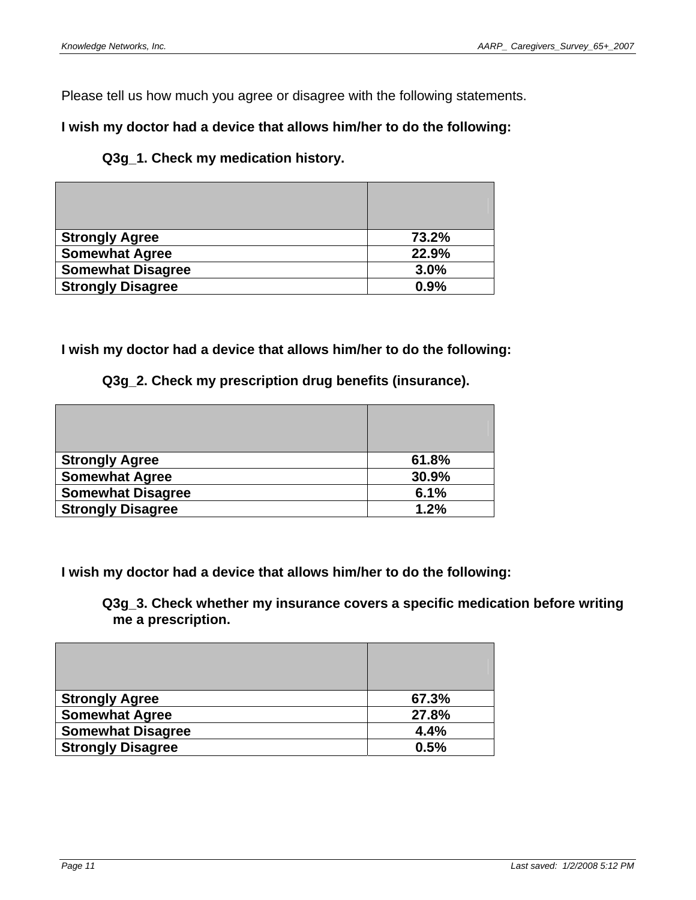Please tell us how much you agree or disagree with the following statements.

**I wish my doctor had a device that allows him/her to do the following:**

**Q3g_1. Check my medication history.**

| | |
|---|---|
| **Strongly Agree** | **73.2%** |
| **Somewhat Agree** | **22.9%** |
| **Somewhat Disagree** | **3.0%** |
| **Strongly Disagree** | **0.9%** |

**I wish my doctor had a device that allows him/her to do the following:**

**Q3g_2. Check my prescription drug benefits (insurance).**

| | |
|---|---|
| **Strongly Agree** | **61.8%** |
| **Somewhat Agree** | **30.9%** |
| **Somewhat Disagree** | **6.1%** |
| **Strongly Disagree** | **1.2%** |

**I wish my doctor had a device that allows him/her to do the following:**

**Q3g_3. Check whether my insurance covers a specific medication before writing me a prescription.**

| | |
|---|---|
| **Strongly Agree** | **67.3%** |
| **Somewhat Agree** | **27.8%** |
| **Somewhat Disagree** | **4.4%** |
| **Strongly Disagree** | **0.5%** |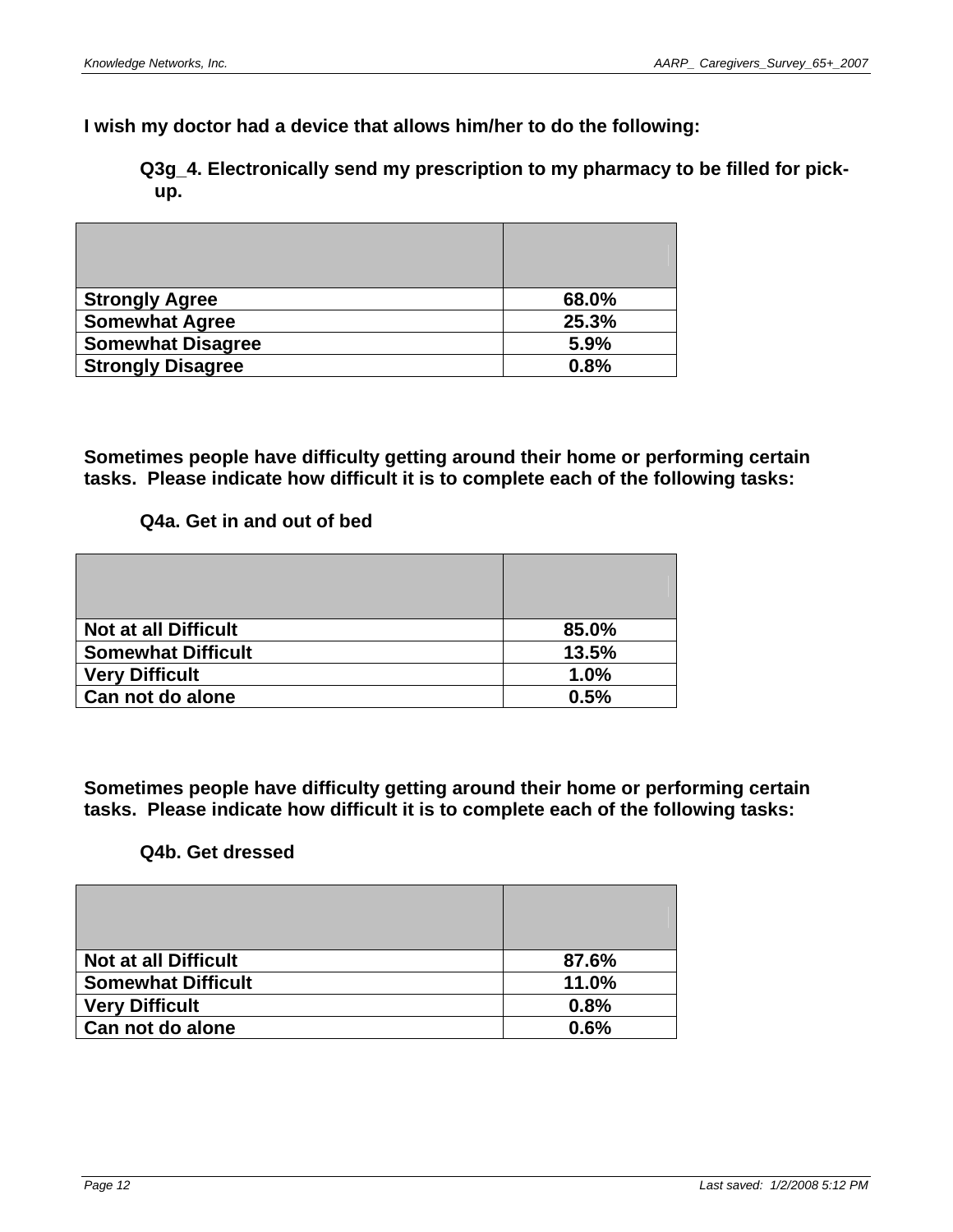**I wish my doctor had a device that allows him/her to do the following:**

**Q3g_4. Electronically send my prescription to my pharmacy to be filled for pick-up.**

| | |
|---|---|
| **Strongly Agree** | **68.0%** |
| **Somewhat Agree** | **25.3%** |
| **Somewhat Disagree** | **5.9%** |
| **Strongly Disagree** | **0.8%** |

**Sometimes people have difficulty getting around their home or performing certain tasks. Please indicate how difficult it is to complete each of the following tasks:**

**Q4a. Get in and out of bed**

| | |
|---|---|
| **Not at all Difficult** | **85.0%** |
| **Somewhat Difficult** | **13.5%** |
| **Very Difficult** | **1.0%** |
| **Can not do alone** | **0.5%** |

**Sometimes people have difficulty getting around their home or performing certain tasks. Please indicate how difficult it is to complete each of the following tasks:**

**Q4b. Get dressed**

| | |
|---|---|
| **Not at all Difficult** | **87.6%** |
| **Somewhat Difficult** | **11.0%** |
| **Very Difficult** | **0.8%** |
| **Can not do alone** | **0.6%** |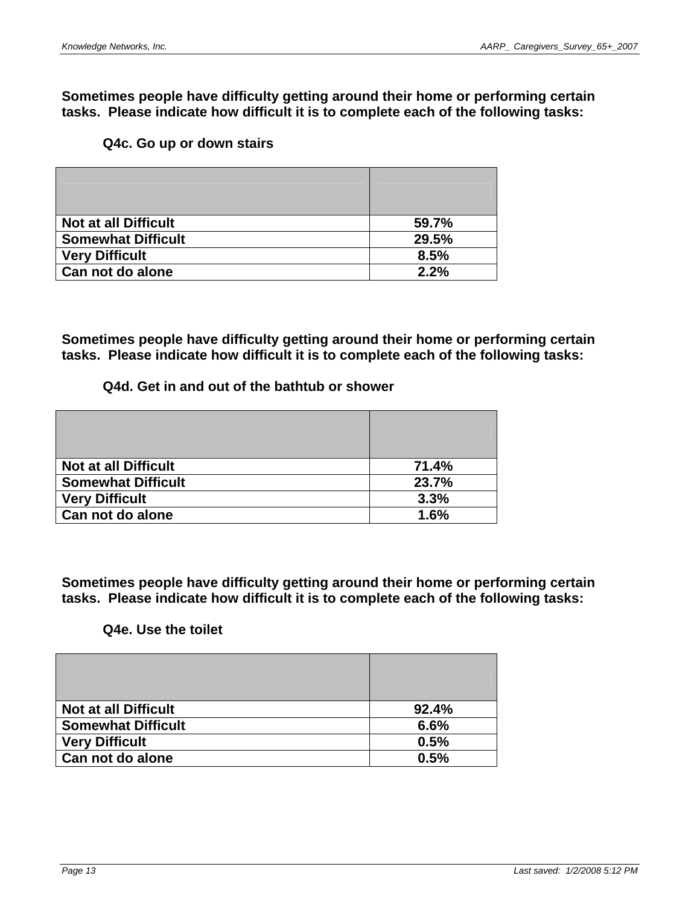**Sometimes people have difficulty getting around their home or performing certain tasks. Please indicate how difficult it is to complete each of the following tasks:**

**Q4c. Go up or down stairs**

| | |
|---|---|
| **Not at all Difficult** | **59.7%** |
| **Somewhat Difficult** | **29.5%** |
| **Very Difficult** | **8.5%** |
| **Can not do alone** | **2.2%** |

**Sometimes people have difficulty getting around their home or performing certain tasks. Please indicate how difficult it is to complete each of the following tasks:**

**Q4d. Get in and out of the bathtub or shower**

| | |
|---|---|
| **Not at all Difficult** | **71.4%** |
| **Somewhat Difficult** | **23.7%** |
| **Very Difficult** | **3.3%** |
| **Can not do alone** | **1.6%** |

**Sometimes people have difficulty getting around their home or performing certain tasks. Please indicate how difficult it is to complete each of the following tasks:**

**Q4e. Use the toilet**

| | |
|---|---|
| **Not at all Difficult** | **92.4%** |
| **Somewhat Difficult** | **6.6%** |
| **Very Difficult** | **0.5%** |
| **Can not do alone** | **0.5%** |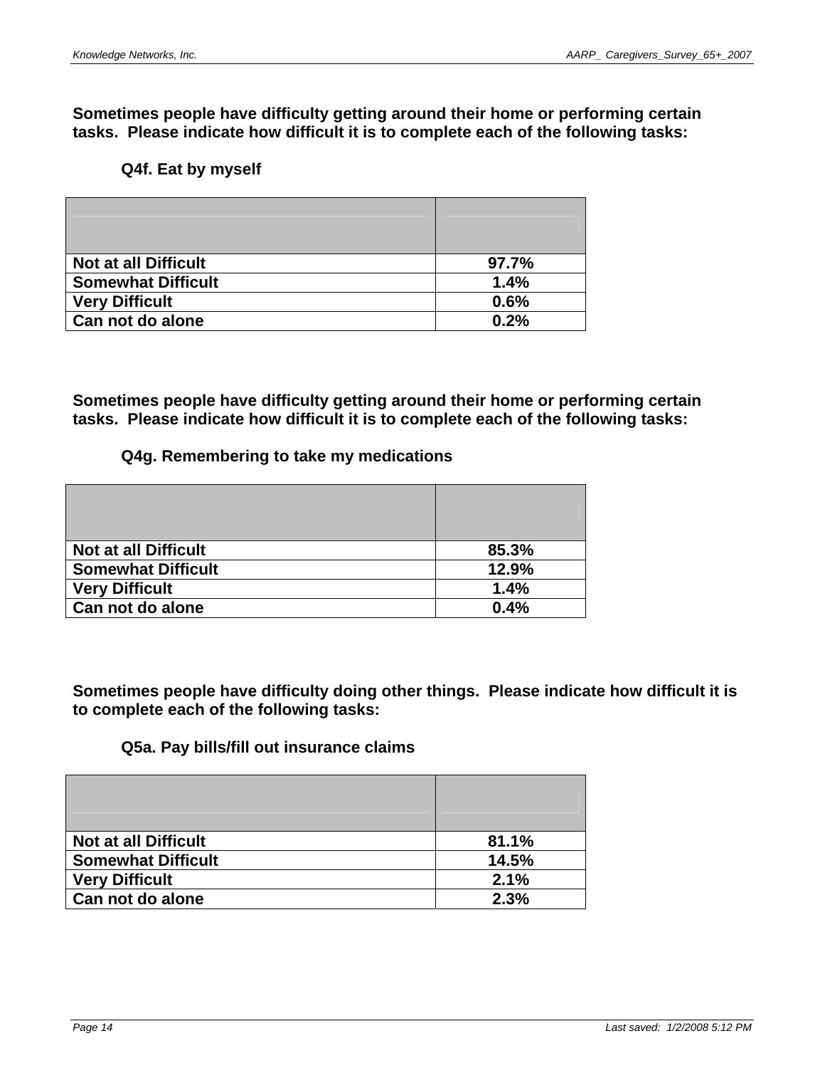**Sometimes people have difficulty getting around their home or performing certain tasks. Please indicate how difficult it is to complete each of the following tasks:**

**Q4f. Eat by myself**

| | |
|---|---|
| **Not at all Difficult** | **97.7%** |
| **Somewhat Difficult** | **1.4%** |
| **Very Difficult** | **0.6%** |
| **Can not do alone** | **0.2%** |

**Sometimes people have difficulty getting around their home or performing certain tasks. Please indicate how difficult it is to complete each of the following tasks:**

**Q4g. Remembering to take my medications**

| | |
|---|---|
| **Not at all Difficult** | **85.3%** |
| **Somewhat Difficult** | **12.9%** |
| **Very Difficult** | **1.4%** |
| **Can not do alone** | **0.4%** |

**Sometimes people have difficulty doing other things. Please indicate how difficult it is to complete each of the following tasks:**

**Q5a. Pay bills/fill out insurance claims**

| | |
|---|---|
| **Not at all Difficult** | **81.1%** |
| **Somewhat Difficult** | **14.5%** |
| **Very Difficult** | **2.1%** |
| **Can not do alone** | **2.3%** |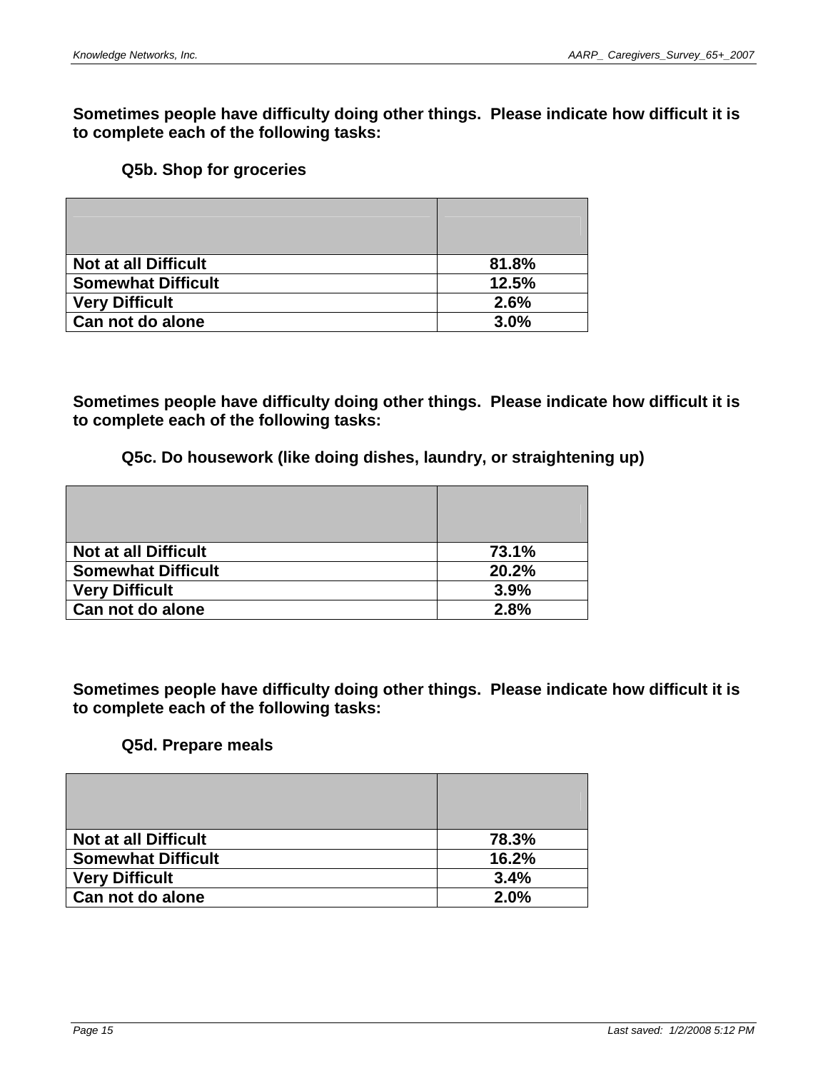**Sometimes people have difficulty doing other things. Please indicate how difficult it is to complete each of the following tasks:**

**Q5b. Shop for groceries**

| | |
|---|---|
| **Not at all Difficult** | **81.8%** |
| **Somewhat Difficult** | **12.5%** |
| **Very Difficult** | **2.6%** |
| **Can not do alone** | **3.0%** |

**Sometimes people have difficulty doing other things. Please indicate how difficult it is to complete each of the following tasks:**

**Q5c. Do housework (like doing dishes, laundry, or straightening up)**

| | |
|---|---|
| **Not at all Difficult** | **73.1%** |
| **Somewhat Difficult** | **20.2%** |
| **Very Difficult** | **3.9%** |
| **Can not do alone** | **2.8%** |

**Sometimes people have difficulty doing other things. Please indicate how difficult it is to complete each of the following tasks:**

**Q5d. Prepare meals**

| | |
|---|---|
| **Not at all Difficult** | **78.3%** |
| **Somewhat Difficult** | **16.2%** |
| **Very Difficult** | **3.4%** |
| **Can not do alone** | **2.0%** |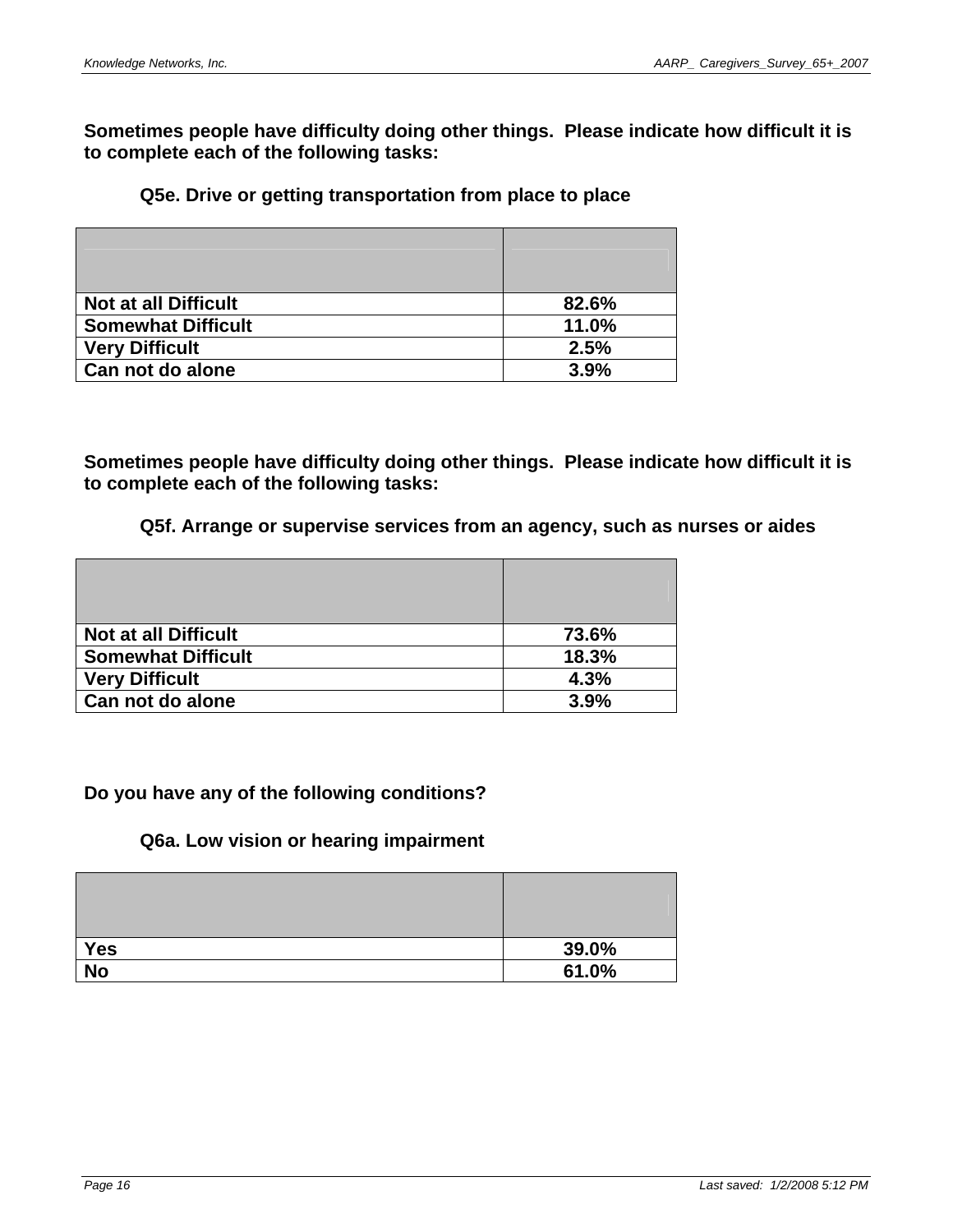**Sometimes people have difficulty doing other things. Please indicate how difficult it is to complete each of the following tasks:**

**Q5e. Drive or getting transportation from place to place**

| | |
|---|---|
| **Not at all Difficult** | **82.6%** |
| **Somewhat Difficult** | **11.0%** |
| **Very Difficult** | **2.5%** |
| **Can not do alone** | **3.9%** |

**Sometimes people have difficulty doing other things. Please indicate how difficult it is to complete each of the following tasks:**

**Q5f. Arrange or supervise services from an agency, such as nurses or aides**

| | |
|---|---|
| **Not at all Difficult** | **73.6%** |
| **Somewhat Difficult** | **18.3%** |
| **Very Difficult** | **4.3%** |
| **Can not do alone** | **3.9%** |

**Do you have any of the following conditions?**

**Q6a. Low vision or hearing impairment**

| | |
|---|---|
| **Yes** | **39.0%** |
| **No** | **61.0%** |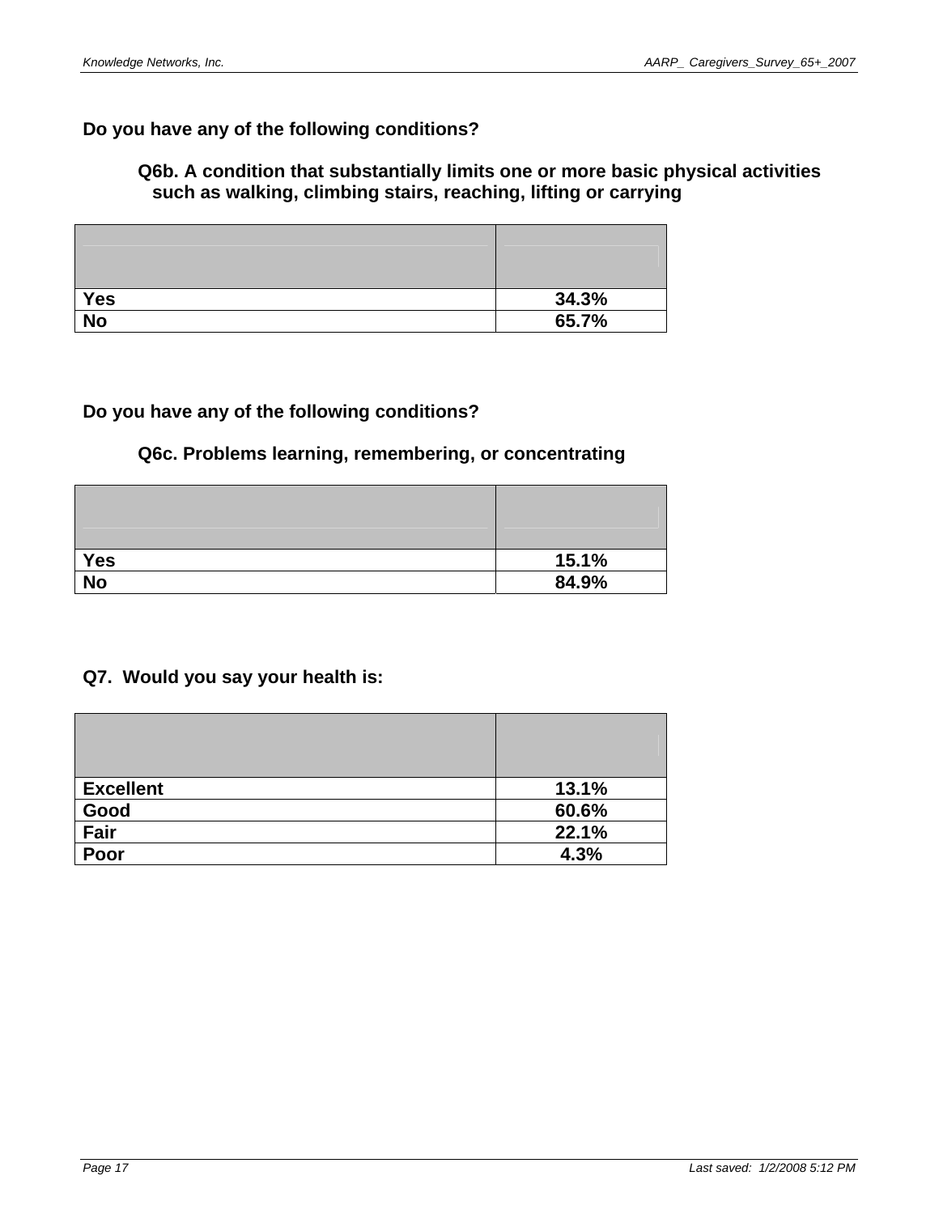**Do you have any of the following conditions?**

**Q6b. A condition that substantially limits one or more basic physical activities such as walking, climbing stairs, reaching, lifting or carrying**

| | |
|---|---|
| **Yes** | **34.3%** |
| **No** | **65.7%** |

**Do you have any of the following conditions?**

**Q6c. Problems learning, remembering, or concentrating**

| | |
|---|---|
| **Yes** | **15.1%** |
| **No** | **84.9%** |

**Q7. Would you say your health is:**

| | |
|---|---|
| **Excellent** | **13.1%** |
| **Good** | **60.6%** |
| **Fair** | **22.1%** |
| **Poor** | **4.3%** |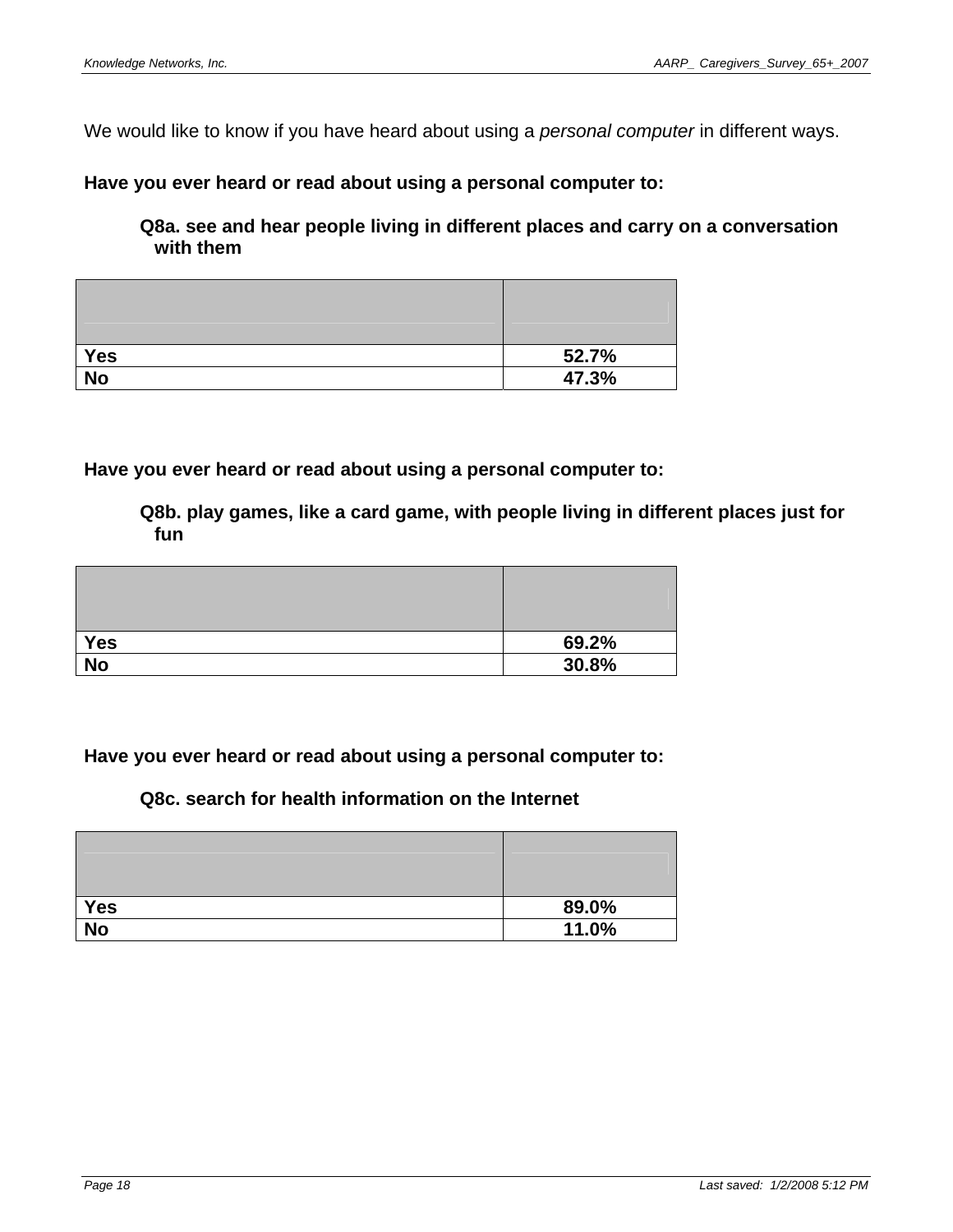We would like to know if you have heard about using a *personal computer* in different ways.

**Have you ever heard or read about using a personal computer to:**

**Q8a. see and hear people living in different places and carry on a conversation with them**

| | |
|---|---|
| **Yes** | **52.7%** |
| **No** | **47.3%** |

**Have you ever heard or read about using a personal computer to:**

**Q8b. play games, like a card game, with people living in different places just for fun**

| | |
|---|---|
| **Yes** | **69.2%** |
| **No** | **30.8%** |

**Have you ever heard or read about using a personal computer to:**

**Q8c. search for health information on the Internet**

| | |
|---|---|
| **Yes** | **89.0%** |
| **No** | **11.0%** |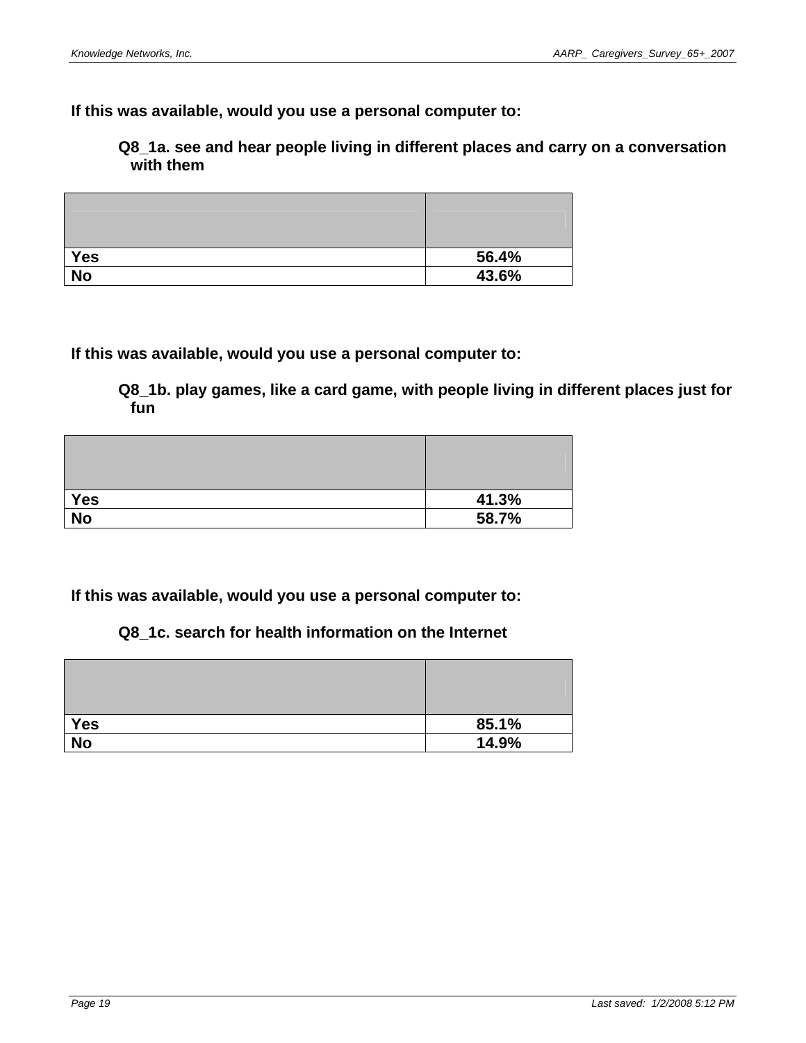**If this was available, would you use a personal computer to:**

**Q8_1a. see and hear people living in different places and carry on a conversation with them**

| | |
|---|---|
| **Yes** | **56.4%** |
| **No** | **43.6%** |

**If this was available, would you use a personal computer to:**

**Q8_1b. play games, like a card game, with people living in different places just for fun**

| | |
|---|---|
| **Yes** | **41.3%** |
| **No** | **58.7%** |

**If this was available, would you use a personal computer to:**

**Q8_1c. search for health information on the Internet**

| | |
|---|---|
| **Yes** | **85.1%** |
| **No** | **14.9%** |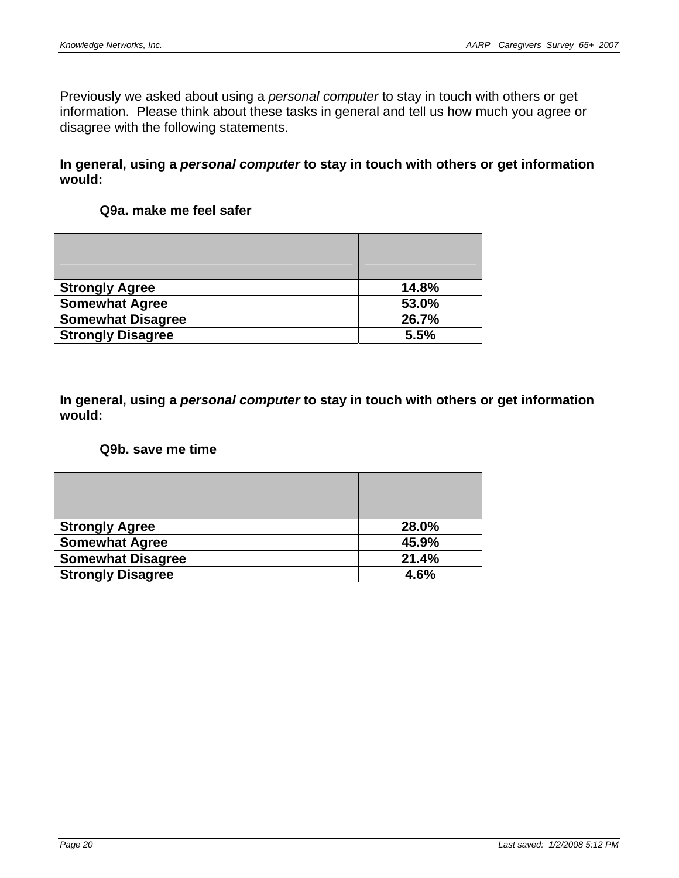Previously we asked about using a *personal computer* to stay in touch with others or get information.  Please think about these tasks in general and tell us how much you agree or disagree with the following statements.

**In general, using a *personal computer* to stay in touch with others or get information would:**

**Q9a. make me feel safer**

| | |
|---|---|
| **Strongly Agree** | **14.8%** |
| **Somewhat Agree** | **53.0%** |
| **Somewhat Disagree** | **26.7%** |
| **Strongly Disagree** | **5.5%** |

**In general, using a *personal computer* to stay in touch with others or get information would:**

**Q9b. save me time**

| | |
|---|---|
| **Strongly Agree** | **28.0%** |
| **Somewhat Agree** | **45.9%** |
| **Somewhat Disagree** | **21.4%** |
| **Strongly Disagree** | **4.6%** |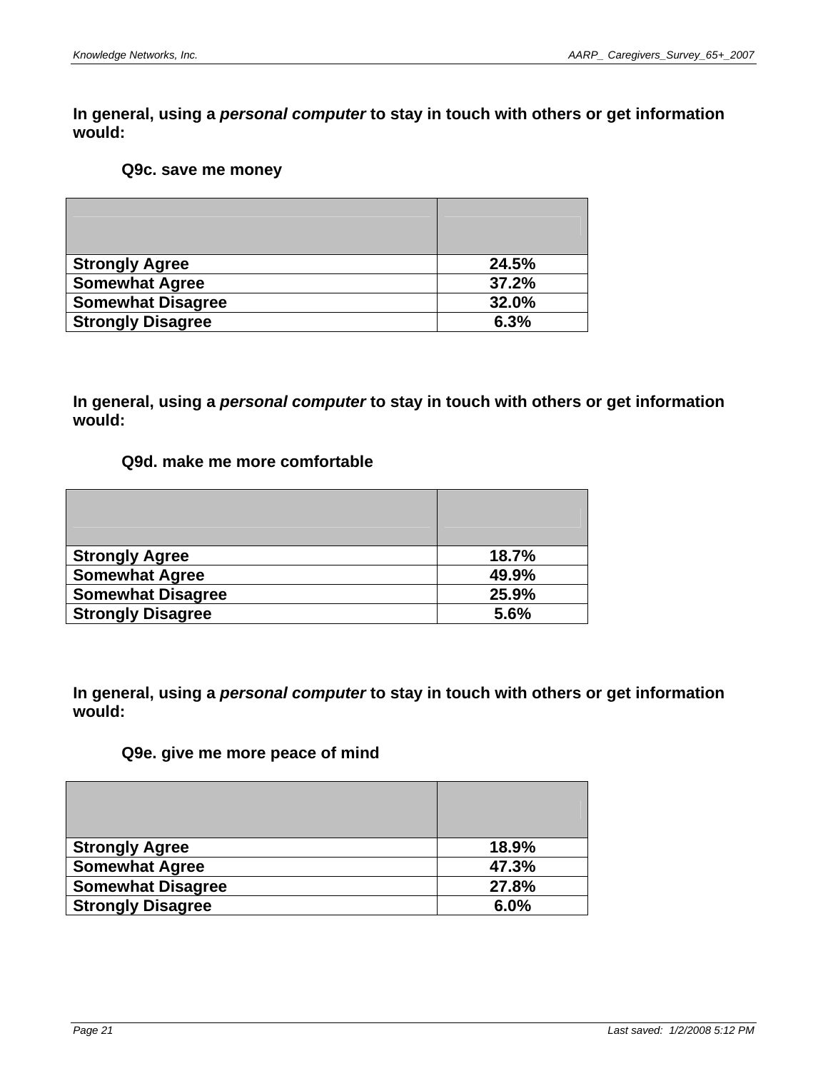**In general, using a *personal computer* to stay in touch with others or get information would:**

**Q9c. save me money**

| | |
|---|---|
| **Strongly Agree** | **24.5%** |
| **Somewhat Agree** | **37.2%** |
| **Somewhat Disagree** | **32.0%** |
| **Strongly Disagree** | **6.3%** |

**In general, using a *personal computer* to stay in touch with others or get information would:**

**Q9d. make me more comfortable**

| | |
|---|---|
| **Strongly Agree** | **18.7%** |
| **Somewhat Agree** | **49.9%** |
| **Somewhat Disagree** | **25.9%** |
| **Strongly Disagree** | **5.6%** |

**In general, using a *personal computer* to stay in touch with others or get information would:**

**Q9e. give me more peace of mind**

| | |
|---|---|
| **Strongly Agree** | **18.9%** |
| **Somewhat Agree** | **47.3%** |
| **Somewhat Disagree** | **27.8%** |
| **Strongly Disagree** | **6.0%** |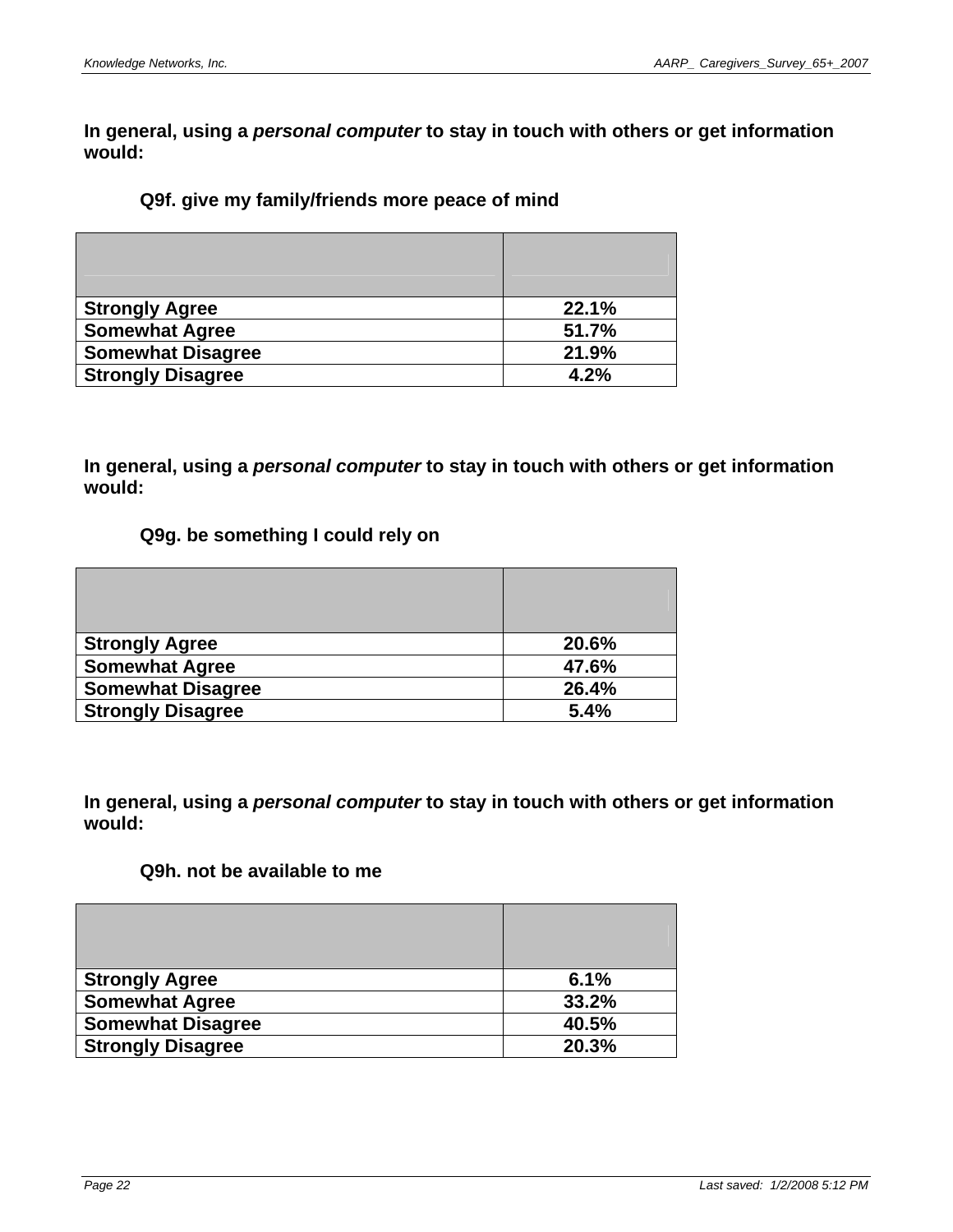**In general, using a *personal computer* to stay in touch with others or get information would:**

**Q9f. give my family/friends more peace of mind**

| | |
|---|---|
| **Strongly Agree** | **22.1%** |
| **Somewhat Agree** | **51.7%** |
| **Somewhat Disagree** | **21.9%** |
| **Strongly Disagree** | **4.2%** |

**In general, using a *personal computer* to stay in touch with others or get information would:**

**Q9g. be something I could rely on**

| | |
|---|---|
| **Strongly Agree** | **20.6%** |
| **Somewhat Agree** | **47.6%** |
| **Somewhat Disagree** | **26.4%** |
| **Strongly Disagree** | **5.4%** |

**In general, using a *personal computer* to stay in touch with others or get information would:**

**Q9h. not be available to me**

| | |
|---|---|
| **Strongly Agree** | **6.1%** |
| **Somewhat Agree** | **33.2%** |
| **Somewhat Disagree** | **40.5%** |
| **Strongly Disagree** | **20.3%** |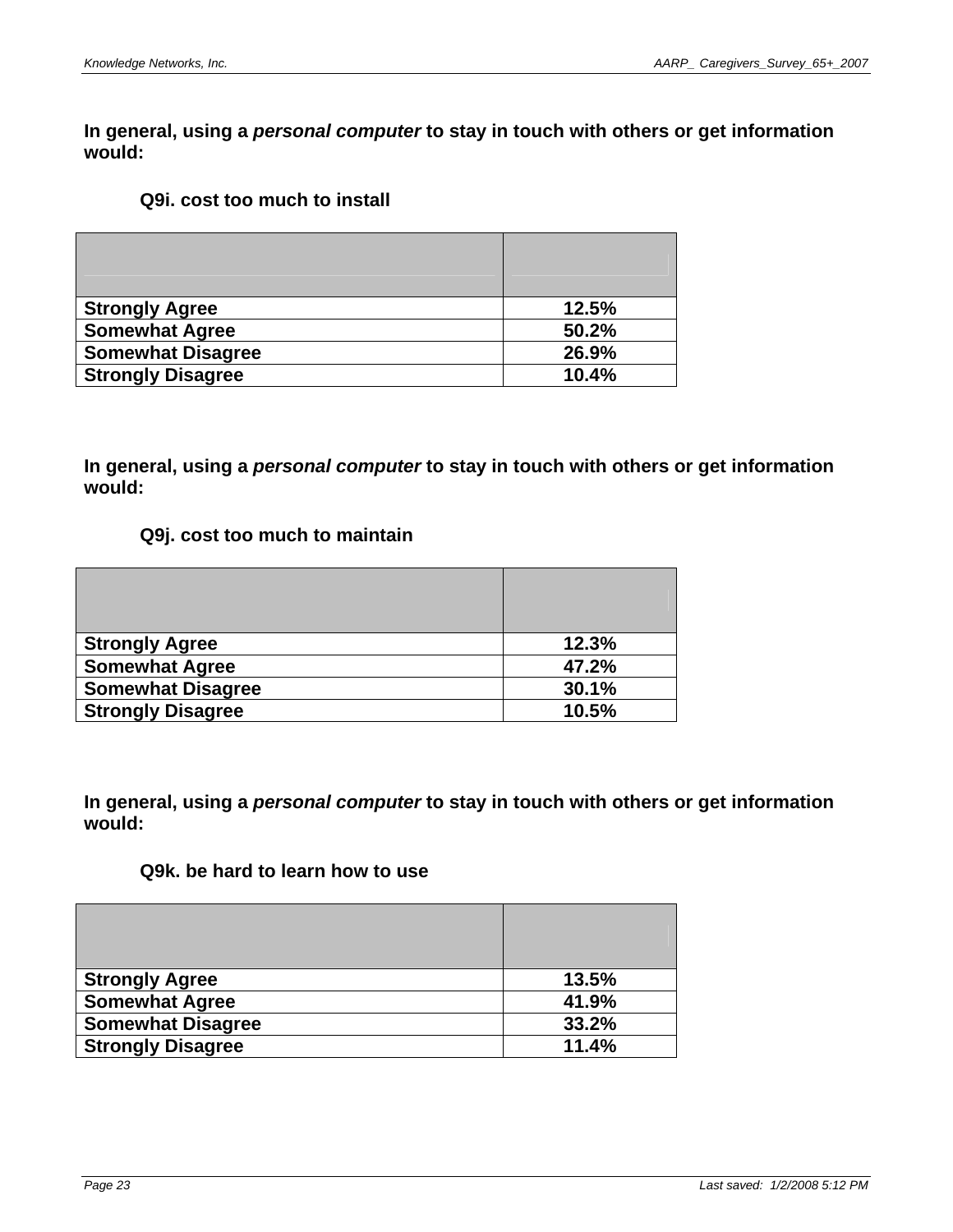**In general, using a *personal computer* to stay in touch with others or get information would:**

**Q9i. cost too much to install**

| | |
|---|---|
| **Strongly Agree** | **12.5%** |
| **Somewhat Agree** | **50.2%** |
| **Somewhat Disagree** | **26.9%** |
| **Strongly Disagree** | **10.4%** |

**In general, using a *personal computer* to stay in touch with others or get information would:**

**Q9j. cost too much to maintain**

| | |
|---|---|
| **Strongly Agree** | **12.3%** |
| **Somewhat Agree** | **47.2%** |
| **Somewhat Disagree** | **30.1%** |
| **Strongly Disagree** | **10.5%** |

**In general, using a *personal computer* to stay in touch with others or get information would:**

**Q9k. be hard to learn how to use**

| | |
|---|---|
| **Strongly Agree** | **13.5%** |
| **Somewhat Agree** | **41.9%** |
| **Somewhat Disagree** | **33.2%** |
| **Strongly Disagree** | **11.4%** |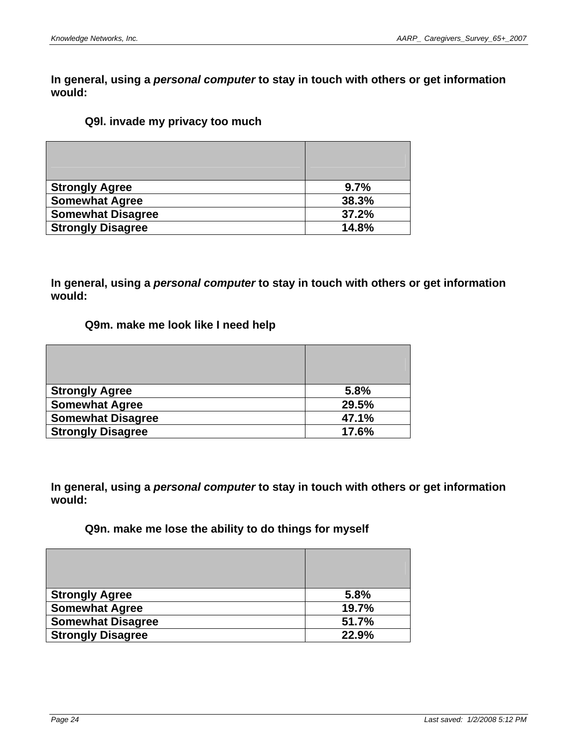**In general, using a *personal computer* to stay in touch with others or get information would:**

**Q9l. invade my privacy too much**

| | |
|---|---|
| **Strongly Agree** | **9.7%** |
| **Somewhat Agree** | **38.3%** |
| **Somewhat Disagree** | **37.2%** |
| **Strongly Disagree** | **14.8%** |

**In general, using a *personal computer* to stay in touch with others or get information would:**

**Q9m. make me look like I need help**

| | |
|---|---|
| **Strongly Agree** | **5.8%** |
| **Somewhat Agree** | **29.5%** |
| **Somewhat Disagree** | **47.1%** |
| **Strongly Disagree** | **17.6%** |

**In general, using a *personal computer* to stay in touch with others or get information would:**

**Q9n. make me lose the ability to do things for myself**

| | |
|---|---|
| **Strongly Agree** | **5.8%** |
| **Somewhat Agree** | **19.7%** |
| **Somewhat Disagree** | **51.7%** |
| **Strongly Disagree** | **22.9%** |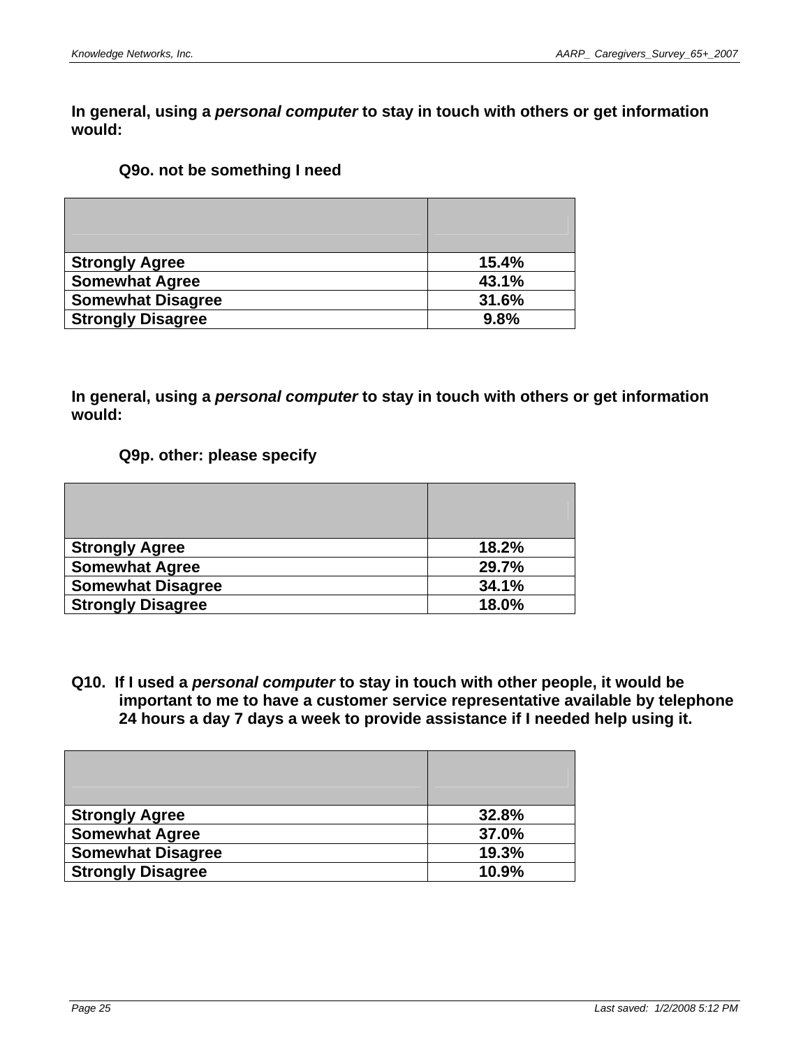**In general, using a *personal computer* to stay in touch with others or get information would:**

**Q9o. not be something I need**

| | |
|---|---|
| **Strongly Agree** | **15.4%** |
| **Somewhat Agree** | **43.1%** |
| **Somewhat Disagree** | **31.6%** |
| **Strongly Disagree** | **9.8%** |

**In general, using a *personal computer* to stay in touch with others or get information would:**

**Q9p. other: please specify**

| | |
|---|---|
| **Strongly Agree** | **18.2%** |
| **Somewhat Agree** | **29.7%** |
| **Somewhat Disagree** | **34.1%** |
| **Strongly Disagree** | **18.0%** |

**Q10. If I used a *personal computer* to stay in touch with other people, it would be important to me to have a customer service representative available by telephone 24 hours a day 7 days a week to provide assistance if I needed help using it.**

| | |
|---|---|
| **Strongly Agree** | **32.8%** |
| **Somewhat Agree** | **37.0%** |
| **Somewhat Disagree** | **19.3%** |
| **Strongly Disagree** | **10.9%** |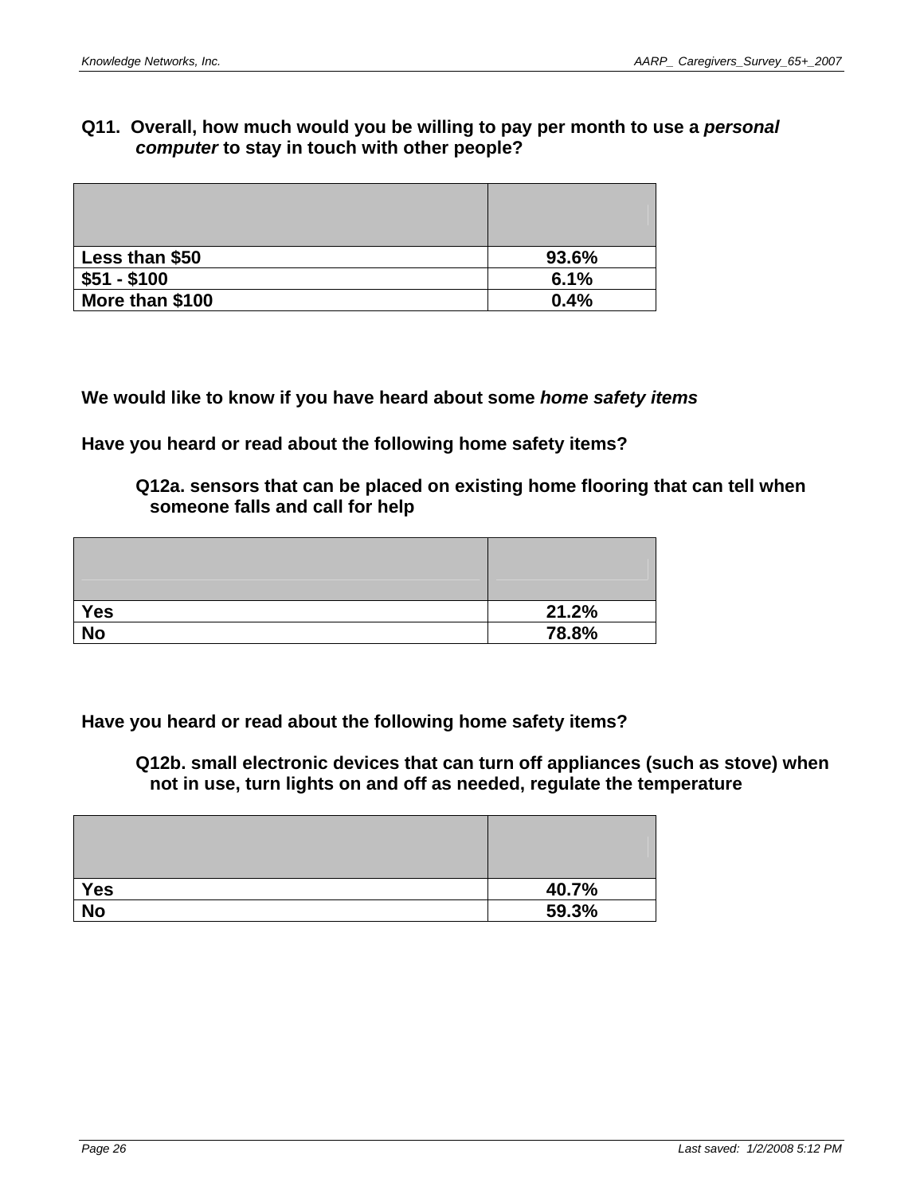**Q11. Overall, how much would you be willing to pay per month to use a *personal computer* to stay in touch with other people?**

| | |
|---|---|
| Less than $50 | 93.6% |
| $51 - $100 | 6.1% |
| More than $100 | 0.4% |

**We would like to know if you have heard about some *home safety items***

**Have you heard or read about the following home safety items?**

**Q12a. sensors that can be placed on existing home flooring that can tell when someone falls and call for help**

| | |
|---|---|
| Yes | 21.2% |
| No | 78.8% |

**Have you heard or read about the following home safety items?**

**Q12b. small electronic devices that can turn off appliances (such as stove) when not in use, turn lights on and off as needed, regulate the temperature**

| | |
|---|---|
| Yes | 40.7% |
| No | 59.3% |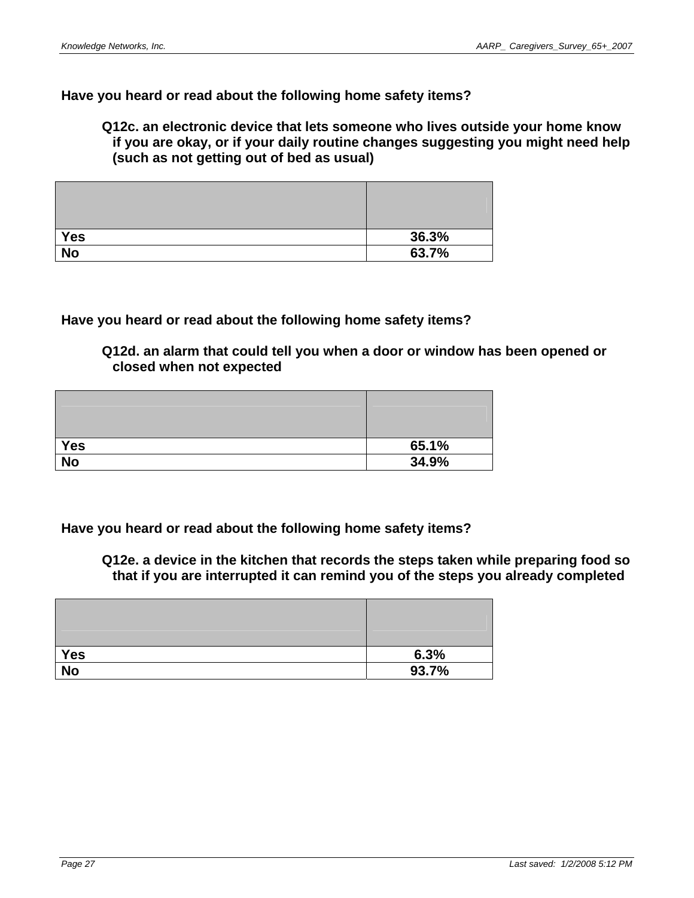**Have you heard or read about the following home safety items?**

**Q12c. an electronic device that lets someone who lives outside your home know if you are okay, or if your daily routine changes suggesting you might need help (such as not getting out of bed as usual)**

| | |
|---|---|
| **Yes** | **36.3%** |
| **No** | **63.7%** |

**Have you heard or read about the following home safety items?**

**Q12d. an alarm that could tell you when a door or window has been opened or closed when not expected**

| | |
|---|---|
| **Yes** | **65.1%** |
| **No** | **34.9%** |

**Have you heard or read about the following home safety items?**

**Q12e. a device in the kitchen that records the steps taken while preparing food so that if you are interrupted it can remind you of the steps you already completed**

| | |
|---|---|
| **Yes** | **6.3%** |
| **No** | **93.7%** |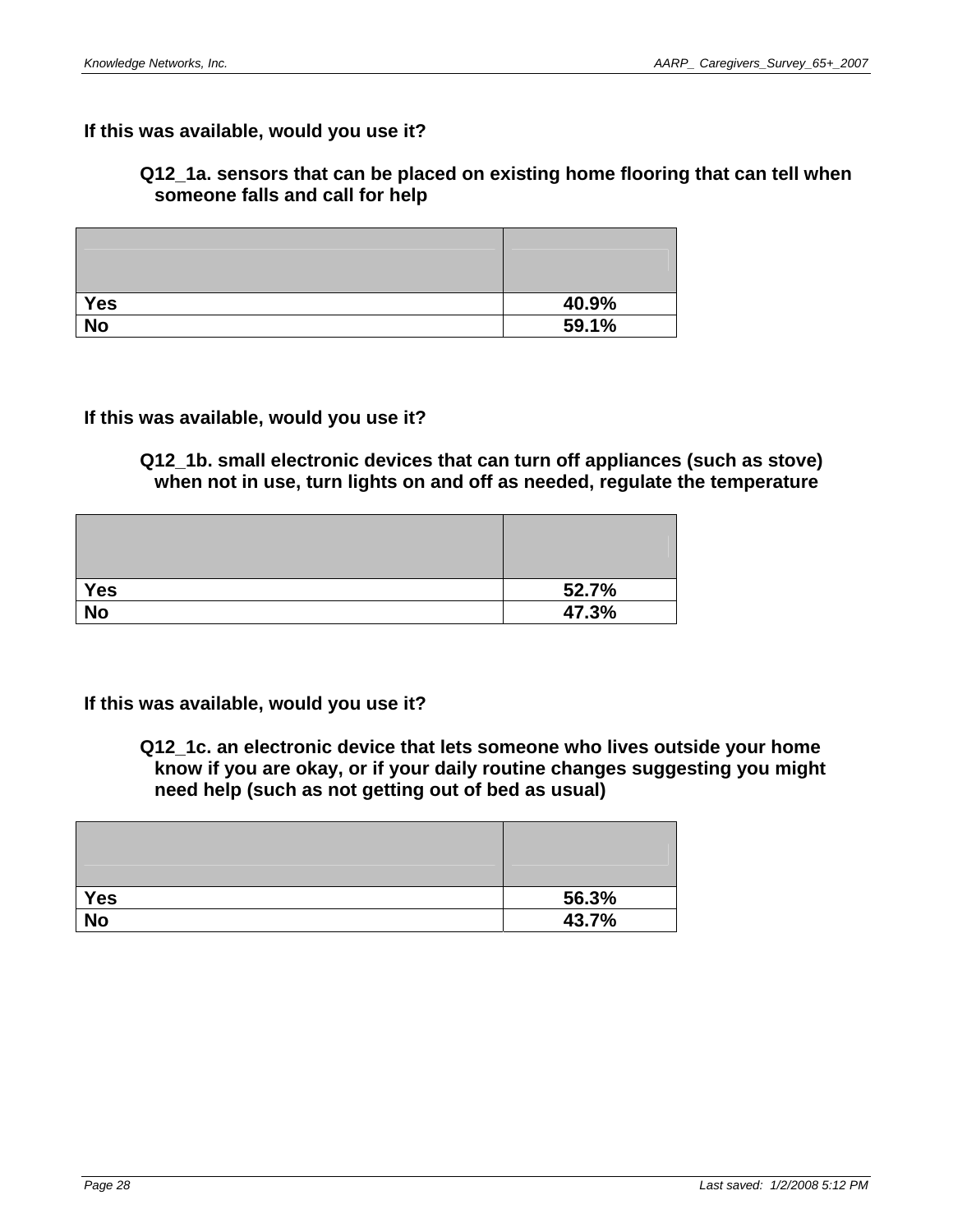**If this was available, would you use it?**

**Q12_1a. sensors that can be placed on existing home flooring that can tell when someone falls and call for help**

| | |
|---|---|
| **Yes** | **40.9%** |
| **No** | **59.1%** |

**If this was available, would you use it?**

**Q12_1b. small electronic devices that can turn off appliances (such as stove) when not in use, turn lights on and off as needed, regulate the temperature**

| | |
|---|---|
| **Yes** | **52.7%** |
| **No** | **47.3%** |

**If this was available, would you use it?**

**Q12_1c. an electronic device that lets someone who lives outside your home know if you are okay, or if your daily routine changes suggesting you might need help (such as not getting out of bed as usual)**

| | |
|---|---|
| **Yes** | **56.3%** |
| **No** | **43.7%** |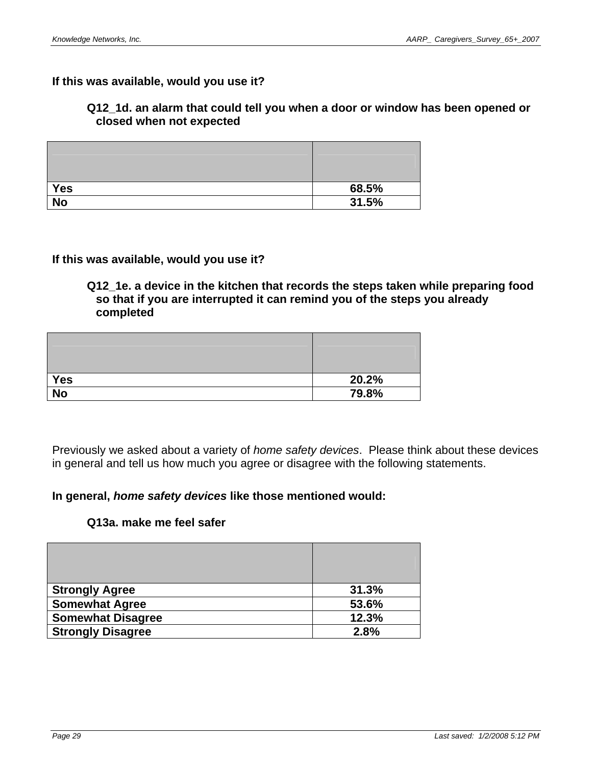**If this was available, would you use it?**

**Q12_1d. an alarm that could tell you when a door or window has been opened or closed when not expected**

| | |
|---|---|
| **Yes** | **68.5%** |
| **No** | **31.5%** |

**If this was available, would you use it?**

**Q12_1e. a device in the kitchen that records the steps taken while preparing food so that if you are interrupted it can remind you of the steps you already completed**

| | |
|---|---|
| **Yes** | **20.2%** |
| **No** | **79.8%** |

Previously we asked about a variety of *home safety devices*. Please think about these devices in general and tell us how much you agree or disagree with the following statements.

**In general, *home safety devices* like those mentioned would:**

**Q13a. make me feel safer**

| | |
|---|---|
| **Strongly Agree** | **31.3%** |
| **Somewhat Agree** | **53.6%** |
| **Somewhat Disagree** | **12.3%** |
| **Strongly Disagree** | **2.8%** |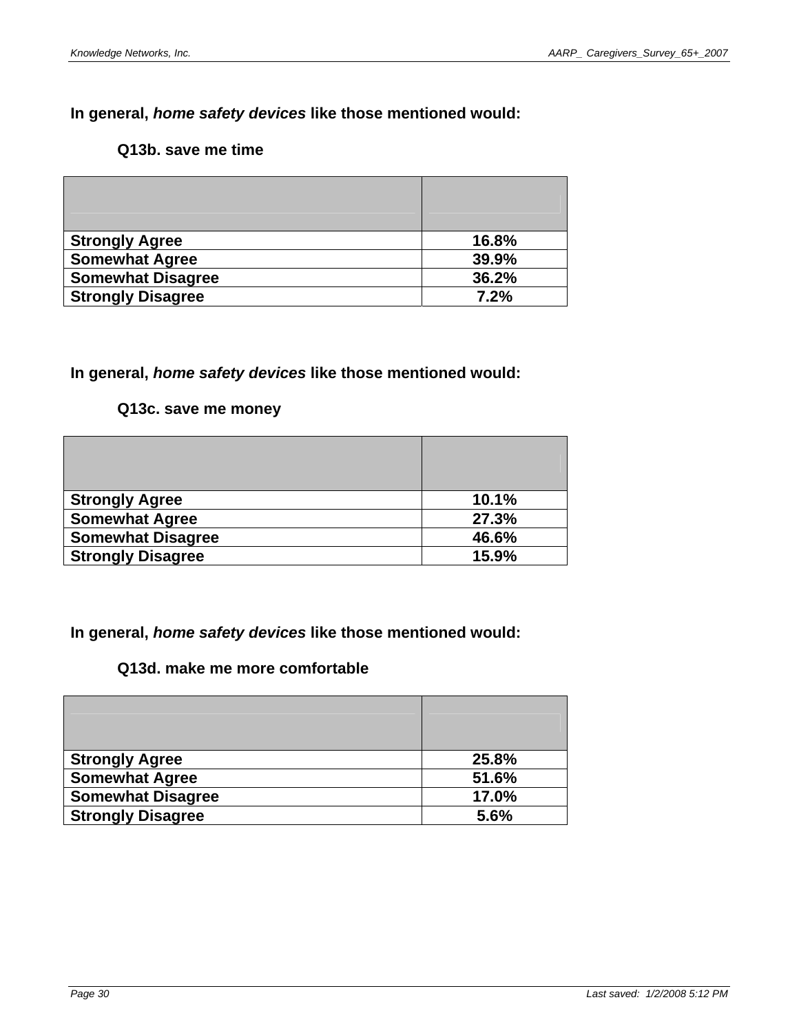In general, ***home safety devices*** **like those mentioned would:**

**Q13b. save me time**

| | |
|---|---|
| **Strongly Agree** | **16.8%** |
| **Somewhat Agree** | **39.9%** |
| **Somewhat Disagree** | **36.2%** |
| **Strongly Disagree** | **7.2%** |

**In general,** ***home safety devices*** **like those mentioned would:**

**Q13c. save me money**

| | |
|---|---|
| **Strongly Agree** | **10.1%** |
| **Somewhat Agree** | **27.3%** |
| **Somewhat Disagree** | **46.6%** |
| **Strongly Disagree** | **15.9%** |

**In general,** ***home safety devices*** **like those mentioned would:**

**Q13d. make me more comfortable**

| | |
|---|---|
| **Strongly Agree** | **25.8%** |
| **Somewhat Agree** | **51.6%** |
| **Somewhat Disagree** | **17.0%** |
| **Strongly Disagree** | **5.6%** |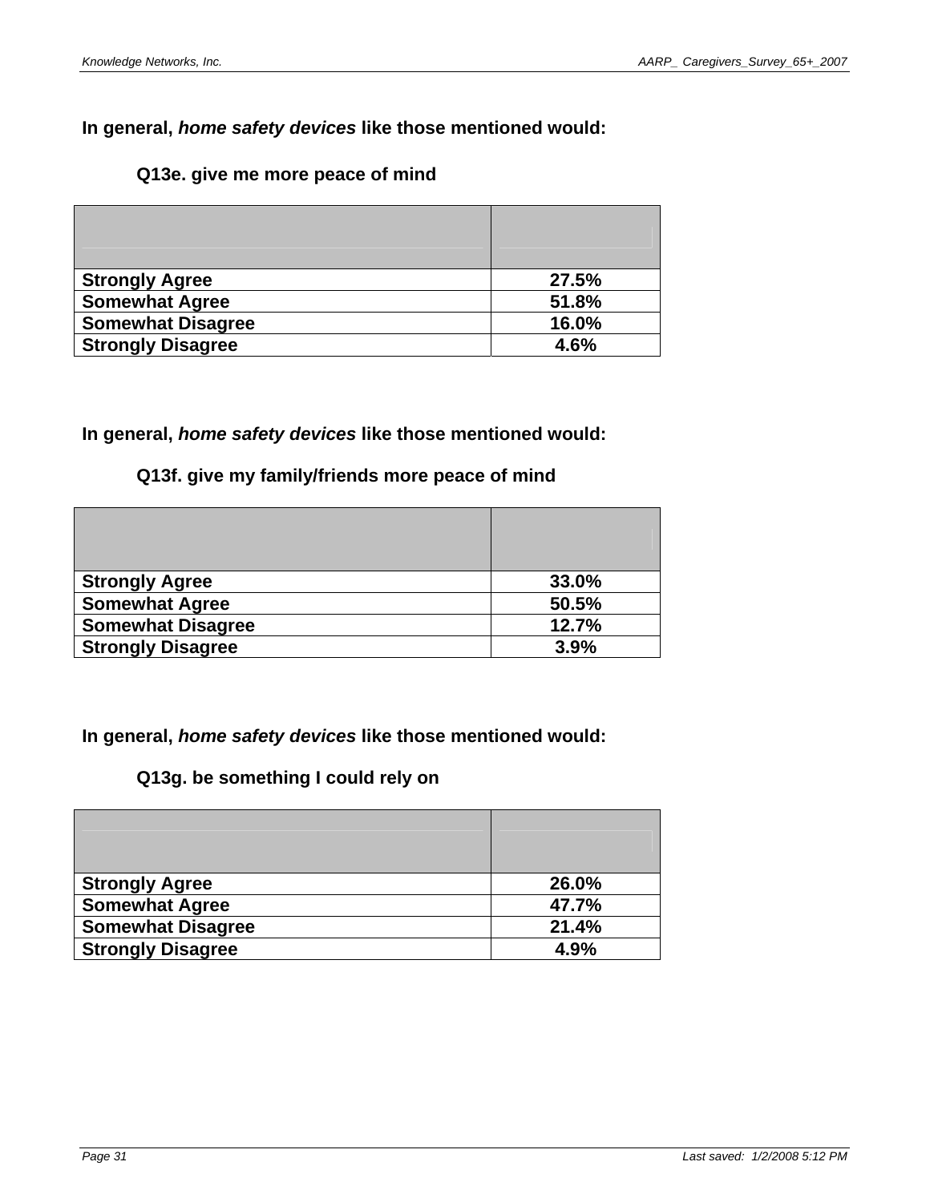In general, ***home safety devices*** **like those mentioned would:**

**Q13e. give me more peace of mind**

| | |
|---|---|
| **Strongly Agree** | **27.5%** |
| **Somewhat Agree** | **51.8%** |
| **Somewhat Disagree** | **16.0%** |
| **Strongly Disagree** | **4.6%** |

In general, ***home safety devices*** **like those mentioned would:**

**Q13f. give my family/friends more peace of mind**

| | |
|---|---|
| **Strongly Agree** | **33.0%** |
| **Somewhat Agree** | **50.5%** |
| **Somewhat Disagree** | **12.7%** |
| **Strongly Disagree** | **3.9%** |

In general, ***home safety devices*** **like those mentioned would:**

**Q13g. be something I could rely on**

| | |
|---|---|
| **Strongly Agree** | **26.0%** |
| **Somewhat Agree** | **47.7%** |
| **Somewhat Disagree** | **21.4%** |
| **Strongly Disagree** | **4.9%** |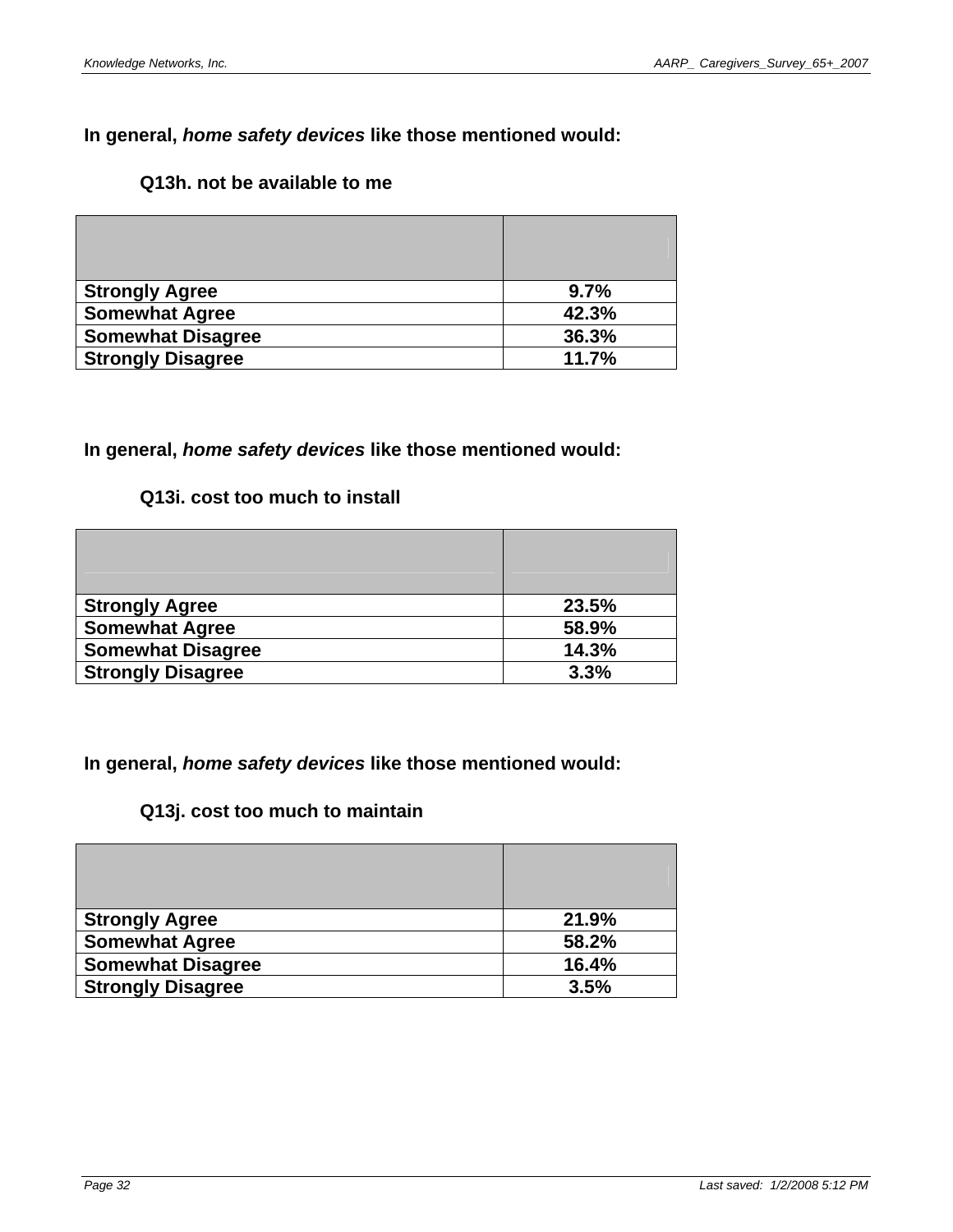**In general, *home safety devices* like those mentioned would:**

**Q13h. not be available to me**

| | |
|---|---|
| **Strongly Agree** | **9.7%** |
| **Somewhat Agree** | **42.3%** |
| **Somewhat Disagree** | **36.3%** |
| **Strongly Disagree** | **11.7%** |

**In general, *home safety devices* like those mentioned would:**

**Q13i. cost too much to install**

| | |
|---|---|
| **Strongly Agree** | **23.5%** |
| **Somewhat Agree** | **58.9%** |
| **Somewhat Disagree** | **14.3%** |
| **Strongly Disagree** | **3.3%** |

**In general, *home safety devices* like those mentioned would:**

**Q13j. cost too much to maintain**

| | |
|---|---|
| **Strongly Agree** | **21.9%** |
| **Somewhat Agree** | **58.2%** |
| **Somewhat Disagree** | **16.4%** |
| **Strongly Disagree** | **3.5%** |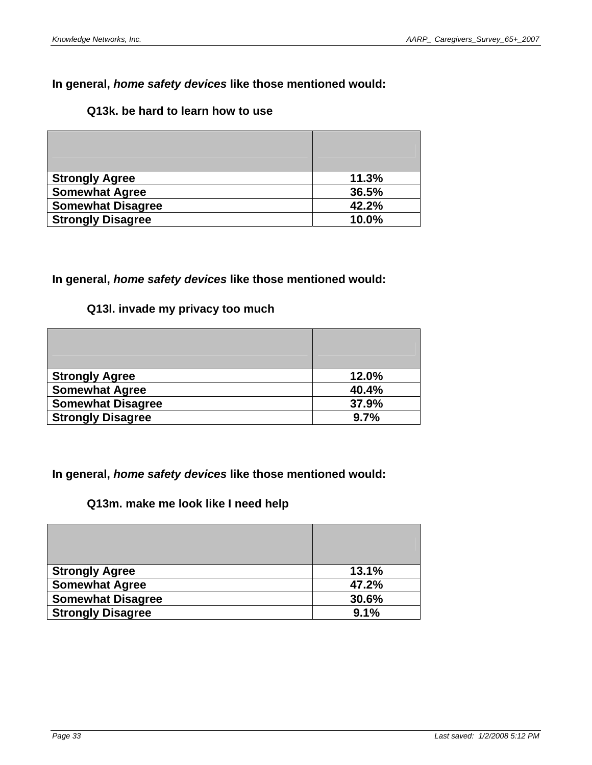In general, ***home safety devices*** **like those mentioned would:**

**Q13k. be hard to learn how to use**

| | |
|---|---|
| **Strongly Agree** | **11.3%** |
| **Somewhat Agree** | **36.5%** |
| **Somewhat Disagree** | **42.2%** |
| **Strongly Disagree** | **10.0%** |

**In general,** ***home safety devices*** **like those mentioned would:**

**Q13l. invade my privacy too much**

| | |
|---|---|
| **Strongly Agree** | **12.0%** |
| **Somewhat Agree** | **40.4%** |
| **Somewhat Disagree** | **37.9%** |
| **Strongly Disagree** | **9.7%** |

**In general,** ***home safety devices*** **like those mentioned would:**

**Q13m. make me look like I need help**

| | |
|---|---|
| **Strongly Agree** | **13.1%** |
| **Somewhat Agree** | **47.2%** |
| **Somewhat Disagree** | **30.6%** |
| **Strongly Disagree** | **9.1%** |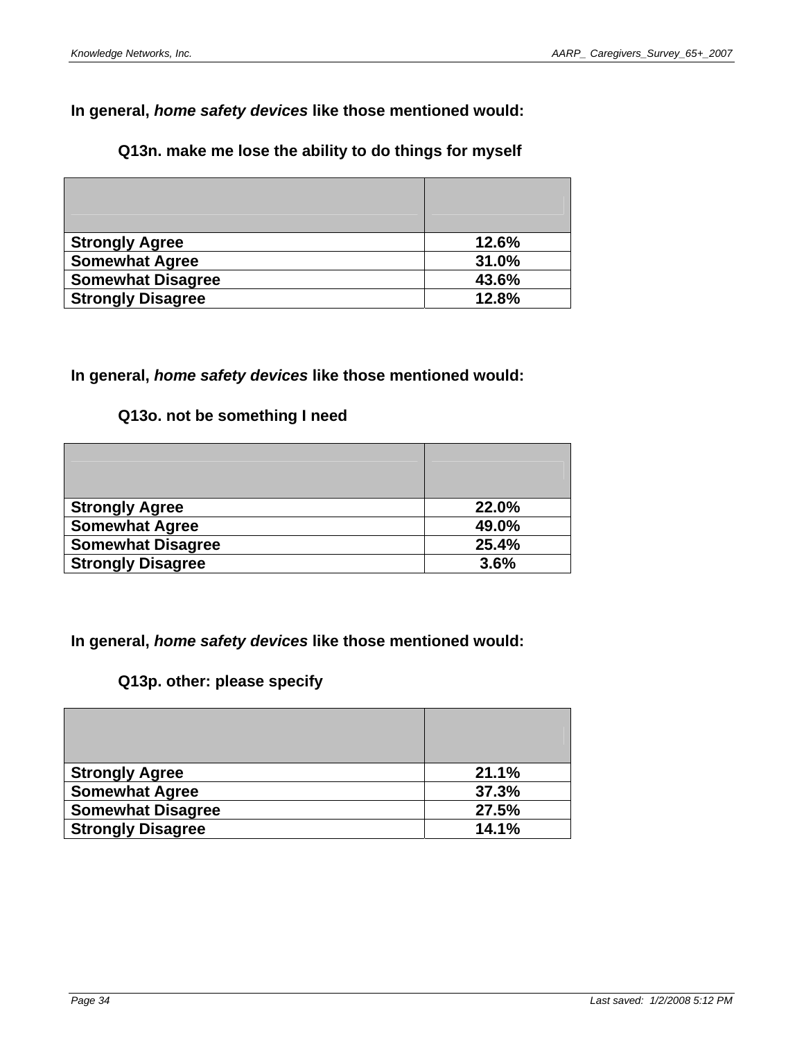In general, ***home safety devices*** like those mentioned would:

**Q13n. make me lose the ability to do things for myself**

| | |
|---|---|
| **Strongly Agree** | **12.6%** |
| **Somewhat Agree** | **31.0%** |
| **Somewhat Disagree** | **43.6%** |
| **Strongly Disagree** | **12.8%** |

In general, ***home safety devices*** like those mentioned would:

**Q13o. not be something I need**

| | |
|---|---|
| **Strongly Agree** | **22.0%** |
| **Somewhat Agree** | **49.0%** |
| **Somewhat Disagree** | **25.4%** |
| **Strongly Disagree** | **3.6%** |

In general, ***home safety devices*** like those mentioned would:

**Q13p. other: please specify**

| | |
|---|---|
| **Strongly Agree** | **21.1%** |
| **Somewhat Agree** | **37.3%** |
| **Somewhat Disagree** | **27.5%** |
| **Strongly Disagree** | **14.1%** |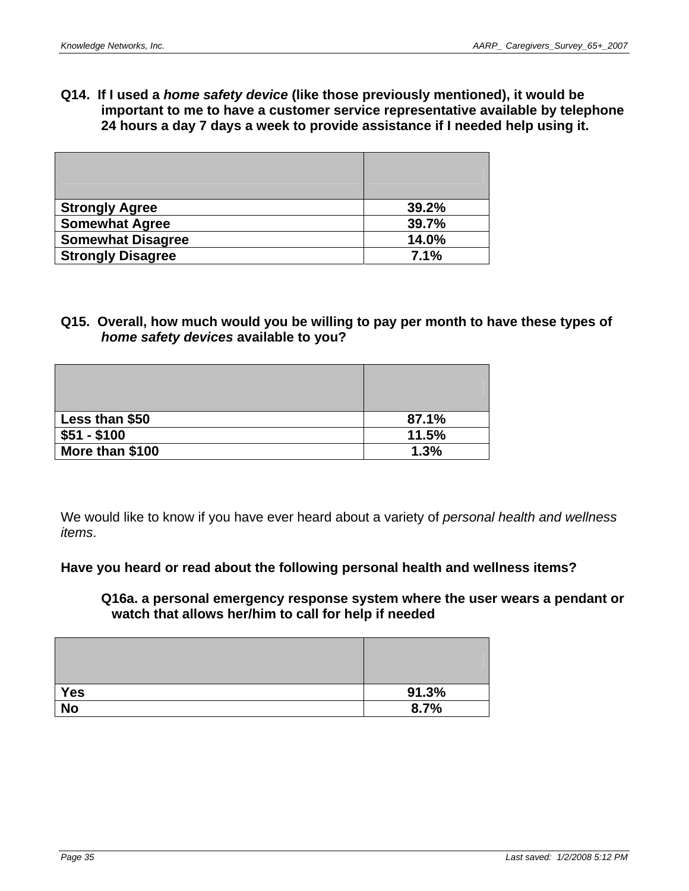**Q14. If I used a *home safety device* (like those previously mentioned), it would be important to me to have a customer service representative available by telephone 24 hours a day 7 days a week to provide assistance if I needed help using it.**

| | |
|---|---|
| **Strongly Agree** | **39.2%** |
| **Somewhat Agree** | **39.7%** |
| **Somewhat Disagree** | **14.0%** |
| **Strongly Disagree** | **7.1%** |

**Q15. Overall, how much would you be willing to pay per month to have these types of *home safety devices* available to you?**

| | |
|---|---|
| **Less than $50** | **87.1%** |
| **$51 - $100** | **11.5%** |
| **More than $100** | **1.3%** |

We would like to know if you have ever heard about a variety of *personal health and wellness items*.

**Have you heard or read about the following personal health and wellness items?**

**Q16a. a personal emergency response system where the user wears a pendant or watch that allows her/him to call for help if needed**

| | |
|---|---|
| **Yes** | **91.3%** |
| **No** | **8.7%** |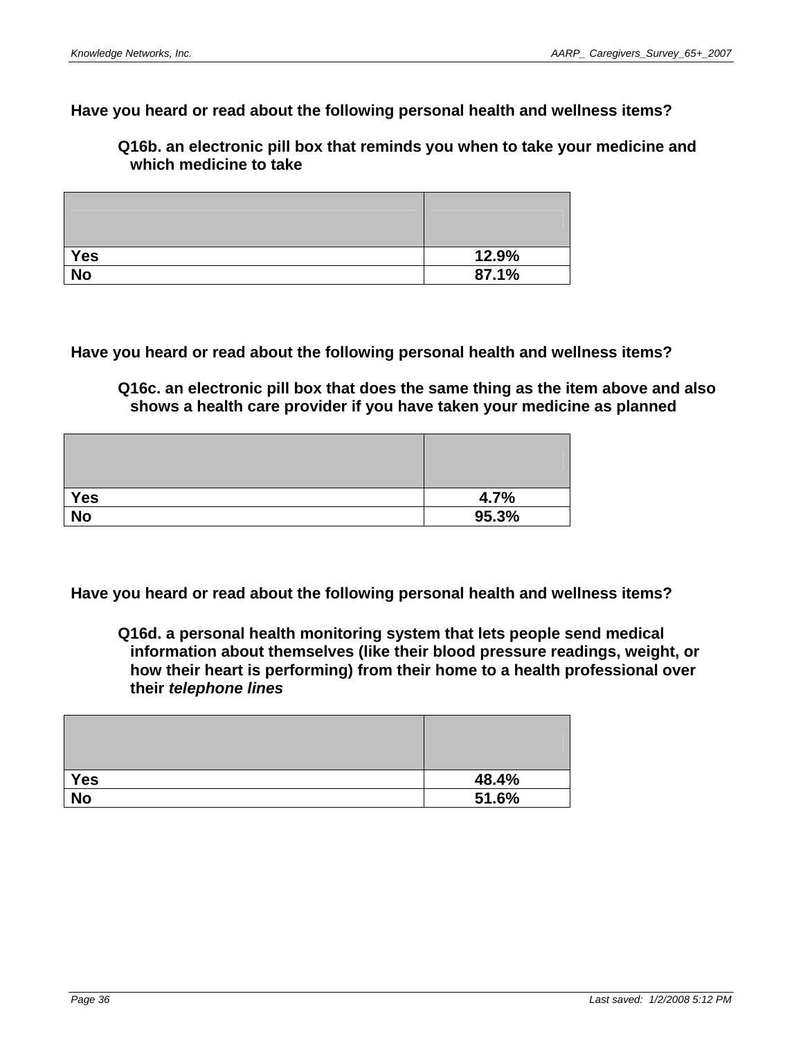**Have you heard or read about the following personal health and wellness items?**

**Q16b. an electronic pill box that reminds you when to take your medicine and which medicine to take**

| | |
|---|---|
| **Yes** | **12.9%** |
| **No** | **87.1%** |

**Have you heard or read about the following personal health and wellness items?**

**Q16c. an electronic pill box that does the same thing as the item above and also shows a health care provider if you have taken your medicine as planned**

| | |
|---|---|
| **Yes** | **4.7%** |
| **No** | **95.3%** |

**Have you heard or read about the following personal health and wellness items?**

**Q16d. a personal health monitoring system that lets people send medical information about themselves (like their blood pressure readings, weight, or how their heart is performing) from their home to a health professional over their *telephone lines***

| | |
|---|---|
| **Yes** | **48.4%** |
| **No** | **51.6%** |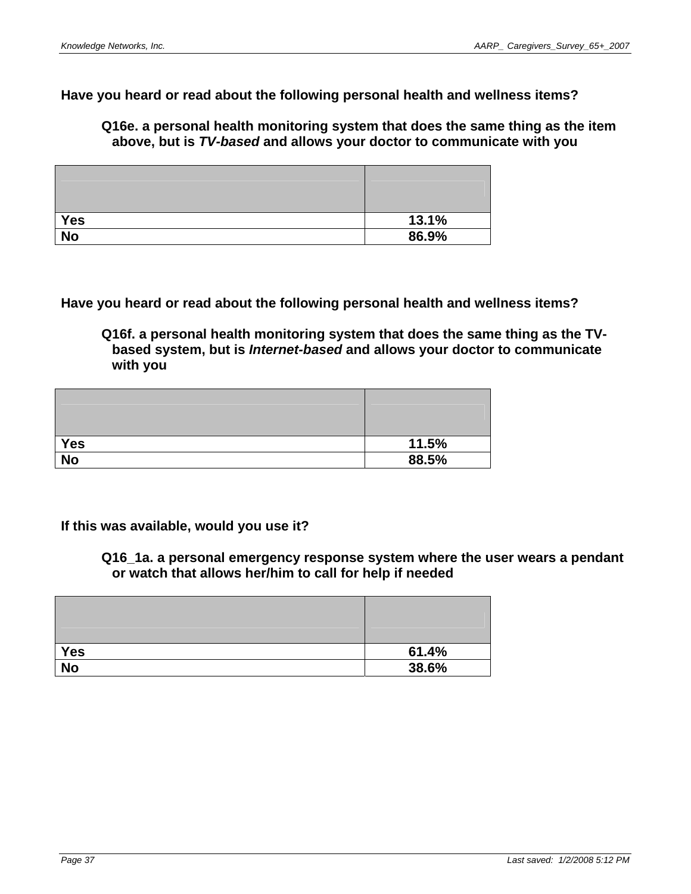**Have you heard or read about the following personal health and wellness items?**

**Q16e. a personal health monitoring system that does the same thing as the item above, but is *TV-based* and allows your doctor to communicate with you**

| | |
|---|---|
| **Yes** | **13.1%** |
| **No** | **86.9%** |

**Have you heard or read about the following personal health and wellness items?**

**Q16f. a personal health monitoring system that does the same thing as the TV-based system, but is *Internet-based* and allows your doctor to communicate with you**

| | |
|---|---|
| **Yes** | **11.5%** |
| **No** | **88.5%** |

**If this was available, would you use it?**

**Q16_1a. a personal emergency response system where the user wears a pendant or watch that allows her/him to call for help if needed**

| | |
|---|---|
| **Yes** | **61.4%** |
| **No** | **38.6%** |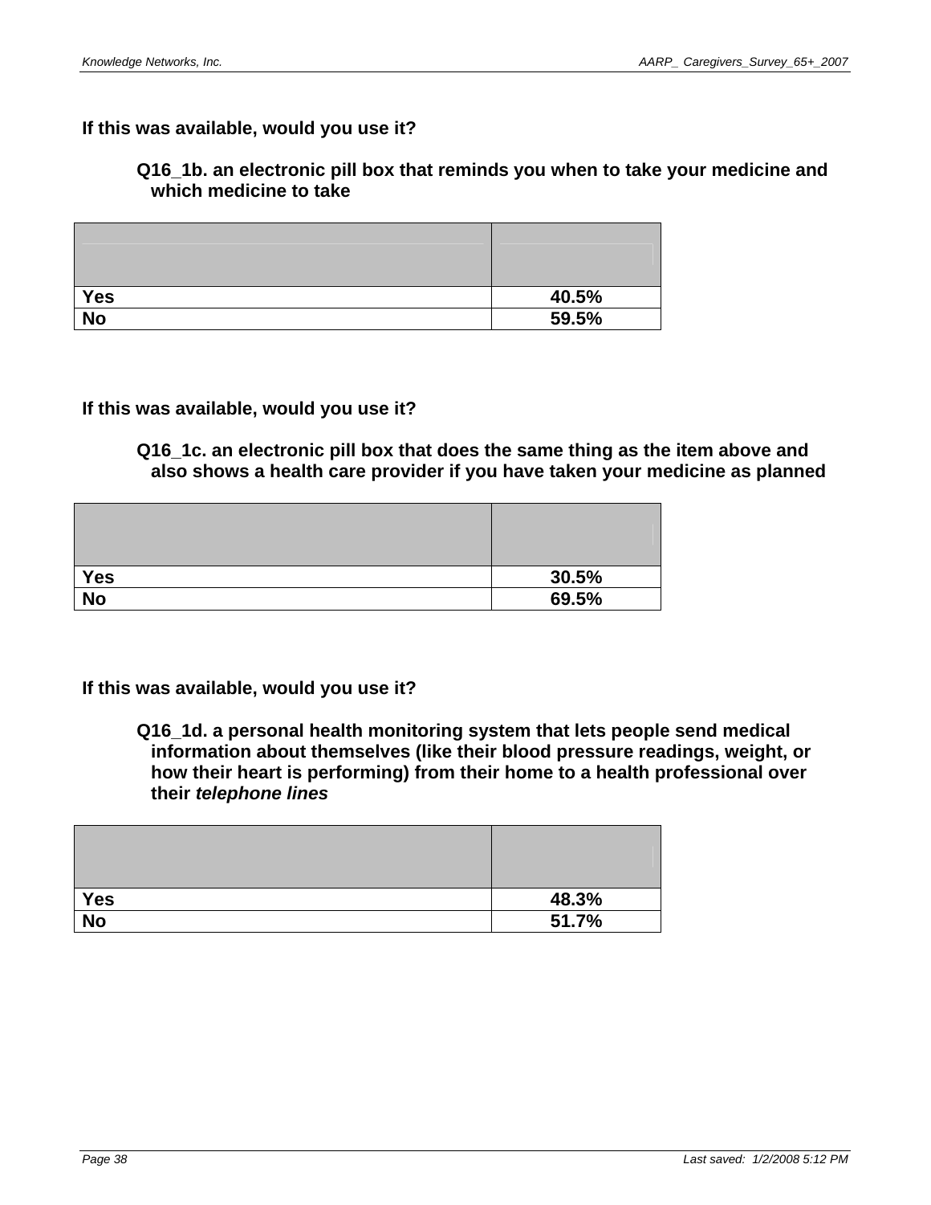**If this was available, would you use it?**

**Q16_1b. an electronic pill box that reminds you when to take your medicine and which medicine to take**

| | |
|---|---|
| **Yes** | **40.5%** |
| **No** | **59.5%** |

**If this was available, would you use it?**

**Q16_1c. an electronic pill box that does the same thing as the item above and also shows a health care provider if you have taken your medicine as planned**

| | |
|---|---|
| **Yes** | **30.5%** |
| **No** | **69.5%** |

**If this was available, would you use it?**

**Q16_1d. a personal health monitoring system that lets people send medical information about themselves (like their blood pressure readings, weight, or how their heart is performing) from their home to a health professional over their *telephone lines***

| | |
|---|---|
| **Yes** | **48.3%** |
| **No** | **51.7%** |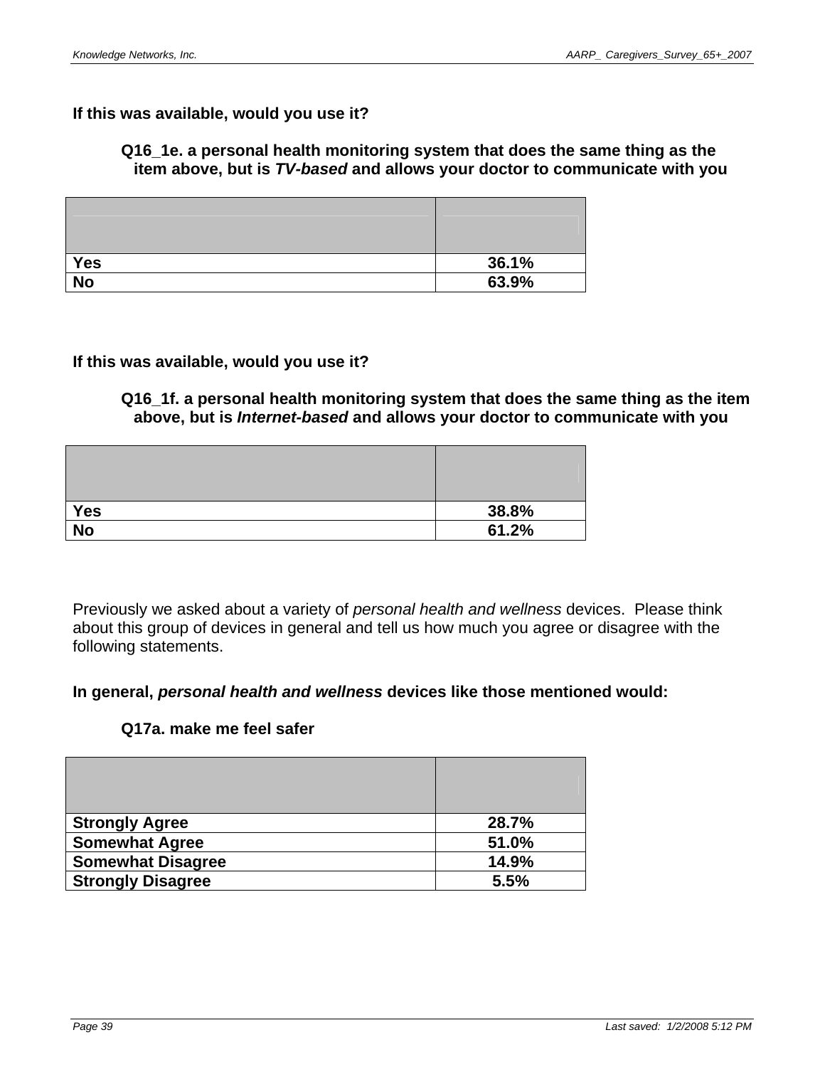**If this was available, would you use it?**

**Q16_1e. a personal health monitoring system that does the same thing as the item above, but is *TV-based* and allows your doctor to communicate with you**

| | |
|---|---|
| **Yes** | **36.1%** |
| **No** | **63.9%** |

**If this was available, would you use it?**

**Q16_1f. a personal health monitoring system that does the same thing as the item above, but is *Internet-based* and allows your doctor to communicate with you**

| | |
|---|---|
| **Yes** | **38.8%** |
| **No** | **61.2%** |

Previously we asked about a variety of *personal health and wellness* devices. Please think about this group of devices in general and tell us how much you agree or disagree with the following statements.

**In general, *personal health and wellness* devices like those mentioned would:**

**Q17a. make me feel safer**

| | |
|---|---|
| **Strongly Agree** | **28.7%** |
| **Somewhat Agree** | **51.0%** |
| **Somewhat Disagree** | **14.9%** |
| **Strongly Disagree** | **5.5%** |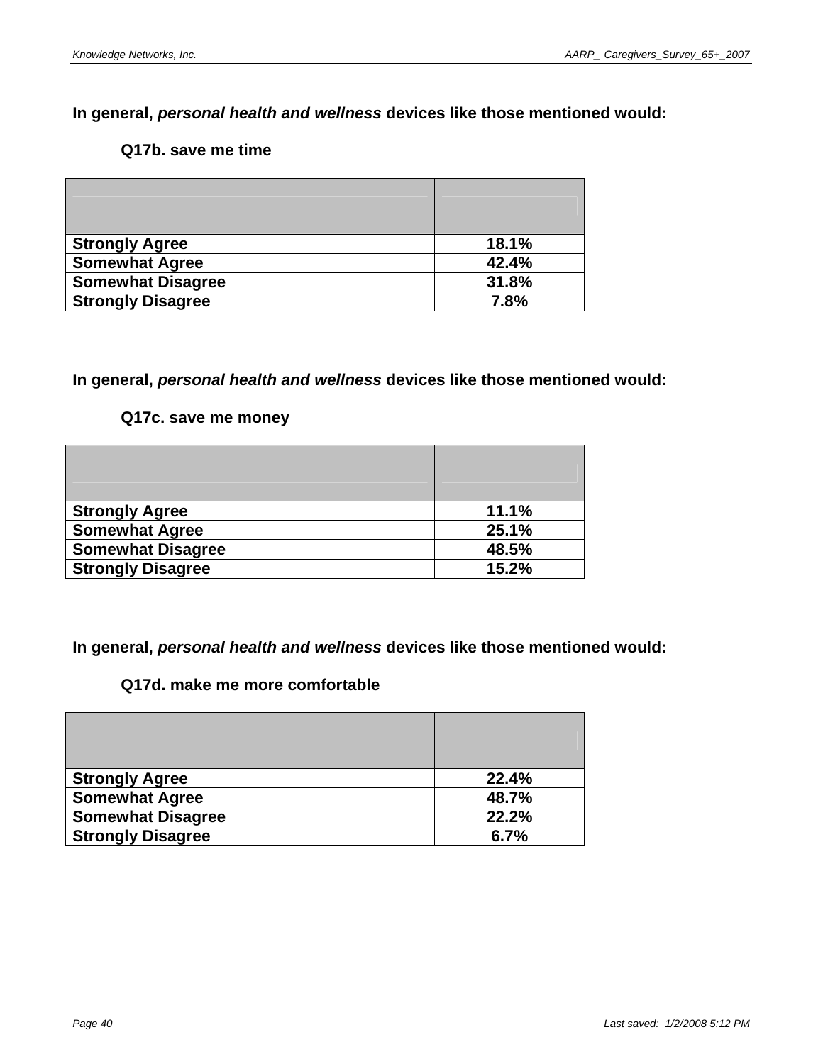**In general, *personal health and wellness* devices like those mentioned would:**

**Q17b. save me time**

| | |
|---|---|
| **Strongly Agree** | **18.1%** |
| **Somewhat Agree** | **42.4%** |
| **Somewhat Disagree** | **31.8%** |
| **Strongly Disagree** | **7.8%** |

**In general, *personal health and wellness* devices like those mentioned would:**

**Q17c. save me money**

| | |
|---|---|
| **Strongly Agree** | **11.1%** |
| **Somewhat Agree** | **25.1%** |
| **Somewhat Disagree** | **48.5%** |
| **Strongly Disagree** | **15.2%** |

**In general, *personal health and wellness* devices like those mentioned would:**

**Q17d. make me more comfortable**

| | |
|---|---|
| **Strongly Agree** | **22.4%** |
| **Somewhat Agree** | **48.7%** |
| **Somewhat Disagree** | **22.2%** |
| **Strongly Disagree** | **6.7%** |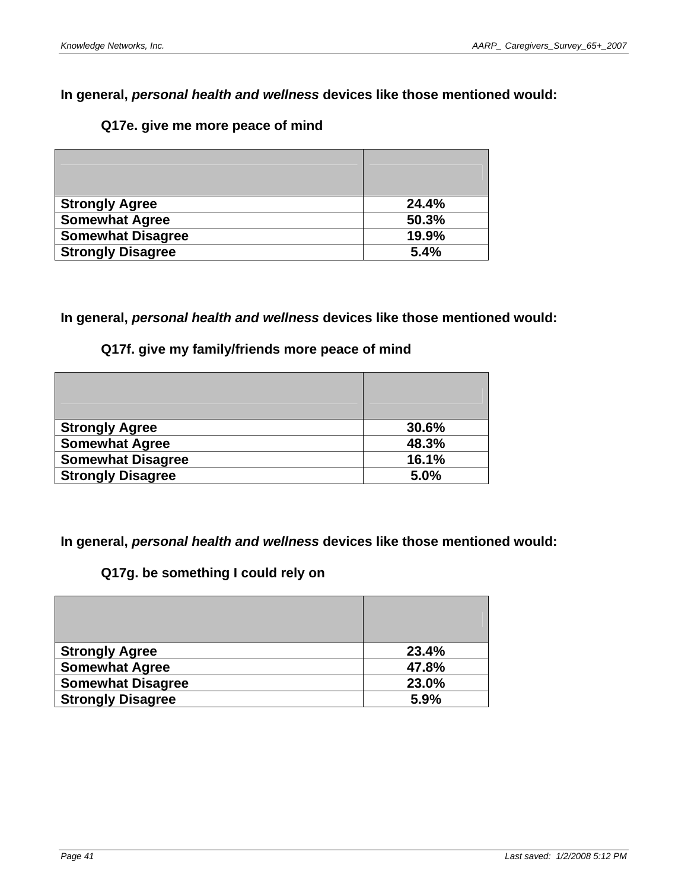**In general, *personal health and wellness* devices like those mentioned would:**

**Q17e. give me more peace of mind**

| | |
|---|---|
| **Strongly Agree** | **24.4%** |
| **Somewhat Agree** | **50.3%** |
| **Somewhat Disagree** | **19.9%** |
| **Strongly Disagree** | **5.4%** |

**In general, *personal health and wellness* devices like those mentioned would:**

**Q17f. give my family/friends more peace of mind**

| | |
|---|---|
| **Strongly Agree** | **30.6%** |
| **Somewhat Agree** | **48.3%** |
| **Somewhat Disagree** | **16.1%** |
| **Strongly Disagree** | **5.0%** |

**In general, *personal health and wellness* devices like those mentioned would:**

**Q17g. be something I could rely on**

| | |
|---|---|
| **Strongly Agree** | **23.4%** |
| **Somewhat Agree** | **47.8%** |
| **Somewhat Disagree** | **23.0%** |
| **Strongly Disagree** | **5.9%** |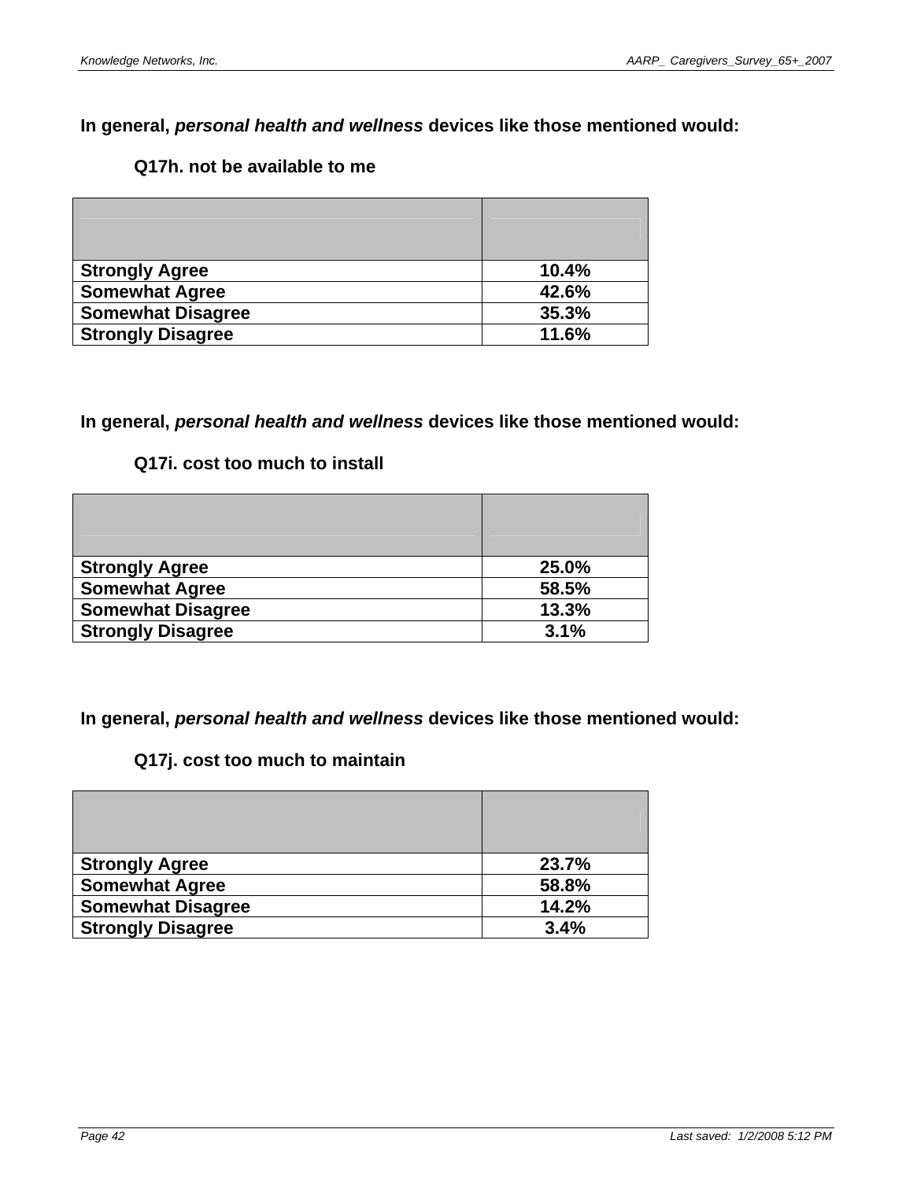**In general, *personal health and wellness* devices like those mentioned would:**

**Q17h. not be available to me**

| | |
|---|---|
| **Strongly Agree** | **10.4%** |
| **Somewhat Agree** | **42.6%** |
| **Somewhat Disagree** | **35.3%** |
| **Strongly Disagree** | **11.6%** |

**In general, *personal health and wellness* devices like those mentioned would:**

**Q17i. cost too much to install**

| | |
|---|---|
| **Strongly Agree** | **25.0%** |
| **Somewhat Agree** | **58.5%** |
| **Somewhat Disagree** | **13.3%** |
| **Strongly Disagree** | **3.1%** |

**In general, *personal health and wellness* devices like those mentioned would:**

**Q17j. cost too much to maintain**

| | |
|---|---|
| **Strongly Agree** | **23.7%** |
| **Somewhat Agree** | **58.8%** |
| **Somewhat Disagree** | **14.2%** |
| **Strongly Disagree** | **3.4%** |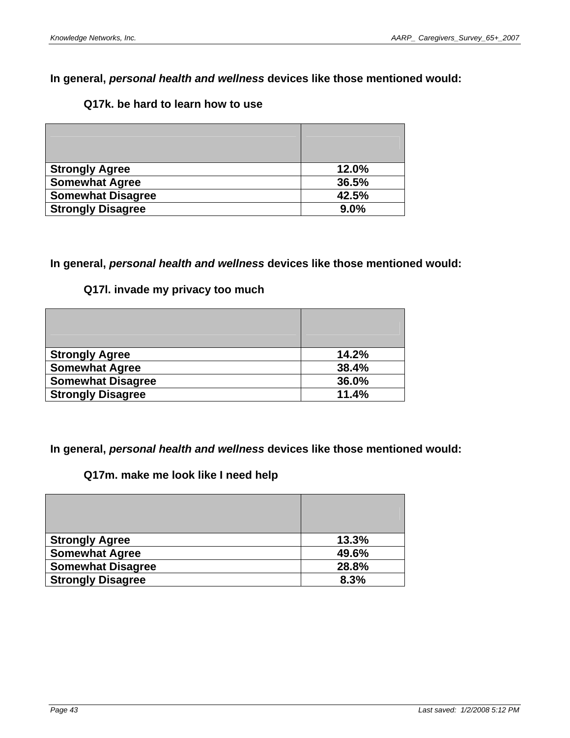**In general, *personal health and wellness* devices like those mentioned would:**

**Q17k. be hard to learn how to use**

| | |
|---|---|
| **Strongly Agree** | **12.0%** |
| **Somewhat Agree** | **36.5%** |
| **Somewhat Disagree** | **42.5%** |
| **Strongly Disagree** | **9.0%** |

**In general, *personal health and wellness* devices like those mentioned would:**

**Q17l. invade my privacy too much**

| | |
|---|---|
| **Strongly Agree** | **14.2%** |
| **Somewhat Agree** | **38.4%** |
| **Somewhat Disagree** | **36.0%** |
| **Strongly Disagree** | **11.4%** |

**In general, *personal health and wellness* devices like those mentioned would:**

**Q17m. make me look like I need help**

| | |
|---|---|
| **Strongly Agree** | **13.3%** |
| **Somewhat Agree** | **49.6%** |
| **Somewhat Disagree** | **28.8%** |
| **Strongly Disagree** | **8.3%** |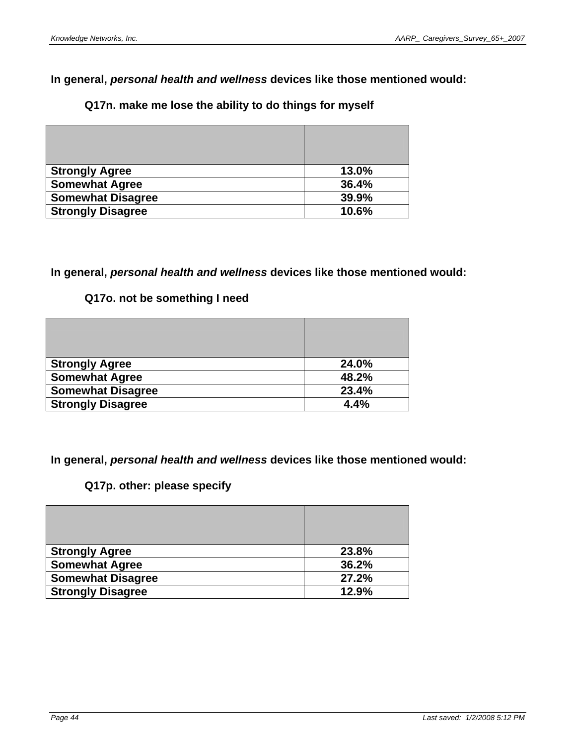**In general, *personal health and wellness* devices like those mentioned would:**

**Q17n. make me lose the ability to do things for myself**

| | |
|---|---|
| **Strongly Agree** | **13.0%** |
| **Somewhat Agree** | **36.4%** |
| **Somewhat Disagree** | **39.9%** |
| **Strongly Disagree** | **10.6%** |

**In general, *personal health and wellness* devices like those mentioned would:**

**Q17o. not be something I need**

| | |
|---|---|
| **Strongly Agree** | **24.0%** |
| **Somewhat Agree** | **48.2%** |
| **Somewhat Disagree** | **23.4%** |
| **Strongly Disagree** | **4.4%** |

**In general, *personal health and wellness* devices like those mentioned would:**

**Q17p. other: please specify**

| | |
|---|---|
| **Strongly Agree** | **23.8%** |
| **Somewhat Agree** | **36.2%** |
| **Somewhat Disagree** | **27.2%** |
| **Strongly Disagree** | **12.9%** |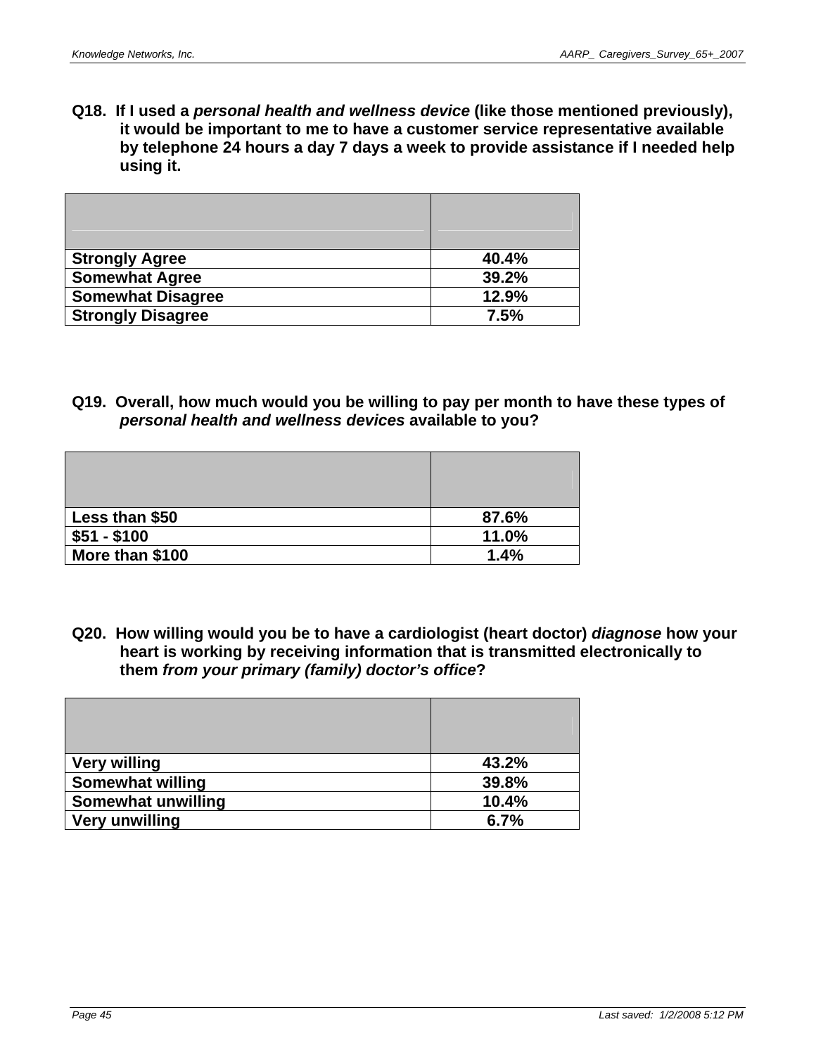**Q18. If I used a *personal health and wellness device* (like those mentioned previously), it would be important to me to have a customer service representative available by telephone 24 hours a day 7 days a week to provide assistance if I needed help using it.**

| | |
|---|---|
| **Strongly Agree** | **40.4%** |
| **Somewhat Agree** | **39.2%** |
| **Somewhat Disagree** | **12.9%** |
| **Strongly Disagree** | **7.5%** |

**Q19. Overall, how much would you be willing to pay per month to have these types of *personal health and wellness devices* available to you?**

| | |
|---|---|
| **Less than $50** | **87.6%** |
| **$51 - $100** | **11.0%** |
| **More than $100** | **1.4%** |

**Q20. How willing would you be to have a cardiologist (heart doctor) *diagnose* how your heart is working by receiving information that is transmitted electronically to them *from your primary (family) doctor's office*?**

| | |
|---|---|
| **Very willing** | **43.2%** |
| **Somewhat willing** | **39.8%** |
| **Somewhat unwilling** | **10.4%** |
| **Very unwilling** | **6.7%** |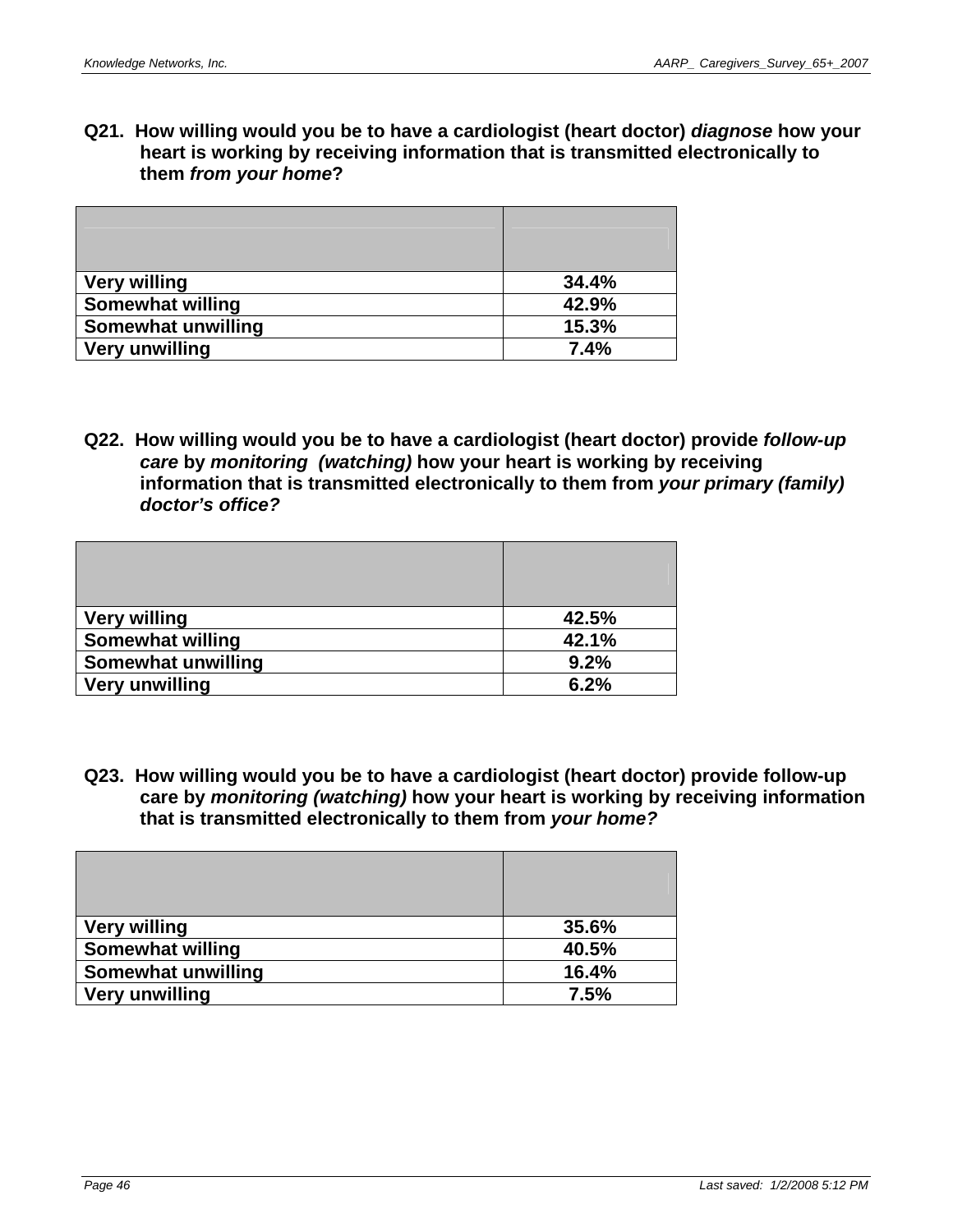**Q21. How willing would you be to have a cardiologist (heart doctor) *diagnose* how your heart is working by receiving information that is transmitted electronically to them *from your home*?**

| | |
|---|---|
| **Very willing** | **34.4%** |
| **Somewhat willing** | **42.9%** |
| **Somewhat unwilling** | **15.3%** |
| **Very unwilling** | **7.4%** |

**Q22. How willing would you be to have a cardiologist (heart doctor) provide *follow-up care* by *monitoring (watching)* how your heart is working by receiving information that is transmitted electronically to them from *your primary (family) doctor's office?***

| | |
|---|---|
| **Very willing** | **42.5%** |
| **Somewhat willing** | **42.1%** |
| **Somewhat unwilling** | **9.2%** |
| **Very unwilling** | **6.2%** |

**Q23. How willing would you be to have a cardiologist (heart doctor) provide follow-up care by *monitoring (watching)* how your heart is working by receiving information that is transmitted electronically to them from *your home?***

| | |
|---|---|
| **Very willing** | **35.6%** |
| **Somewhat willing** | **40.5%** |
| **Somewhat unwilling** | **16.4%** |
| **Very unwilling** | **7.5%** |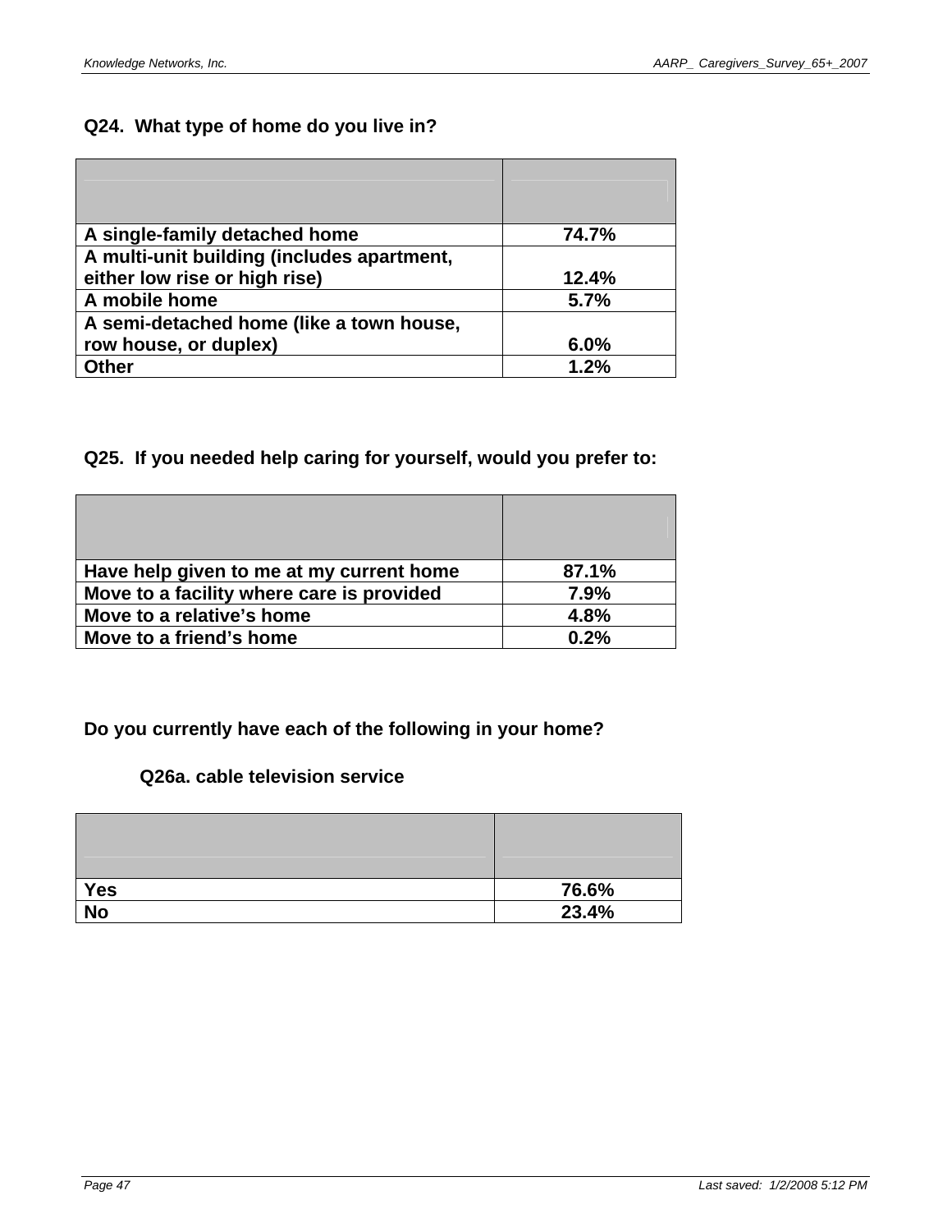### Q24. What type of home do you live in?

| | |
|---|---|
| A single-family detached home | 74.7% |
| A multi-unit building (includes apartment, either low rise or high rise) | 12.4% |
| A mobile home | 5.7% |
| A semi-detached home (like a town house, row house, or duplex) | 6.0% |
| Other | 1.2% |

### Q25. If you needed help caring for yourself, would you prefer to:

| | |
|---|---|
| Have help given to me at my current home | 87.1% |
| Move to a facility where care is provided | 7.9% |
| Move to a relative's home | 4.8% |
| Move to a friend's home | 0.2% |

### Do you currently have each of the following in your home?

**Q26a. cable television service**

| | |
|---|---|
| Yes | 76.6% |
| No | 23.4% |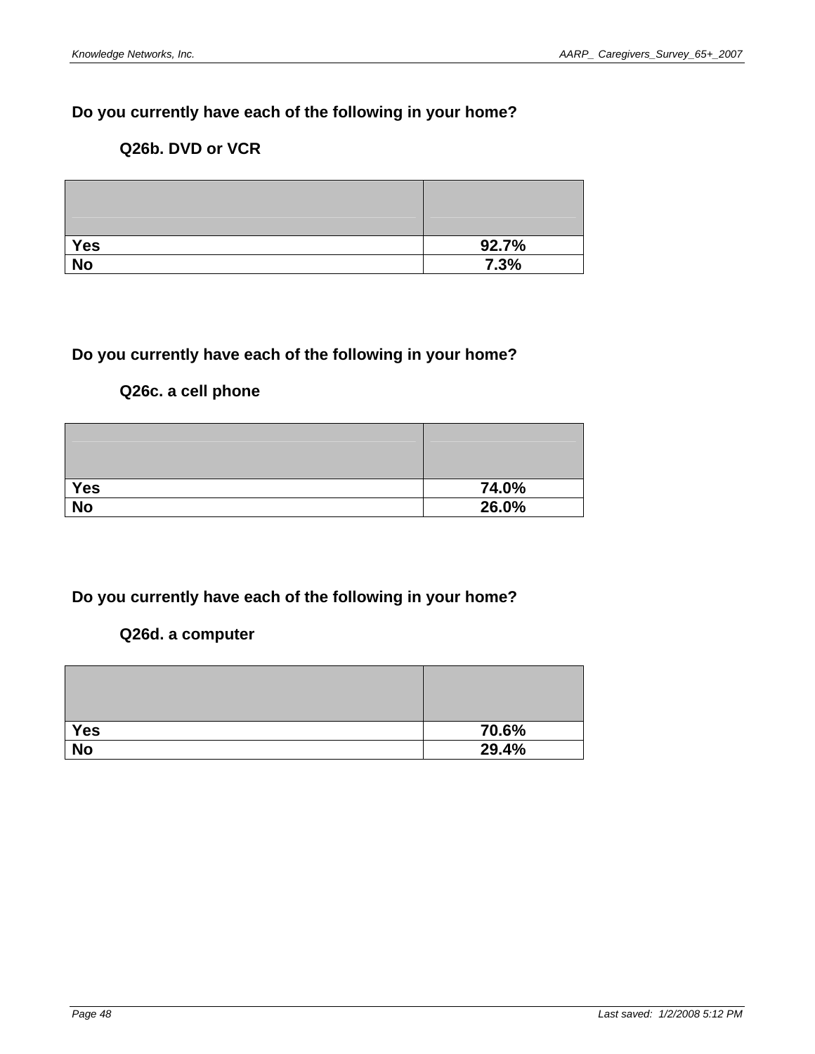**Do you currently have each of the following in your home?**

**Q26b. DVD or VCR**

| | |
|---|---|
| **Yes** | **92.7%** |
| **No** | **7.3%** |

**Do you currently have each of the following in your home?**

**Q26c. a cell phone**

| | |
|---|---|
| **Yes** | **74.0%** |
| **No** | **26.0%** |

**Do you currently have each of the following in your home?**

**Q26d. a computer**

| | |
|---|---|
| **Yes** | **70.6%** |
| **No** | **29.4%** |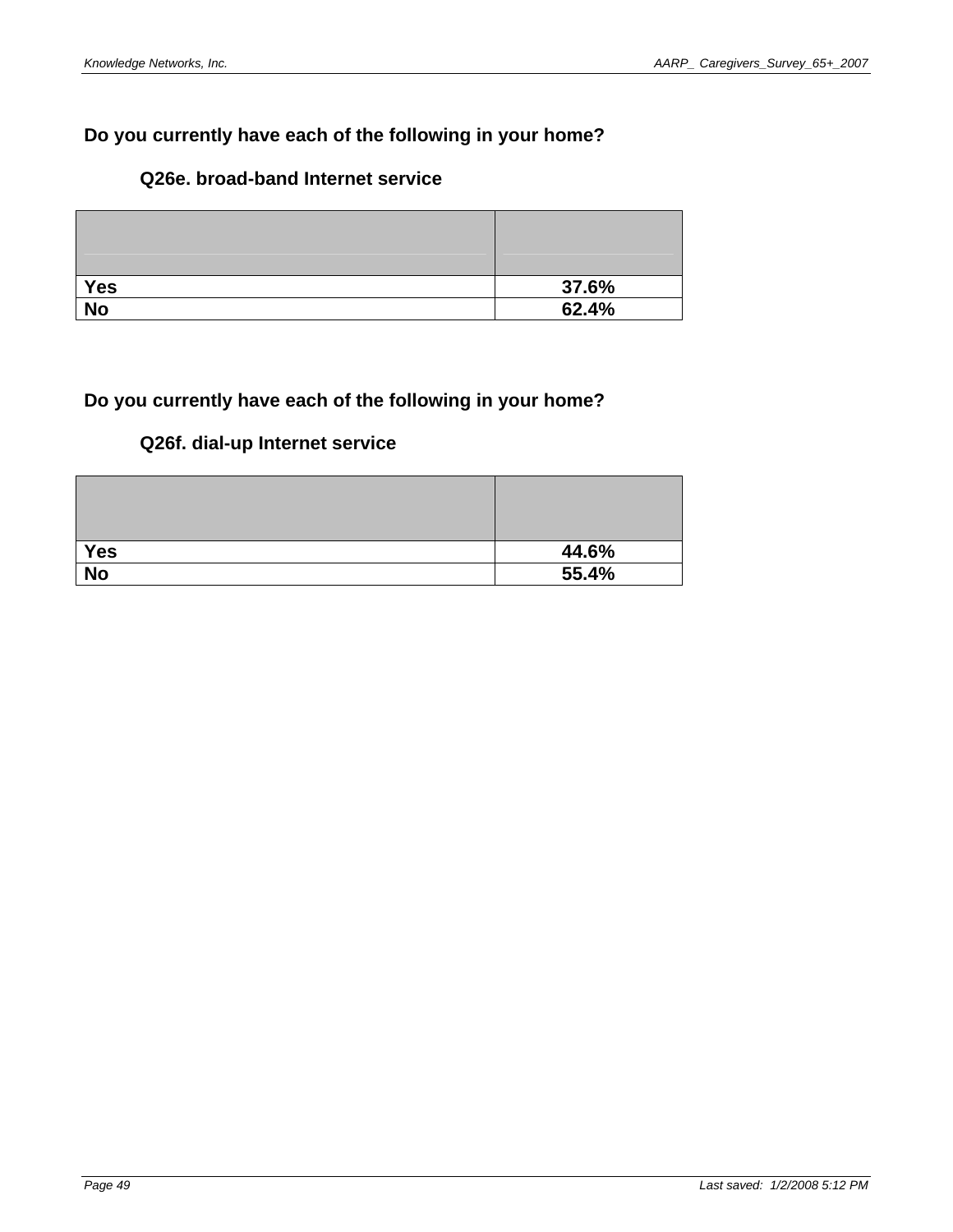**Do you currently have each of the following in your home?**

**Q26e. broad-band Internet service**

| | |
|---|---|
| **Yes** | **37.6%** |
| **No** | **62.4%** |

**Do you currently have each of the following in your home?**

**Q26f. dial-up Internet service**

| | |
|---|---|
| **Yes** | **44.6%** |
| **No** | **55.4%** |